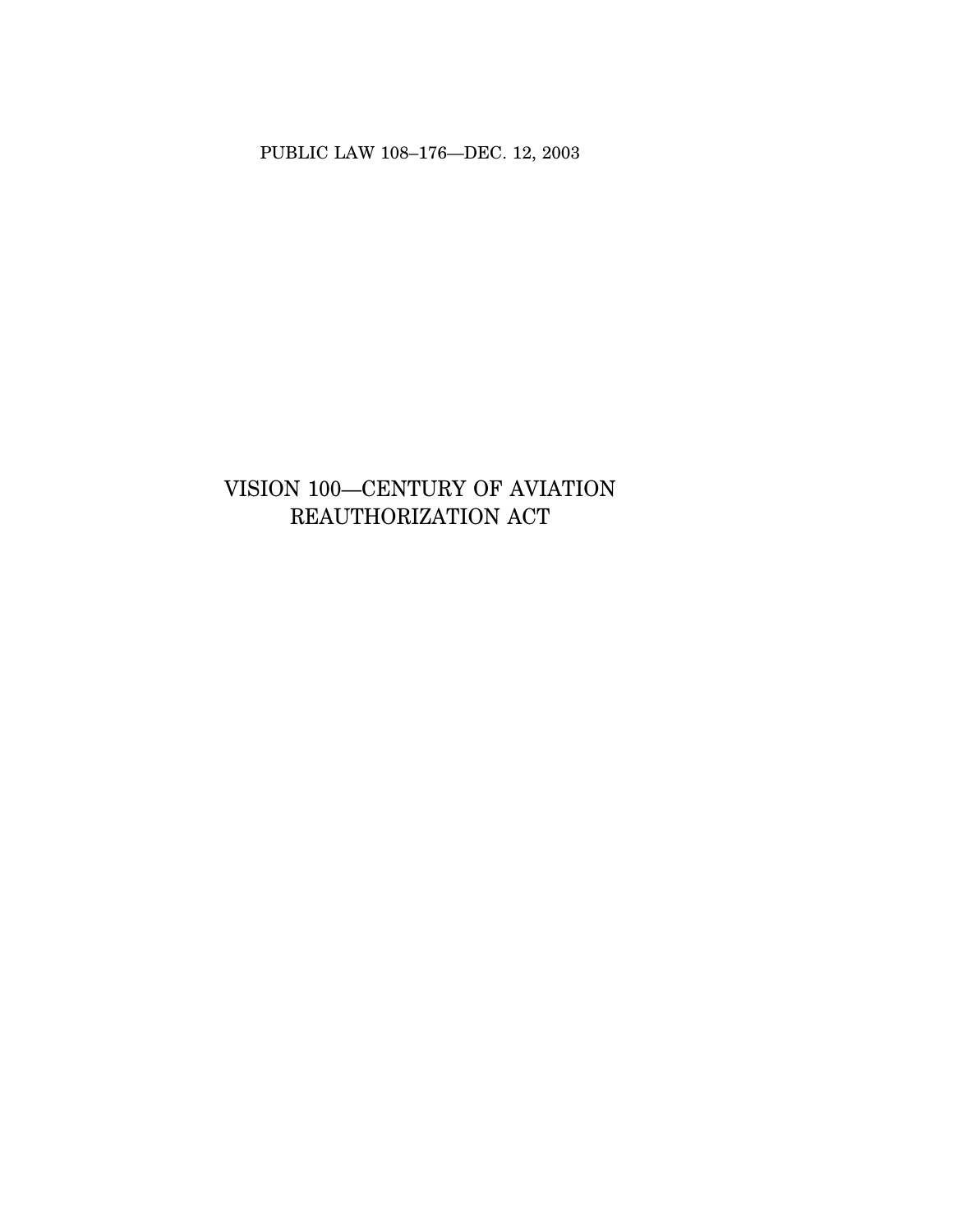PUBLIC LAW 108–176—DEC. 12, 2003

# VISION 100—CENTURY OF AVIATION REAUTHORIZATION ACT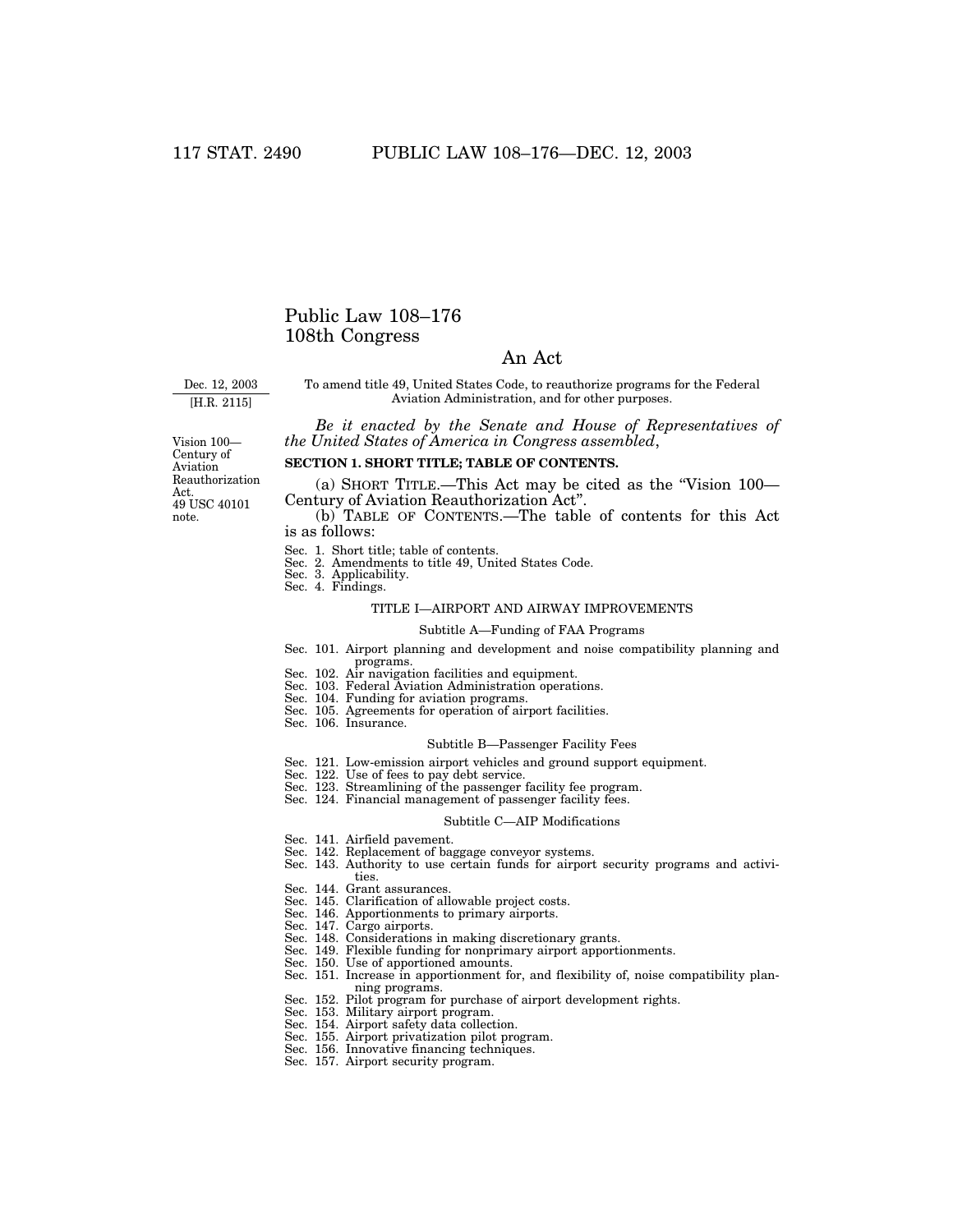# Public Law 108–176
# 108th Congress

## An Act

Dec. 12, 2003
[H.R. 2115]

To amend title 49, United States Code, to reauthorize programs for the Federal Aviation Administration, and for other purposes.

*Be it enacted by the Senate and House of Representatives of the United States of America in Congress assembled*,

Vision 100—Century of Aviation Reauthorization Act.
49 USC 40101 note.

**SECTION 1. SHORT TITLE; TABLE OF CONTENTS.**

(a) SHORT TITLE.—This Act may be cited as the "Vision 100—Century of Aviation Reauthorization Act".

(b) TABLE OF CONTENTS.—The table of contents for this Act is as follows:

Sec. 1. Short title; table of contents.
Sec. 2. Amendments to title 49, United States Code.
Sec. 3. Applicability.
Sec. 4. Findings.

TITLE I—AIRPORT AND AIRWAY IMPROVEMENTS

Subtitle A—Funding of FAA Programs

Sec. 101. Airport planning and development and noise compatibility planning and programs.
Sec. 102. Air navigation facilities and equipment.
Sec. 103. Federal Aviation Administration operations.
Sec. 104. Funding for aviation programs.
Sec. 105. Agreements for operation of airport facilities.
Sec. 106. Insurance.

Subtitle B—Passenger Facility Fees

Sec. 121. Low-emission airport vehicles and ground support equipment.
Sec. 122. Use of fees to pay debt service.
Sec. 123. Streamlining of the passenger facility fee program.
Sec. 124. Financial management of passenger facility fees.

Subtitle C—AIP Modifications

Sec. 141. Airfield pavement.
Sec. 142. Replacement of baggage conveyor systems.
Sec. 143. Authority to use certain funds for airport security programs and activities.
Sec. 144. Grant assurances.
Sec. 145. Clarification of allowable project costs.
Sec. 146. Apportionments to primary airports.
Sec. 147. Cargo airports.
Sec. 148. Considerations in making discretionary grants.
Sec. 149. Flexible funding for nonprimary airport apportionments.
Sec. 150. Use of apportioned amounts.
Sec. 151. Increase in apportionment for, and flexibility of, noise compatibility planning programs.
Sec. 152. Pilot program for purchase of airport development rights.
Sec. 153. Military airport program.
Sec. 154. Airport safety data collection.
Sec. 155. Airport privatization pilot program.
Sec. 156. Innovative financing techniques.
Sec. 157. Airport security program.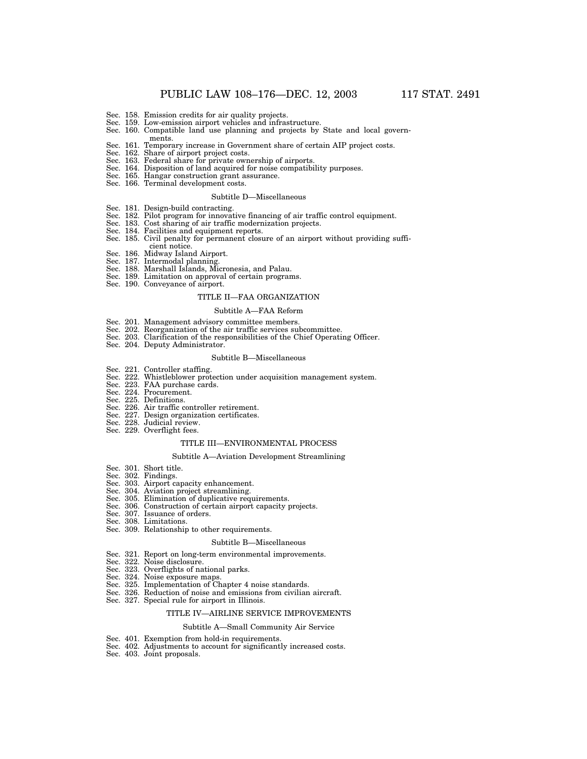Sec. 158. Emission credits for air quality projects.
Sec. 159. Low-emission airport vehicles and infrastructure.
Sec. 160. Compatible land use planning and projects by State and local governments.
Sec. 161. Temporary increase in Government share of certain AIP project costs.
Sec. 162. Share of airport project costs.
Sec. 163. Federal share for private ownership of airports.
Sec. 164. Disposition of land acquired for noise compatibility purposes.
Sec. 165. Hangar construction grant assurance.
Sec. 166. Terminal development costs.

### Subtitle D—Miscellaneous

Sec. 181. Design-build contracting.
Sec. 182. Pilot program for innovative financing of air traffic control equipment.
Sec. 183. Cost sharing of air traffic modernization projects.
Sec. 184. Facilities and equipment reports.
Sec. 185. Civil penalty for permanent closure of an airport without providing sufficient notice.
Sec. 186. Midway Island Airport.
Sec. 187. Intermodal planning.
Sec. 188. Marshall Islands, Micronesia, and Palau.
Sec. 189. Limitation on approval of certain programs.
Sec. 190. Conveyance of airport.

## TITLE II—FAA ORGANIZATION

### Subtitle A—FAA Reform

Sec. 201. Management advisory committee members.
Sec. 202. Reorganization of the air traffic services subcommittee.
Sec. 203. Clarification of the responsibilities of the Chief Operating Officer.
Sec. 204. Deputy Administrator.

### Subtitle B—Miscellaneous

Sec. 221. Controller staffing.
Sec. 222. Whistleblower protection under acquisition management system.
Sec. 223. FAA purchase cards.
Sec. 224. Procurement.
Sec. 225. Definitions.
Sec. 226. Air traffic controller retirement.
Sec. 227. Design organization certificates.
Sec. 228. Judicial review.
Sec. 229. Overflight fees.

## TITLE III—ENVIRONMENTAL PROCESS

### Subtitle A—Aviation Development Streamlining

Sec. 301. Short title.
Sec. 302. Findings.
Sec. 303. Airport capacity enhancement.
Sec. 304. Aviation project streamlining.
Sec. 305. Elimination of duplicative requirements.
Sec. 306. Construction of certain airport capacity projects.
Sec. 307. Issuance of orders.
Sec. 308. Limitations.
Sec. 309. Relationship to other requirements.

### Subtitle B—Miscellaneous

Sec. 321. Report on long-term environmental improvements.
Sec. 322. Noise disclosure.
Sec. 323. Overflights of national parks.
Sec. 324. Noise exposure maps.
Sec. 325. Implementation of Chapter 4 noise standards.
Sec. 326. Reduction of noise and emissions from civilian aircraft.
Sec. 327. Special rule for airport in Illinois.

## TITLE IV—AIRLINE SERVICE IMPROVEMENTS

### Subtitle A—Small Community Air Service

Sec. 401. Exemption from hold-in requirements.
Sec. 402. Adjustments to account for significantly increased costs.
Sec. 403. Joint proposals.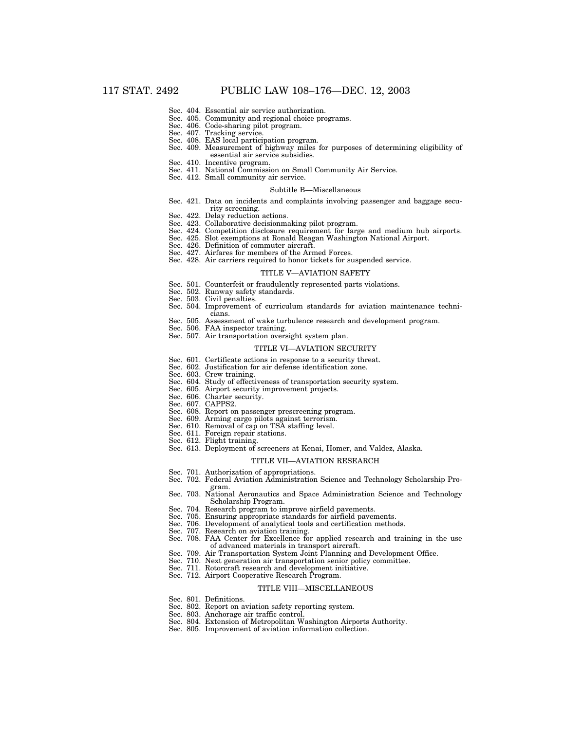Sec. 404. Essential air service authorization.
Sec. 405. Community and regional choice programs.
Sec. 406. Code-sharing pilot program.
Sec. 407. Tracking service.
Sec. 408. EAS local participation program.
Sec. 409. Measurement of highway miles for purposes of determining eligibility of essential air service subsidies.
Sec. 410. Incentive program.
Sec. 411. National Commission on Small Community Air Service.
Sec. 412. Small community air service.

Subtitle B—Miscellaneous

Sec. 421. Data on incidents and complaints involving passenger and baggage security screening.
Sec. 422. Delay reduction actions.
Sec. 423. Collaborative decisionmaking pilot program.
Sec. 424. Competition disclosure requirement for large and medium hub airports.
Sec. 425. Slot exemptions at Ronald Reagan Washington National Airport.
Sec. 426. Definition of commuter aircraft.
Sec. 427. Airfares for members of the Armed Forces.
Sec. 428. Air carriers required to honor tickets for suspended service.

TITLE V—AVIATION SAFETY

Sec. 501. Counterfeit or fraudulently represented parts violations.
Sec. 502. Runway safety standards.
Sec. 503. Civil penalties.
Sec. 504. Improvement of curriculum standards for aviation maintenance technicians.
Sec. 505. Assessment of wake turbulence research and development program.
Sec. 506. FAA inspector training.
Sec. 507. Air transportation oversight system plan.

TITLE VI—AVIATION SECURITY

Sec. 601. Certificate actions in response to a security threat.
Sec. 602. Justification for air defense identification zone.
Sec. 603. Crew training.
Sec. 604. Study of effectiveness of transportation security system.
Sec. 605. Airport security improvement projects.
Sec. 606. Charter security.
Sec. 607. CAPPS2.
Sec. 608. Report on passenger prescreening program.
Sec. 609. Arming cargo pilots against terrorism.
Sec. 610. Removal of cap on TSA staffing level.
Sec. 611. Foreign repair stations.
Sec. 612. Flight training.
Sec. 613. Deployment of screeners at Kenai, Homer, and Valdez, Alaska.

TITLE VII—AVIATION RESEARCH

Sec. 701. Authorization of appropriations.
Sec. 702. Federal Aviation Administration Science and Technology Scholarship Program.
Sec. 703. National Aeronautics and Space Administration Science and Technology Scholarship Program.
Sec. 704. Research program to improve airfield pavements.
Sec. 705. Ensuring appropriate standards for airfield pavements.
Sec. 706. Development of analytical tools and certification methods.
Sec. 707. Research on aviation training.
Sec. 708. FAA Center for Excellence for applied research and training in the use of advanced materials in transport aircraft.
Sec. 709. Air Transportation System Joint Planning and Development Office.
Sec. 710. Next generation air transportation senior policy committee.
Sec. 711. Rotorcraft research and development initiative.
Sec. 712. Airport Cooperative Research Program.

TITLE VIII—MISCELLANEOUS

Sec. 801. Definitions.
Sec. 802. Report on aviation safety reporting system.
Sec. 803. Anchorage air traffic control.
Sec. 804. Extension of Metropolitan Washington Airports Authority.
Sec. 805. Improvement of aviation information collection.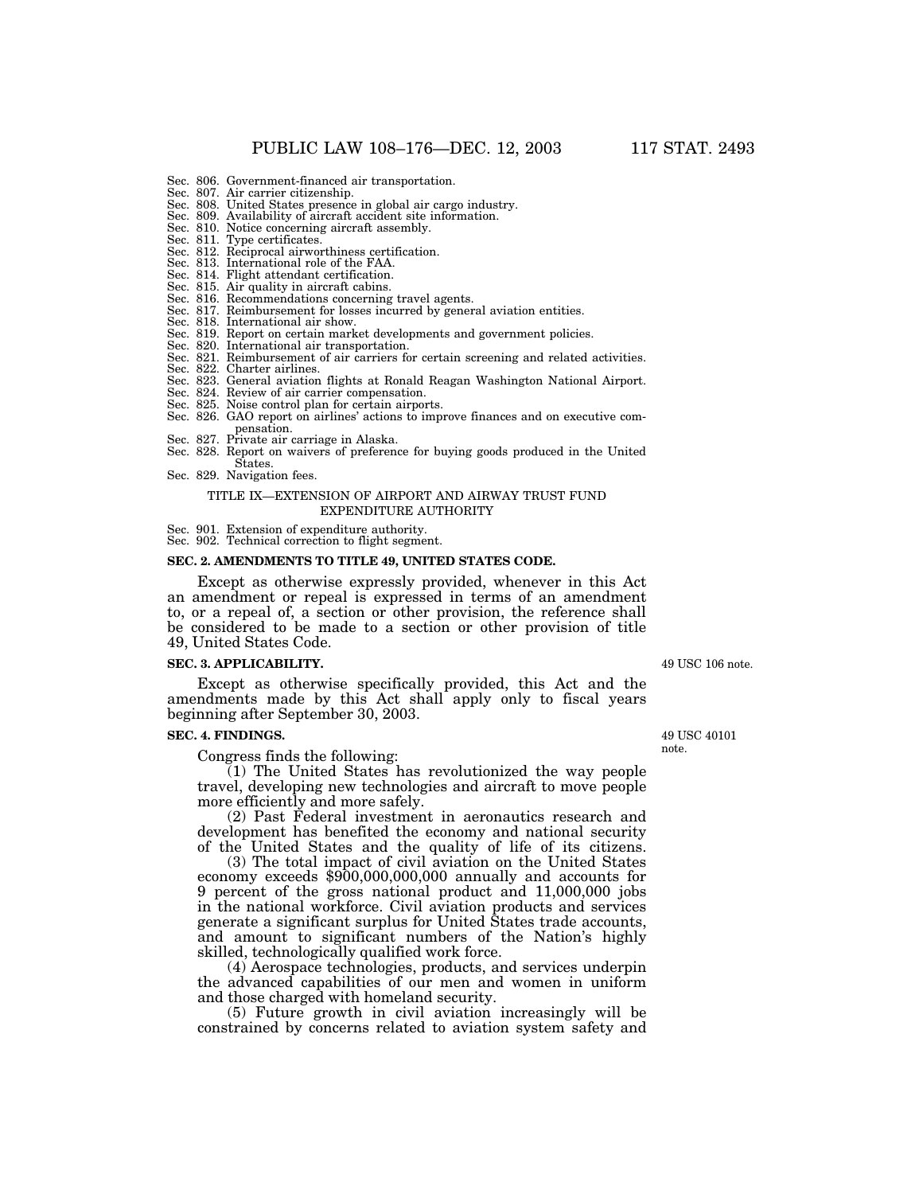Sec. 806. Government-financed air transportation.
Sec. 807. Air carrier citizenship.
Sec. 808. United States presence in global air cargo industry.
Sec. 809. Availability of aircraft accident site information.
Sec. 810. Notice concerning aircraft assembly.
Sec. 811. Type certificates.
Sec. 812. Reciprocal airworthiness certification.
Sec. 813. International role of the FAA.
Sec. 814. Flight attendant certification.
Sec. 815. Air quality in aircraft cabins.
Sec. 816. Recommendations concerning travel agents.
Sec. 817. Reimbursement for losses incurred by general aviation entities.
Sec. 818. International air show.
Sec. 819. Report on certain market developments and government policies.
Sec. 820. International air transportation.
Sec. 821. Reimbursement of air carriers for certain screening and related activities.
Sec. 822. Charter airlines.
Sec. 823. General aviation flights at Ronald Reagan Washington National Airport.
Sec. 824. Review of air carrier compensation.
Sec. 825. Noise control plan for certain airports.
Sec. 826. GAO report on airlines' actions to improve finances and on executive compensation.
Sec. 827. Private air carriage in Alaska.
Sec. 828. Report on waivers of preference for buying goods produced in the United States.
Sec. 829. Navigation fees.

TITLE IX—EXTENSION OF AIRPORT AND AIRWAY TRUST FUND EXPENDITURE AUTHORITY

Sec. 901. Extension of expenditure authority.
Sec. 902. Technical correction to flight segment.

**SEC. 2. AMENDMENTS TO TITLE 49, UNITED STATES CODE.**

Except as otherwise expressly provided, whenever in this Act an amendment or repeal is expressed in terms of an amendment to, or a repeal of, a section or other provision, the reference shall be considered to be made to a section or other provision of title 49, United States Code.

**SEC. 3. APPLICABILITY.**

49 USC 106 note.

Except as otherwise specifically provided, this Act and the amendments made by this Act shall apply only to fiscal years beginning after September 30, 2003.

**SEC. 4. FINDINGS.**

49 USC 40101 note.

Congress finds the following:

(1) The United States has revolutionized the way people travel, developing new technologies and aircraft to move people more efficiently and more safely.

(2) Past Federal investment in aeronautics research and development has benefited the economy and national security of the United States and the quality of life of its citizens.

(3) The total impact of civil aviation on the United States economy exceeds $900,000,000,000 annually and accounts for 9 percent of the gross national product and 11,000,000 jobs in the national workforce. Civil aviation products and services generate a significant surplus for United States trade accounts, and amount to significant numbers of the Nation's highly skilled, technologically qualified work force.

(4) Aerospace technologies, products, and services underpin the advanced capabilities of our men and women in uniform and those charged with homeland security.

(5) Future growth in civil aviation increasingly will be constrained by concerns related to aviation system safety and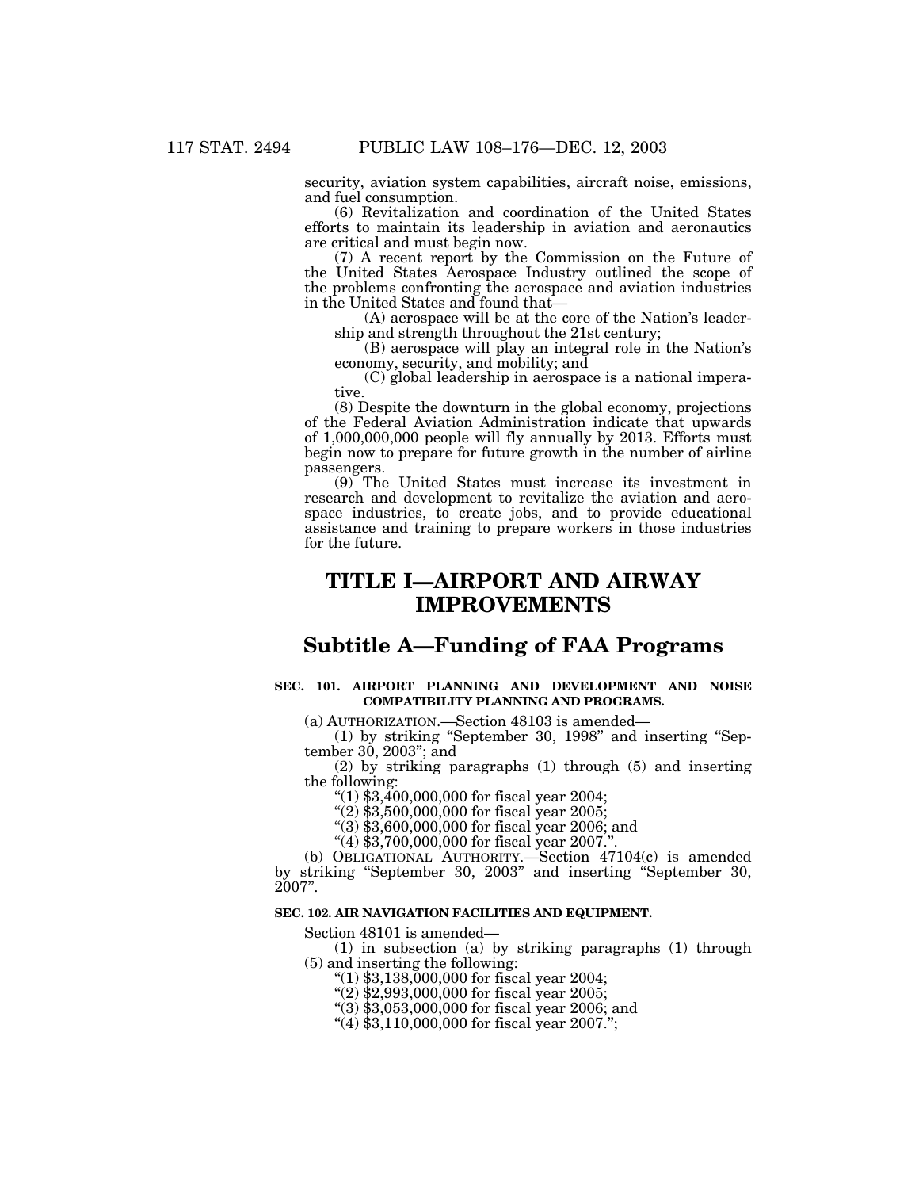security, aviation system capabilities, aircraft noise, emissions, and fuel consumption.

(6) Revitalization and coordination of the United States efforts to maintain its leadership in aviation and aeronautics are critical and must begin now.

(7) A recent report by the Commission on the Future of the United States Aerospace Industry outlined the scope of the problems confronting the aerospace and aviation industries in the United States and found that—

(A) aerospace will be at the core of the Nation's leadership and strength throughout the 21st century;

(B) aerospace will play an integral role in the Nation's economy, security, and mobility; and

(C) global leadership in aerospace is a national imperative.

(8) Despite the downturn in the global economy, projections of the Federal Aviation Administration indicate that upwards of 1,000,000,000 people will fly annually by 2013. Efforts must begin now to prepare for future growth in the number of airline passengers.

(9) The United States must increase its investment in research and development to revitalize the aviation and aerospace industries, to create jobs, and to provide educational assistance and training to prepare workers in those industries for the future.

# TITLE I—AIRPORT AND AIRWAY IMPROVEMENTS

## Subtitle A—Funding of FAA Programs

### SEC. 101. AIRPORT PLANNING AND DEVELOPMENT AND NOISE COMPATIBILITY PLANNING AND PROGRAMS.

(a) AUTHORIZATION.—Section 48103 is amended—

(1) by striking "September 30, 1998" and inserting "September 30, 2003"; and

(2) by striking paragraphs (1) through (5) and inserting the following:

"(1) $3,400,000,000 for fiscal year 2004;

"(2) $3,500,000,000 for fiscal year 2005;

"(3) $3,600,000,000 for fiscal year 2006; and

"(4) $3,700,000,000 for fiscal year 2007.".

(b) OBLIGATIONAL AUTHORITY.—Section 47104(c) is amended by striking "September 30, 2003" and inserting "September 30, 2007".

### SEC. 102. AIR NAVIGATION FACILITIES AND EQUIPMENT.

Section 48101 is amended—

(1) in subsection (a) by striking paragraphs (1) through (5) and inserting the following:

"(1) $3,138,000,000 for fiscal year 2004;

"(2) $2,993,000,000 for fiscal year 2005;

"(3) $3,053,000,000 for fiscal year 2006; and

"(4) $3,110,000,000 for fiscal year 2007.";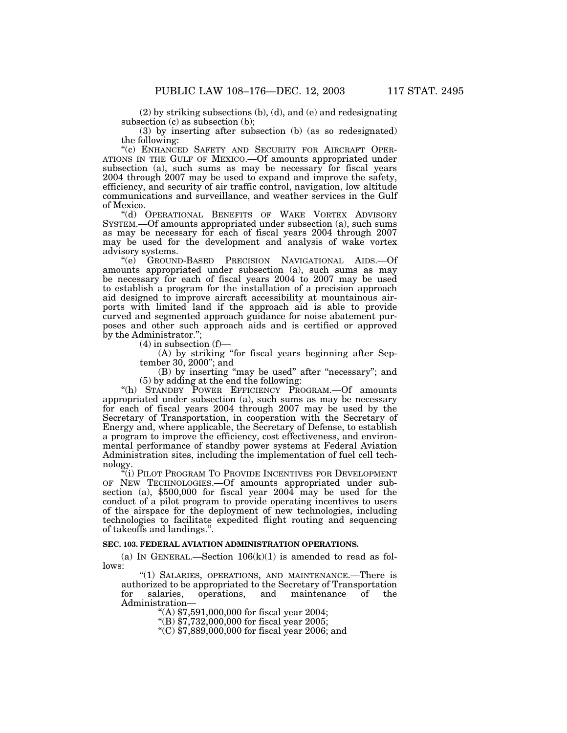(2) by striking subsections (b), (d), and (e) and redesignating subsection (c) as subsection (b);

(3) by inserting after subsection (b) (as so redesignated) the following:

"(c) ENHANCED SAFETY AND SECURITY FOR AIRCRAFT OPERATIONS IN THE GULF OF MEXICO.—Of amounts appropriated under subsection (a), such sums as may be necessary for fiscal years 2004 through 2007 may be used to expand and improve the safety, efficiency, and security of air traffic control, navigation, low altitude communications and surveillance, and weather services in the Gulf of Mexico.

"(d) OPERATIONAL BENEFITS OF WAKE VORTEX ADVISORY SYSTEM.—Of amounts appropriated under subsection (a), such sums as may be necessary for each of fiscal years 2004 through 2007 may be used for the development and analysis of wake vortex advisory systems.

"(e) GROUND-BASED PRECISION NAVIGATIONAL AIDS.—Of amounts appropriated under subsection (a), such sums as may be necessary for each of fiscal years 2004 to 2007 may be used to establish a program for the installation of a precision approach aid designed to improve aircraft accessibility at mountainous airports with limited land if the approach aid is able to provide curved and segmented approach guidance for noise abatement purposes and other such approach aids and is certified or approved by the Administrator.";

(4) in subsection (f)—

(A) by striking "for fiscal years beginning after September 30, 2000"; and

(B) by inserting "may be used" after "necessary"; and

(5) by adding at the end the following:

"(h) STANDBY POWER EFFICIENCY PROGRAM.—Of amounts appropriated under subsection (a), such sums as may be necessary for each of fiscal years 2004 through 2007 may be used by the Secretary of Transportation, in cooperation with the Secretary of Energy and, where applicable, the Secretary of Defense, to establish a program to improve the efficiency, cost effectiveness, and environmental performance of standby power systems at Federal Aviation Administration sites, including the implementation of fuel cell technology.

"(i) PILOT PROGRAM TO PROVIDE INCENTIVES FOR DEVELOPMENT OF NEW TECHNOLOGIES.—Of amounts appropriated under subsection (a), $500,000 for fiscal year 2004 may be used for the conduct of a pilot program to provide operating incentives to users of the airspace for the deployment of new technologies, including technologies to facilitate expedited flight routing and sequencing of takeoffs and landings.".

**SEC. 103. FEDERAL AVIATION ADMINISTRATION OPERATIONS.**

(a) IN GENERAL.—Section 106(k)(1) is amended to read as follows:

"(1) SALARIES, OPERATIONS, AND MAINTENANCE.—There is authorized to be appropriated to the Secretary of Transportation for salaries, operations, and maintenance of the Administration—

"(A) $7,591,000,000 for fiscal year 2004;

"(B) $7,732,000,000 for fiscal year 2005;

"(C) $7,889,000,000 for fiscal year 2006; and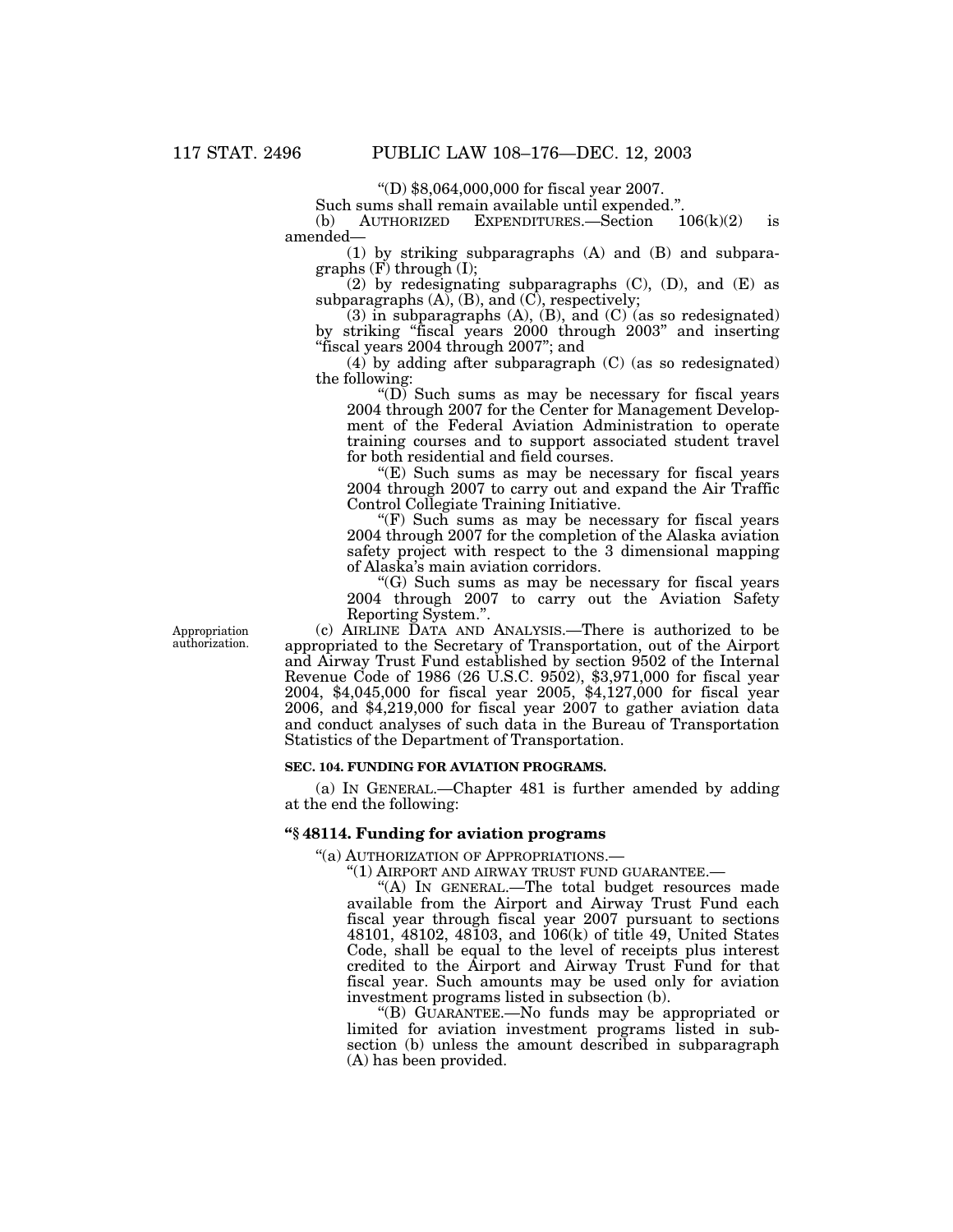"(D) $8,064,000,000 for fiscal year 2007.

Such sums shall remain available until expended.".

(b) AUTHORIZED EXPENDITURES.—Section 106(k)(2) is amended—

(1) by striking subparagraphs (A) and (B) and subparagraphs (F) through (I);

(2) by redesignating subparagraphs (C), (D), and (E) as subparagraphs (A), (B), and (C), respectively;

(3) in subparagraphs (A), (B), and (C) (as so redesignated) by striking "fiscal years 2000 through 2003" and inserting "fiscal years 2004 through 2007"; and

(4) by adding after subparagraph (C) (as so redesignated) the following:

"(D) Such sums as may be necessary for fiscal years 2004 through 2007 for the Center for Management Development of the Federal Aviation Administration to operate training courses and to support associated student travel for both residential and field courses.

"(E) Such sums as may be necessary for fiscal years 2004 through 2007 to carry out and expand the Air Traffic Control Collegiate Training Initiative.

"(F) Such sums as may be necessary for fiscal years 2004 through 2007 for the completion of the Alaska aviation safety project with respect to the 3 dimensional mapping of Alaska's main aviation corridors.

"(G) Such sums as may be necessary for fiscal years 2004 through 2007 to carry out the Aviation Safety Reporting System.".

Appropriation authorization.

(c) AIRLINE DATA AND ANALYSIS.—There is authorized to be appropriated to the Secretary of Transportation, out of the Airport and Airway Trust Fund established by section 9502 of the Internal Revenue Code of 1986 (26 U.S.C. 9502), $3,971,000 for fiscal year 2004, $4,045,000 for fiscal year 2005, $4,127,000 for fiscal year 2006, and $4,219,000 for fiscal year 2007 to gather aviation data and conduct analyses of such data in the Bureau of Transportation Statistics of the Department of Transportation.

**SEC. 104. FUNDING FOR AVIATION PROGRAMS.**

(a) IN GENERAL.—Chapter 481 is further amended by adding at the end the following:

**"§ 48114. Funding for aviation programs**

"(a) AUTHORIZATION OF APPROPRIATIONS.—

"(1) AIRPORT AND AIRWAY TRUST FUND GUARANTEE.—

"(A) IN GENERAL.—The total budget resources made available from the Airport and Airway Trust Fund each fiscal year through fiscal year 2007 pursuant to sections 48101, 48102, 48103, and 106(k) of title 49, United States Code, shall be equal to the level of receipts plus interest credited to the Airport and Airway Trust Fund for that fiscal year. Such amounts may be used only for aviation investment programs listed in subsection (b).

"(B) GUARANTEE.—No funds may be appropriated or limited for aviation investment programs listed in subsection (b) unless the amount described in subparagraph (A) has been provided.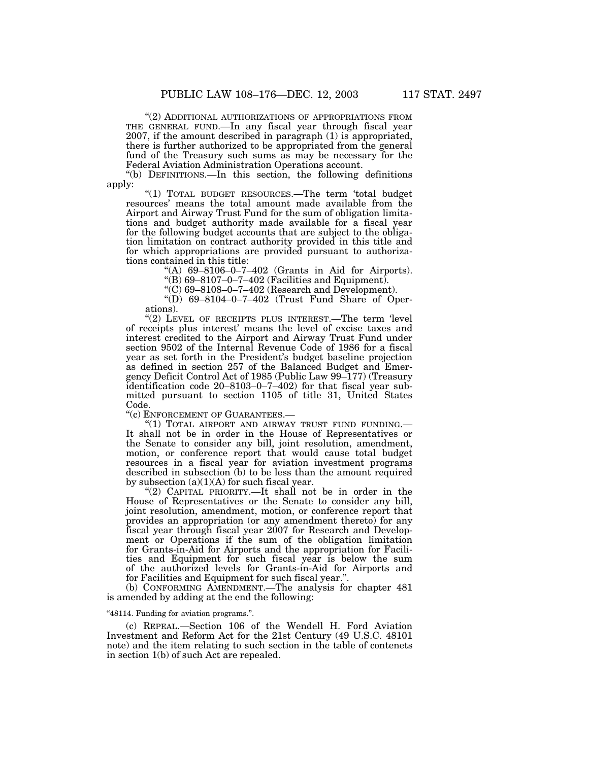"(2) ADDITIONAL AUTHORIZATIONS OF APPROPRIATIONS FROM THE GENERAL FUND.—In any fiscal year through fiscal year 2007, if the amount described in paragraph (1) is appropriated, there is further authorized to be appropriated from the general fund of the Treasury such sums as may be necessary for the Federal Aviation Administration Operations account.

"(b) DEFINITIONS.—In this section, the following definitions apply:

"(1) TOTAL BUDGET RESOURCES.—The term 'total budget resources' means the total amount made available from the Airport and Airway Trust Fund for the sum of obligation limitations and budget authority made available for a fiscal year for the following budget accounts that are subject to the obligation limitation on contract authority provided in this title and for which appropriations are provided pursuant to authorizations contained in this title:

"(A) 69–8106–0–7–402 (Grants in Aid for Airports).

"(B) 69–8107–0–7–402 (Facilities and Equipment).

"(C) 69–8108–0–7–402 (Research and Development).

"(D) 69–8104–0–7–402 (Trust Fund Share of Operations).

"(2) LEVEL OF RECEIPTS PLUS INTEREST.—The term 'level of receipts plus interest' means the level of excise taxes and interest credited to the Airport and Airway Trust Fund under section 9502 of the Internal Revenue Code of 1986 for a fiscal year as set forth in the President's budget baseline projection as defined in section 257 of the Balanced Budget and Emergency Deficit Control Act of 1985 (Public Law 99–177) (Treasury identification code 20–8103–0–7–402) for that fiscal year submitted pursuant to section 1105 of title 31, United States Code.

"(c) ENFORCEMENT OF GUARANTEES.—

"(1) TOTAL AIRPORT AND AIRWAY TRUST FUND FUNDING.—It shall not be in order in the House of Representatives or the Senate to consider any bill, joint resolution, amendment, motion, or conference report that would cause total budget resources in a fiscal year for aviation investment programs described in subsection (b) to be less than the amount required by subsection (a)(1)(A) for such fiscal year.

"(2) CAPITAL PRIORITY.—It shall not be in order in the House of Representatives or the Senate to consider any bill, joint resolution, amendment, motion, or conference report that provides an appropriation (or any amendment thereto) for any fiscal year through fiscal year 2007 for Research and Development or Operations if the sum of the obligation limitation for Grants-in-Aid for Airports and the appropriation for Facilities and Equipment for such fiscal year is below the sum of the authorized levels for Grants-in-Aid for Airports and for Facilities and Equipment for such fiscal year.".

(b) CONFORMING AMENDMENT.—The analysis for chapter 481 is amended by adding at the end the following:

"48114. Funding for aviation programs.".

(c) REPEAL.—Section 106 of the Wendell H. Ford Aviation Investment and Reform Act for the 21st Century (49 U.S.C. 48101 note) and the item relating to such section in the table of contenets in section 1(b) of such Act are repealed.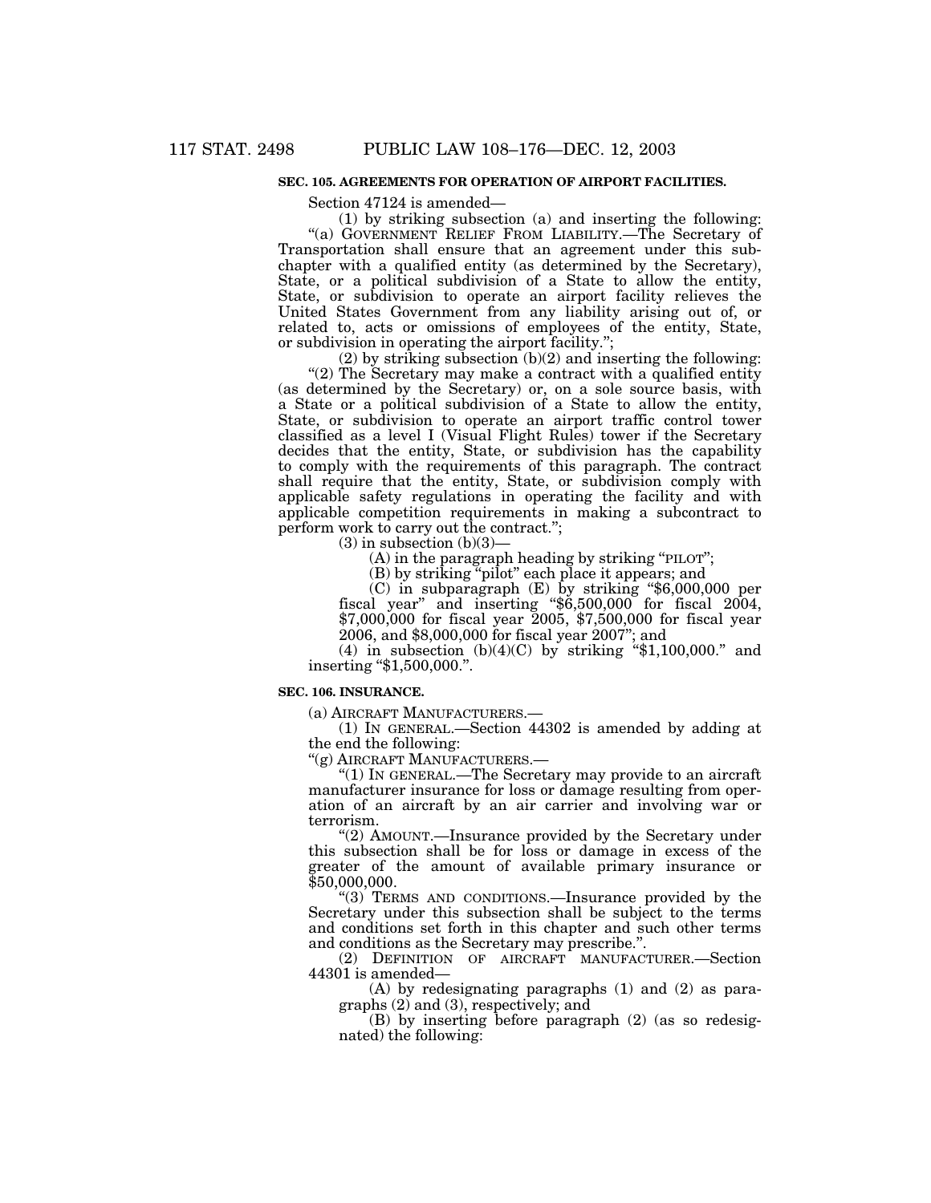### SEC. 105. AGREEMENTS FOR OPERATION OF AIRPORT FACILITIES.

Section 47124 is amended—

(1) by striking subsection (a) and inserting the following:

"(a) GOVERNMENT RELIEF FROM LIABILITY.—The Secretary of Transportation shall ensure that an agreement under this subchapter with a qualified entity (as determined by the Secretary), State, or a political subdivision of a State to allow the entity, State, or subdivision to operate an airport facility relieves the United States Government from any liability arising out of, or related to, acts or omissions of employees of the entity, State, or subdivision in operating the airport facility.";

(2) by striking subsection (b)(2) and inserting the following:

"(2) The Secretary may make a contract with a qualified entity (as determined by the Secretary) or, on a sole source basis, with a State or a political subdivision of a State to allow the entity, State, or subdivision to operate an airport traffic control tower classified as a level I (Visual Flight Rules) tower if the Secretary decides that the entity, State, or subdivision has the capability to comply with the requirements of this paragraph. The contract shall require that the entity, State, or subdivision comply with applicable safety regulations in operating the facility and with applicable competition requirements in making a subcontract to perform work to carry out the contract.";

(3) in subsection (b)(3)—

(A) in the paragraph heading by striking "PILOT";

(B) by striking "pilot" each place it appears; and

(C) in subparagraph (E) by striking "$6,000,000 per fiscal year" and inserting "$6,500,000 for fiscal 2004, $7,000,000 for fiscal year 2005, $7,500,000 for fiscal year 2006, and $8,000,000 for fiscal year 2007"; and

(4) in subsection (b)(4)(C) by striking "$1,100,000." and inserting "$1,500,000.".

### SEC. 106. INSURANCE.

(a) AIRCRAFT MANUFACTURERS.—

(1) IN GENERAL.—Section 44302 is amended by adding at the end the following:

"(g) AIRCRAFT MANUFACTURERS.—

"(1) IN GENERAL.—The Secretary may provide to an aircraft manufacturer insurance for loss or damage resulting from operation of an aircraft by an air carrier and involving war or terrorism.

"(2) AMOUNT.—Insurance provided by the Secretary under this subsection shall be for loss or damage in excess of the greater of the amount of available primary insurance or $50,000,000.

"(3) TERMS AND CONDITIONS.—Insurance provided by the Secretary under this subsection shall be subject to the terms and conditions set forth in this chapter and such other terms and conditions as the Secretary may prescribe.".

(2) DEFINITION OF AIRCRAFT MANUFACTURER.—Section 44301 is amended—

(A) by redesignating paragraphs (1) and (2) as paragraphs (2) and (3), respectively; and

(B) by inserting before paragraph (2) (as so redesignated) the following: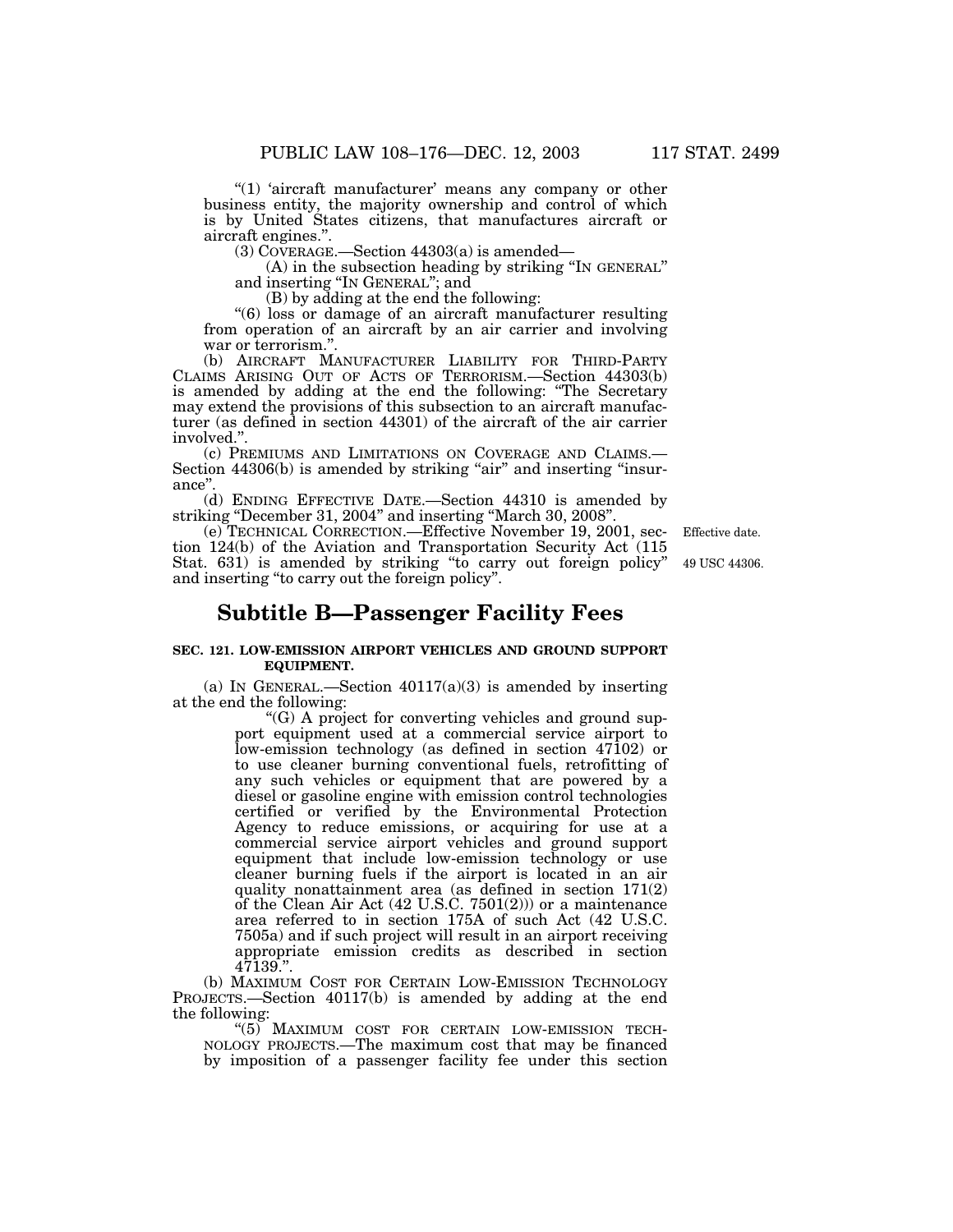"(1) 'aircraft manufacturer' means any company or other business entity, the majority ownership and control of which is by United States citizens, that manufactures aircraft or aircraft engines.".

(3) COVERAGE.—Section 44303(a) is amended—

(A) in the subsection heading by striking "IN GENERAL" and inserting "IN GENERAL"; and

(B) by adding at the end the following:

"(6) loss or damage of an aircraft manufacturer resulting from operation of an aircraft by an air carrier and involving war or terrorism.".

(b) AIRCRAFT MANUFACTURER LIABILITY FOR THIRD-PARTY CLAIMS ARISING OUT OF ACTS OF TERRORISM.—Section 44303(b) is amended by adding at the end the following: "The Secretary may extend the provisions of this subsection to an aircraft manufacturer (as defined in section 44301) of the aircraft of the air carrier involved.".

(c) PREMIUMS AND LIMITATIONS ON COVERAGE AND CLAIMS.—Section 44306(b) is amended by striking "air" and inserting "insurance".

(d) ENDING EFFECTIVE DATE.—Section 44310 is amended by striking "December 31, 2004" and inserting "March 30, 2008".

(e) TECHNICAL CORRECTION.—Effective November 19, 2001, section 124(b) of the Aviation and Transportation Security Act (115 Stat. 631) is amended by striking "to carry out foreign policy" and inserting "to carry out the foreign policy".

Effective date.

49 USC 44306.

## Subtitle B—Passenger Facility Fees

### SEC. 121. LOW-EMISSION AIRPORT VEHICLES AND GROUND SUPPORT EQUIPMENT.

(a) IN GENERAL.—Section 40117(a)(3) is amended by inserting at the end the following:

"(G) A project for converting vehicles and ground support equipment used at a commercial service airport to low-emission technology (as defined in section 47102) or to use cleaner burning conventional fuels, retrofitting of any such vehicles or equipment that are powered by a diesel or gasoline engine with emission control technologies certified or verified by the Environmental Protection Agency to reduce emissions, or acquiring for use at a commercial service airport vehicles and ground support equipment that include low-emission technology or use cleaner burning fuels if the airport is located in an air quality nonattainment area (as defined in section 171(2) of the Clean Air Act (42 U.S.C. 7501(2))) or a maintenance area referred to in section 175A of such Act (42 U.S.C. 7505a) and if such project will result in an airport receiving appropriate emission credits as described in section 47139.".

(b) MAXIMUM COST FOR CERTAIN LOW-EMISSION TECHNOLOGY PROJECTS.—Section 40117(b) is amended by adding at the end the following:

"(5) MAXIMUM COST FOR CERTAIN LOW-EMISSION TECHNOLOGY PROJECTS.—The maximum cost that may be financed by imposition of a passenger facility fee under this section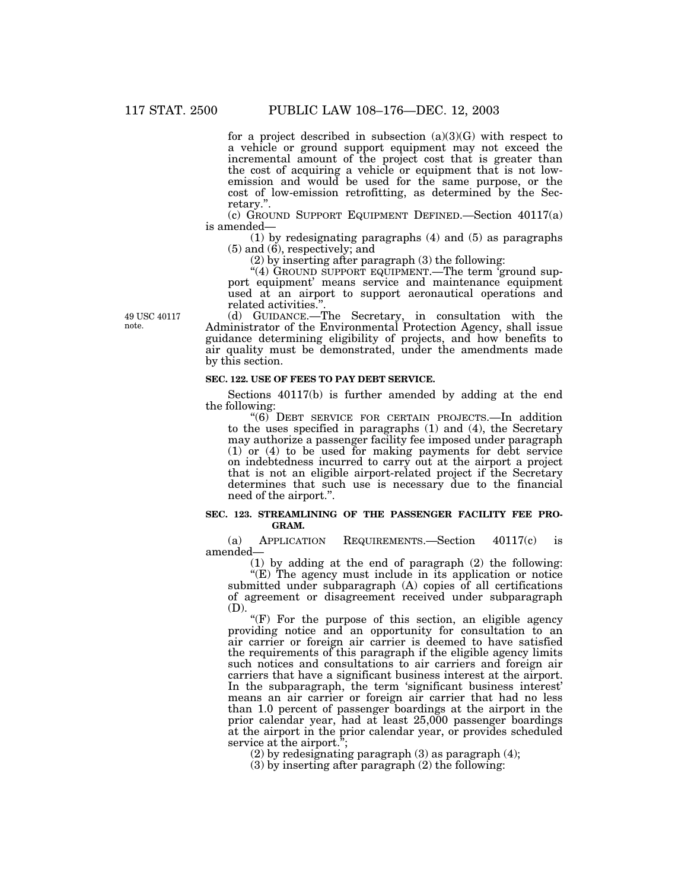for a project described in subsection (a)(3)(G) with respect to a vehicle or ground support equipment may not exceed the incremental amount of the project cost that is greater than the cost of acquiring a vehicle or equipment that is not low-emission and would be used for the same purpose, or the cost of low-emission retrofitting, as determined by the Secretary.".

(c) GROUND SUPPORT EQUIPMENT DEFINED.—Section 40117(a) is amended—

(1) by redesignating paragraphs (4) and (5) as paragraphs (5) and (6), respectively; and

(2) by inserting after paragraph (3) the following:

"(4) GROUND SUPPORT EQUIPMENT.—The term 'ground support equipment' means service and maintenance equipment used at an airport to support aeronautical operations and related activities.".

49 USC 40117 note.

(d) GUIDANCE.—The Secretary, in consultation with the Administrator of the Environmental Protection Agency, shall issue guidance determining eligibility of projects, and how benefits to air quality must be demonstrated, under the amendments made by this section.

**SEC. 122. USE OF FEES TO PAY DEBT SERVICE.**

Sections 40117(b) is further amended by adding at the end the following:

"(6) DEBT SERVICE FOR CERTAIN PROJECTS.—In addition to the uses specified in paragraphs (1) and (4), the Secretary may authorize a passenger facility fee imposed under paragraph (1) or (4) to be used for making payments for debt service on indebtedness incurred to carry out at the airport a project that is not an eligible airport-related project if the Secretary determines that such use is necessary due to the financial need of the airport.".

**SEC. 123. STREAMLINING OF THE PASSENGER FACILITY FEE PROGRAM.**

(a) APPLICATION REQUIREMENTS.—Section 40117(c) is amended—

(1) by adding at the end of paragraph (2) the following:

"(E) The agency must include in its application or notice submitted under subparagraph (A) copies of all certifications of agreement or disagreement received under subparagraph (D).

"(F) For the purpose of this section, an eligible agency providing notice and an opportunity for consultation to an air carrier or foreign air carrier is deemed to have satisfied the requirements of this paragraph if the eligible agency limits such notices and consultations to air carriers and foreign air carriers that have a significant business interest at the airport. In the subparagraph, the term 'significant business interest' means an air carrier or foreign air carrier that had no less than 1.0 percent of passenger boardings at the airport in the prior calendar year, had at least 25,000 passenger boardings at the airport in the prior calendar year, or provides scheduled service at the airport.";

(2) by redesignating paragraph (3) as paragraph (4);

(3) by inserting after paragraph (2) the following: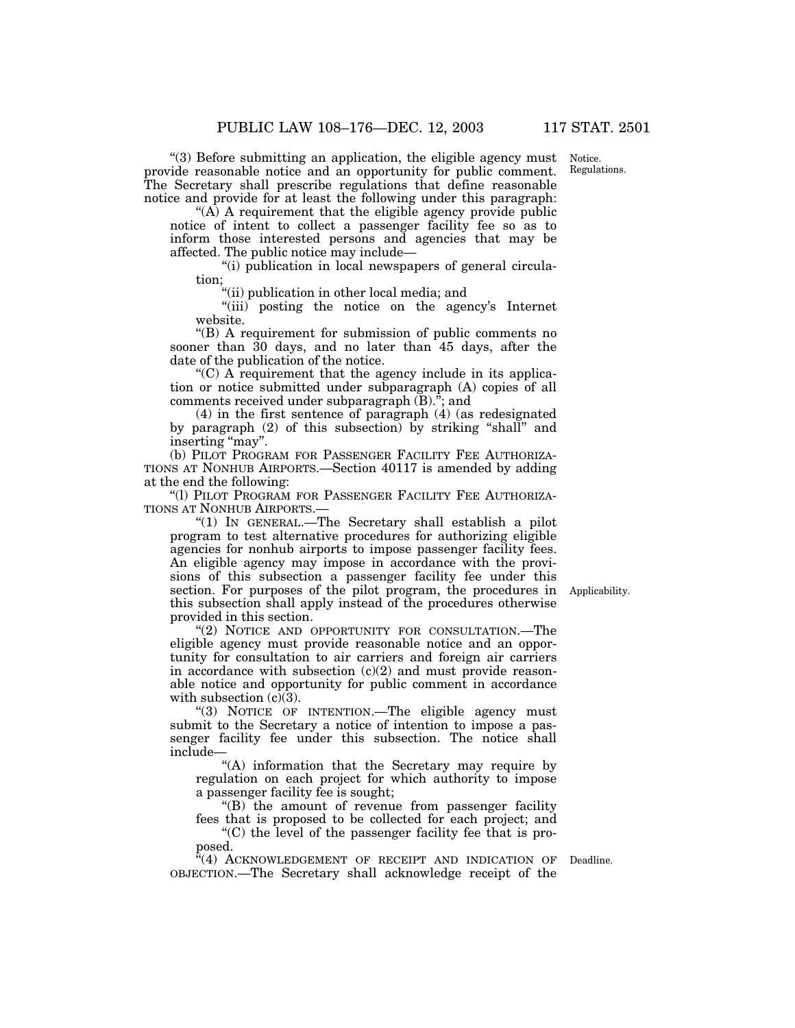"(3) Before submitting an application, the eligible agency must provide reasonable notice and an opportunity for public comment. The Secretary shall prescribe regulations that define reasonable notice and provide for at least the following under this paragraph:

Notice. Regulations.

"(A) A requirement that the eligible agency provide public notice of intent to collect a passenger facility fee so as to inform those interested persons and agencies that may be affected. The public notice may include—

"(i) publication in local newspapers of general circulation;

"(ii) publication in other local media; and

"(iii) posting the notice on the agency's Internet website.

"(B) A requirement for submission of public comments no sooner than 30 days, and no later than 45 days, after the date of the publication of the notice.

"(C) A requirement that the agency include in its application or notice submitted under subparagraph (A) copies of all comments received under subparagraph (B)."; and

(4) in the first sentence of paragraph (4) (as redesignated by paragraph (2) of this subsection) by striking "shall" and inserting "may".

(b) PILOT PROGRAM FOR PASSENGER FACILITY FEE AUTHORIZATIONS AT NONHUB AIRPORTS.—Section 40117 is amended by adding at the end the following:

"(l) PILOT PROGRAM FOR PASSENGER FACILITY FEE AUTHORIZATIONS AT NONHUB AIRPORTS.—

"(1) IN GENERAL.—The Secretary shall establish a pilot program to test alternative procedures for authorizing eligible agencies for nonhub airports to impose passenger facility fees. An eligible agency may impose in accordance with the provisions of this subsection a passenger facility fee under this section. For purposes of the pilot program, the procedures in this subsection shall apply instead of the procedures otherwise provided in this section.

Applicability.

"(2) NOTICE AND OPPORTUNITY FOR CONSULTATION.—The eligible agency must provide reasonable notice and an opportunity for consultation to air carriers and foreign air carriers in accordance with subsection (c)(2) and must provide reasonable notice and opportunity for public comment in accordance with subsection (c)(3).

"(3) NOTICE OF INTENTION.—The eligible agency must submit to the Secretary a notice of intention to impose a passenger facility fee under this subsection. The notice shall include—

"(A) information that the Secretary may require by regulation on each project for which authority to impose a passenger facility fee is sought;

"(B) the amount of revenue from passenger facility fees that is proposed to be collected for each project; and

"(C) the level of the passenger facility fee that is proposed.

Deadline.

"(4) ACKNOWLEDGEMENT OF RECEIPT AND INDICATION OF OBJECTION.—The Secretary shall acknowledge receipt of the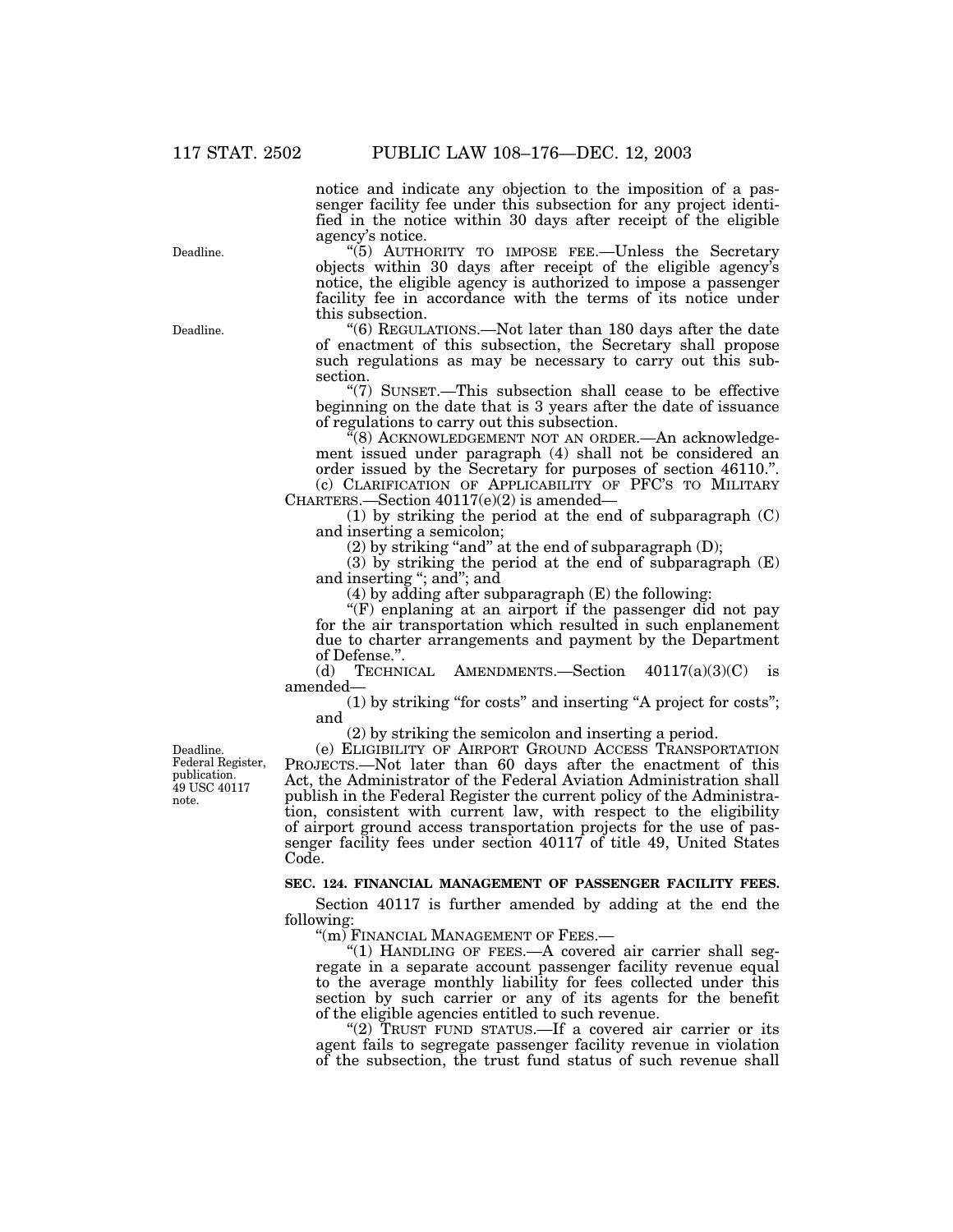notice and indicate any objection to the imposition of a passenger facility fee under this subsection for any project identified in the notice within 30 days after receipt of the eligible agency's notice.

Deadline.

"(5) AUTHORITY TO IMPOSE FEE.—Unless the Secretary objects within 30 days after receipt of the eligible agency's notice, the eligible agency is authorized to impose a passenger facility fee in accordance with the terms of its notice under this subsection.

Deadline.

"(6) REGULATIONS.—Not later than 180 days after the date of enactment of this subsection, the Secretary shall propose such regulations as may be necessary to carry out this subsection.

"(7) SUNSET.—This subsection shall cease to be effective beginning on the date that is 3 years after the date of issuance of regulations to carry out this subsection.

"(8) ACKNOWLEDGEMENT NOT AN ORDER.—An acknowledgement issued under paragraph (4) shall not be considered an order issued by the Secretary for purposes of section 46110.".

(c) CLARIFICATION OF APPLICABILITY OF PFC'S TO MILITARY CHARTERS.—Section 40117(e)(2) is amended—

(1) by striking the period at the end of subparagraph (C) and inserting a semicolon;

(2) by striking "and" at the end of subparagraph (D);

(3) by striking the period at the end of subparagraph (E) and inserting "; and"; and

(4) by adding after subparagraph (E) the following:

"(F) enplaning at an airport if the passenger did not pay for the air transportation which resulted in such enplanement due to charter arrangements and payment by the Department of Defense.".

(d) TECHNICAL AMENDMENTS.—Section 40117(a)(3)(C) is amended—

(1) by striking "for costs" and inserting "A project for costs"; and

(2) by striking the semicolon and inserting a period.

Deadline. Federal Register, publication. 49 USC 40117 note.

(e) ELIGIBILITY OF AIRPORT GROUND ACCESS TRANSPORTATION PROJECTS.—Not later than 60 days after the enactment of this Act, the Administrator of the Federal Aviation Administration shall publish in the Federal Register the current policy of the Administration, consistent with current law, with respect to the eligibility of airport ground access transportation projects for the use of passenger facility fees under section 40117 of title 49, United States Code.

**SEC. 124. FINANCIAL MANAGEMENT OF PASSENGER FACILITY FEES.**

Section 40117 is further amended by adding at the end the following:

"(m) FINANCIAL MANAGEMENT OF FEES.—

"(1) HANDLING OF FEES.—A covered air carrier shall segregate in a separate account passenger facility revenue equal to the average monthly liability for fees collected under this section by such carrier or any of its agents for the benefit of the eligible agencies entitled to such revenue.

"(2) TRUST FUND STATUS.—If a covered air carrier or its agent fails to segregate passenger facility revenue in violation of the subsection, the trust fund status of such revenue shall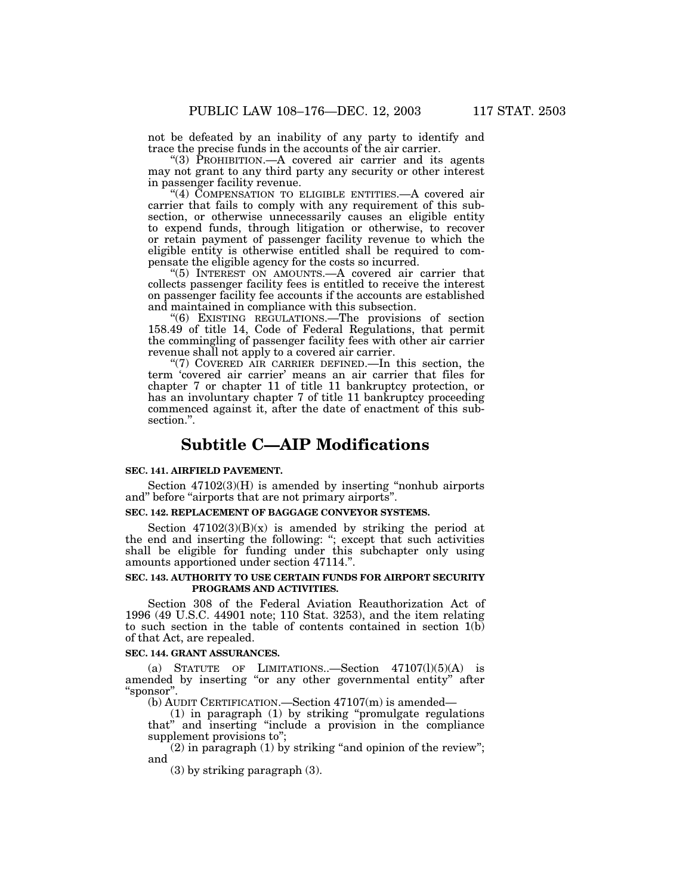not be defeated by an inability of any party to identify and trace the precise funds in the accounts of the air carrier.

"(3) PROHIBITION.—A covered air carrier and its agents may not grant to any third party any security or other interest in passenger facility revenue.

"(4) COMPENSATION TO ELIGIBLE ENTITIES.—A covered air carrier that fails to comply with any requirement of this subsection, or otherwise unnecessarily causes an eligible entity to expend funds, through litigation or otherwise, to recover or retain payment of passenger facility revenue to which the eligible entity is otherwise entitled shall be required to compensate the eligible agency for the costs so incurred.

"(5) INTEREST ON AMOUNTS.—A covered air carrier that collects passenger facility fees is entitled to receive the interest on passenger facility fee accounts if the accounts are established and maintained in compliance with this subsection.

"(6) EXISTING REGULATIONS.—The provisions of section 158.49 of title 14, Code of Federal Regulations, that permit the commingling of passenger facility fees with other air carrier revenue shall not apply to a covered air carrier.

"(7) COVERED AIR CARRIER DEFINED.—In this section, the term 'covered air carrier' means an air carrier that files for chapter 7 or chapter 11 of title 11 bankruptcy protection, or has an involuntary chapter 7 of title 11 bankruptcy proceeding commenced against it, after the date of enactment of this subsection.".

# Subtitle C—AIP Modifications

**SEC. 141. AIRFIELD PAVEMENT.**

Section 47102(3)(H) is amended by inserting "nonhub airports and" before "airports that are not primary airports".

**SEC. 142. REPLACEMENT OF BAGGAGE CONVEYOR SYSTEMS.**

Section 47102(3)(B)(x) is amended by striking the period at the end and inserting the following: "; except that such activities shall be eligible for funding under this subchapter only using amounts apportioned under section 47114.".

**SEC. 143. AUTHORITY TO USE CERTAIN FUNDS FOR AIRPORT SECURITY PROGRAMS AND ACTIVITIES.**

Section 308 of the Federal Aviation Reauthorization Act of 1996 (49 U.S.C. 44901 note; 110 Stat. 3253), and the item relating to such section in the table of contents contained in section 1(b) of that Act, are repealed.

**SEC. 144. GRANT ASSURANCES.**

(a) STATUTE OF LIMITATIONS..—Section 47107(l)(5)(A) is amended by inserting "or any other governmental entity" after "sponsor".

(b) AUDIT CERTIFICATION.—Section 47107(m) is amended—

(1) in paragraph (1) by striking "promulgate regulations that" and inserting "include a provision in the compliance supplement provisions to";

(2) in paragraph (1) by striking "and opinion of the review"; and

(3) by striking paragraph (3).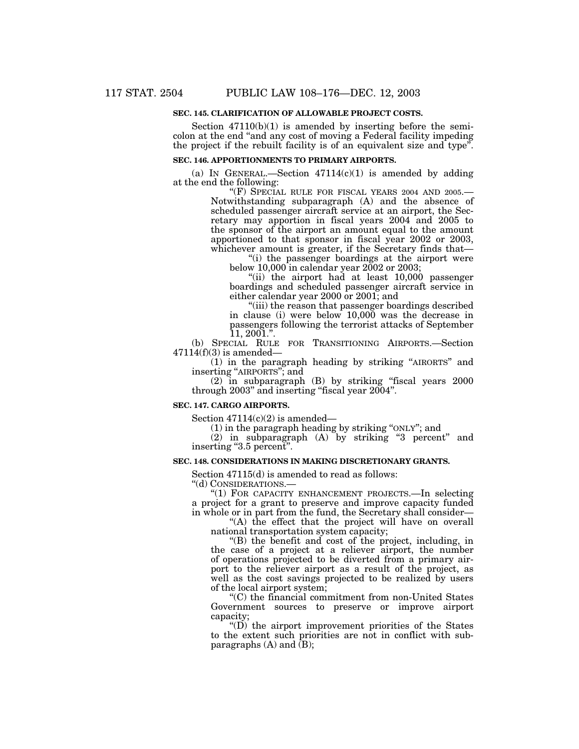**SEC. 145. CLARIFICATION OF ALLOWABLE PROJECT COSTS.**

Section 47110(b)(1) is amended by inserting before the semicolon at the end "and any cost of moving a Federal facility impeding the project if the rebuilt facility is of an equivalent size and type".

**SEC. 146. APPORTIONMENTS TO PRIMARY AIRPORTS.**

(a) IN GENERAL.—Section 47114(c)(1) is amended by adding at the end the following:

"(F) SPECIAL RULE FOR FISCAL YEARS 2004 AND 2005.—Notwithstanding subparagraph (A) and the absence of scheduled passenger aircraft service at an airport, the Secretary may apportion in fiscal years 2004 and 2005 to the sponsor of the airport an amount equal to the amount apportioned to that sponsor in fiscal year 2002 or 2003, whichever amount is greater, if the Secretary finds that—

"(i) the passenger boardings at the airport were below 10,000 in calendar year 2002 or 2003;

"(ii) the airport had at least 10,000 passenger boardings and scheduled passenger aircraft service in either calendar year 2000 or 2001; and

"(iii) the reason that passenger boardings described in clause (i) were below 10,000 was the decrease in passengers following the terrorist attacks of September 11, 2001.".

(b) SPECIAL RULE FOR TRANSITIONING AIRPORTS.—Section 47114(f)(3) is amended—

(1) in the paragraph heading by striking "AIRORTS" and inserting "AIRPORTS"; and

(2) in subparagraph (B) by striking "fiscal years 2000 through 2003" and inserting "fiscal year 2004".

**SEC. 147. CARGO AIRPORTS.**

Section 47114(c)(2) is amended—

(1) in the paragraph heading by striking "ONLY"; and

(2) in subparagraph (A) by striking "3 percent" and inserting "3.5 percent".

**SEC. 148. CONSIDERATIONS IN MAKING DISCRETIONARY GRANTS.**

Section 47115(d) is amended to read as follows:

"(d) CONSIDERATIONS.—

"(1) FOR CAPACITY ENHANCEMENT PROJECTS.—In selecting a project for a grant to preserve and improve capacity funded in whole or in part from the fund, the Secretary shall consider—

"(A) the effect that the project will have on overall national transportation system capacity;

"(B) the benefit and cost of the project, including, in the case of a project at a reliever airport, the number of operations projected to be diverted from a primary airport to the reliever airport as a result of the project, as well as the cost savings projected to be realized by users of the local airport system;

"(C) the financial commitment from non-United States Government sources to preserve or improve airport capacity;

"(D) the airport improvement priorities of the States to the extent such priorities are not in conflict with subparagraphs (A) and (B);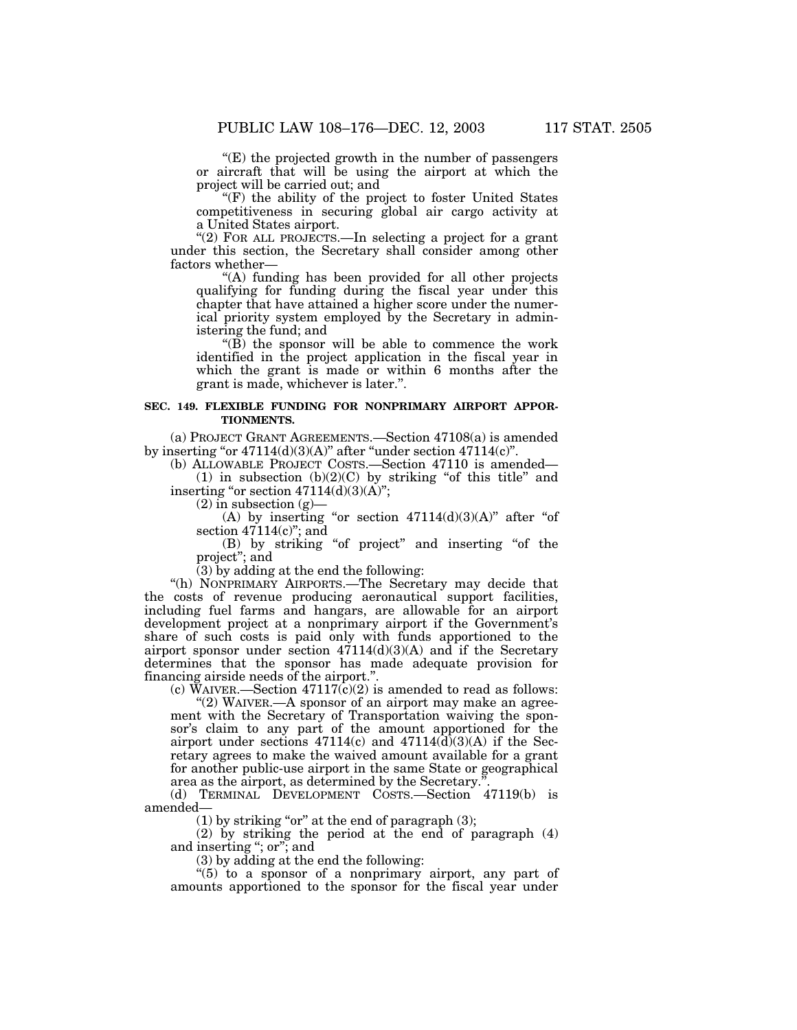"(E) the projected growth in the number of passengers or aircraft that will be using the airport at which the project will be carried out; and

"(F) the ability of the project to foster United States competitiveness in securing global air cargo activity at a United States airport.

"(2) FOR ALL PROJECTS.—In selecting a project for a grant under this section, the Secretary shall consider among other factors whether—

"(A) funding has been provided for all other projects qualifying for funding during the fiscal year under this chapter that have attained a higher score under the numerical priority system employed by the Secretary in administering the fund; and

"(B) the sponsor will be able to commence the work identified in the project application in the fiscal year in which the grant is made or within 6 months after the grant is made, whichever is later.".

**SEC. 149. FLEXIBLE FUNDING FOR NONPRIMARY AIRPORT APPORTIONMENTS.**

(a) PROJECT GRANT AGREEMENTS.—Section 47108(a) is amended by inserting "or 47114(d)(3)(A)" after "under section 47114(c)".

(b) ALLOWABLE PROJECT COSTS.—Section 47110 is amended—

(1) in subsection (b)(2)(C) by striking "of this title" and inserting "or section 47114(d)(3)(A)";

(2) in subsection (g)—

(A) by inserting "or section 47114(d)(3)(A)" after "of section 47114(c)"; and

(B) by striking "of project" and inserting "of the project"; and

(3) by adding at the end the following:

"(h) NONPRIMARY AIRPORTS.—The Secretary may decide that the costs of revenue producing aeronautical support facilities, including fuel farms and hangars, are allowable for an airport development project at a nonprimary airport if the Government's share of such costs is paid only with funds apportioned to the airport sponsor under section 47114(d)(3)(A) and if the Secretary determines that the sponsor has made adequate provision for financing airside needs of the airport.".

(c) WAIVER.—Section 47117(c)(2) is amended to read as follows:

"(2) WAIVER.—A sponsor of an airport may make an agreement with the Secretary of Transportation waiving the sponsor's claim to any part of the amount apportioned for the airport under sections 47114(c) and 47114(d)(3)(A) if the Secretary agrees to make the waived amount available for a grant for another public-use airport in the same State or geographical area as the airport, as determined by the Secretary.".

(d) TERMINAL DEVELOPMENT COSTS.—Section 47119(b) is amended—

(1) by striking "or" at the end of paragraph (3);

(2) by striking the period at the end of paragraph (4) and inserting "; or"; and

(3) by adding at the end the following:

"(5) to a sponsor of a nonprimary airport, any part of amounts apportioned to the sponsor for the fiscal year under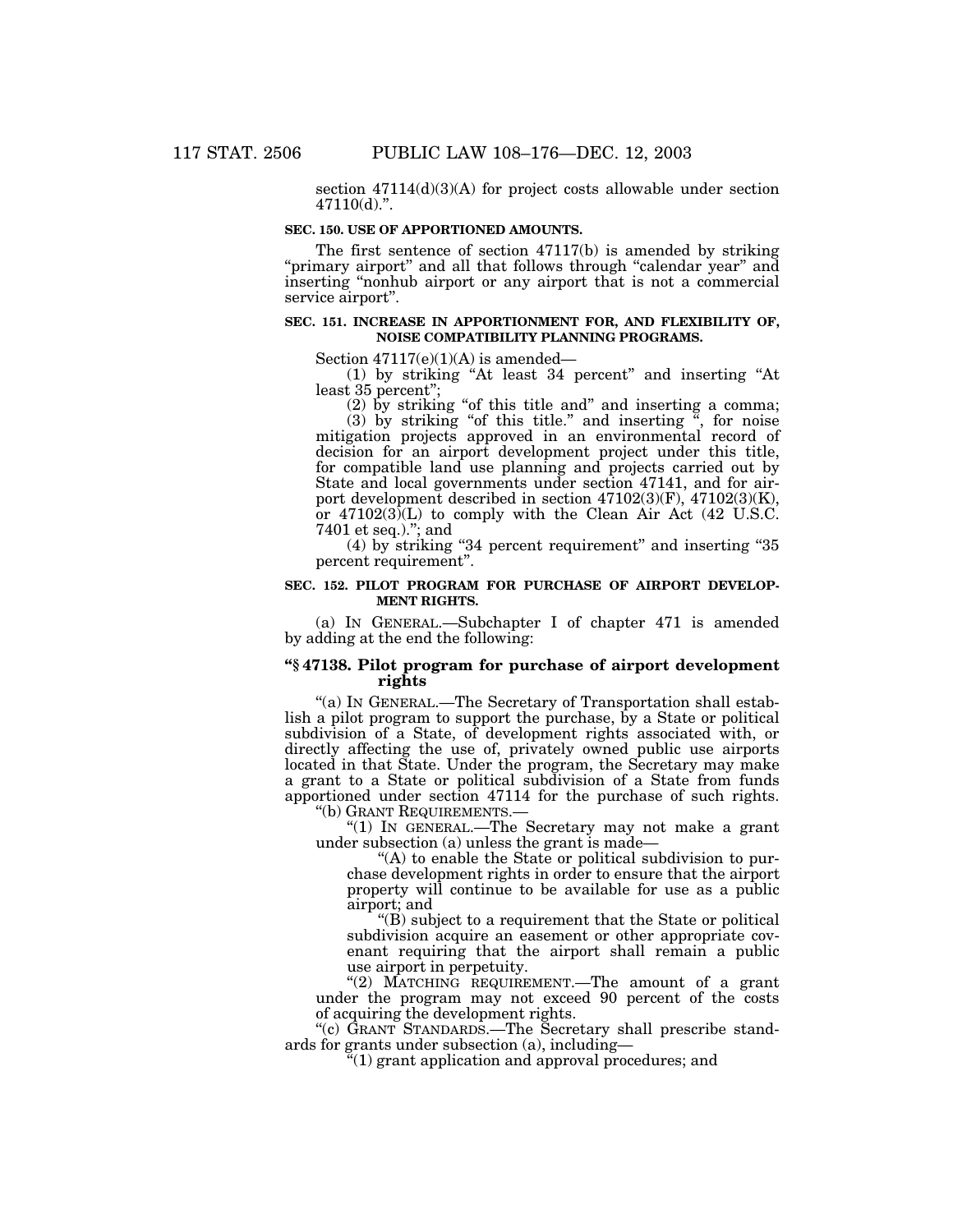section 47114(d)(3)(A) for project costs allowable under section 47110(d).".

**SEC. 150. USE OF APPORTIONED AMOUNTS.**

The first sentence of section 47117(b) is amended by striking "primary airport" and all that follows through "calendar year" and inserting "nonhub airport or any airport that is not a commercial service airport".

**SEC. 151. INCREASE IN APPORTIONMENT FOR, AND FLEXIBILITY OF, NOISE COMPATIBILITY PLANNING PROGRAMS.**

Section 47117(e)(1)(A) is amended—

(1) by striking "At least 34 percent" and inserting "At least 35 percent";

(2) by striking "of this title and" and inserting a comma;

(3) by striking "of this title." and inserting ", for noise mitigation projects approved in an environmental record of decision for an airport development project under this title, for compatible land use planning and projects carried out by State and local governments under section 47141, and for airport development described in section 47102(3)(F), 47102(3)(K), or 47102(3)(L) to comply with the Clean Air Act (42 U.S.C. 7401 et seq.)."; and

(4) by striking "34 percent requirement" and inserting "35 percent requirement".

**SEC. 152. PILOT PROGRAM FOR PURCHASE OF AIRPORT DEVELOPMENT RIGHTS.**

(a) IN GENERAL.—Subchapter I of chapter 471 is amended by adding at the end the following:

**"§ 47138. Pilot program for purchase of airport development rights**

"(a) IN GENERAL.—The Secretary of Transportation shall establish a pilot program to support the purchase, by a State or political subdivision of a State, of development rights associated with, or directly affecting the use of, privately owned public use airports located in that State. Under the program, the Secretary may make a grant to a State or political subdivision of a State from funds apportioned under section 47114 for the purchase of such rights.

"(b) GRANT REQUIREMENTS.—

"(1) IN GENERAL.—The Secretary may not make a grant under subsection (a) unless the grant is made—

"(A) to enable the State or political subdivision to purchase development rights in order to ensure that the airport property will continue to be available for use as a public airport; and

"(B) subject to a requirement that the State or political subdivision acquire an easement or other appropriate covenant requiring that the airport shall remain a public use airport in perpetuity.

"(2) MATCHING REQUIREMENT.—The amount of a grant under the program may not exceed 90 percent of the costs of acquiring the development rights.

"(c) GRANT STANDARDS.—The Secretary shall prescribe standards for grants under subsection (a), including—

"(1) grant application and approval procedures; and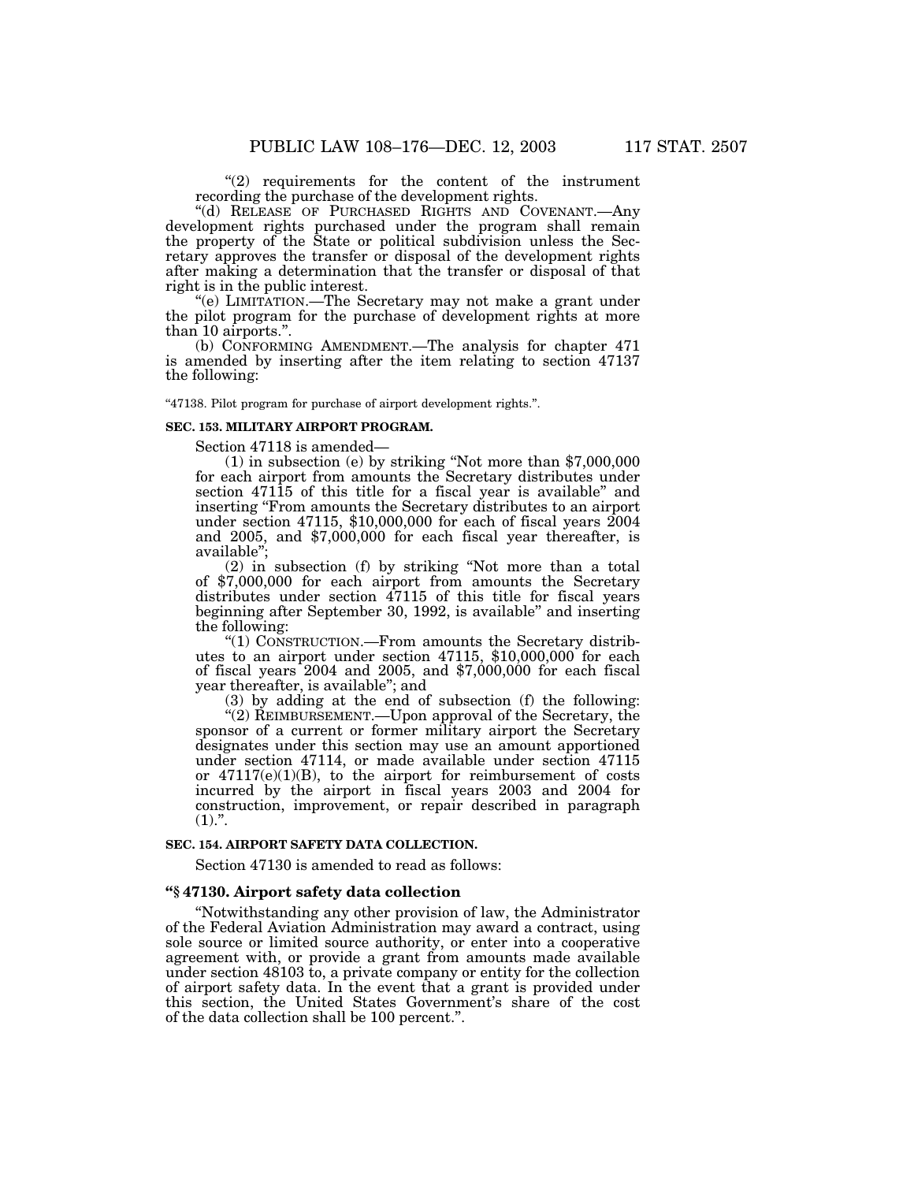"(2) requirements for the content of the instrument recording the purchase of the development rights.

"(d) RELEASE OF PURCHASED RIGHTS AND COVENANT.—Any development rights purchased under the program shall remain the property of the State or political subdivision unless the Secretary approves the transfer or disposal of the development rights after making a determination that the transfer or disposal of that right is in the public interest.

"(e) LIMITATION.—The Secretary may not make a grant under the pilot program for the purchase of development rights at more than 10 airports.".

(b) CONFORMING AMENDMENT.—The analysis for chapter 471 is amended by inserting after the item relating to section 47137 the following:

"47138. Pilot program for purchase of airport development rights.".

**SEC. 153. MILITARY AIRPORT PROGRAM.**

Section 47118 is amended—

(1) in subsection (e) by striking "Not more than $7,000,000 for each airport from amounts the Secretary distributes under section 47115 of this title for a fiscal year is available" and inserting "From amounts the Secretary distributes to an airport under section 47115, $10,000,000 for each of fiscal years 2004 and 2005, and $7,000,000 for each fiscal year thereafter, is available";

(2) in subsection (f) by striking "Not more than a total of $7,000,000 for each airport from amounts the Secretary distributes under section 47115 of this title for fiscal years beginning after September 30, 1992, is available" and inserting the following:

"(1) CONSTRUCTION.—From amounts the Secretary distributes to an airport under section 47115, $10,000,000 for each of fiscal years 2004 and 2005, and $7,000,000 for each fiscal year thereafter, is available"; and

(3) by adding at the end of subsection (f) the following:

"(2) REIMBURSEMENT.—Upon approval of the Secretary, the sponsor of a current or former military airport the Secretary designates under this section may use an amount apportioned under section 47114, or made available under section 47115 or 47117(e)(1)(B), to the airport for reimbursement of costs incurred by the airport in fiscal years 2003 and 2004 for construction, improvement, or repair described in paragraph (1).".

**SEC. 154. AIRPORT SAFETY DATA COLLECTION.**

Section 47130 is amended to read as follows:

**"§ 47130. Airport safety data collection**

"Notwithstanding any other provision of law, the Administrator of the Federal Aviation Administration may award a contract, using sole source or limited source authority, or enter into a cooperative agreement with, or provide a grant from amounts made available under section 48103 to, a private company or entity for the collection of airport safety data. In the event that a grant is provided under this section, the United States Government's share of the cost of the data collection shall be 100 percent.".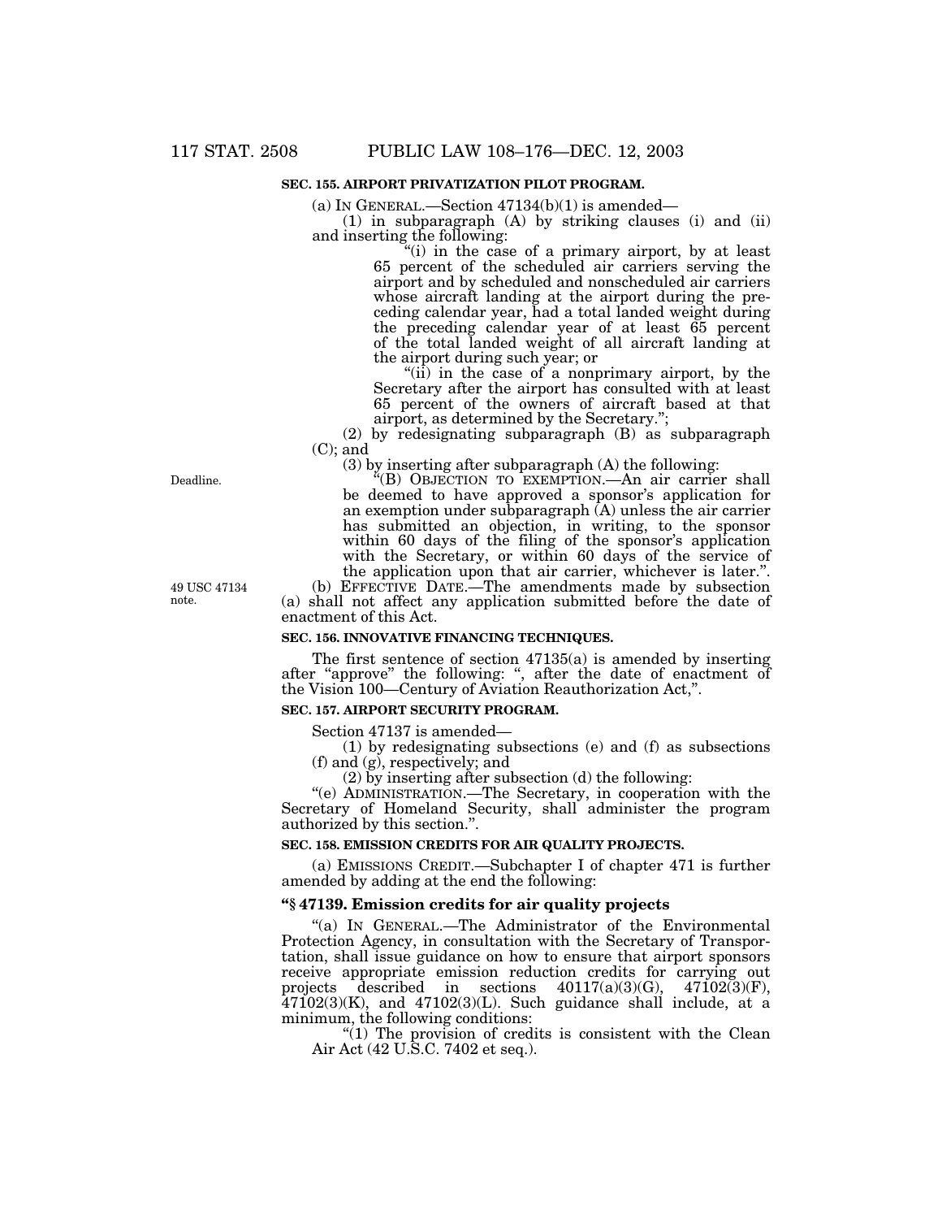**SEC. 155. AIRPORT PRIVATIZATION PILOT PROGRAM.**

(a) IN GENERAL.—Section 47134(b)(1) is amended—

(1) in subparagraph (A) by striking clauses (i) and (ii) and inserting the following:

"(i) in the case of a primary airport, by at least 65 percent of the scheduled air carriers serving the airport and by scheduled and nonscheduled air carriers whose aircraft landing at the airport during the preceding calendar year, had a total landed weight during the preceding calendar year of at least 65 percent of the total landed weight of all aircraft landing at the airport during such year; or

"(ii) in the case of a nonprimary airport, by the Secretary after the airport has consulted with at least 65 percent of the owners of aircraft based at that airport, as determined by the Secretary.";

(2) by redesignating subparagraph (B) as subparagraph (C); and

(3) by inserting after subparagraph (A) the following:

Deadline.

"(B) OBJECTION TO EXEMPTION.—An air carrier shall be deemed to have approved a sponsor's application for an exemption under subparagraph (A) unless the air carrier has submitted an objection, in writing, to the sponsor within 60 days of the filing of the sponsor's application with the Secretary, or within 60 days of the service of the application upon that air carrier, whichever is later.".

49 USC 47134 note.

(b) EFFECTIVE DATE.—The amendments made by subsection (a) shall not affect any application submitted before the date of enactment of this Act.

**SEC. 156. INNOVATIVE FINANCING TECHNIQUES.**

The first sentence of section 47135(a) is amended by inserting after "approve" the following: ", after the date of enactment of the Vision 100—Century of Aviation Reauthorization Act,".

**SEC. 157. AIRPORT SECURITY PROGRAM.**

Section 47137 is amended—

(1) by redesignating subsections (e) and (f) as subsections (f) and (g), respectively; and

(2) by inserting after subsection (d) the following:

"(e) ADMINISTRATION.—The Secretary, in cooperation with the Secretary of Homeland Security, shall administer the program authorized by this section.".

**SEC. 158. EMISSION CREDITS FOR AIR QUALITY PROJECTS.**

(a) EMISSIONS CREDIT.—Subchapter I of chapter 471 is further amended by adding at the end the following:

**"§ 47139. Emission credits for air quality projects**

"(a) IN GENERAL.—The Administrator of the Environmental Protection Agency, in consultation with the Secretary of Transportation, shall issue guidance on how to ensure that airport sponsors receive appropriate emission reduction credits for carrying out projects described in sections 40117(a)(3)(G), 47102(3)(F), 47102(3)(K), and 47102(3)(L). Such guidance shall include, at a minimum, the following conditions:

"(1) The provision of credits is consistent with the Clean Air Act (42 U.S.C. 7402 et seq.).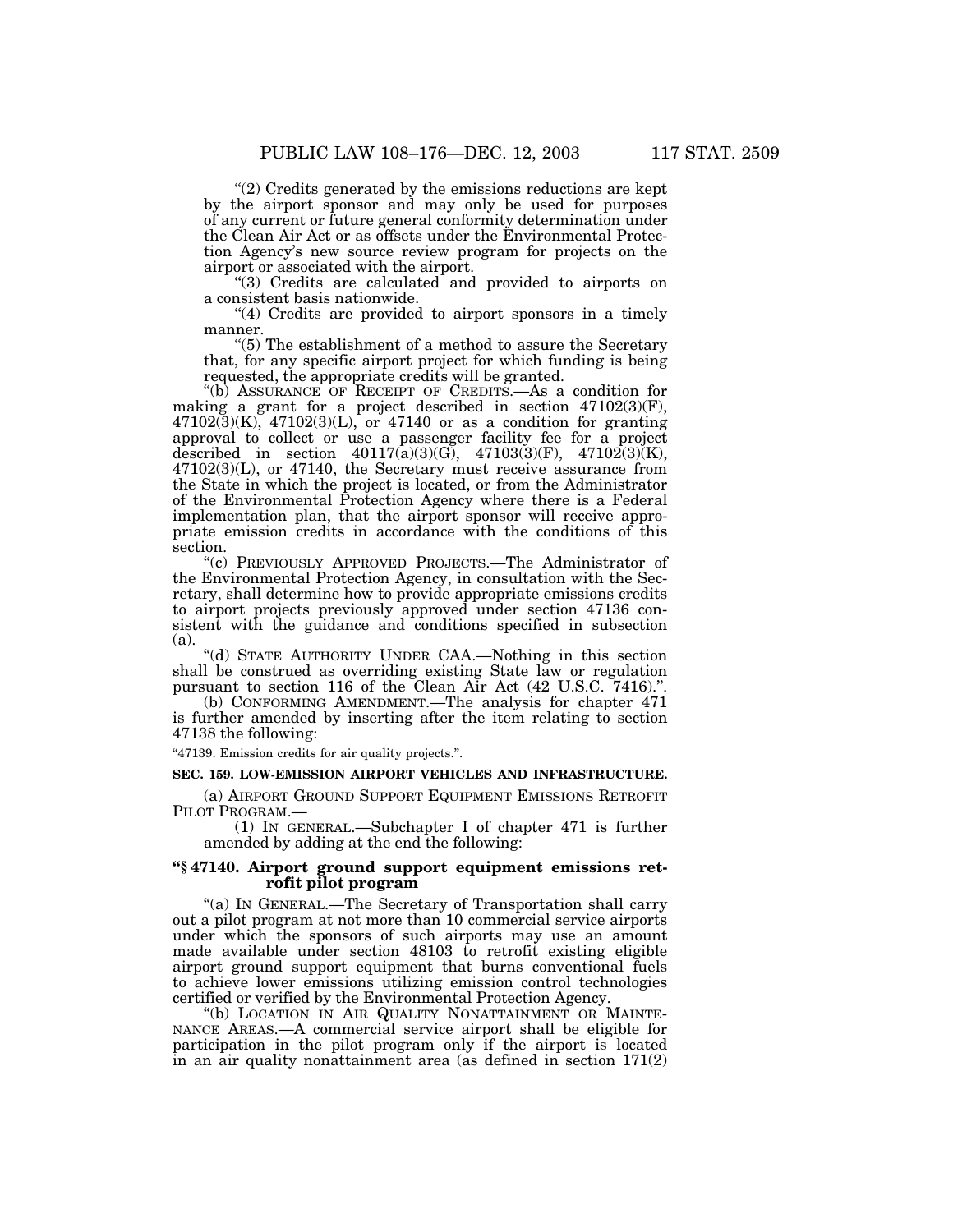"(2) Credits generated by the emissions reductions are kept by the airport sponsor and may only be used for purposes of any current or future general conformity determination under the Clean Air Act or as offsets under the Environmental Protection Agency's new source review program for projects on the airport or associated with the airport.

"(3) Credits are calculated and provided to airports on a consistent basis nationwide.

"(4) Credits are provided to airport sponsors in a timely manner.

"(5) The establishment of a method to assure the Secretary that, for any specific airport project for which funding is being requested, the appropriate credits will be granted.

"(b) ASSURANCE OF RECEIPT OF CREDITS.—As a condition for making a grant for a project described in section 47102(3)(F), 47102(3)(K), 47102(3)(L), or 47140 or as a condition for granting approval to collect or use a passenger facility fee for a project described in section 40117(a)(3)(G), 47103(3)(F), 47102(3)(K), 47102(3)(L), or 47140, the Secretary must receive assurance from the State in which the project is located, or from the Administrator of the Environmental Protection Agency where there is a Federal implementation plan, that the airport sponsor will receive appropriate emission credits in accordance with the conditions of this section.

"(c) PREVIOUSLY APPROVED PROJECTS.—The Administrator of the Environmental Protection Agency, in consultation with the Secretary, shall determine how to provide appropriate emissions credits to airport projects previously approved under section 47136 consistent with the guidance and conditions specified in subsection (a).

"(d) STATE AUTHORITY UNDER CAA.—Nothing in this section shall be construed as overriding existing State law or regulation pursuant to section 116 of the Clean Air Act (42 U.S.C. 7416).".

(b) CONFORMING AMENDMENT.—The analysis for chapter 471 is further amended by inserting after the item relating to section 47138 the following:

"47139. Emission credits for air quality projects.".

**SEC. 159. LOW-EMISSION AIRPORT VEHICLES AND INFRASTRUCTURE.**

(a) AIRPORT GROUND SUPPORT EQUIPMENT EMISSIONS RETROFIT PILOT PROGRAM.—

(1) IN GENERAL.—Subchapter I of chapter 471 is further amended by adding at the end the following:

**"§ 47140. Airport ground support equipment emissions retrofit pilot program**

"(a) IN GENERAL.—The Secretary of Transportation shall carry out a pilot program at not more than 10 commercial service airports under which the sponsors of such airports may use an amount made available under section 48103 to retrofit existing eligible airport ground support equipment that burns conventional fuels to achieve lower emissions utilizing emission control technologies certified or verified by the Environmental Protection Agency.

"(b) LOCATION IN AIR QUALITY NONATTAINMENT OR MAINTENANCE AREAS.—A commercial service airport shall be eligible for participation in the pilot program only if the airport is located in an air quality nonattainment area (as defined in section 171(2)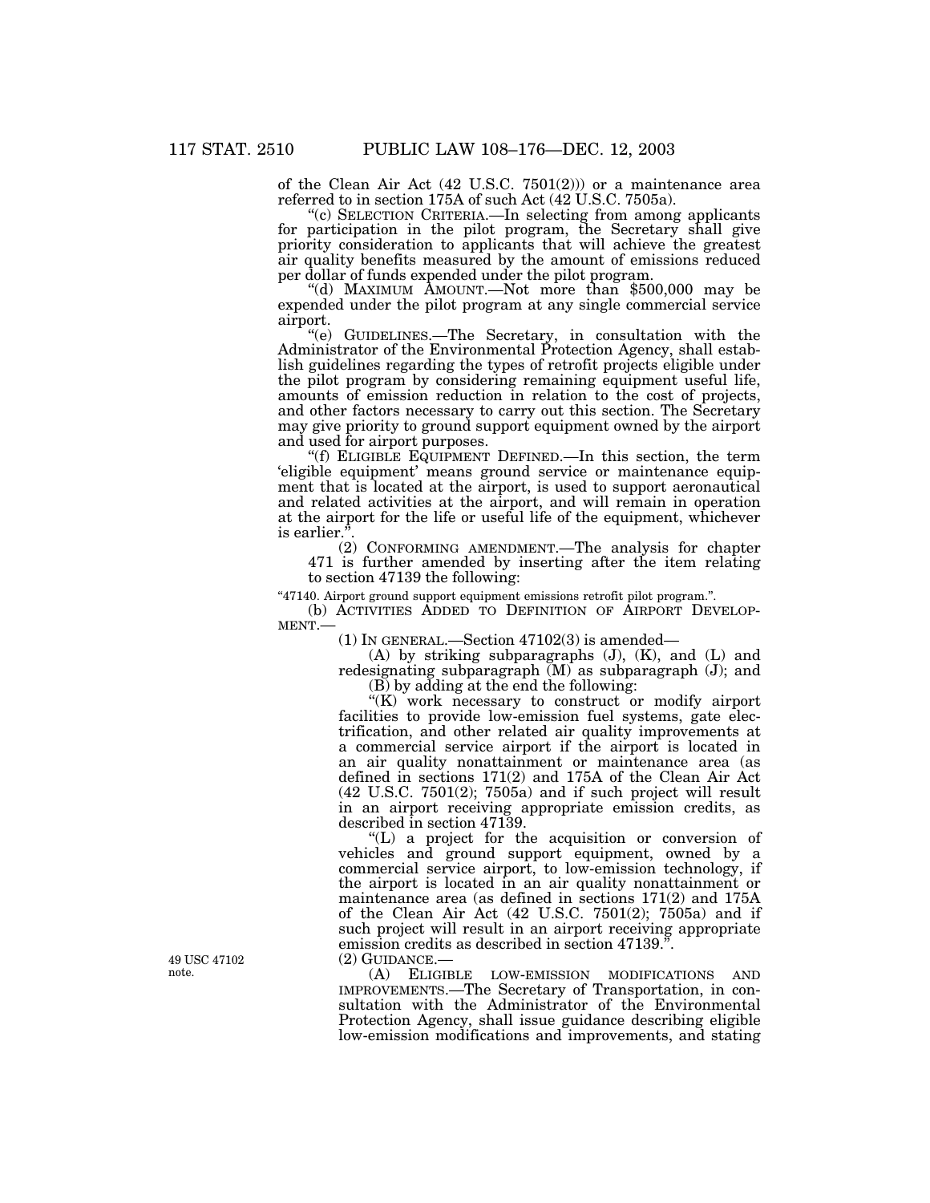of the Clean Air Act (42 U.S.C. 7501(2))) or a maintenance area referred to in section 175A of such Act (42 U.S.C. 7505a).

"(c) SELECTION CRITERIA.—In selecting from among applicants for participation in the pilot program, the Secretary shall give priority consideration to applicants that will achieve the greatest air quality benefits measured by the amount of emissions reduced per dollar of funds expended under the pilot program.

"(d) MAXIMUM AMOUNT.—Not more than $500,000 may be expended under the pilot program at any single commercial service airport.

"(e) GUIDELINES.—The Secretary, in consultation with the Administrator of the Environmental Protection Agency, shall establish guidelines regarding the types of retrofit projects eligible under the pilot program by considering remaining equipment useful life, amounts of emission reduction in relation to the cost of projects, and other factors necessary to carry out this section. The Secretary may give priority to ground support equipment owned by the airport and used for airport purposes.

"(f) ELIGIBLE EQUIPMENT DEFINED.—In this section, the term 'eligible equipment' means ground service or maintenance equipment that is located at the airport, is used to support aeronautical and related activities at the airport, and will remain in operation at the airport for the life or useful life of the equipment, whichever is earlier.".

(2) CONFORMING AMENDMENT.—The analysis for chapter 471 is further amended by inserting after the item relating to section 47139 the following:

"47140. Airport ground support equipment emissions retrofit pilot program.".

(b) ACTIVITIES ADDED TO DEFINITION OF AIRPORT DEVELOPMENT.—

(1) IN GENERAL.—Section 47102(3) is amended—

(A) by striking subparagraphs (J), (K), and (L) and redesignating subparagraph (M) as subparagraph (J); and

(B) by adding at the end the following:

"(K) work necessary to construct or modify airport facilities to provide low-emission fuel systems, gate electrification, and other related air quality improvements at a commercial service airport if the airport is located in an air quality nonattainment or maintenance area (as defined in sections 171(2) and 175A of the Clean Air Act (42 U.S.C. 7501(2); 7505a) and if such project will result in an airport receiving appropriate emission credits, as described in section 47139.

"(L) a project for the acquisition or conversion of vehicles and ground support equipment, owned by a commercial service airport, to low-emission technology, if the airport is located in an air quality nonattainment or maintenance area (as defined in sections 171(2) and 175A of the Clean Air Act (42 U.S.C. 7501(2); 7505a) and if such project will result in an airport receiving appropriate emission credits as described in section 47139.".

49 USC 47102 note.

(2) GUIDANCE.—

(A) ELIGIBLE LOW-EMISSION MODIFICATIONS AND IMPROVEMENTS.—The Secretary of Transportation, in consultation with the Administrator of the Environmental Protection Agency, shall issue guidance describing eligible low-emission modifications and improvements, and stating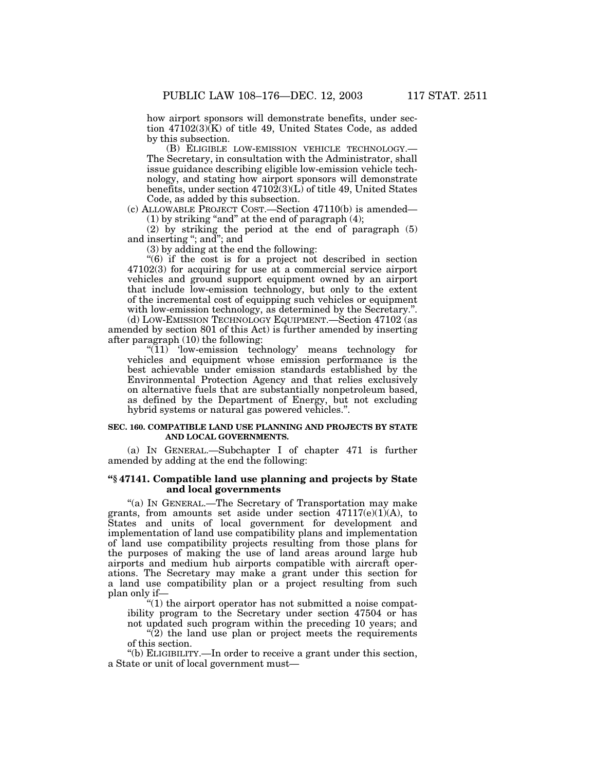how airport sponsors will demonstrate benefits, under section 47102(3)(K) of title 49, United States Code, as added by this subsection.

(B) ELIGIBLE LOW-EMISSION VEHICLE TECHNOLOGY.—The Secretary, in consultation with the Administrator, shall issue guidance describing eligible low-emission vehicle technology, and stating how airport sponsors will demonstrate benefits, under section 47102(3)(L) of title 49, United States Code, as added by this subsection.

(c) ALLOWABLE PROJECT COST.—Section 47110(b) is amended—

(1) by striking "and" at the end of paragraph (4);

(2) by striking the period at the end of paragraph (5) and inserting "; and"; and

(3) by adding at the end the following:

"(6) if the cost is for a project not described in section 47102(3) for acquiring for use at a commercial service airport vehicles and ground support equipment owned by an airport that include low-emission technology, but only to the extent of the incremental cost of equipping such vehicles or equipment with low-emission technology, as determined by the Secretary.".

(d) LOW-EMISSION TECHNOLOGY EQUIPMENT.—Section 47102 (as amended by section 801 of this Act) is further amended by inserting after paragraph (10) the following:

"(11) 'low-emission technology' means technology for vehicles and equipment whose emission performance is the best achievable under emission standards established by the Environmental Protection Agency and that relies exclusively on alternative fuels that are substantially nonpetroleum based, as defined by the Department of Energy, but not excluding hybrid systems or natural gas powered vehicles.".

**SEC. 160. COMPATIBLE LAND USE PLANNING AND PROJECTS BY STATE AND LOCAL GOVERNMENTS.**

(a) IN GENERAL.—Subchapter I of chapter 471 is further amended by adding at the end the following:

**"§ 47141. Compatible land use planning and projects by State and local governments**

"(a) IN GENERAL.—The Secretary of Transportation may make grants, from amounts set aside under section 47117(e)(1)(A), to States and units of local government for development and implementation of land use compatibility plans and implementation of land use compatibility projects resulting from those plans for the purposes of making the use of land areas around large hub airports and medium hub airports compatible with aircraft operations. The Secretary may make a grant under this section for a land use compatibility plan or a project resulting from such plan only if—

"(1) the airport operator has not submitted a noise compatibility program to the Secretary under section 47504 or has not updated such program within the preceding 10 years; and

"(2) the land use plan or project meets the requirements of this section.

"(b) ELIGIBILITY.—In order to receive a grant under this section, a State or unit of local government must—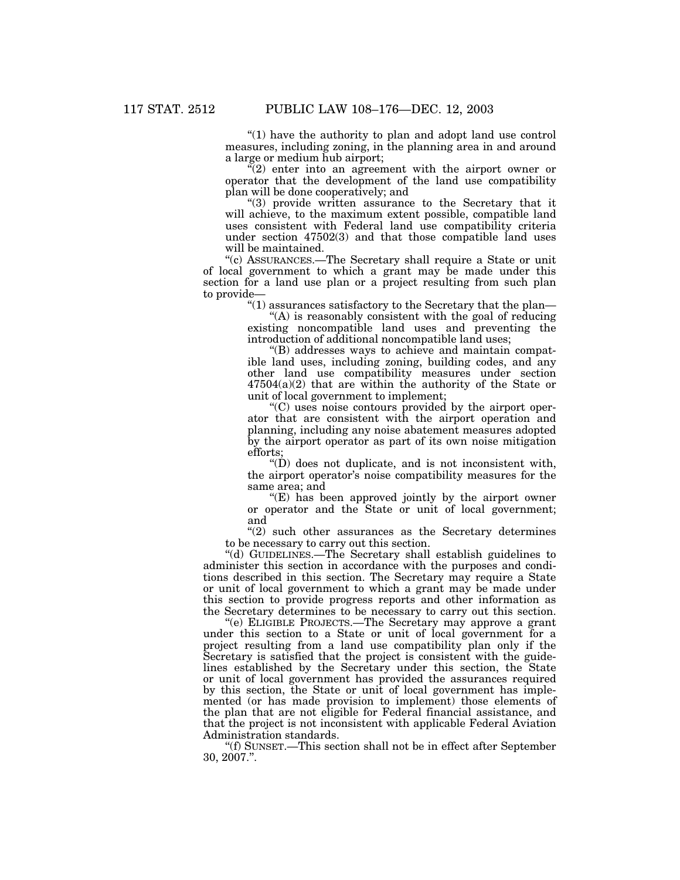"(1) have the authority to plan and adopt land use control measures, including zoning, in the planning area in and around a large or medium hub airport;

"(2) enter into an agreement with the airport owner or operator that the development of the land use compatibility plan will be done cooperatively; and

"(3) provide written assurance to the Secretary that it will achieve, to the maximum extent possible, compatible land uses consistent with Federal land use compatibility criteria under section 47502(3) and that those compatible land uses will be maintained.

"(c) ASSURANCES.—The Secretary shall require a State or unit of local government to which a grant may be made under this section for a land use plan or a project resulting from such plan to provide—

"(1) assurances satisfactory to the Secretary that the plan—

"(A) is reasonably consistent with the goal of reducing existing noncompatible land uses and preventing the introduction of additional noncompatible land uses;

"(B) addresses ways to achieve and maintain compatible land uses, including zoning, building codes, and any other land use compatibility measures under section 47504(a)(2) that are within the authority of the State or unit of local government to implement;

"(C) uses noise contours provided by the airport operator that are consistent with the airport operation and planning, including any noise abatement measures adopted by the airport operator as part of its own noise mitigation efforts;

"(D) does not duplicate, and is not inconsistent with, the airport operator's noise compatibility measures for the same area; and

"(E) has been approved jointly by the airport owner or operator and the State or unit of local government; and

"(2) such other assurances as the Secretary determines to be necessary to carry out this section.

"(d) GUIDELINES.—The Secretary shall establish guidelines to administer this section in accordance with the purposes and conditions described in this section. The Secretary may require a State or unit of local government to which a grant may be made under this section to provide progress reports and other information as the Secretary determines to be necessary to carry out this section.

"(e) ELIGIBLE PROJECTS.—The Secretary may approve a grant under this section to a State or unit of local government for a project resulting from a land use compatibility plan only if the Secretary is satisfied that the project is consistent with the guidelines established by the Secretary under this section, the State or unit of local government has provided the assurances required by this section, the State or unit of local government has implemented (or has made provision to implement) those elements of the plan that are not eligible for Federal financial assistance, and that the project is not inconsistent with applicable Federal Aviation Administration standards.

"(f) SUNSET.—This section shall not be in effect after September 30, 2007.".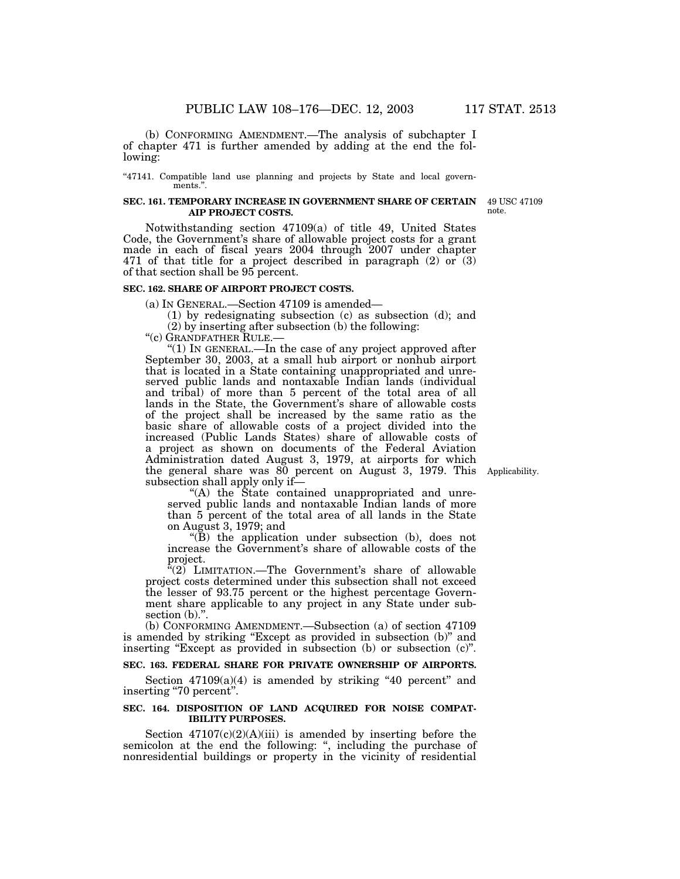(b) CONFORMING AMENDMENT.—The analysis of subchapter I of chapter 471 is further amended by adding at the end the following:

"47141. Compatible land use planning and projects by State and local governments.".

**SEC. 161. TEMPORARY INCREASE IN GOVERNMENT SHARE OF CERTAIN AIP PROJECT COSTS.**

49 USC 47109 note.

Notwithstanding section 47109(a) of title 49, United States Code, the Government's share of allowable project costs for a grant made in each of fiscal years 2004 through 2007 under chapter 471 of that title for a project described in paragraph (2) or (3) of that section shall be 95 percent.

**SEC. 162. SHARE OF AIRPORT PROJECT COSTS.**

(a) IN GENERAL.—Section 47109 is amended—

(1) by redesignating subsection (c) as subsection (d); and

(2) by inserting after subsection (b) the following:

"(c) GRANDFATHER RULE.—

"(1) IN GENERAL.—In the case of any project approved after September 30, 2003, at a small hub airport or nonhub airport that is located in a State containing unappropriated and unreserved public lands and nontaxable Indian lands (individual and tribal) of more than 5 percent of the total area of all lands in the State, the Government's share of allowable costs of the project shall be increased by the same ratio as the basic share of allowable costs of a project divided into the increased (Public Lands States) share of allowable costs of a project as shown on documents of the Federal Aviation Administration dated August 3, 1979, at airports for which the general share was 80 percent on August 3, 1979. This subsection shall apply only if—

Applicability.

"(A) the State contained unappropriated and unreserved public lands and nontaxable Indian lands of more than 5 percent of the total area of all lands in the State on August 3, 1979; and

"(B) the application under subsection (b), does not increase the Government's share of allowable costs of the project.

"(2) LIMITATION.—The Government's share of allowable project costs determined under this subsection shall not exceed the lesser of 93.75 percent or the highest percentage Government share applicable to any project in any State under subsection (b).".

(b) CONFORMING AMENDMENT.—Subsection (a) of section 47109 is amended by striking "Except as provided in subsection (b)" and inserting "Except as provided in subsection (b) or subsection (c)".

**SEC. 163. FEDERAL SHARE FOR PRIVATE OWNERSHIP OF AIRPORTS.**

Section 47109(a)(4) is amended by striking "40 percent" and inserting "70 percent".

**SEC. 164. DISPOSITION OF LAND ACQUIRED FOR NOISE COMPATIBILITY PURPOSES.**

Section 47107(c)(2)(A)(iii) is amended by inserting before the semicolon at the end the following: ", including the purchase of nonresidential buildings or property in the vicinity of residential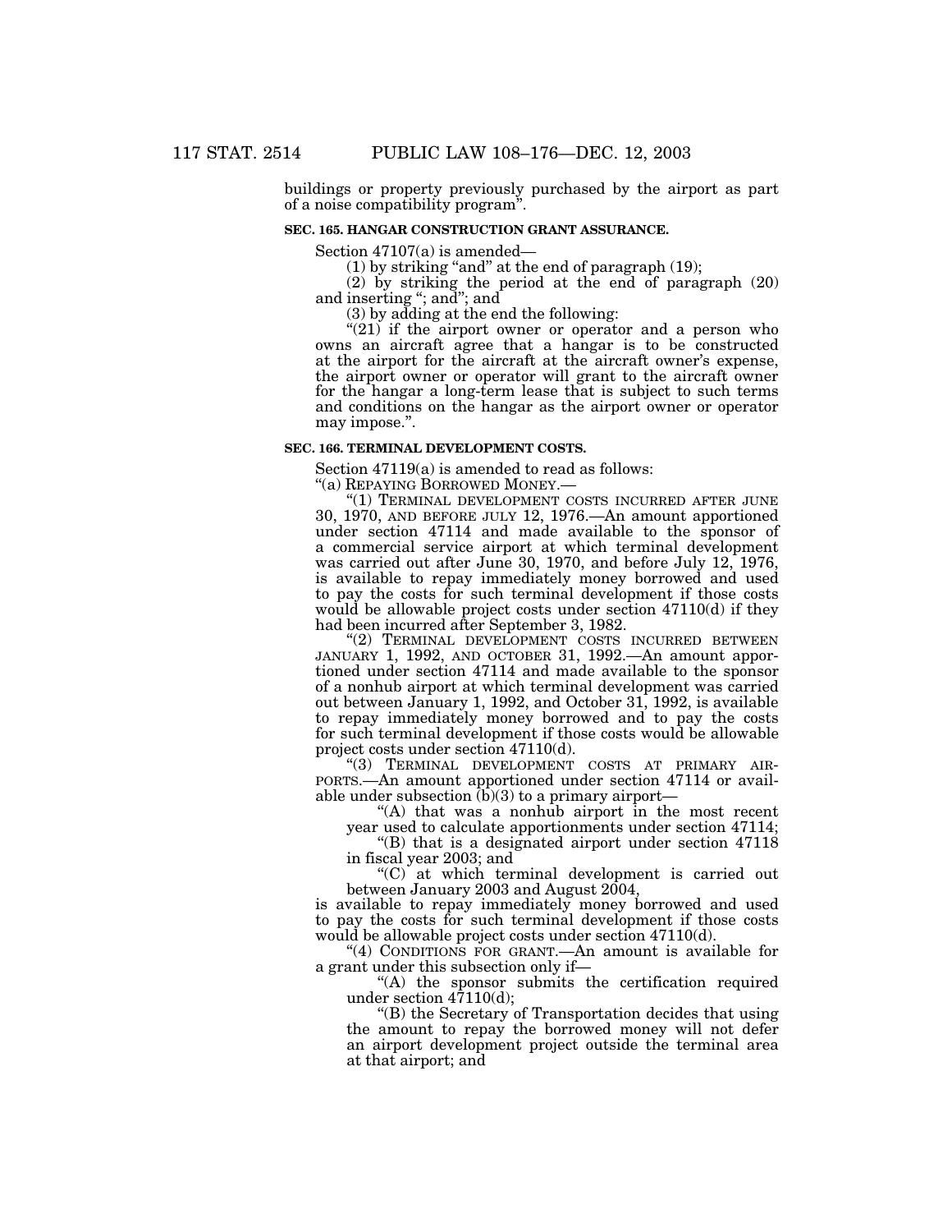buildings or property previously purchased by the airport as part of a noise compatibility program".

**SEC. 165. HANGAR CONSTRUCTION GRANT ASSURANCE.**

Section 47107(a) is amended—

(1) by striking "and" at the end of paragraph (19);

(2) by striking the period at the end of paragraph (20) and inserting "; and"; and

(3) by adding at the end the following:

"(21) if the airport owner or operator and a person who owns an aircraft agree that a hangar is to be constructed at the airport for the aircraft at the aircraft owner's expense, the airport owner or operator will grant to the aircraft owner for the hangar a long-term lease that is subject to such terms and conditions on the hangar as the airport owner or operator may impose.".

**SEC. 166. TERMINAL DEVELOPMENT COSTS.**

Section 47119(a) is amended to read as follows:

"(a) REPAYING BORROWED MONEY.—

"(1) TERMINAL DEVELOPMENT COSTS INCURRED AFTER JUNE 30, 1970, AND BEFORE JULY 12, 1976.—An amount apportioned under section 47114 and made available to the sponsor of a commercial service airport at which terminal development was carried out after June 30, 1970, and before July 12, 1976, is available to repay immediately money borrowed and used to pay the costs for such terminal development if those costs would be allowable project costs under section 47110(d) if they had been incurred after September 3, 1982.

"(2) TERMINAL DEVELOPMENT COSTS INCURRED BETWEEN JANUARY 1, 1992, AND OCTOBER 31, 1992.—An amount apportioned under section 47114 and made available to the sponsor of a nonhub airport at which terminal development was carried out between January 1, 1992, and October 31, 1992, is available to repay immediately money borrowed and to pay the costs for such terminal development if those costs would be allowable project costs under section 47110(d).

"(3) TERMINAL DEVELOPMENT COSTS AT PRIMARY AIRPORTS.—An amount apportioned under section 47114 or available under subsection (b)(3) to a primary airport—

"(A) that was a nonhub airport in the most recent year used to calculate apportionments under section 47114;

"(B) that is a designated airport under section 47118 in fiscal year 2003; and

"(C) at which terminal development is carried out between January 2003 and August 2004,

is available to repay immediately money borrowed and used to pay the costs for such terminal development if those costs would be allowable project costs under section 47110(d).

"(4) CONDITIONS FOR GRANT.—An amount is available for a grant under this subsection only if—

"(A) the sponsor submits the certification required under section 47110(d);

"(B) the Secretary of Transportation decides that using the amount to repay the borrowed money will not defer an airport development project outside the terminal area at that airport; and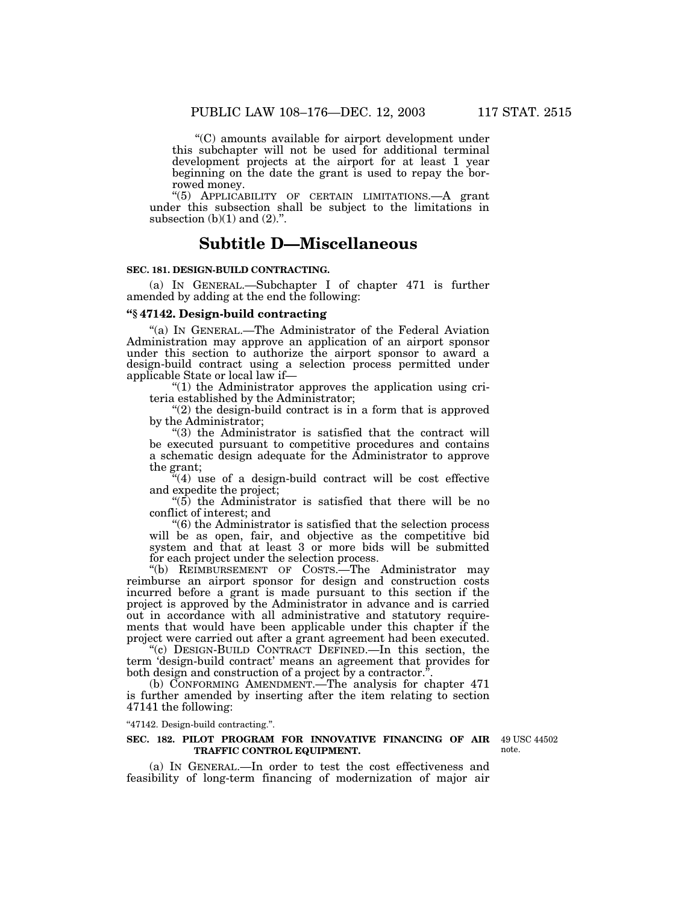"(C) amounts available for airport development under this subchapter will not be used for additional terminal development projects at the airport for at least 1 year beginning on the date the grant is used to repay the borrowed money.

"(5) APPLICABILITY OF CERTAIN LIMITATIONS.—A grant under this subsection shall be subject to the limitations in subsection (b)(1) and (2).".

## Subtitle D—Miscellaneous

**SEC. 181. DESIGN-BUILD CONTRACTING.**

(a) IN GENERAL.—Subchapter I of chapter 471 is further amended by adding at the end the following:

**"§ 47142. Design-build contracting**

"(a) IN GENERAL.—The Administrator of the Federal Aviation Administration may approve an application of an airport sponsor under this section to authorize the airport sponsor to award a design-build contract using a selection process permitted under applicable State or local law if—

"(1) the Administrator approves the application using criteria established by the Administrator;

"(2) the design-build contract is in a form that is approved by the Administrator;

"(3) the Administrator is satisfied that the contract will be executed pursuant to competitive procedures and contains a schematic design adequate for the Administrator to approve the grant;

"(4) use of a design-build contract will be cost effective and expedite the project;

"(5) the Administrator is satisfied that there will be no conflict of interest; and

"(6) the Administrator is satisfied that the selection process will be as open, fair, and objective as the competitive bid system and that at least 3 or more bids will be submitted for each project under the selection process.

"(b) REIMBURSEMENT OF COSTS.—The Administrator may reimburse an airport sponsor for design and construction costs incurred before a grant is made pursuant to this section if the project is approved by the Administrator in advance and is carried out in accordance with all administrative and statutory requirements that would have been applicable under this chapter if the project were carried out after a grant agreement had been executed.

"(c) DESIGN-BUILD CONTRACT DEFINED.—In this section, the term 'design-build contract' means an agreement that provides for both design and construction of a project by a contractor.".

(b) CONFORMING AMENDMENT.—The analysis for chapter 471 is further amended by inserting after the item relating to section 47141 the following:

"47142. Design-build contracting.".

**SEC. 182. PILOT PROGRAM FOR INNOVATIVE FINANCING OF AIR TRAFFIC CONTROL EQUIPMENT.**

49 USC 44502 note.

(a) IN GENERAL.—In order to test the cost effectiveness and feasibility of long-term financing of modernization of major air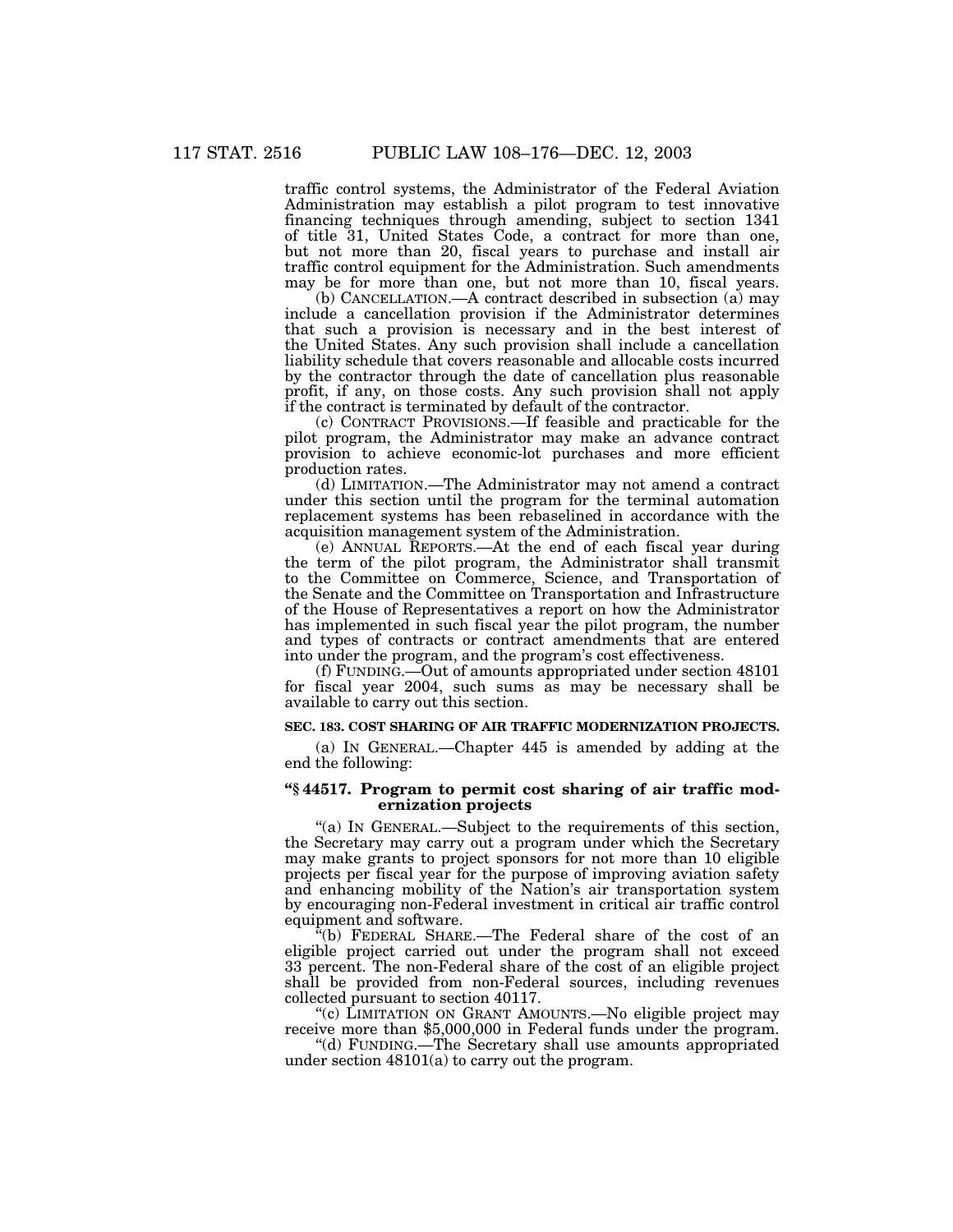traffic control systems, the Administrator of the Federal Aviation Administration may establish a pilot program to test innovative financing techniques through amending, subject to section 1341 of title 31, United States Code, a contract for more than one, but not more than 20, fiscal years to purchase and install air traffic control equipment for the Administration. Such amendments may be for more than one, but not more than 10, fiscal years.

(b) CANCELLATION.—A contract described in subsection (a) may include a cancellation provision if the Administrator determines that such a provision is necessary and in the best interest of the United States. Any such provision shall include a cancellation liability schedule that covers reasonable and allocable costs incurred by the contractor through the date of cancellation plus reasonable profit, if any, on those costs. Any such provision shall not apply if the contract is terminated by default of the contractor.

(c) CONTRACT PROVISIONS.—If feasible and practicable for the pilot program, the Administrator may make an advance contract provision to achieve economic-lot purchases and more efficient production rates.

(d) LIMITATION.—The Administrator may not amend a contract under this section until the program for the terminal automation replacement systems has been rebaselined in accordance with the acquisition management system of the Administration.

(e) ANNUAL REPORTS.—At the end of each fiscal year during the term of the pilot program, the Administrator shall transmit to the Committee on Commerce, Science, and Transportation of the Senate and the Committee on Transportation and Infrastructure of the House of Representatives a report on how the Administrator has implemented in such fiscal year the pilot program, the number and types of contracts or contract amendments that are entered into under the program, and the program's cost effectiveness.

(f) FUNDING.—Out of amounts appropriated under section 48101 for fiscal year 2004, such sums as may be necessary shall be available to carry out this section.

**SEC. 183. COST SHARING OF AIR TRAFFIC MODERNIZATION PROJECTS.**

(a) IN GENERAL.—Chapter 445 is amended by adding at the end the following:

**"§ 44517. Program to permit cost sharing of air traffic modernization projects**

"(a) IN GENERAL.—Subject to the requirements of this section, the Secretary may carry out a program under which the Secretary may make grants to project sponsors for not more than 10 eligible projects per fiscal year for the purpose of improving aviation safety and enhancing mobility of the Nation's air transportation system by encouraging non-Federal investment in critical air traffic control equipment and software.

"(b) FEDERAL SHARE.—The Federal share of the cost of an eligible project carried out under the program shall not exceed 33 percent. The non-Federal share of the cost of an eligible project shall be provided from non-Federal sources, including revenues collected pursuant to section 40117.

"(c) LIMITATION ON GRANT AMOUNTS.—No eligible project may receive more than $5,000,000 in Federal funds under the program.

"(d) FUNDING.—The Secretary shall use amounts appropriated under section 48101(a) to carry out the program.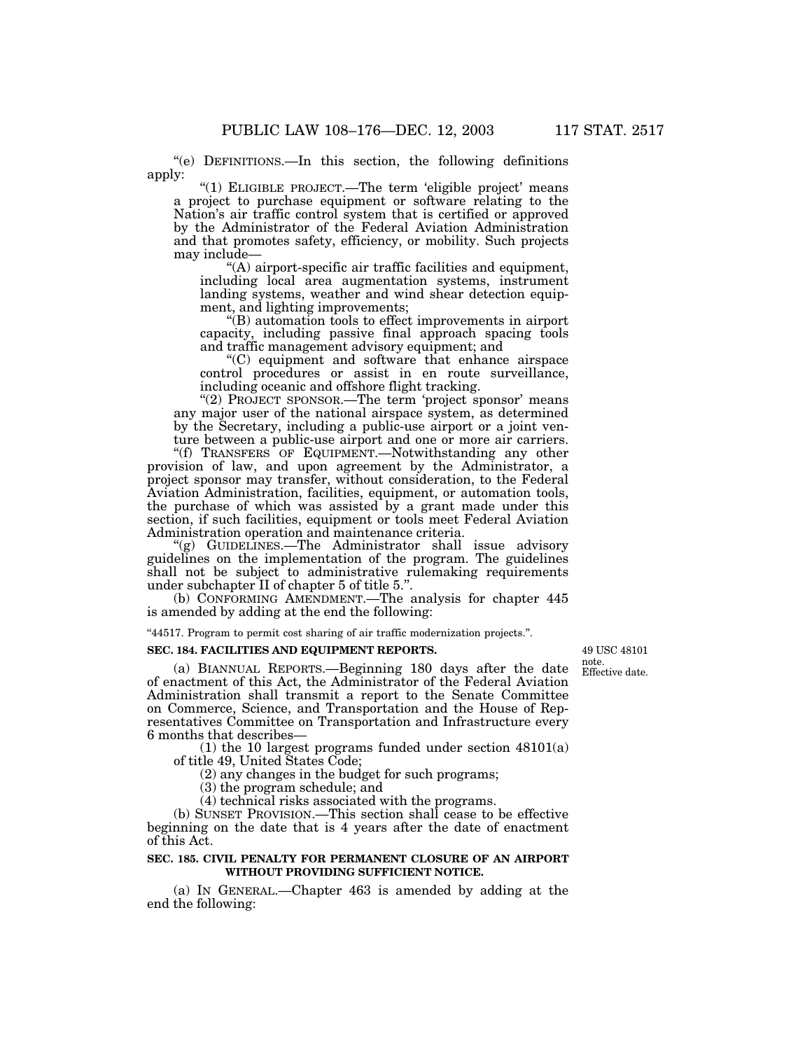"(e) DEFINITIONS.—In this section, the following definitions apply:

"(1) ELIGIBLE PROJECT.—The term 'eligible project' means a project to purchase equipment or software relating to the Nation's air traffic control system that is certified or approved by the Administrator of the Federal Aviation Administration and that promotes safety, efficiency, or mobility. Such projects may include—

"(A) airport-specific air traffic facilities and equipment, including local area augmentation systems, instrument landing systems, weather and wind shear detection equipment, and lighting improvements;

"(B) automation tools to effect improvements in airport capacity, including passive final approach spacing tools and traffic management advisory equipment; and

"(C) equipment and software that enhance airspace control procedures or assist in en route surveillance, including oceanic and offshore flight tracking.

"(2) PROJECT SPONSOR.—The term 'project sponsor' means any major user of the national airspace system, as determined by the Secretary, including a public-use airport or a joint venture between a public-use airport and one or more air carriers.

"(f) TRANSFERS OF EQUIPMENT.—Notwithstanding any other provision of law, and upon agreement by the Administrator, a project sponsor may transfer, without consideration, to the Federal Aviation Administration, facilities, equipment, or automation tools, the purchase of which was assisted by a grant made under this section, if such facilities, equipment or tools meet Federal Aviation Administration operation and maintenance criteria.

"(g) GUIDELINES.—The Administrator shall issue advisory guidelines on the implementation of the program. The guidelines shall not be subject to administrative rulemaking requirements under subchapter II of chapter 5 of title 5.".

(b) CONFORMING AMENDMENT.—The analysis for chapter 445 is amended by adding at the end the following:

"44517. Program to permit cost sharing of air traffic modernization projects.".

**SEC. 184. FACILITIES AND EQUIPMENT REPORTS.**

49 USC 48101 note.
Effective date.

(a) BIANNUAL REPORTS.—Beginning 180 days after the date of enactment of this Act, the Administrator of the Federal Aviation Administration shall transmit a report to the Senate Committee on Commerce, Science, and Transportation and the House of Representatives Committee on Transportation and Infrastructure every 6 months that describes—

(1) the 10 largest programs funded under section 48101(a) of title 49, United States Code;

(2) any changes in the budget for such programs;

(3) the program schedule; and

(4) technical risks associated with the programs.

(b) SUNSET PROVISION.—This section shall cease to be effective beginning on the date that is 4 years after the date of enactment of this Act.

**SEC. 185. CIVIL PENALTY FOR PERMANENT CLOSURE OF AN AIRPORT WITHOUT PROVIDING SUFFICIENT NOTICE.**

(a) IN GENERAL.—Chapter 463 is amended by adding at the end the following: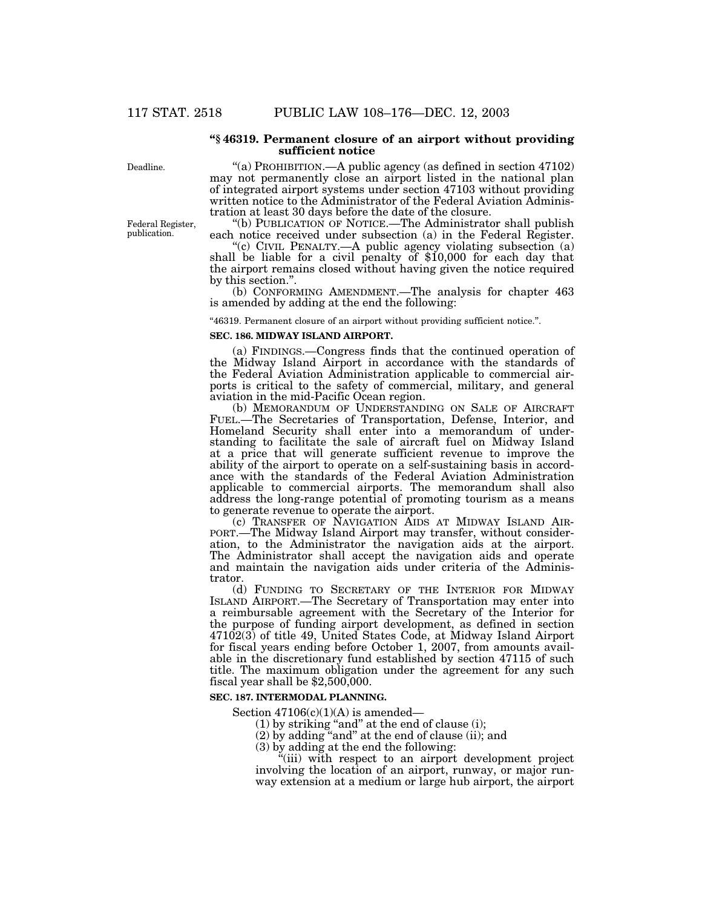**"§ 46319. Permanent closure of an airport without providing sufficient notice**

Deadline.

"(a) PROHIBITION.—A public agency (as defined in section 47102) may not permanently close an airport listed in the national plan of integrated airport systems under section 47103 without providing written notice to the Administrator of the Federal Aviation Administration at least 30 days before the date of the closure.

Federal Register, publication.

"(b) PUBLICATION OF NOTICE.—The Administrator shall publish each notice received under subsection (a) in the Federal Register.

"(c) CIVIL PENALTY.—A public agency violating subsection (a) shall be liable for a civil penalty of $10,000 for each day that the airport remains closed without having given the notice required by this section.".

(b) CONFORMING AMENDMENT.—The analysis for chapter 463 is amended by adding at the end the following:

"46319. Permanent closure of an airport without providing sufficient notice.".

**SEC. 186. MIDWAY ISLAND AIRPORT.**

(a) FINDINGS.—Congress finds that the continued operation of the Midway Island Airport in accordance with the standards of the Federal Aviation Administration applicable to commercial airports is critical to the safety of commercial, military, and general aviation in the mid-Pacific Ocean region.

(b) MEMORANDUM OF UNDERSTANDING ON SALE OF AIRCRAFT FUEL.—The Secretaries of Transportation, Defense, Interior, and Homeland Security shall enter into a memorandum of understanding to facilitate the sale of aircraft fuel on Midway Island at a price that will generate sufficient revenue to improve the ability of the airport to operate on a self-sustaining basis in accordance with the standards of the Federal Aviation Administration applicable to commercial airports. The memorandum shall also address the long-range potential of promoting tourism as a means to generate revenue to operate the airport.

(c) TRANSFER OF NAVIGATION AIDS AT MIDWAY ISLAND AIRPORT.—The Midway Island Airport may transfer, without consideration, to the Administrator the navigation aids at the airport. The Administrator shall accept the navigation aids and operate and maintain the navigation aids under criteria of the Administrator.

(d) FUNDING TO SECRETARY OF THE INTERIOR FOR MIDWAY ISLAND AIRPORT.—The Secretary of Transportation may enter into a reimbursable agreement with the Secretary of the Interior for the purpose of funding airport development, as defined in section 47102(3) of title 49, United States Code, at Midway Island Airport for fiscal years ending before October 1, 2007, from amounts available in the discretionary fund established by section 47115 of such title. The maximum obligation under the agreement for any such fiscal year shall be $2,500,000.

**SEC. 187. INTERMODAL PLANNING.**

Section 47106(c)(1)(A) is amended—

(1) by striking "and" at the end of clause (i);

(2) by adding "and" at the end of clause (ii); and

(3) by adding at the end the following:

"(iii) with respect to an airport development project involving the location of an airport, runway, or major runway extension at a medium or large hub airport, the airport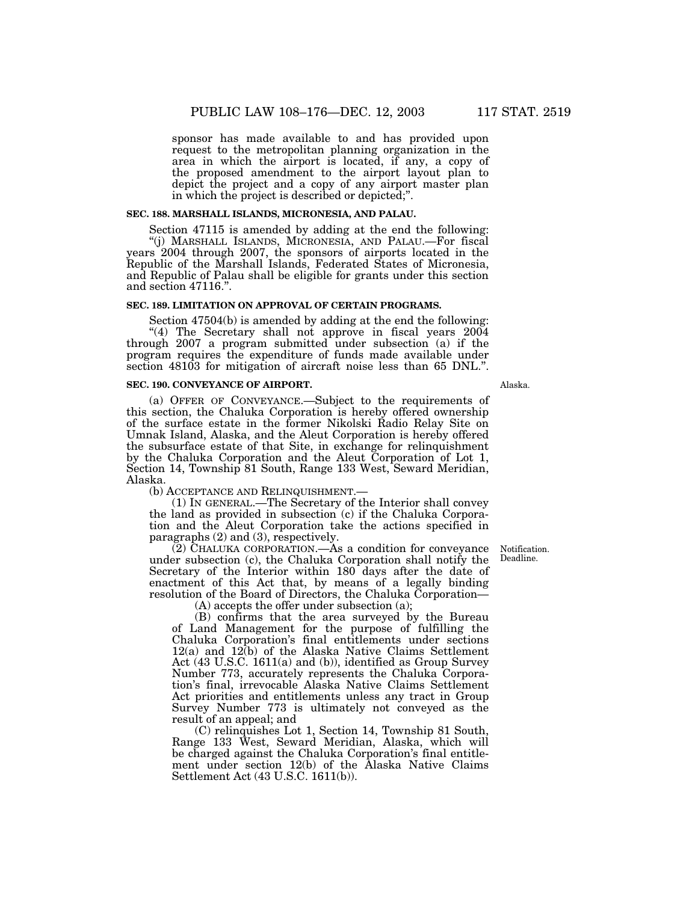sponsor has made available to and has provided upon request to the metropolitan planning organization in the area in which the airport is located, if any, a copy of the proposed amendment to the airport layout plan to depict the project and a copy of any airport master plan in which the project is described or depicted;".

**SEC. 188. MARSHALL ISLANDS, MICRONESIA, AND PALAU.**

Section 47115 is amended by adding at the end the following:

"(j) MARSHALL ISLANDS, MICRONESIA, AND PALAU.—For fiscal years 2004 through 2007, the sponsors of airports located in the Republic of the Marshall Islands, Federated States of Micronesia, and Republic of Palau shall be eligible for grants under this section and section 47116.".

**SEC. 189. LIMITATION ON APPROVAL OF CERTAIN PROGRAMS.**

Section 47504(b) is amended by adding at the end the following:

"(4) The Secretary shall not approve in fiscal years 2004 through 2007 a program submitted under subsection (a) if the program requires the expenditure of funds made available under section 48103 for mitigation of aircraft noise less than 65 DNL.".

**SEC. 190. CONVEYANCE OF AIRPORT.**

Alaska.

(a) OFFER OF CONVEYANCE.—Subject to the requirements of this section, the Chaluka Corporation is hereby offered ownership of the surface estate in the former Nikolski Radio Relay Site on Umnak Island, Alaska, and the Aleut Corporation is hereby offered the subsurface estate of that Site, in exchange for relinquishment by the Chaluka Corporation and the Aleut Corporation of Lot 1, Section 14, Township 81 South, Range 133 West, Seward Meridian, Alaska.

(b) ACCEPTANCE AND RELINQUISHMENT.—

(1) IN GENERAL.—The Secretary of the Interior shall convey the land as provided in subsection (c) if the Chaluka Corporation and the Aleut Corporation take the actions specified in paragraphs (2) and (3), respectively.

Notification. Deadline.

(2) CHALUKA CORPORATION.—As a condition for conveyance under subsection (c), the Chaluka Corporation shall notify the Secretary of the Interior within 180 days after the date of enactment of this Act that, by means of a legally binding resolution of the Board of Directors, the Chaluka Corporation—

(A) accepts the offer under subsection (a);

(B) confirms that the area surveyed by the Bureau of Land Management for the purpose of fulfilling the Chaluka Corporation's final entitlements under sections 12(a) and 12(b) of the Alaska Native Claims Settlement Act (43 U.S.C. 1611(a) and (b)), identified as Group Survey Number 773, accurately represents the Chaluka Corporation's final, irrevocable Alaska Native Claims Settlement Act priorities and entitlements unless any tract in Group Survey Number 773 is ultimately not conveyed as the result of an appeal; and

(C) relinquishes Lot 1, Section 14, Township 81 South, Range 133 West, Seward Meridian, Alaska, which will be charged against the Chaluka Corporation's final entitlement under section 12(b) of the Alaska Native Claims Settlement Act (43 U.S.C. 1611(b)).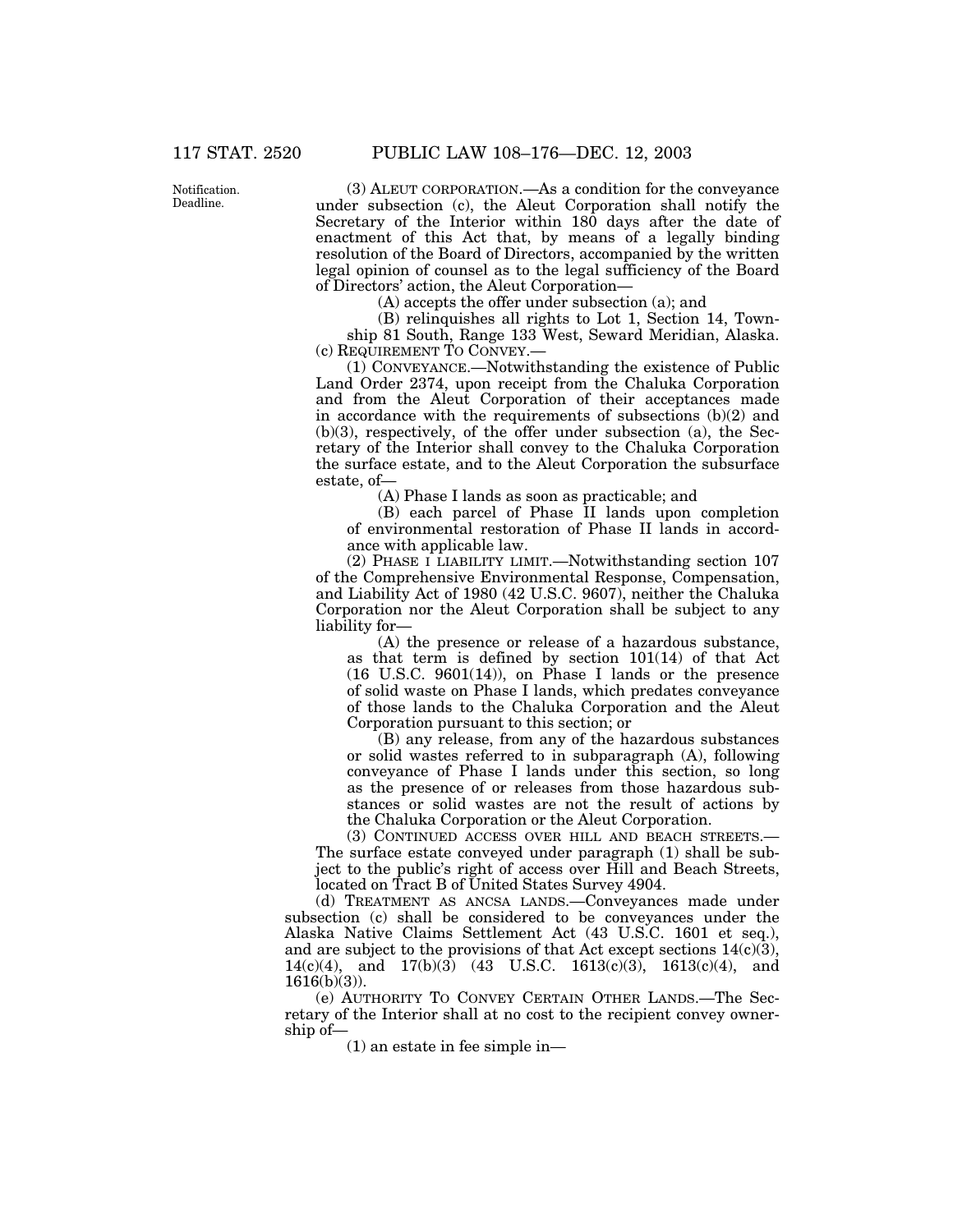Notification. Deadline.

(3) ALEUT CORPORATION.—As a condition for the conveyance under subsection (c), the Aleut Corporation shall notify the Secretary of the Interior within 180 days after the date of enactment of this Act that, by means of a legally binding resolution of the Board of Directors, accompanied by the written legal opinion of counsel as to the legal sufficiency of the Board of Directors' action, the Aleut Corporation—

(A) accepts the offer under subsection (a); and

(B) relinquishes all rights to Lot 1, Section 14, Township 81 South, Range 133 West, Seward Meridian, Alaska.

(c) REQUIREMENT TO CONVEY.—

(1) CONVEYANCE.—Notwithstanding the existence of Public Land Order 2374, upon receipt from the Chaluka Corporation and from the Aleut Corporation of their acceptances made in accordance with the requirements of subsections (b)(2) and (b)(3), respectively, of the offer under subsection (a), the Secretary of the Interior shall convey to the Chaluka Corporation the surface estate, and to the Aleut Corporation the subsurface estate, of—

(A) Phase I lands as soon as practicable; and

(B) each parcel of Phase II lands upon completion of environmental restoration of Phase II lands in accordance with applicable law.

(2) PHASE I LIABILITY LIMIT.—Notwithstanding section 107 of the Comprehensive Environmental Response, Compensation, and Liability Act of 1980 (42 U.S.C. 9607), neither the Chaluka Corporation nor the Aleut Corporation shall be subject to any liability for—

(A) the presence or release of a hazardous substance, as that term is defined by section 101(14) of that Act (16 U.S.C. 9601(14)), on Phase I lands or the presence of solid waste on Phase I lands, which predates conveyance of those lands to the Chaluka Corporation and the Aleut Corporation pursuant to this section; or

(B) any release, from any of the hazardous substances or solid wastes referred to in subparagraph (A), following conveyance of Phase I lands under this section, so long as the presence of or releases from those hazardous substances or solid wastes are not the result of actions by the Chaluka Corporation or the Aleut Corporation.

(3) CONTINUED ACCESS OVER HILL AND BEACH STREETS.—The surface estate conveyed under paragraph (1) shall be subject to the public's right of access over Hill and Beach Streets, located on Tract B of United States Survey 4904.

(d) TREATMENT AS ANCSA LANDS.—Conveyances made under subsection (c) shall be considered to be conveyances under the Alaska Native Claims Settlement Act (43 U.S.C. 1601 et seq.), and are subject to the provisions of that Act except sections 14(c)(3), 14(c)(4), and 17(b)(3) (43 U.S.C. 1613(c)(3), 1613(c)(4), and 1616(b)(3)).

(e) AUTHORITY TO CONVEY CERTAIN OTHER LANDS.—The Secretary of the Interior shall at no cost to the recipient convey ownership of—

(1) an estate in fee simple in—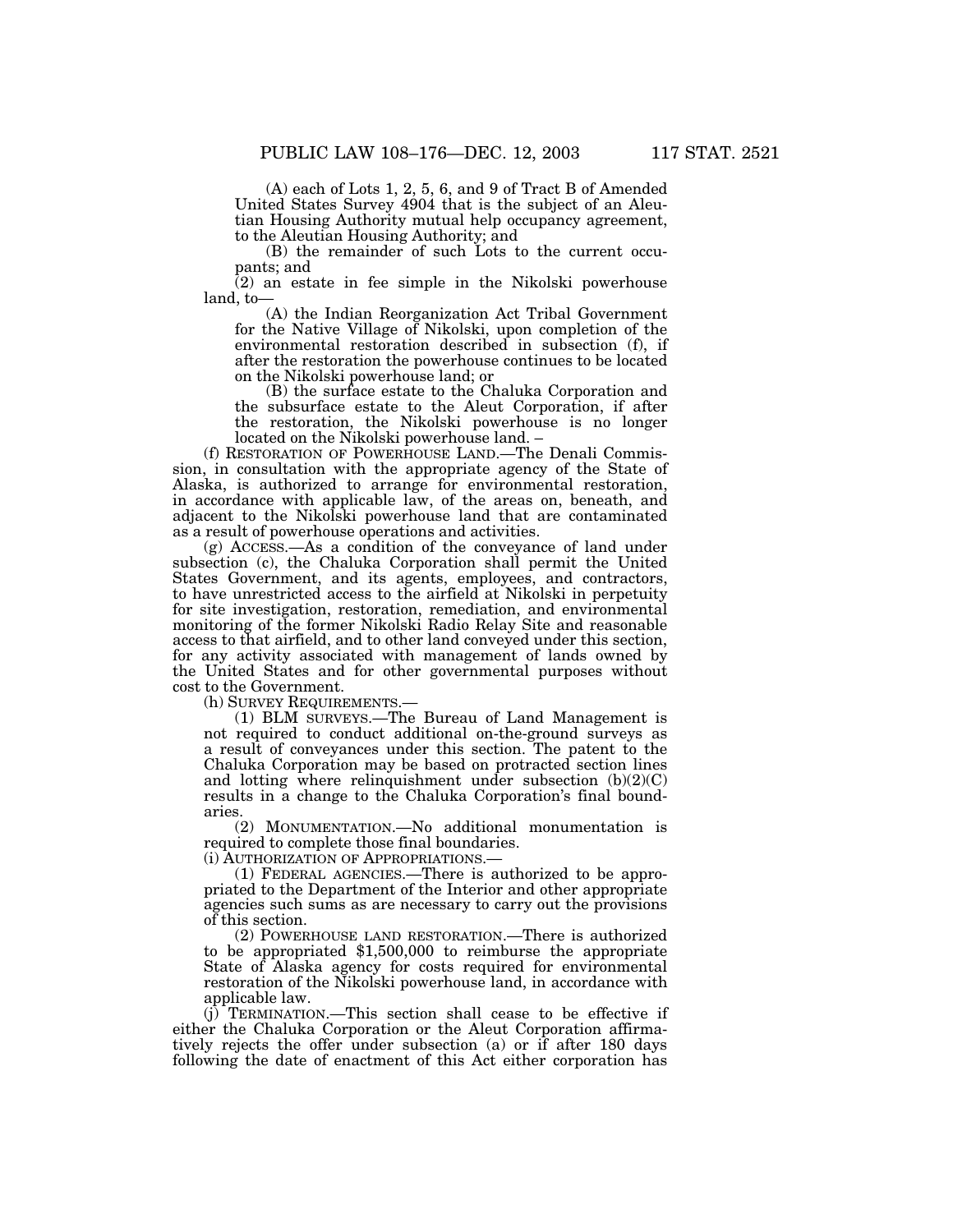(A) each of Lots 1, 2, 5, 6, and 9 of Tract B of Amended United States Survey 4904 that is the subject of an Aleutian Housing Authority mutual help occupancy agreement, to the Aleutian Housing Authority; and

(B) the remainder of such Lots to the current occupants; and

(2) an estate in fee simple in the Nikolski powerhouse land, to—

(A) the Indian Reorganization Act Tribal Government for the Native Village of Nikolski, upon completion of the environmental restoration described in subsection (f), if after the restoration the powerhouse continues to be located on the Nikolski powerhouse land; or

(B) the surface estate to the Chaluka Corporation and the subsurface estate to the Aleut Corporation, if after the restoration, the Nikolski powerhouse is no longer located on the Nikolski powerhouse land. –

(f) RESTORATION OF POWERHOUSE LAND.—The Denali Commission, in consultation with the appropriate agency of the State of Alaska, is authorized to arrange for environmental restoration, in accordance with applicable law, of the areas on, beneath, and adjacent to the Nikolski powerhouse land that are contaminated as a result of powerhouse operations and activities.

(g) ACCESS.—As a condition of the conveyance of land under subsection (c), the Chaluka Corporation shall permit the United States Government, and its agents, employees, and contractors, to have unrestricted access to the airfield at Nikolski in perpetuity for site investigation, restoration, remediation, and environmental monitoring of the former Nikolski Radio Relay Site and reasonable access to that airfield, and to other land conveyed under this section, for any activity associated with management of lands owned by the United States and for other governmental purposes without cost to the Government.

(h) SURVEY REQUIREMENTS.—

(1) BLM SURVEYS.—The Bureau of Land Management is not required to conduct additional on-the-ground surveys as a result of conveyances under this section. The patent to the Chaluka Corporation may be based on protracted section lines and lotting where relinquishment under subsection (b)(2)(C) results in a change to the Chaluka Corporation's final boundaries.

(2) MONUMENTATION.—No additional monumentation is required to complete those final boundaries.

(i) AUTHORIZATION OF APPROPRIATIONS.—

(1) FEDERAL AGENCIES.—There is authorized to be appropriated to the Department of the Interior and other appropriate agencies such sums as are necessary to carry out the provisions of this section.

(2) POWERHOUSE LAND RESTORATION.—There is authorized to be appropriated $1,500,000 to reimburse the appropriate State of Alaska agency for costs required for environmental restoration of the Nikolski powerhouse land, in accordance with applicable law.

(j) TERMINATION.—This section shall cease to be effective if either the Chaluka Corporation or the Aleut Corporation affirmatively rejects the offer under subsection (a) or if after 180 days following the date of enactment of this Act either corporation has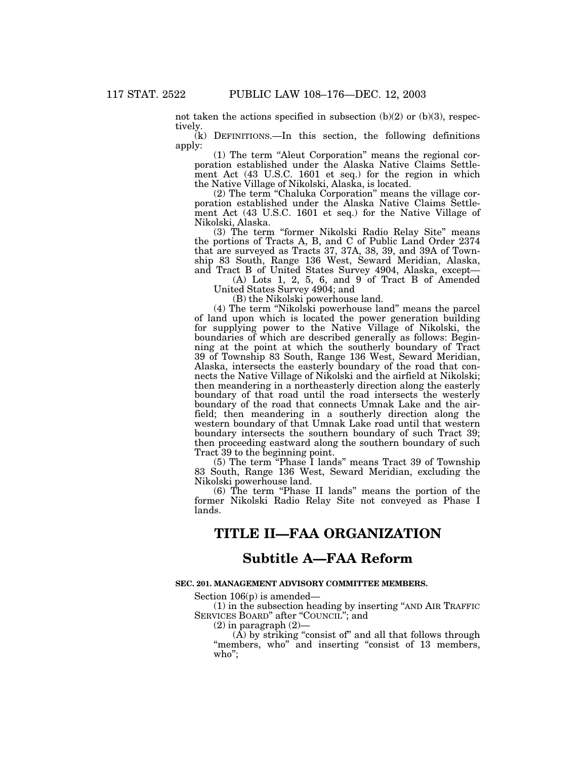not taken the actions specified in subsection (b)(2) or (b)(3), respectively.

(k) DEFINITIONS.—In this section, the following definitions apply:

(1) The term "Aleut Corporation" means the regional corporation established under the Alaska Native Claims Settlement Act (43 U.S.C. 1601 et seq.) for the region in which the Native Village of Nikolski, Alaska, is located.

(2) The term "Chaluka Corporation" means the village corporation established under the Alaska Native Claims Settlement Act (43 U.S.C. 1601 et seq.) for the Native Village of Nikolski, Alaska.

(3) The term "former Nikolski Radio Relay Site" means the portions of Tracts A, B, and C of Public Land Order 2374 that are surveyed as Tracts 37, 37A, 38, 39, and 39A of Township 83 South, Range 136 West, Seward Meridian, Alaska, and Tract B of United States Survey 4904, Alaska, except—

(A) Lots 1, 2, 5, 6, and 9 of Tract B of Amended United States Survey 4904; and

(B) the Nikolski powerhouse land.

(4) The term "Nikolski powerhouse land" means the parcel of land upon which is located the power generation building for supplying power to the Native Village of Nikolski, the boundaries of which are described generally as follows: Beginning at the point at which the southerly boundary of Tract 39 of Township 83 South, Range 136 West, Seward Meridian, Alaska, intersects the easterly boundary of the road that connects the Native Village of Nikolski and the airfield at Nikolski; then meandering in a northeasterly direction along the easterly boundary of that road until the road intersects the westerly boundary of the road that connects Umnak Lake and the airfield; then meandering in a southerly direction along the western boundary of that Umnak Lake road until that western boundary intersects the southern boundary of such Tract 39; then proceeding eastward along the southern boundary of such Tract 39 to the beginning point.

(5) The term "Phase I lands" means Tract 39 of Township 83 South, Range 136 West, Seward Meridian, excluding the Nikolski powerhouse land.

(6) The term "Phase II lands" means the portion of the former Nikolski Radio Relay Site not conveyed as Phase I lands.

# TITLE II—FAA ORGANIZATION

## Subtitle A—FAA Reform

### SEC. 201. MANAGEMENT ADVISORY COMMITTEE MEMBERS.

Section 106(p) is amended—

(1) in the subsection heading by inserting "AND AIR TRAFFIC SERVICES BOARD" after "COUNCIL"; and

(2) in paragraph (2)—

(A) by striking "consist of" and all that follows through "members, who" and inserting "consist of 13 members, who";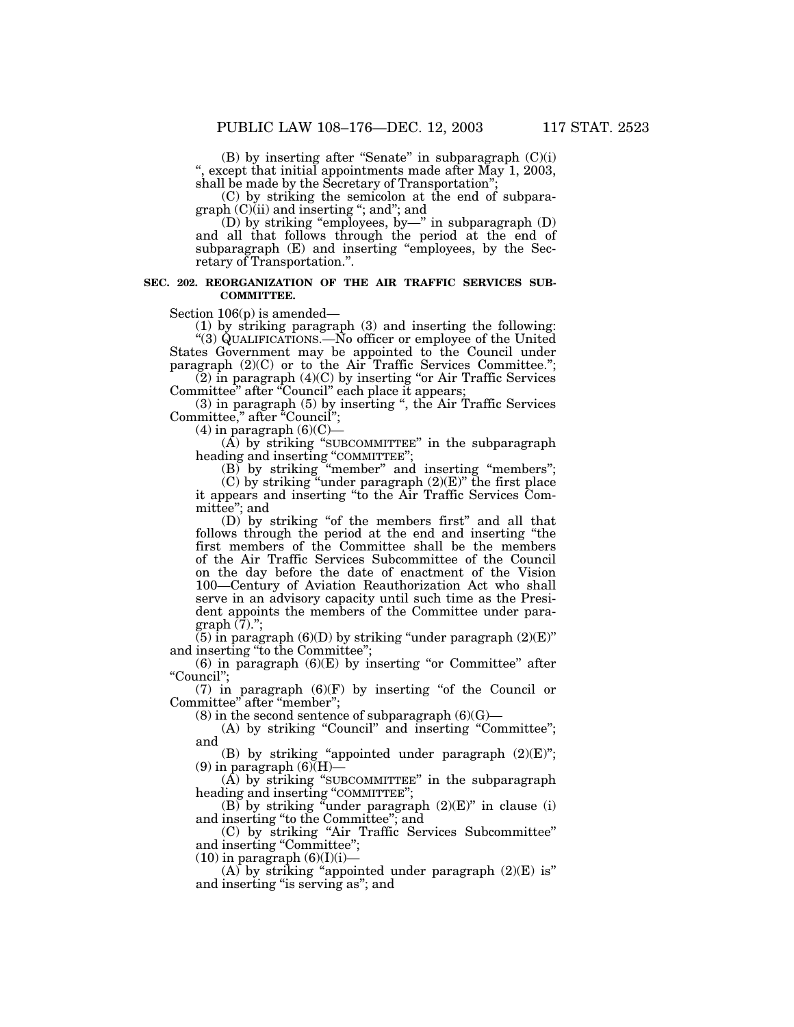(B) by inserting after "Senate" in subparagraph (C)(i) ", except that initial appointments made after May 1, 2003, shall be made by the Secretary of Transportation";

(C) by striking the semicolon at the end of subparagraph (C)(ii) and inserting "; and"; and

(D) by striking "employees, by—" in subparagraph (D) and all that follows through the period at the end of subparagraph (E) and inserting "employees, by the Secretary of Transportation.".

**SEC. 202. REORGANIZATION OF THE AIR TRAFFIC SERVICES SUBCOMMITTEE.**

Section 106(p) is amended—

(1) by striking paragraph (3) and inserting the following:

"(3) QUALIFICATIONS.—No officer or employee of the United States Government may be appointed to the Council under paragraph (2)(C) or to the Air Traffic Services Committee.";

(2) in paragraph (4)(C) by inserting "or Air Traffic Services Committee" after "Council" each place it appears;

(3) in paragraph (5) by inserting ", the Air Traffic Services Committee," after "Council";

(4) in paragraph (6)(C)—

(A) by striking "SUBCOMMITTEE" in the subparagraph heading and inserting "COMMITTEE";

(B) by striking "member" and inserting "members";

(C) by striking "under paragraph (2)(E)" the first place it appears and inserting "to the Air Traffic Services Committee"; and

(D) by striking "of the members first" and all that follows through the period at the end and inserting "the first members of the Committee shall be the members of the Air Traffic Services Subcommittee of the Council on the day before the date of enactment of the Vision 100—Century of Aviation Reauthorization Act who shall serve in an advisory capacity until such time as the President appoints the members of the Committee under paragraph (7).";

(5) in paragraph (6)(D) by striking "under paragraph (2)(E)" and inserting "to the Committee";

(6) in paragraph (6)(E) by inserting "or Committee" after "Council";

(7) in paragraph (6)(F) by inserting "of the Council or Committee" after "member";

(8) in the second sentence of subparagraph (6)(G)—

(A) by striking "Council" and inserting "Committee"; and

(B) by striking "appointed under paragraph (2)(E)";

(9) in paragraph (6)(H)—

(A) by striking "SUBCOMMITTEE" in the subparagraph heading and inserting "COMMITTEE";

(B) by striking "under paragraph (2)(E)" in clause (i) and inserting "to the Committee"; and

(C) by striking "Air Traffic Services Subcommittee" and inserting "Committee";

(10) in paragraph (6)(I)(i)—

(A) by striking "appointed under paragraph (2)(E) is" and inserting "is serving as"; and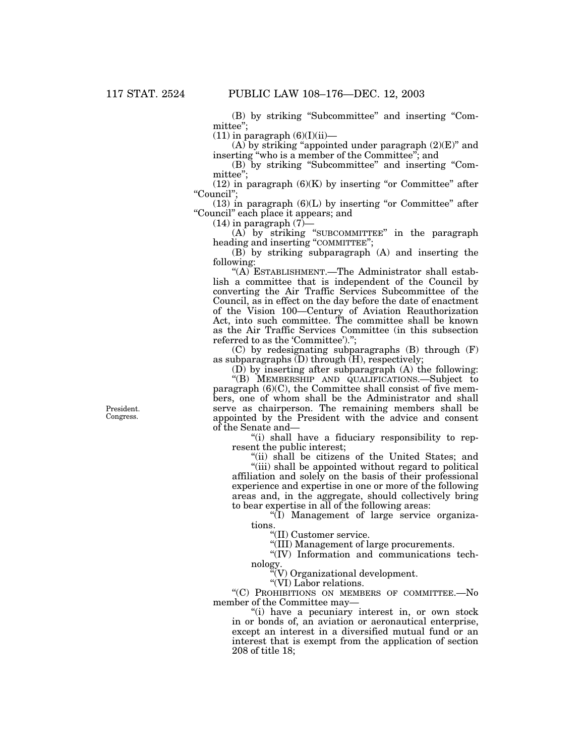(B) by striking "Subcommittee" and inserting "Committee";

(11) in paragraph (6)(I)(ii)—

(A) by striking "appointed under paragraph (2)(E)" and inserting "who is a member of the Committee"; and

(B) by striking "Subcommittee" and inserting "Committee";

(12) in paragraph (6)(K) by inserting "or Committee" after "Council";

(13) in paragraph (6)(L) by inserting "or Committee" after "Council" each place it appears; and

(14) in paragraph (7)—

(A) by striking "SUBCOMMITTEE" in the paragraph heading and inserting "COMMITTEE";

(B) by striking subparagraph (A) and inserting the following:

"(A) ESTABLISHMENT.—The Administrator shall establish a committee that is independent of the Council by converting the Air Traffic Services Subcommittee of the Council, as in effect on the day before the date of enactment of the Vision 100—Century of Aviation Reauthorization Act, into such committee. The committee shall be known as the Air Traffic Services Committee (in this subsection referred to as the 'Committee').";

(C) by redesignating subparagraphs (B) through (F) as subparagraphs (D) through (H), respectively;

(D) by inserting after subparagraph (A) the following:

President. Congress.

"(B) MEMBERSHIP AND QUALIFICATIONS.—Subject to paragraph (6)(C), the Committee shall consist of five members, one of whom shall be the Administrator and shall serve as chairperson. The remaining members shall be appointed by the President with the advice and consent of the Senate and—

"(i) shall have a fiduciary responsibility to represent the public interest;

"(ii) shall be citizens of the United States; and

"(iii) shall be appointed without regard to political affiliation and solely on the basis of their professional experience and expertise in one or more of the following areas and, in the aggregate, should collectively bring to bear expertise in all of the following areas:

"(I) Management of large service organizations.

"(II) Customer service.

"(III) Management of large procurements.

"(IV) Information and communications technology.

"(V) Organizational development.

"(VI) Labor relations.

"(C) PROHIBITIONS ON MEMBERS OF COMMITTEE.—No member of the Committee may—

"(i) have a pecuniary interest in, or own stock in or bonds of, an aviation or aeronautical enterprise, except an interest in a diversified mutual fund or an interest that is exempt from the application of section 208 of title 18;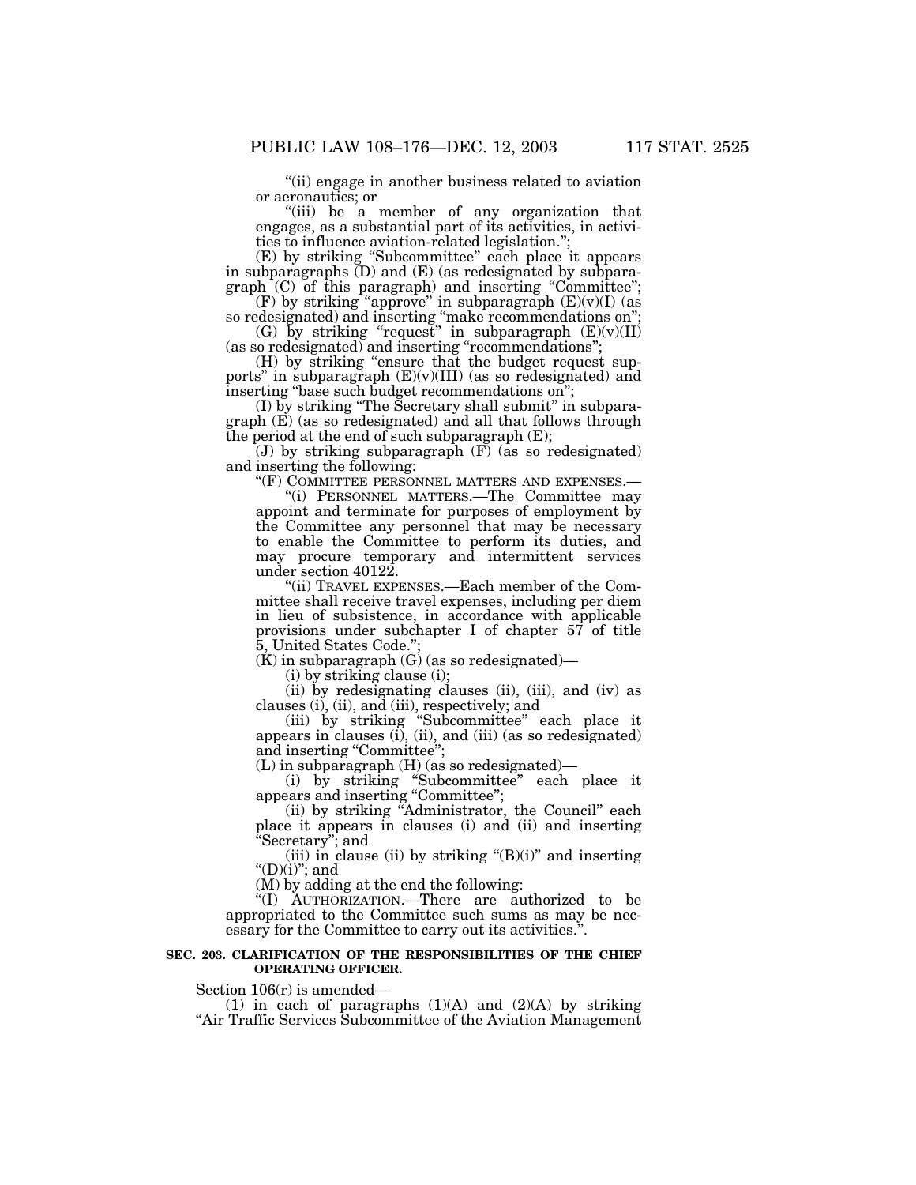"(ii) engage in another business related to aviation or aeronautics; or

"(iii) be a member of any organization that engages, as a substantial part of its activities, in activities to influence aviation-related legislation.";

(E) by striking "Subcommittee" each place it appears in subparagraphs (D) and (E) (as redesignated by subparagraph (C) of this paragraph) and inserting "Committee";

(F) by striking "approve" in subparagraph (E)(v)(I) (as so redesignated) and inserting "make recommendations on";

(G) by striking "request" in subparagraph (E)(v)(II) (as so redesignated) and inserting "recommendations";

(H) by striking "ensure that the budget request supports" in subparagraph (E)(v)(III) (as so redesignated) and inserting "base such budget recommendations on";

(I) by striking "The Secretary shall submit" in subparagraph (E) (as so redesignated) and all that follows through the period at the end of such subparagraph (E);

(J) by striking subparagraph (F) (as so redesignated) and inserting the following:

"(F) COMMITTEE PERSONNEL MATTERS AND EXPENSES.—

"(i) PERSONNEL MATTERS.—The Committee may appoint and terminate for purposes of employment by the Committee any personnel that may be necessary to enable the Committee to perform its duties, and may procure temporary and intermittent services under section 40122.

"(ii) TRAVEL EXPENSES.—Each member of the Committee shall receive travel expenses, including per diem in lieu of subsistence, in accordance with applicable provisions under subchapter I of chapter 57 of title 5, United States Code.";

(K) in subparagraph (G) (as so redesignated)—

(i) by striking clause (i);

(ii) by redesignating clauses (ii), (iii), and (iv) as clauses (i), (ii), and (iii), respectively; and

(iii) by striking "Subcommittee" each place it appears in clauses (i), (ii), and (iii) (as so redesignated) and inserting "Committee";

(L) in subparagraph (H) (as so redesignated)—

(i) by striking "Subcommittee" each place it appears and inserting "Committee";

(ii) by striking "Administrator, the Council" each place it appears in clauses (i) and (ii) and inserting "Secretary"; and

(iii) in clause (ii) by striking "(B)(i)" and inserting "(D)(i)"; and

(M) by adding at the end the following:

"(I) AUTHORIZATION.—There are authorized to be appropriated to the Committee such sums as may be necessary for the Committee to carry out its activities.".

**SEC. 203. CLARIFICATION OF THE RESPONSIBILITIES OF THE CHIEF OPERATING OFFICER.**

Section 106(r) is amended—

(1) in each of paragraphs (1)(A) and (2)(A) by striking "Air Traffic Services Subcommittee of the Aviation Management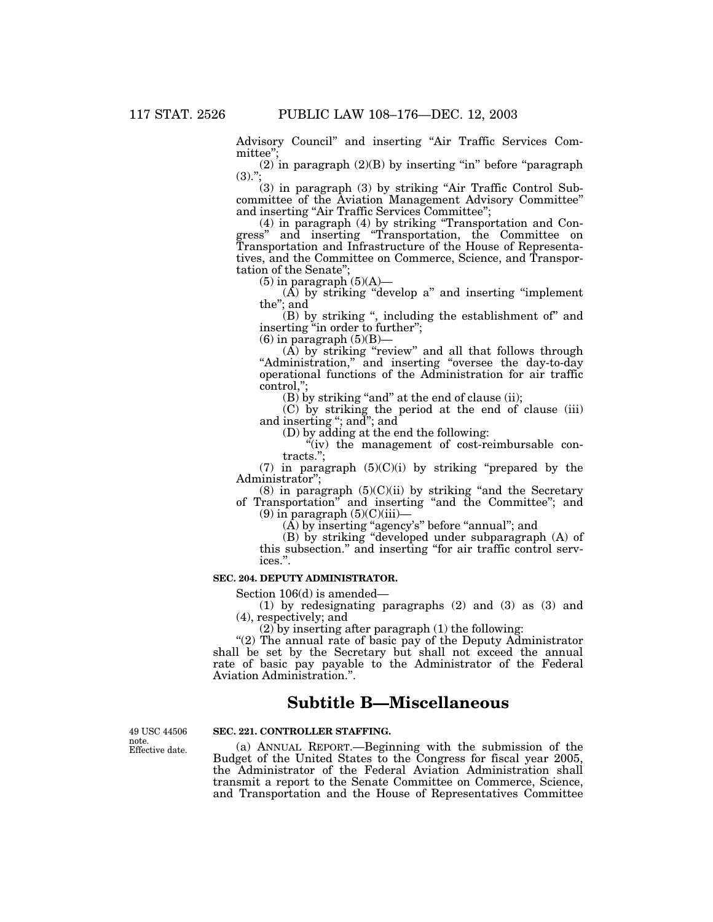Advisory Council" and inserting "Air Traffic Services Committee";

(2) in paragraph (2)(B) by inserting "in" before "paragraph (3).";

(3) in paragraph (3) by striking "Air Traffic Control Subcommittee of the Aviation Management Advisory Committee" and inserting "Air Traffic Services Committee";

(4) in paragraph (4) by striking "Transportation and Congress" and inserting "Transportation, the Committee on Transportation and Infrastructure of the House of Representatives, and the Committee on Commerce, Science, and Transportation of the Senate";

(5) in paragraph (5)(A)—

(A) by striking "develop a" and inserting "implement the"; and

(B) by striking ", including the establishment of" and inserting "in order to further";

(6) in paragraph (5)(B)—

(A) by striking "review" and all that follows through "Administration," and inserting "oversee the day-to-day operational functions of the Administration for air traffic control,";

(B) by striking "and" at the end of clause (ii);

(C) by striking the period at the end of clause (iii) and inserting "; and"; and

(D) by adding at the end the following:

"(iv) the management of cost-reimbursable contracts.";

(7) in paragraph (5)(C)(i) by striking "prepared by the Administrator";

(8) in paragraph (5)(C)(ii) by striking "and the Secretary of Transportation" and inserting "and the Committee"; and

(9) in paragraph (5)(C)(iii)—

(A) by inserting "agency's" before "annual"; and

(B) by striking "developed under subparagraph (A) of this subsection." and inserting "for air traffic control services.".

**SEC. 204. DEPUTY ADMINISTRATOR.**

Section 106(d) is amended—

(1) by redesignating paragraphs (2) and (3) as (3) and (4), respectively; and

(2) by inserting after paragraph (1) the following:

"(2) The annual rate of basic pay of the Deputy Administrator shall be set by the Secretary but shall not exceed the annual rate of basic pay payable to the Administrator of the Federal Aviation Administration.".

# Subtitle B—Miscellaneous

49 USC 44506 note.
Effective date.

**SEC. 221. CONTROLLER STAFFING.**

(a) ANNUAL REPORT.—Beginning with the submission of the Budget of the United States to the Congress for fiscal year 2005, the Administrator of the Federal Aviation Administration shall transmit a report to the Senate Committee on Commerce, Science, and Transportation and the House of Representatives Committee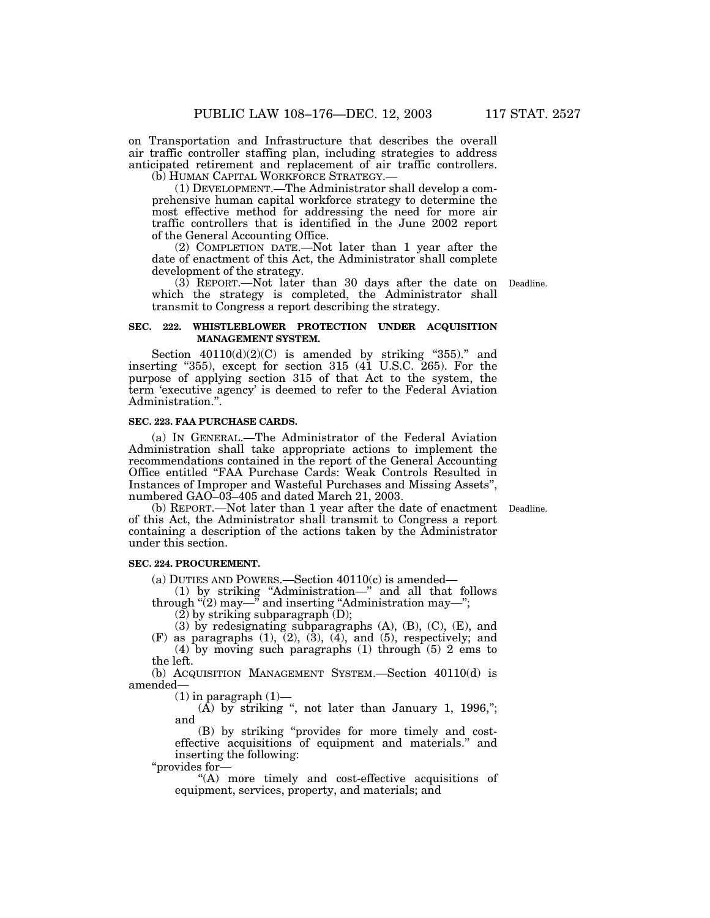on Transportation and Infrastructure that describes the overall air traffic controller staffing plan, including strategies to address anticipated retirement and replacement of air traffic controllers.

(b) HUMAN CAPITAL WORKFORCE STRATEGY.—

(1) DEVELOPMENT.—The Administrator shall develop a comprehensive human capital workforce strategy to determine the most effective method for addressing the need for more air traffic controllers that is identified in the June 2002 report of the General Accounting Office.

(2) COMPLETION DATE.—Not later than 1 year after the date of enactment of this Act, the Administrator shall complete development of the strategy.

(3) REPORT.—Not later than 30 days after the date on which the strategy is completed, the Administrator shall transmit to Congress a report describing the strategy.

Deadline.

**SEC. 222. WHISTLEBLOWER PROTECTION UNDER ACQUISITION MANAGEMENT SYSTEM.**

Section 40110(d)(2)(C) is amended by striking "355)." and inserting "355), except for section 315 (41 U.S.C. 265). For the purpose of applying section 315 of that Act to the system, the term 'executive agency' is deemed to refer to the Federal Aviation Administration.".

**SEC. 223. FAA PURCHASE CARDS.**

(a) IN GENERAL.—The Administrator of the Federal Aviation Administration shall take appropriate actions to implement the recommendations contained in the report of the General Accounting Office entitled "FAA Purchase Cards: Weak Controls Resulted in Instances of Improper and Wasteful Purchases and Missing Assets", numbered GAO–03–405 and dated March 21, 2003.

(b) REPORT.—Not later than 1 year after the date of enactment of this Act, the Administrator shall transmit to Congress a report containing a description of the actions taken by the Administrator under this section.

Deadline.

**SEC. 224. PROCUREMENT.**

(a) DUTIES AND POWERS.—Section 40110(c) is amended—

(1) by striking "Administration—" and all that follows through "(2) may—" and inserting "Administration may—";

(2) by striking subparagraph (D);

(3) by redesignating subparagraphs (A), (B), (C), (E), and (F) as paragraphs (1), (2), (3), (4), and (5), respectively; and

(4) by moving such paragraphs (1) through (5) 2 ems to the left.

(b) ACQUISITION MANAGEMENT SYSTEM.—Section 40110(d) is amended—

(1) in paragraph (1)—

(A) by striking ", not later than January 1, 1996,"; and

(B) by striking "provides for more timely and cost-effective acquisitions of equipment and materials." and inserting the following:

"provides for—

"(A) more timely and cost-effective acquisitions of equipment, services, property, and materials; and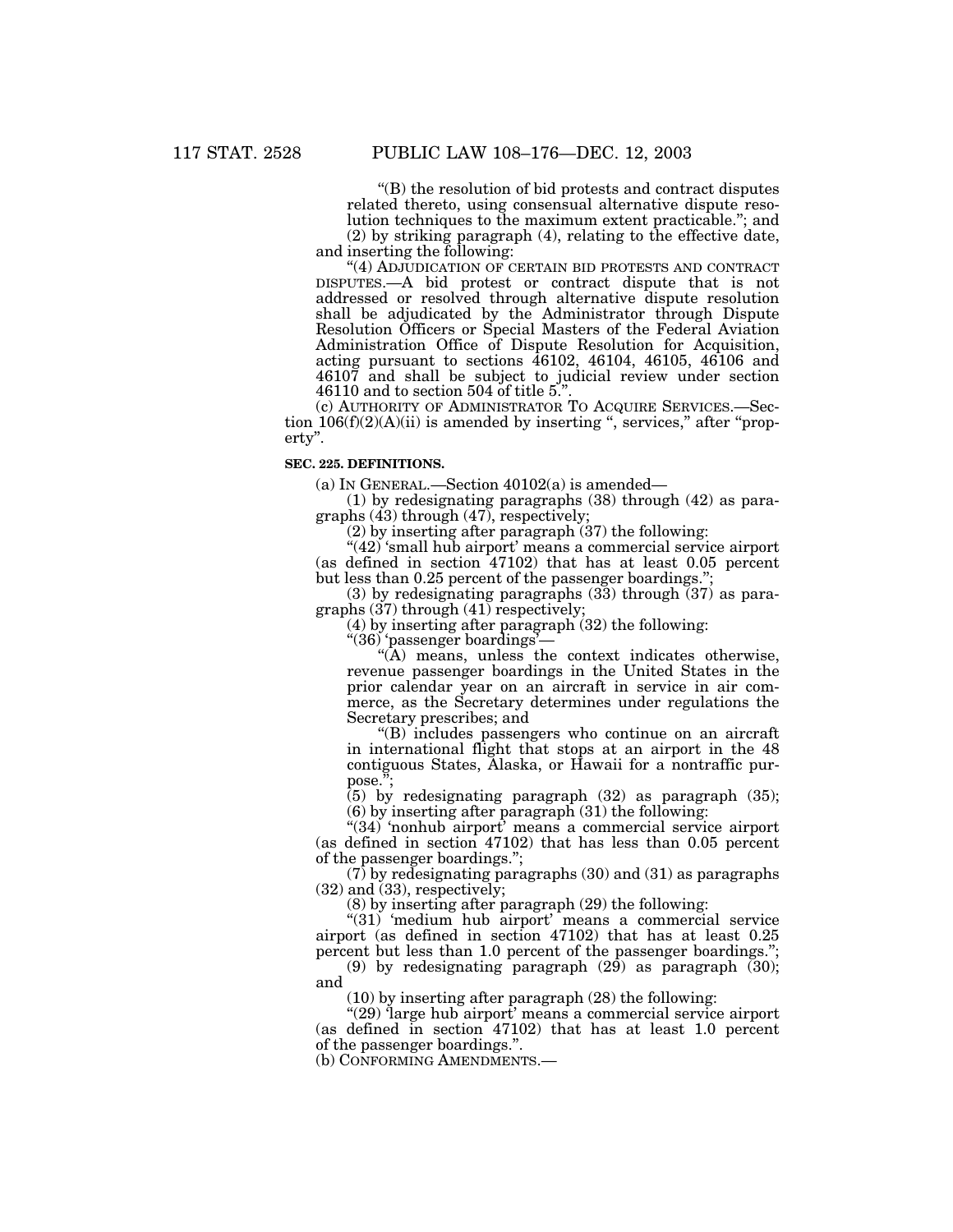"(B) the resolution of bid protests and contract disputes related thereto, using consensual alternative dispute resolution techniques to the maximum extent practicable."; and

(2) by striking paragraph (4), relating to the effective date, and inserting the following:

"(4) ADJUDICATION OF CERTAIN BID PROTESTS AND CONTRACT DISPUTES.—A bid protest or contract dispute that is not addressed or resolved through alternative dispute resolution shall be adjudicated by the Administrator through Dispute Resolution Officers or Special Masters of the Federal Aviation Administration Office of Dispute Resolution for Acquisition, acting pursuant to sections 46102, 46104, 46105, 46106 and 46107 and shall be subject to judicial review under section 46110 and to section 504 of title 5.".

(c) AUTHORITY OF ADMINISTRATOR TO ACQUIRE SERVICES.—Section 106(f)(2)(A)(ii) is amended by inserting ", services," after "property".

**SEC. 225. DEFINITIONS.**

(a) IN GENERAL.—Section 40102(a) is amended—

(1) by redesignating paragraphs (38) through (42) as paragraphs (43) through (47), respectively;

(2) by inserting after paragraph (37) the following:

"(42) 'small hub airport' means a commercial service airport (as defined in section 47102) that has at least 0.05 percent but less than 0.25 percent of the passenger boardings.";

(3) by redesignating paragraphs (33) through (37) as paragraphs (37) through (41) respectively;

(4) by inserting after paragraph (32) the following:

"(36) 'passenger boardings'—

"(A) means, unless the context indicates otherwise, revenue passenger boardings in the United States in the prior calendar year on an aircraft in service in air commerce, as the Secretary determines under regulations the Secretary prescribes; and

"(B) includes passengers who continue on an aircraft in international flight that stops at an airport in the 48 contiguous States, Alaska, or Hawaii for a nontraffic purpose.";

(5) by redesignating paragraph (32) as paragraph (35);

(6) by inserting after paragraph (31) the following:

"(34) 'nonhub airport' means a commercial service airport (as defined in section 47102) that has less than 0.05 percent of the passenger boardings.";

(7) by redesignating paragraphs (30) and (31) as paragraphs (32) and (33), respectively;

(8) by inserting after paragraph (29) the following:

"(31) 'medium hub airport' means a commercial service airport (as defined in section 47102) that has at least 0.25 percent but less than 1.0 percent of the passenger boardings.";

(9) by redesignating paragraph (29) as paragraph (30); and

(10) by inserting after paragraph (28) the following:

"(29) 'large hub airport' means a commercial service airport (as defined in section 47102) that has at least 1.0 percent of the passenger boardings.".

(b) CONFORMING AMENDMENTS.—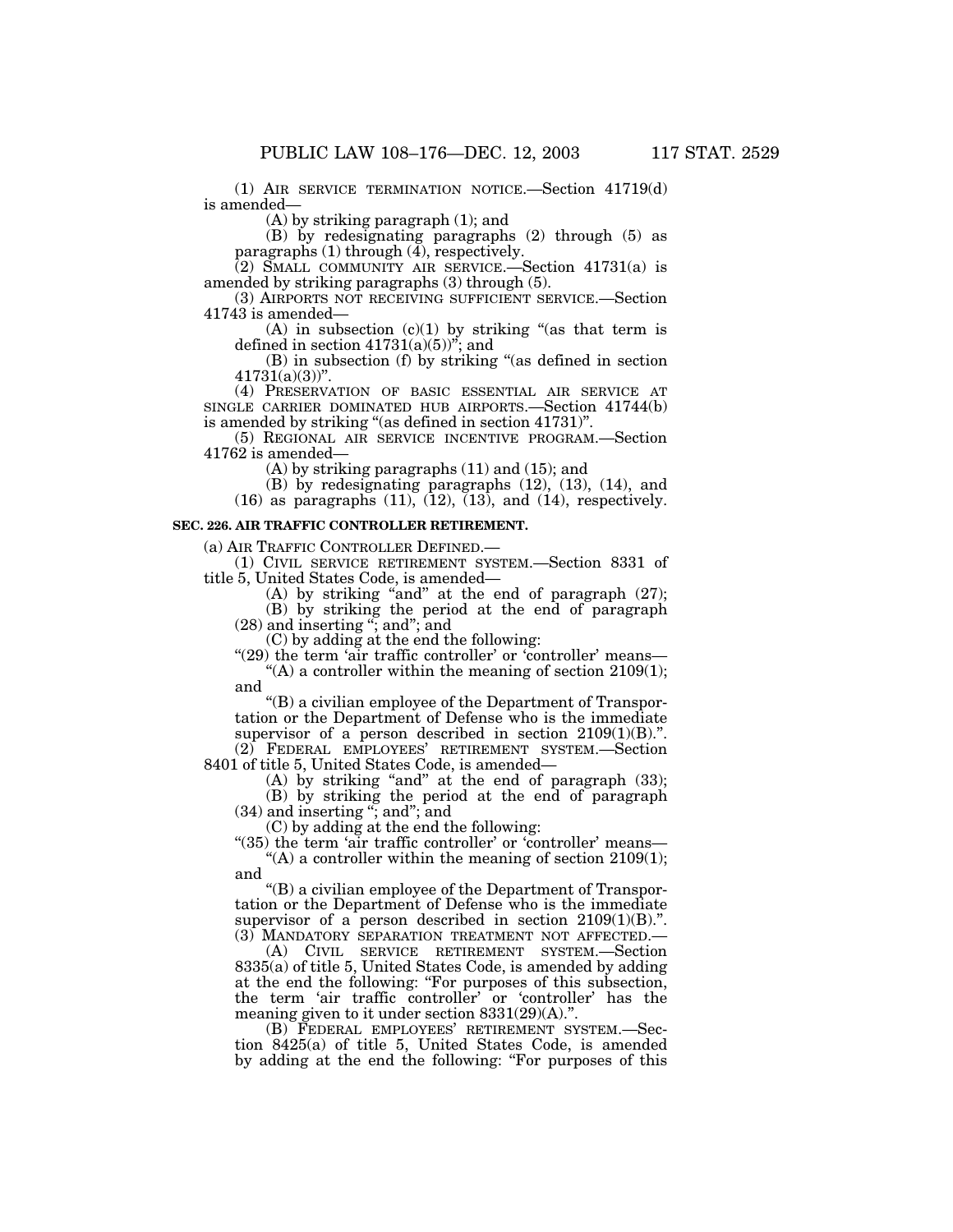(1) AIR SERVICE TERMINATION NOTICE.—Section 41719(d) is amended—

(A) by striking paragraph (1); and

(B) by redesignating paragraphs (2) through (5) as paragraphs (1) through (4), respectively.

(2) SMALL COMMUNITY AIR SERVICE.—Section 41731(a) is amended by striking paragraphs (3) through (5).

(3) AIRPORTS NOT RECEIVING SUFFICIENT SERVICE.—Section 41743 is amended—

(A) in subsection (c)(1) by striking "(as that term is defined in section 41731(a)(5))"; and

(B) in subsection (f) by striking "(as defined in section 41731(a)(3))".

(4) PRESERVATION OF BASIC ESSENTIAL AIR SERVICE AT SINGLE CARRIER DOMINATED HUB AIRPORTS.—Section 41744(b) is amended by striking "(as defined in section 41731)".

(5) REGIONAL AIR SERVICE INCENTIVE PROGRAM.—Section 41762 is amended—

(A) by striking paragraphs (11) and (15); and

(B) by redesignating paragraphs (12), (13), (14), and (16) as paragraphs (11), (12), (13), and (14), respectively.

**SEC. 226. AIR TRAFFIC CONTROLLER RETIREMENT.**

(a) AIR TRAFFIC CONTROLLER DEFINED.—

(1) CIVIL SERVICE RETIREMENT SYSTEM.—Section 8331 of title 5, United States Code, is amended—

(A) by striking "and" at the end of paragraph (27);

(B) by striking the period at the end of paragraph (28) and inserting "; and"; and

(C) by adding at the end the following:

"(29) the term 'air traffic controller' or 'controller' means—

"(A) a controller within the meaning of section 2109(1); and

"(B) a civilian employee of the Department of Transportation or the Department of Defense who is the immediate supervisor of a person described in section 2109(1)(B).".

(2) FEDERAL EMPLOYEES' RETIREMENT SYSTEM.—Section 8401 of title 5, United States Code, is amended—

(A) by striking "and" at the end of paragraph (33);

(B) by striking the period at the end of paragraph (34) and inserting "; and"; and

(C) by adding at the end the following:

"(35) the term 'air traffic controller' or 'controller' means—

"(A) a controller within the meaning of section 2109(1); and

"(B) a civilian employee of the Department of Transportation or the Department of Defense who is the immediate supervisor of a person described in section 2109(1)(B).".

(3) MANDATORY SEPARATION TREATMENT NOT AFFECTED.—

(A) CIVIL SERVICE RETIREMENT SYSTEM.—Section 8335(a) of title 5, United States Code, is amended by adding at the end the following: "For purposes of this subsection, the term 'air traffic controller' or 'controller' has the meaning given to it under section 8331(29)(A).".

(B) FEDERAL EMPLOYEES' RETIREMENT SYSTEM.—Section 8425(a) of title 5, United States Code, is amended by adding at the end the following: "For purposes of this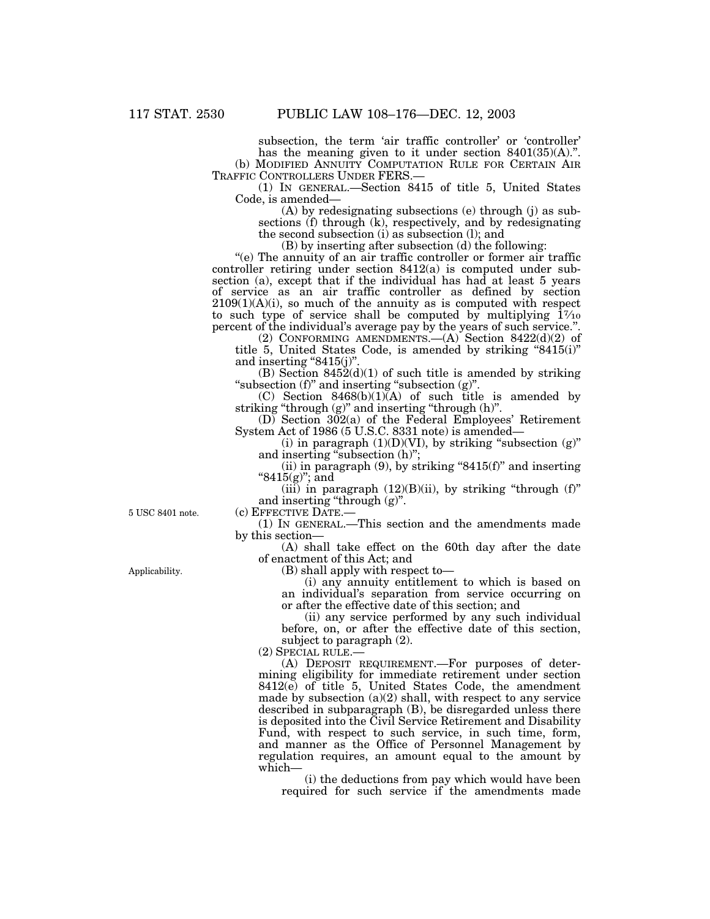subsection, the term 'air traffic controller' or 'controller' has the meaning given to it under section 8401(35)(A).".

(b) MODIFIED ANNUITY COMPUTATION RULE FOR CERTAIN AIR TRAFFIC CONTROLLERS UNDER FERS.—

(1) IN GENERAL.—Section 8415 of title 5, United States Code, is amended—

(A) by redesignating subsections (e) through (j) as subsections (f) through (k), respectively, and by redesignating the second subsection (i) as subsection (l); and

(B) by inserting after subsection (d) the following:

"(e) The annuity of an air traffic controller or former air traffic controller retiring under section 8412(a) is computed under subsection (a), except that if the individual has had at least 5 years of service as an air traffic controller as defined by section 2109(1)(A)(i), so much of the annuity as is computed with respect to such type of service shall be computed by multiplying 1$\frac{7}{10}$ percent of the individual's average pay by the years of such service.".

(2) CONFORMING AMENDMENTS.—(A) Section 8422(d)(2) of title 5, United States Code, is amended by striking "8415(i)" and inserting "8415(j)".

(B) Section 8452(d)(1) of such title is amended by striking "subsection (f)" and inserting "subsection (g)".

(C) Section 8468(b)(1)(A) of such title is amended by striking "through (g)" and inserting "through (h)".

(D) Section 302(a) of the Federal Employees' Retirement System Act of 1986 (5 U.S.C. 8331 note) is amended—

(i) in paragraph (1)(D)(VI), by striking "subsection (g)" and inserting "subsection (h)";

(ii) in paragraph (9), by striking "8415(f)" and inserting "8415(g)"; and

(iii) in paragraph (12)(B)(ii), by striking "through (f)" and inserting "through (g)".

5 USC 8401 note.

(c) EFFECTIVE DATE.—

(1) IN GENERAL.—This section and the amendments made by this section—

(A) shall take effect on the 60th day after the date of enactment of this Act; and

Applicability.

(B) shall apply with respect to—

(i) any annuity entitlement to which is based on an individual's separation from service occurring on or after the effective date of this section; and

(ii) any service performed by any such individual before, on, or after the effective date of this section, subject to paragraph (2).

(2) SPECIAL RULE.—

(A) DEPOSIT REQUIREMENT.—For purposes of determining eligibility for immediate retirement under section 8412(e) of title 5, United States Code, the amendment made by subsection (a)(2) shall, with respect to any service described in subparagraph (B), be disregarded unless there is deposited into the Civil Service Retirement and Disability Fund, with respect to such service, in such time, form, and manner as the Office of Personnel Management by regulation requires, an amount equal to the amount by which—

(i) the deductions from pay which would have been required for such service if the amendments made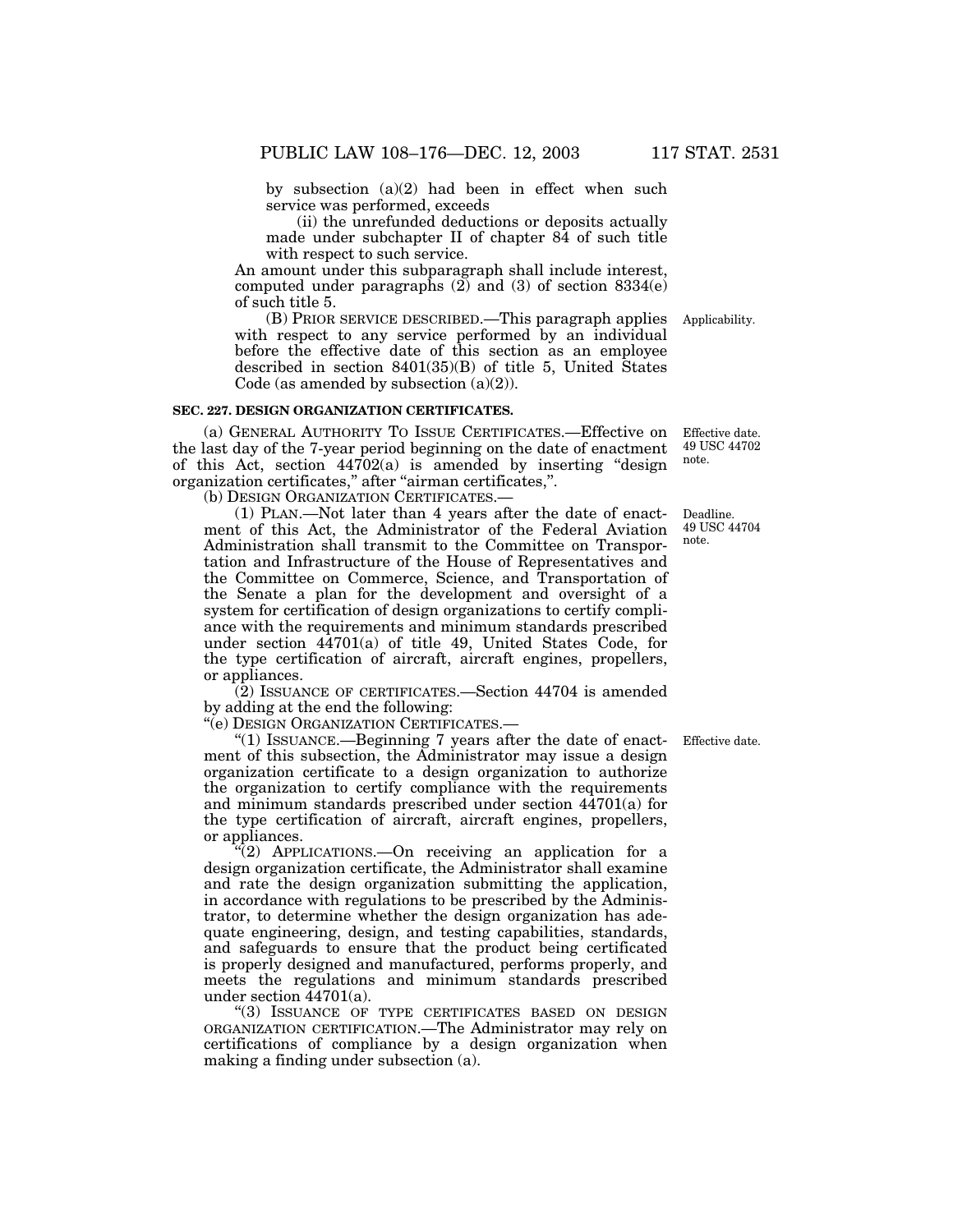by subsection (a)(2) had been in effect when such service was performed, exceeds

(ii) the unrefunded deductions or deposits actually made under subchapter II of chapter 84 of such title with respect to such service.

An amount under this subparagraph shall include interest, computed under paragraphs (2) and (3) of section 8334(e) of such title 5.

(B) PRIOR SERVICE DESCRIBED.—This paragraph applies with respect to any service performed by an individual before the effective date of this section as an employee described in section 8401(35)(B) of title 5, United States Code (as amended by subsection (a)(2)).

Applicability.

**SEC. 227. DESIGN ORGANIZATION CERTIFICATES.**

Effective date. 49 USC 44702 note.

(a) GENERAL AUTHORITY TO ISSUE CERTIFICATES.—Effective on the last day of the 7-year period beginning on the date of enactment of this Act, section 44702(a) is amended by inserting "design organization certificates," after "airman certificates,".

(b) DESIGN ORGANIZATION CERTIFICATES.—

Deadline. 49 USC 44704 note.

(1) PLAN.—Not later than 4 years after the date of enactment of this Act, the Administrator of the Federal Aviation Administration shall transmit to the Committee on Transportation and Infrastructure of the House of Representatives and the Committee on Commerce, Science, and Transportation of the Senate a plan for the development and oversight of a system for certification of design organizations to certify compliance with the requirements and minimum standards prescribed under section 44701(a) of title 49, United States Code, for the type certification of aircraft, aircraft engines, propellers, or appliances.

(2) ISSUANCE OF CERTIFICATES.—Section 44704 is amended by adding at the end the following:

"(e) DESIGN ORGANIZATION CERTIFICATES.—

Effective date.

"(1) ISSUANCE.—Beginning 7 years after the date of enactment of this subsection, the Administrator may issue a design organization certificate to a design organization to authorize the organization to certify compliance with the requirements and minimum standards prescribed under section 44701(a) for the type certification of aircraft, aircraft engines, propellers, or appliances.

"(2) APPLICATIONS.—On receiving an application for a design organization certificate, the Administrator shall examine and rate the design organization submitting the application, in accordance with regulations to be prescribed by the Administrator, to determine whether the design organization has adequate engineering, design, and testing capabilities, standards, and safeguards to ensure that the product being certificated is properly designed and manufactured, performs properly, and meets the regulations and minimum standards prescribed under section 44701(a).

"(3) ISSUANCE OF TYPE CERTIFICATES BASED ON DESIGN ORGANIZATION CERTIFICATION.—The Administrator may rely on certifications of compliance by a design organization when making a finding under subsection (a).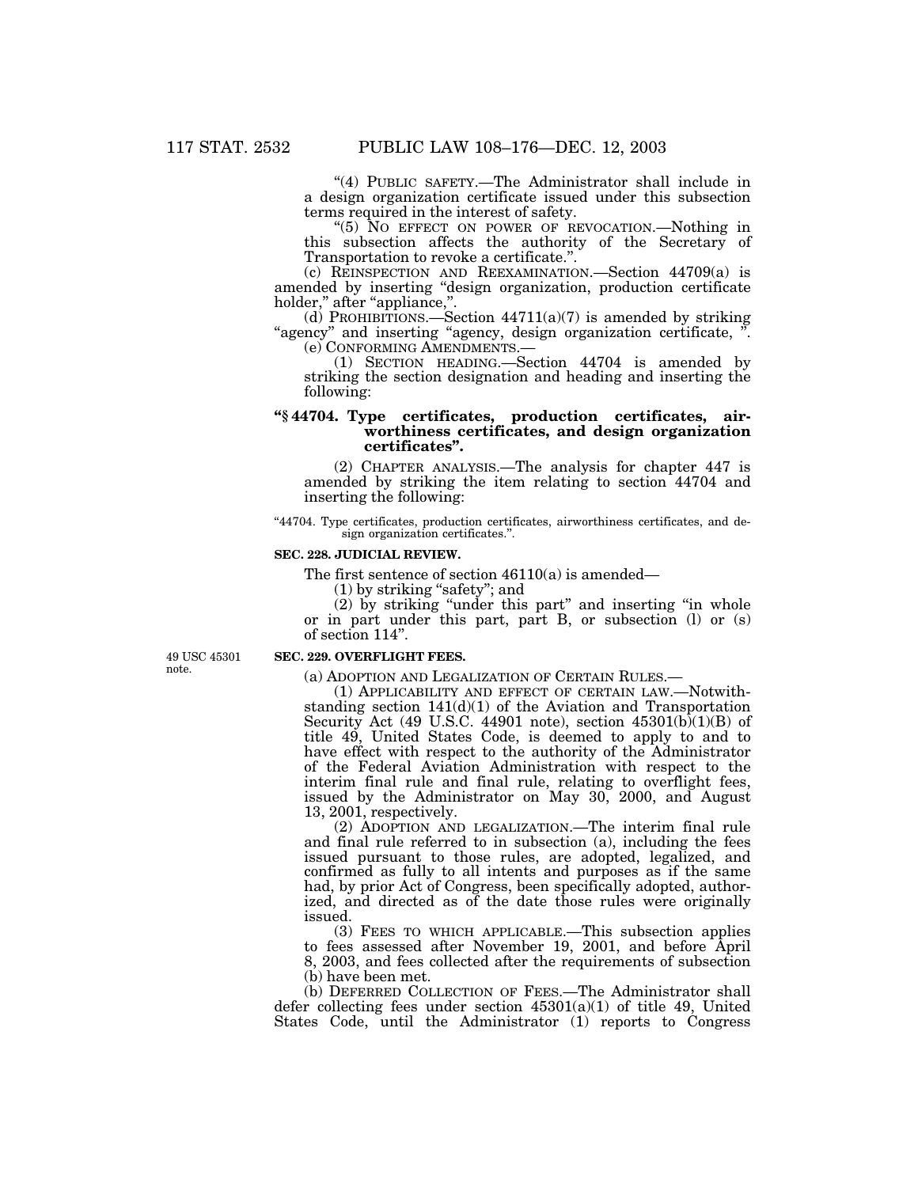"(4) PUBLIC SAFETY.—The Administrator shall include in a design organization certificate issued under this subsection terms required in the interest of safety.

"(5) NO EFFECT ON POWER OF REVOCATION.—Nothing in this subsection affects the authority of the Secretary of Transportation to revoke a certificate.".

(c) REINSPECTION AND REEXAMINATION.—Section 44709(a) is amended by inserting "design organization, production certificate holder," after "appliance,".

(d) PROHIBITIONS.—Section 44711(a)(7) is amended by striking "agency" and inserting "agency, design organization certificate, ".

(e) CONFORMING AMENDMENTS.—

(1) SECTION HEADING.—Section 44704 is amended by striking the section designation and heading and inserting the following:

**"§ 44704. Type certificates, production certificates, airworthiness certificates, and design organization certificates".**

(2) CHAPTER ANALYSIS.—The analysis for chapter 447 is amended by striking the item relating to section 44704 and inserting the following:

"44704. Type certificates, production certificates, airworthiness certificates, and design organization certificates.".

**SEC. 228. JUDICIAL REVIEW.**

The first sentence of section 46110(a) is amended—

(1) by striking "safety"; and

(2) by striking "under this part" and inserting "in whole or in part under this part, part B, or subsection (l) or (s) of section 114".

49 USC 45301 note.

**SEC. 229. OVERFLIGHT FEES.**

(a) ADOPTION AND LEGALIZATION OF CERTAIN RULES.—

(1) APPLICABILITY AND EFFECT OF CERTAIN LAW.—Notwithstanding section 141(d)(1) of the Aviation and Transportation Security Act (49 U.S.C. 44901 note), section 45301(b)(1)(B) of title 49, United States Code, is deemed to apply to and to have effect with respect to the authority of the Administrator of the Federal Aviation Administration with respect to the interim final rule and final rule, relating to overflight fees, issued by the Administrator on May 30, 2000, and August 13, 2001, respectively.

(2) ADOPTION AND LEGALIZATION.—The interim final rule and final rule referred to in subsection (a), including the fees issued pursuant to those rules, are adopted, legalized, and confirmed as fully to all intents and purposes as if the same had, by prior Act of Congress, been specifically adopted, authorized, and directed as of the date those rules were originally issued.

(3) FEES TO WHICH APPLICABLE.—This subsection applies to fees assessed after November 19, 2001, and before April 8, 2003, and fees collected after the requirements of subsection (b) have been met.

(b) DEFERRED COLLECTION OF FEES.—The Administrator shall defer collecting fees under section 45301(a)(1) of title 49, United States Code, until the Administrator (1) reports to Congress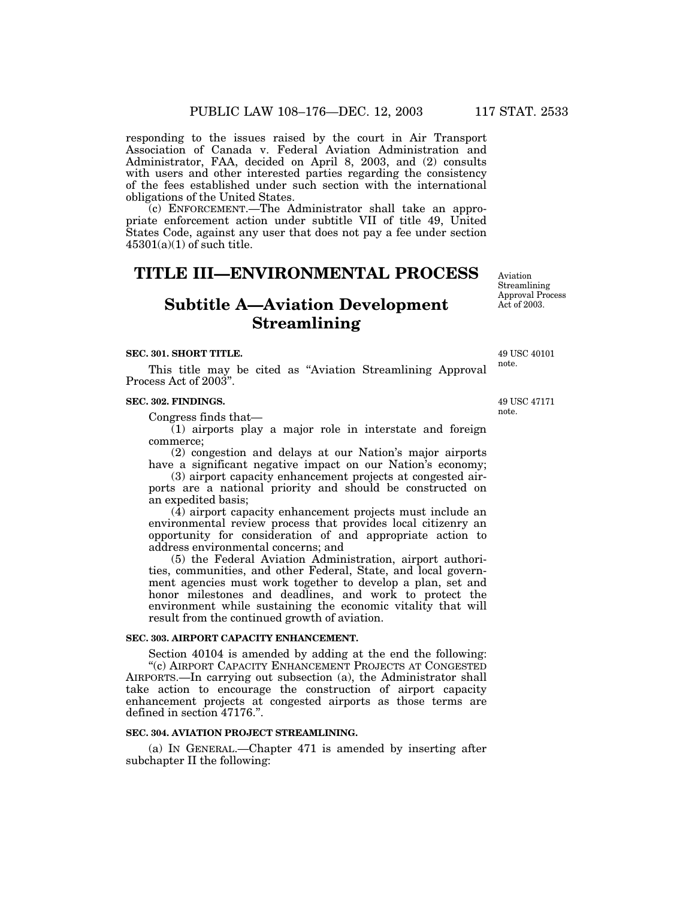responding to the issues raised by the court in Air Transport Association of Canada v. Federal Aviation Administration and Administrator, FAA, decided on April 8, 2003, and (2) consults with users and other interested parties regarding the consistency of the fees established under such section with the international obligations of the United States.

(c) ENFORCEMENT.—The Administrator shall take an appropriate enforcement action under subtitle VII of title 49, United States Code, against any user that does not pay a fee under section 45301(a)(1) of such title.

# TITLE III—ENVIRONMENTAL PROCESS

Aviation Streamlining Approval Process Act of 2003.

## Subtitle A—Aviation Development Streamlining

### SEC. 301. SHORT TITLE.

49 USC 40101 note.

This title may be cited as "Aviation Streamlining Approval Process Act of 2003".

### SEC. 302. FINDINGS.

49 USC 47171 note.

Congress finds that—

(1) airports play a major role in interstate and foreign commerce;

(2) congestion and delays at our Nation's major airports have a significant negative impact on our Nation's economy;

(3) airport capacity enhancement projects at congested airports are a national priority and should be constructed on an expedited basis;

(4) airport capacity enhancement projects must include an environmental review process that provides local citizenry an opportunity for consideration of and appropriate action to address environmental concerns; and

(5) the Federal Aviation Administration, airport authorities, communities, and other Federal, State, and local government agencies must work together to develop a plan, set and honor milestones and deadlines, and work to protect the environment while sustaining the economic vitality that will result from the continued growth of aviation.

### SEC. 303. AIRPORT CAPACITY ENHANCEMENT.

Section 40104 is amended by adding at the end the following:

"(c) AIRPORT CAPACITY ENHANCEMENT PROJECTS AT CONGESTED AIRPORTS.—In carrying out subsection (a), the Administrator shall take action to encourage the construction of airport capacity enhancement projects at congested airports as those terms are defined in section 47176.".

### SEC. 304. AVIATION PROJECT STREAMLINING.

(a) IN GENERAL.—Chapter 471 is amended by inserting after subchapter II the following: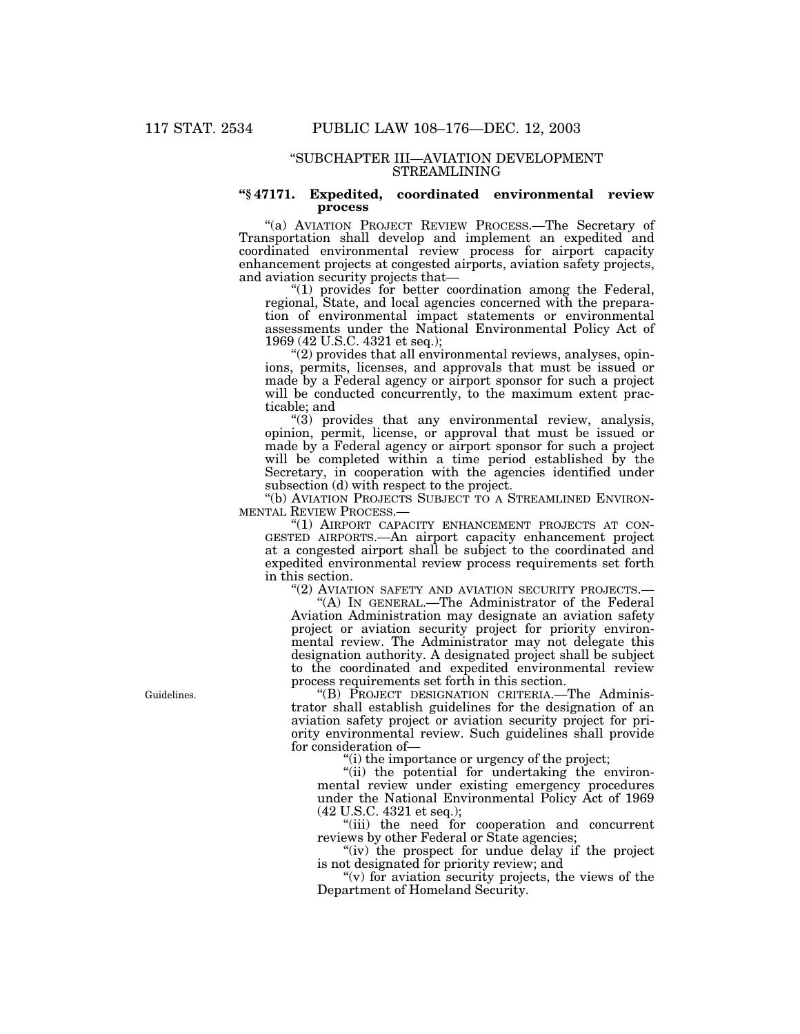"SUBCHAPTER III—AVIATION DEVELOPMENT STREAMLINING

**"§ 47171. Expedited, coordinated environmental review process**

"(a) AVIATION PROJECT REVIEW PROCESS.—The Secretary of Transportation shall develop and implement an expedited and coordinated environmental review process for airport capacity enhancement projects at congested airports, aviation safety projects, and aviation security projects that—

"(1) provides for better coordination among the Federal, regional, State, and local agencies concerned with the preparation of environmental impact statements or environmental assessments under the National Environmental Policy Act of 1969 (42 U.S.C. 4321 et seq.);

"(2) provides that all environmental reviews, analyses, opinions, permits, licenses, and approvals that must be issued or made by a Federal agency or airport sponsor for such a project will be conducted concurrently, to the maximum extent practicable; and

"(3) provides that any environmental review, analysis, opinion, permit, license, or approval that must be issued or made by a Federal agency or airport sponsor for such a project will be completed within a time period established by the Secretary, in cooperation with the agencies identified under subsection (d) with respect to the project.

"(b) AVIATION PROJECTS SUBJECT TO A STREAMLINED ENVIRONMENTAL REVIEW PROCESS.—

"(1) AIRPORT CAPACITY ENHANCEMENT PROJECTS AT CONGESTED AIRPORTS.—An airport capacity enhancement project at a congested airport shall be subject to the coordinated and expedited environmental review process requirements set forth in this section.

"(2) AVIATION SAFETY AND AVIATION SECURITY PROJECTS.—

"(A) IN GENERAL.—The Administrator of the Federal Aviation Administration may designate an aviation safety project or aviation security project for priority environmental review. The Administrator may not delegate this designation authority. A designated project shall be subject to the coordinated and expedited environmental review process requirements set forth in this section.

Guidelines.

"(B) PROJECT DESIGNATION CRITERIA.—The Administrator shall establish guidelines for the designation of an aviation safety project or aviation security project for priority environmental review. Such guidelines shall provide for consideration of—

"(i) the importance or urgency of the project;

"(ii) the potential for undertaking the environmental review under existing emergency procedures under the National Environmental Policy Act of 1969 (42 U.S.C. 4321 et seq.);

"(iii) the need for cooperation and concurrent reviews by other Federal or State agencies;

"(iv) the prospect for undue delay if the project is not designated for priority review; and

"(v) for aviation security projects, the views of the Department of Homeland Security.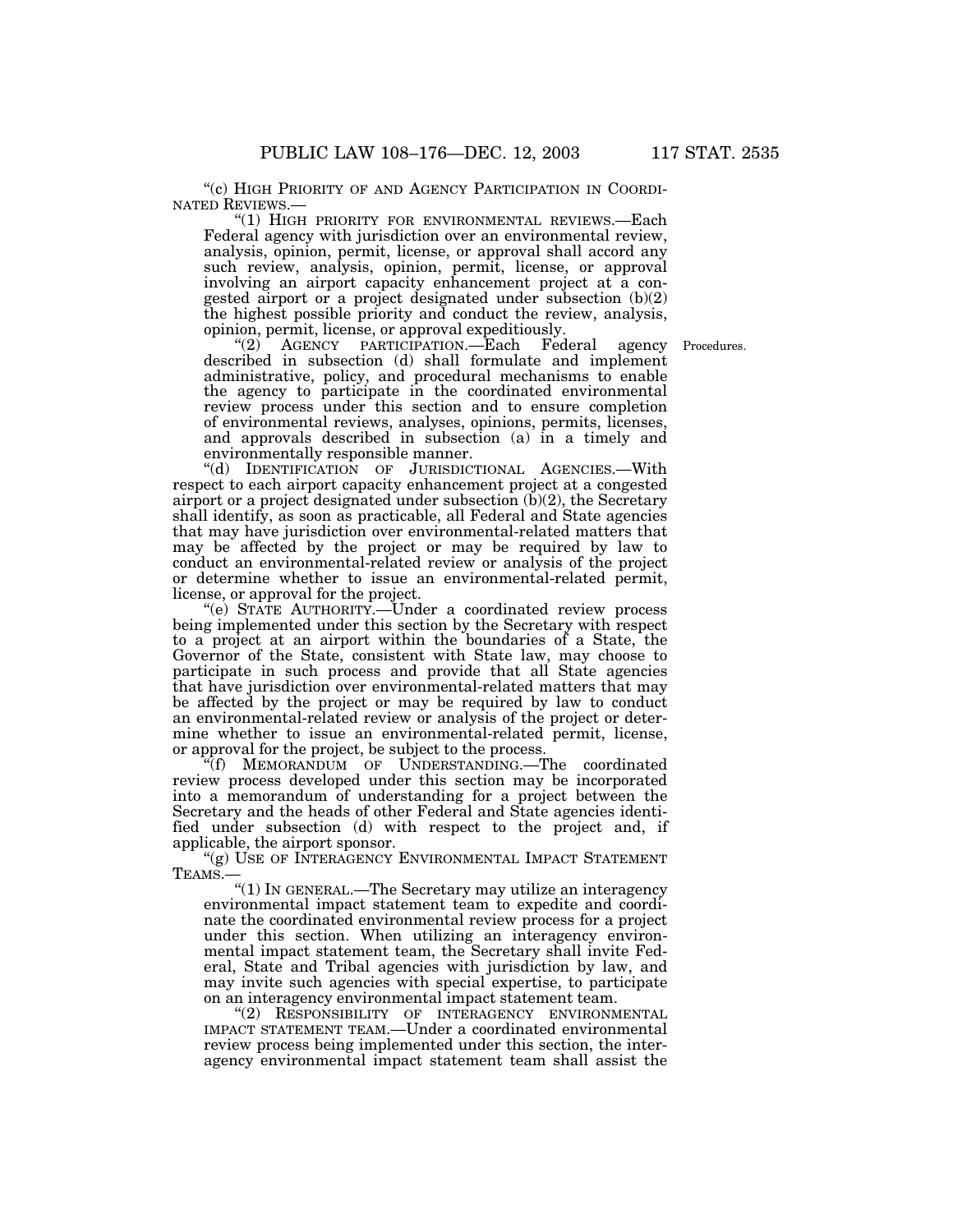"(c) HIGH PRIORITY OF AND AGENCY PARTICIPATION IN COORDINATED REVIEWS.—

"(1) HIGH PRIORITY FOR ENVIRONMENTAL REVIEWS.—Each Federal agency with jurisdiction over an environmental review, analysis, opinion, permit, license, or approval shall accord any such review, analysis, opinion, permit, license, or approval involving an airport capacity enhancement project at a congested airport or a project designated under subsection (b)(2) the highest possible priority and conduct the review, analysis, opinion, permit, license, or approval expeditiously.

"(2) AGENCY PARTICIPATION.—Each Federal agency described in subsection (d) shall formulate and implement administrative, policy, and procedural mechanisms to enable the agency to participate in the coordinated environmental review process under this section and to ensure completion of environmental reviews, analyses, opinions, permits, licenses, and approvals described in subsection (a) in a timely and environmentally responsible manner.

Procedures.

"(d) IDENTIFICATION OF JURISDICTIONAL AGENCIES.—With respect to each airport capacity enhancement project at a congested airport or a project designated under subsection (b)(2), the Secretary shall identify, as soon as practicable, all Federal and State agencies that may have jurisdiction over environmental-related matters that may be affected by the project or may be required by law to conduct an environmental-related review or analysis of the project or determine whether to issue an environmental-related permit, license, or approval for the project.

"(e) STATE AUTHORITY.—Under a coordinated review process being implemented under this section by the Secretary with respect to a project at an airport within the boundaries of a State, the Governor of the State, consistent with State law, may choose to participate in such process and provide that all State agencies that have jurisdiction over environmental-related matters that may be affected by the project or may be required by law to conduct an environmental-related review or analysis of the project or determine whether to issue an environmental-related permit, license, or approval for the project, be subject to the process.

"(f) MEMORANDUM OF UNDERSTANDING.—The coordinated review process developed under this section may be incorporated into a memorandum of understanding for a project between the Secretary and the heads of other Federal and State agencies identified under subsection (d) with respect to the project and, if applicable, the airport sponsor.

"(g) USE OF INTERAGENCY ENVIRONMENTAL IMPACT STATEMENT TEAMS.—

"(1) IN GENERAL.—The Secretary may utilize an interagency environmental impact statement team to expedite and coordinate the coordinated environmental review process for a project under this section. When utilizing an interagency environmental impact statement team, the Secretary shall invite Federal, State and Tribal agencies with jurisdiction by law, and may invite such agencies with special expertise, to participate on an interagency environmental impact statement team.

"(2) RESPONSIBILITY OF INTERAGENCY ENVIRONMENTAL IMPACT STATEMENT TEAM.—Under a coordinated environmental review process being implemented under this section, the interagency environmental impact statement team shall assist the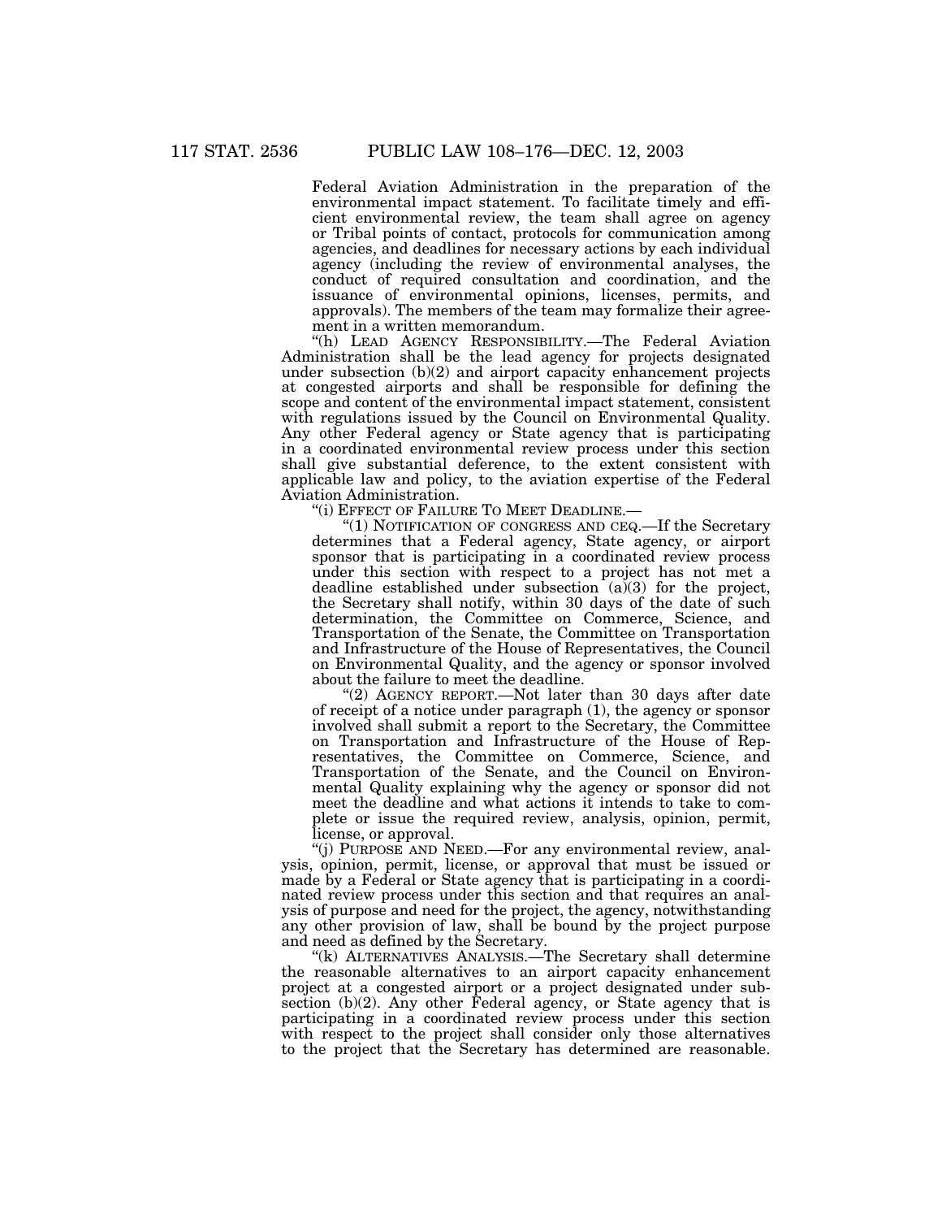Federal Aviation Administration in the preparation of the environmental impact statement. To facilitate timely and efficient environmental review, the team shall agree on agency or Tribal points of contact, protocols for communication among agencies, and deadlines for necessary actions by each individual agency (including the review of environmental analyses, the conduct of required consultation and coordination, and the issuance of environmental opinions, licenses, permits, and approvals). The members of the team may formalize their agreement in a written memorandum.

"(h) LEAD AGENCY RESPONSIBILITY.—The Federal Aviation Administration shall be the lead agency for projects designated under subsection (b)(2) and airport capacity enhancement projects at congested airports and shall be responsible for defining the scope and content of the environmental impact statement, consistent with regulations issued by the Council on Environmental Quality. Any other Federal agency or State agency that is participating in a coordinated environmental review process under this section shall give substantial deference, to the extent consistent with applicable law and policy, to the aviation expertise of the Federal Aviation Administration.

"(i) EFFECT OF FAILURE TO MEET DEADLINE.—

"(1) NOTIFICATION OF CONGRESS AND CEQ.—If the Secretary determines that a Federal agency, State agency, or airport sponsor that is participating in a coordinated review process under this section with respect to a project has not met a deadline established under subsection (a)(3) for the project, the Secretary shall notify, within 30 days of the date of such determination, the Committee on Commerce, Science, and Transportation of the Senate, the Committee on Transportation and Infrastructure of the House of Representatives, the Council on Environmental Quality, and the agency or sponsor involved about the failure to meet the deadline.

"(2) AGENCY REPORT.—Not later than 30 days after date of receipt of a notice under paragraph (1), the agency or sponsor involved shall submit a report to the Secretary, the Committee on Transportation and Infrastructure of the House of Representatives, the Committee on Commerce, Science, and Transportation of the Senate, and the Council on Environmental Quality explaining why the agency or sponsor did not meet the deadline and what actions it intends to take to complete or issue the required review, analysis, opinion, permit, license, or approval.

"(j) PURPOSE AND NEED.—For any environmental review, analysis, opinion, permit, license, or approval that must be issued or made by a Federal or State agency that is participating in a coordinated review process under this section and that requires an analysis of purpose and need for the project, the agency, notwithstanding any other provision of law, shall be bound by the project purpose and need as defined by the Secretary.

"(k) ALTERNATIVES ANALYSIS.—The Secretary shall determine the reasonable alternatives to an airport capacity enhancement project at a congested airport or a project designated under subsection (b)(2). Any other Federal agency, or State agency that is participating in a coordinated review process under this section with respect to the project shall consider only those alternatives to the project that the Secretary has determined are reasonable.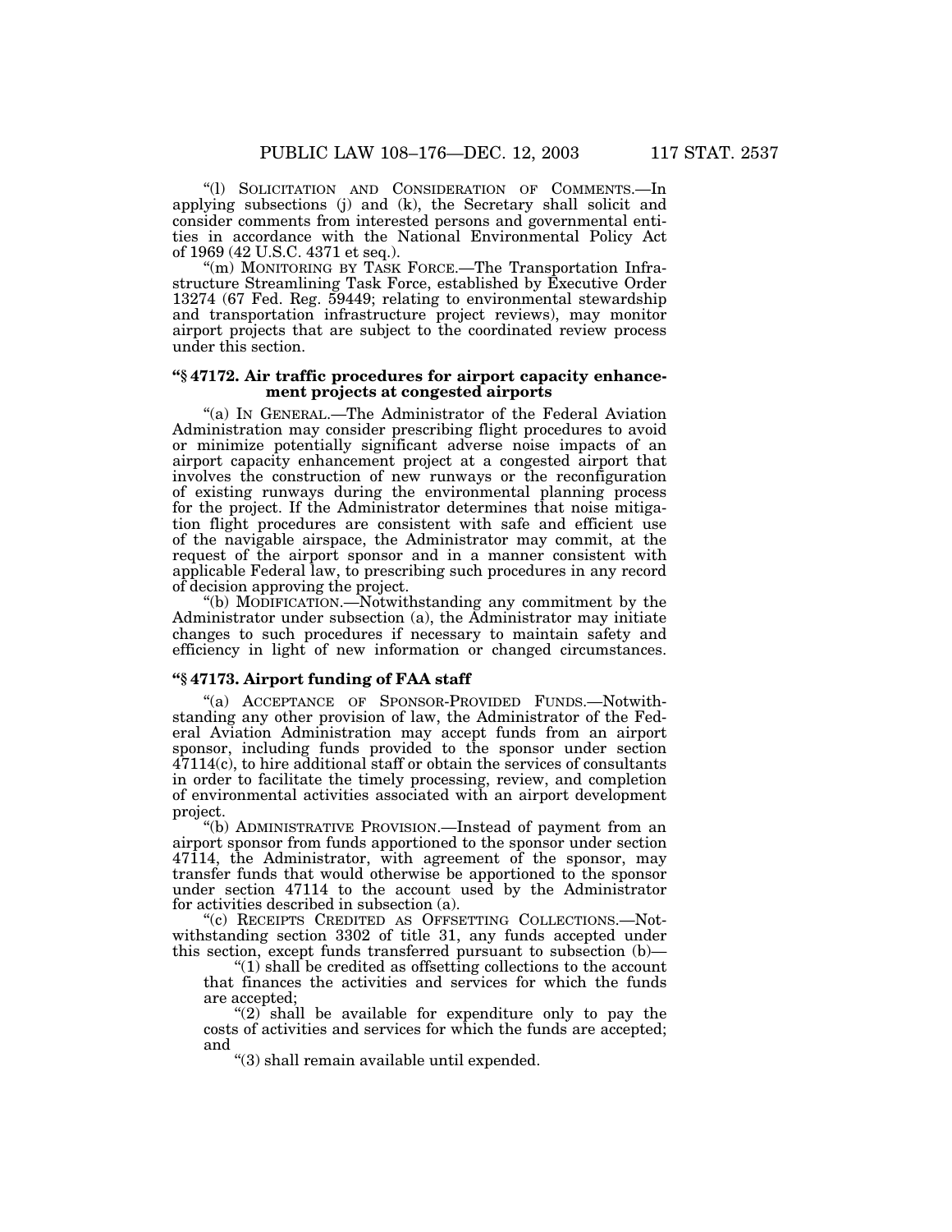"(l) SOLICITATION AND CONSIDERATION OF COMMENTS.—In applying subsections (j) and (k), the Secretary shall solicit and consider comments from interested persons and governmental entities in accordance with the National Environmental Policy Act of 1969 (42 U.S.C. 4371 et seq.).

"(m) MONITORING BY TASK FORCE.—The Transportation Infrastructure Streamlining Task Force, established by Executive Order 13274 (67 Fed. Reg. 59449; relating to environmental stewardship and transportation infrastructure project reviews), may monitor airport projects that are subject to the coordinated review process under this section.

### "§ 47172. Air traffic procedures for airport capacity enhancement projects at congested airports

"(a) IN GENERAL.—The Administrator of the Federal Aviation Administration may consider prescribing flight procedures to avoid or minimize potentially significant adverse noise impacts of an airport capacity enhancement project at a congested airport that involves the construction of new runways or the reconfiguration of existing runways during the environmental planning process for the project. If the Administrator determines that noise mitigation flight procedures are consistent with safe and efficient use of the navigable airspace, the Administrator may commit, at the request of the airport sponsor and in a manner consistent with applicable Federal law, to prescribing such procedures in any record of decision approving the project.

"(b) MODIFICATION.—Notwithstanding any commitment by the Administrator under subsection (a), the Administrator may initiate changes to such procedures if necessary to maintain safety and efficiency in light of new information or changed circumstances.

### "§ 47173. Airport funding of FAA staff

"(a) ACCEPTANCE OF SPONSOR-PROVIDED FUNDS.—Notwithstanding any other provision of law, the Administrator of the Federal Aviation Administration may accept funds from an airport sponsor, including funds provided to the sponsor under section 47114(c), to hire additional staff or obtain the services of consultants in order to facilitate the timely processing, review, and completion of environmental activities associated with an airport development project.

"(b) ADMINISTRATIVE PROVISION.—Instead of payment from an airport sponsor from funds apportioned to the sponsor under section 47114, the Administrator, with agreement of the sponsor, may transfer funds that would otherwise be apportioned to the sponsor under section 47114 to the account used by the Administrator for activities described in subsection (a).

"(c) RECEIPTS CREDITED AS OFFSETTING COLLECTIONS.—Notwithstanding section 3302 of title 31, any funds accepted under this section, except funds transferred pursuant to subsection (b)—

"(1) shall be credited as offsetting collections to the account that finances the activities and services for which the funds are accepted;

"(2) shall be available for expenditure only to pay the costs of activities and services for which the funds are accepted; and

"(3) shall remain available until expended.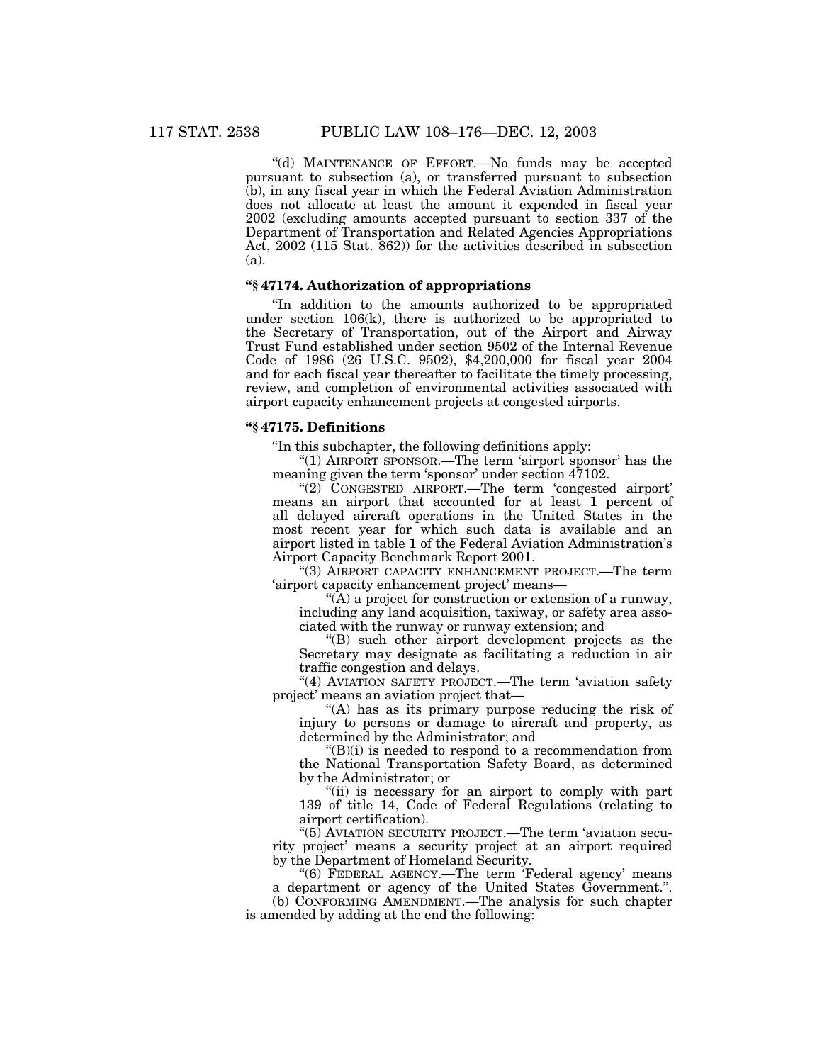"(d) MAINTENANCE OF EFFORT.—No funds may be accepted pursuant to subsection (a), or transferred pursuant to subsection (b), in any fiscal year in which the Federal Aviation Administration does not allocate at least the amount it expended in fiscal year 2002 (excluding amounts accepted pursuant to section 337 of the Department of Transportation and Related Agencies Appropriations Act, 2002 (115 Stat. 862)) for the activities described in subsection (a).

### "§ 47174. Authorization of appropriations

"In addition to the amounts authorized to be appropriated under section 106(k), there is authorized to be appropriated to the Secretary of Transportation, out of the Airport and Airway Trust Fund established under section 9502 of the Internal Revenue Code of 1986 (26 U.S.C. 9502), $4,200,000 for fiscal year 2004 and for each fiscal year thereafter to facilitate the timely processing, review, and completion of environmental activities associated with airport capacity enhancement projects at congested airports.

### "§ 47175. Definitions

"In this subchapter, the following definitions apply:

"(1) AIRPORT SPONSOR.—The term 'airport sponsor' has the meaning given the term 'sponsor' under section 47102.

"(2) CONGESTED AIRPORT.—The term 'congested airport' means an airport that accounted for at least 1 percent of all delayed aircraft operations in the United States in the most recent year for which such data is available and an airport listed in table 1 of the Federal Aviation Administration's Airport Capacity Benchmark Report 2001.

"(3) AIRPORT CAPACITY ENHANCEMENT PROJECT.—The term 'airport capacity enhancement project' means—

"(A) a project for construction or extension of a runway, including any land acquisition, taxiway, or safety area associated with the runway or runway extension; and

"(B) such other airport development projects as the Secretary may designate as facilitating a reduction in air traffic congestion and delays.

"(4) AVIATION SAFETY PROJECT.—The term 'aviation safety project' means an aviation project that—

"(A) has as its primary purpose reducing the risk of injury to persons or damage to aircraft and property, as determined by the Administrator; and

"(B)(i) is needed to respond to a recommendation from the National Transportation Safety Board, as determined by the Administrator; or

"(ii) is necessary for an airport to comply with part 139 of title 14, Code of Federal Regulations (relating to airport certification).

"(5) AVIATION SECURITY PROJECT.—The term 'aviation security project' means a security project at an airport required by the Department of Homeland Security.

"(6) FEDERAL AGENCY.—The term 'Federal agency' means a department or agency of the United States Government.".

(b) CONFORMING AMENDMENT.—The analysis for such chapter is amended by adding at the end the following: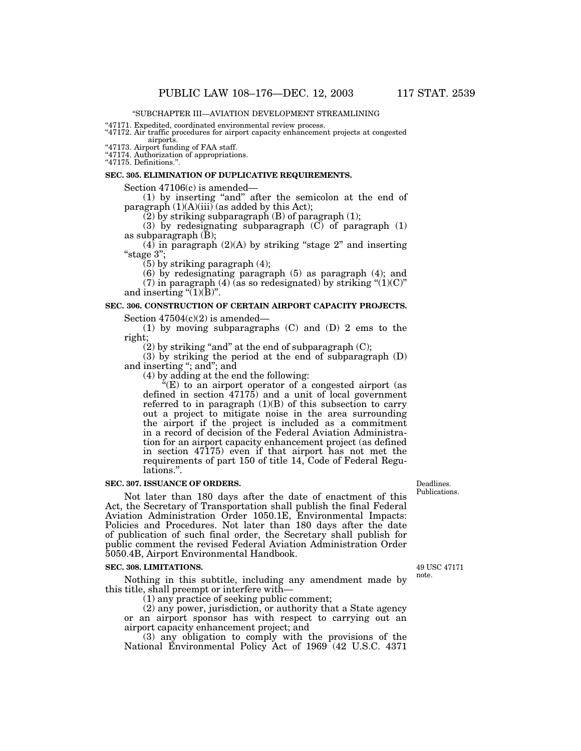"SUBCHAPTER III—AVIATION DEVELOPMENT STREAMLINING

"47171. Expedited, coordinated environmental review process.
"47172. Air traffic procedures for airport capacity enhancement projects at congested airports.
"47173. Airport funding of FAA staff.
"47174. Authorization of appropriations.
"47175. Definitions.".

**SEC. 305. ELIMINATION OF DUPLICATIVE REQUIREMENTS.**

Section 47106(c) is amended—

(1) by inserting "and" after the semicolon at the end of paragraph (1)(A)(iii) (as added by this Act);

(2) by striking subparagraph (B) of paragraph (1);

(3) by redesignating subparagraph (C) of paragraph (1) as subparagraph (B);

(4) in paragraph (2)(A) by striking "stage 2" and inserting "stage 3";

(5) by striking paragraph (4);

(6) by redesignating paragraph (5) as paragraph (4); and

(7) in paragraph (4) (as so redesignated) by striking "(1)(C)" and inserting "(1)(B)".

**SEC. 306. CONSTRUCTION OF CERTAIN AIRPORT CAPACITY PROJECTS.**

Section 47504(c)(2) is amended—

(1) by moving subparagraphs (C) and (D) 2 ems to the right;

(2) by striking "and" at the end of subparagraph (C);

(3) by striking the period at the end of subparagraph (D) and inserting "; and"; and

(4) by adding at the end the following:

"(E) to an airport operator of a congested airport (as defined in section 47175) and a unit of local government referred to in paragraph (1)(B) of this subsection to carry out a project to mitigate noise in the area surrounding the airport if the project is included as a commitment in a record of decision of the Federal Aviation Administration for an airport capacity enhancement project (as defined in section 47175) even if that airport has not met the requirements of part 150 of title 14, Code of Federal Regulations.".

**SEC. 307. ISSUANCE OF ORDERS.**

Deadlines. Publications.

Not later than 180 days after the date of enactment of this Act, the Secretary of Transportation shall publish the final Federal Aviation Administration Order 1050.1E, Environmental Impacts: Policies and Procedures. Not later than 180 days after the date of publication of such final order, the Secretary shall publish for public comment the revised Federal Aviation Administration Order 5050.4B, Airport Environmental Handbook.

**SEC. 308. LIMITATIONS.**

49 USC 47171 note.

Nothing in this subtitle, including any amendment made by this title, shall preempt or interfere with—

(1) any practice of seeking public comment;

(2) any power, jurisdiction, or authority that a State agency or an airport sponsor has with respect to carrying out an airport capacity enhancement project; and

(3) any obligation to comply with the provisions of the National Environmental Policy Act of 1969 (42 U.S.C. 4371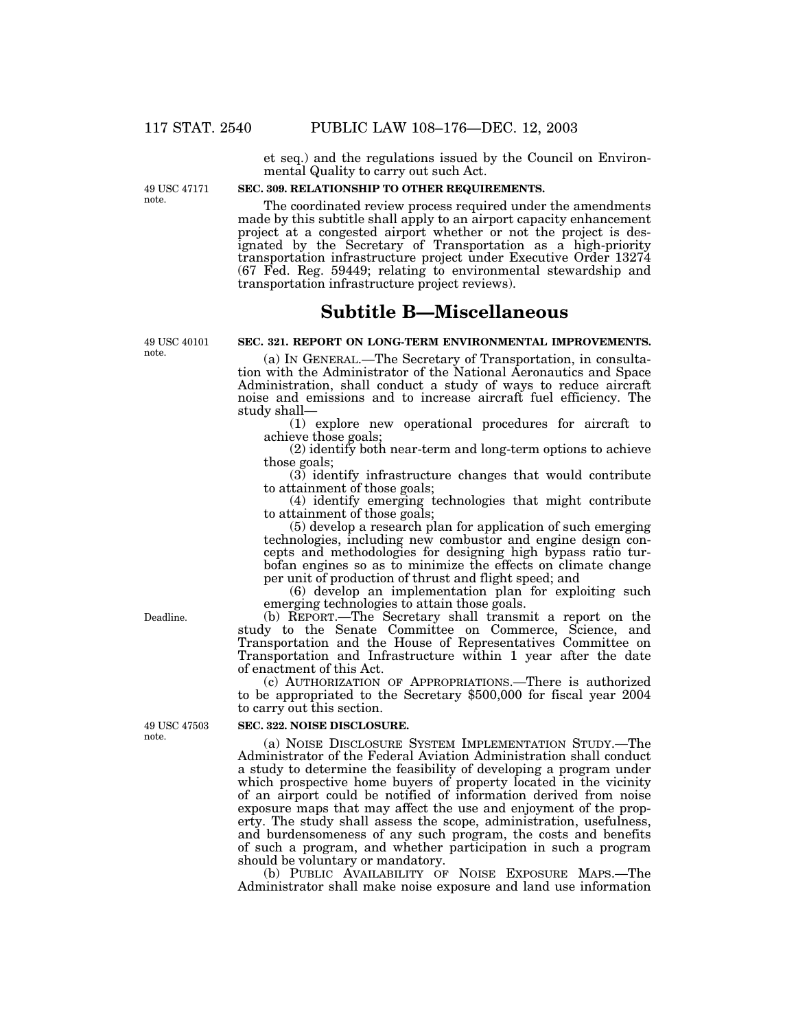et seq.) and the regulations issued by the Council on Environmental Quality to carry out such Act.

49 USC 47171 note.

**SEC. 309. RELATIONSHIP TO OTHER REQUIREMENTS.**

The coordinated review process required under the amendments made by this subtitle shall apply to an airport capacity enhancement project at a congested airport whether or not the project is designated by the Secretary of Transportation as a high-priority transportation infrastructure project under Executive Order 13274 (67 Fed. Reg. 59449; relating to environmental stewardship and transportation infrastructure project reviews).

## Subtitle B—Miscellaneous

49 USC 40101 note.

**SEC. 321. REPORT ON LONG-TERM ENVIRONMENTAL IMPROVEMENTS.**

(a) IN GENERAL.—The Secretary of Transportation, in consultation with the Administrator of the National Aeronautics and Space Administration, shall conduct a study of ways to reduce aircraft noise and emissions and to increase aircraft fuel efficiency. The study shall—

(1) explore new operational procedures for aircraft to achieve those goals;

(2) identify both near-term and long-term options to achieve those goals;

(3) identify infrastructure changes that would contribute to attainment of those goals;

(4) identify emerging technologies that might contribute to attainment of those goals;

(5) develop a research plan for application of such emerging technologies, including new combustor and engine design concepts and methodologies for designing high bypass ratio turbofan engines so as to minimize the effects on climate change per unit of production of thrust and flight speed; and

(6) develop an implementation plan for exploiting such emerging technologies to attain those goals.

Deadline.

(b) REPORT.—The Secretary shall transmit a report on the study to the Senate Committee on Commerce, Science, and Transportation and the House of Representatives Committee on Transportation and Infrastructure within 1 year after the date of enactment of this Act.

(c) AUTHORIZATION OF APPROPRIATIONS.—There is authorized to be appropriated to the Secretary $500,000 for fiscal year 2004 to carry out this section.

49 USC 47503 note.

**SEC. 322. NOISE DISCLOSURE.**

(a) NOISE DISCLOSURE SYSTEM IMPLEMENTATION STUDY.—The Administrator of the Federal Aviation Administration shall conduct a study to determine the feasibility of developing a program under which prospective home buyers of property located in the vicinity of an airport could be notified of information derived from noise exposure maps that may affect the use and enjoyment of the property. The study shall assess the scope, administration, usefulness, and burdensomeness of any such program, the costs and benefits of such a program, and whether participation in such a program should be voluntary or mandatory.

(b) PUBLIC AVAILABILITY OF NOISE EXPOSURE MAPS.—The Administrator shall make noise exposure and land use information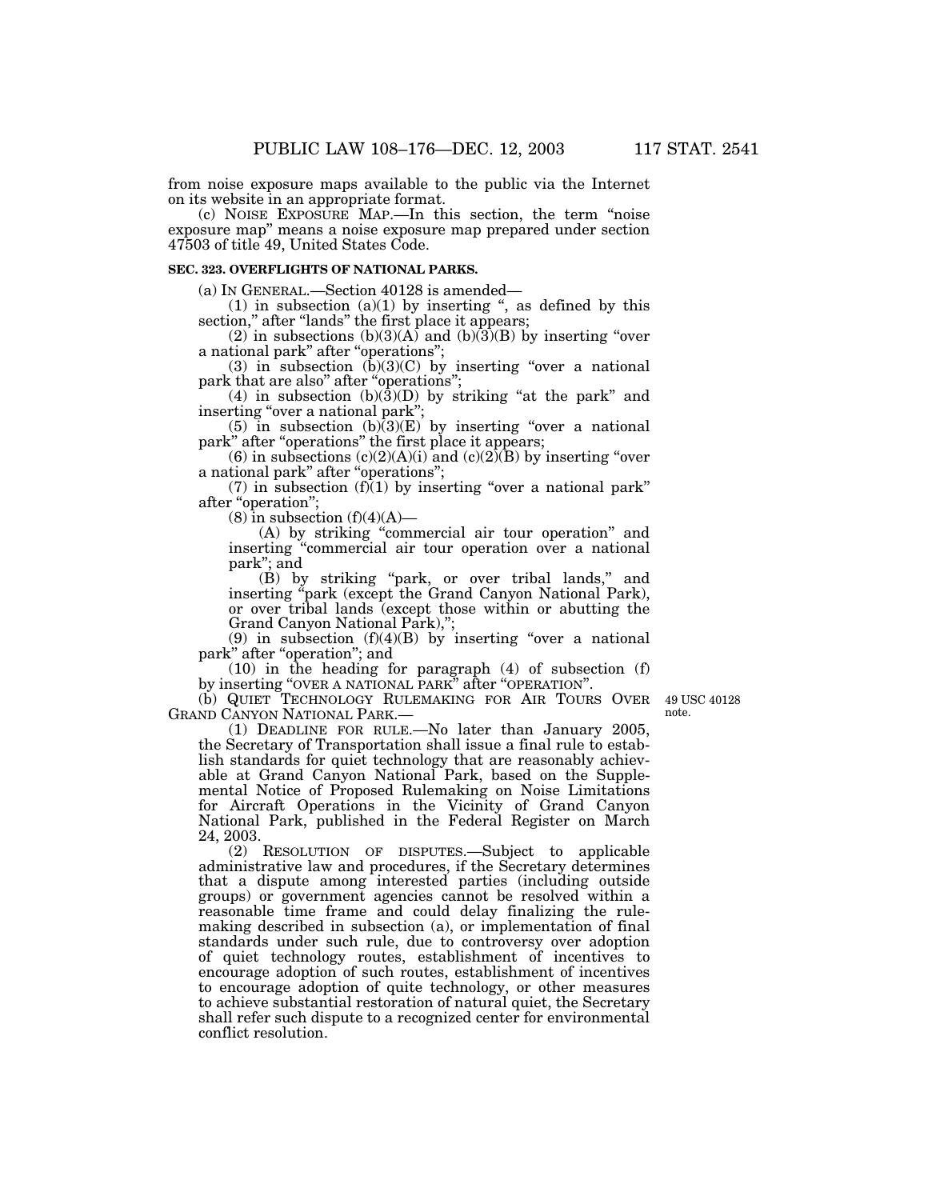from noise exposure maps available to the public via the Internet on its website in an appropriate format.

(c) NOISE EXPOSURE MAP.—In this section, the term "noise exposure map" means a noise exposure map prepared under section 47503 of title 49, United States Code.

**SEC. 323. OVERFLIGHTS OF NATIONAL PARKS.**

(a) IN GENERAL.—Section 40128 is amended—

(1) in subsection (a)(1) by inserting ", as defined by this section," after "lands" the first place it appears;

(2) in subsections (b)(3)(A) and (b)(3)(B) by inserting "over a national park" after "operations";

(3) in subsection (b)(3)(C) by inserting "over a national park that are also" after "operations";

(4) in subsection (b)(3)(D) by striking "at the park" and inserting "over a national park";

(5) in subsection (b)(3)(E) by inserting "over a national park" after "operations" the first place it appears;

(6) in subsections (c)(2)(A)(i) and (c)(2)(B) by inserting "over a national park" after "operations";

(7) in subsection (f)(1) by inserting "over a national park" after "operation";

(8) in subsection (f)(4)(A)—

(A) by striking "commercial air tour operation" and inserting "commercial air tour operation over a national park"; and

(B) by striking "park, or over tribal lands," and inserting "park (except the Grand Canyon National Park), or over tribal lands (except those within or abutting the Grand Canyon National Park),";

(9) in subsection (f)(4)(B) by inserting "over a national park" after "operation"; and

(10) in the heading for paragraph (4) of subsection (f) by inserting "OVER A NATIONAL PARK" after "OPERATION".

(b) QUIET TECHNOLOGY RULEMAKING FOR AIR TOURS OVER GRAND CANYON NATIONAL PARK.—

49 USC 40128 note.

(1) DEADLINE FOR RULE.—No later than January 2005, the Secretary of Transportation shall issue a final rule to establish standards for quiet technology that are reasonably achievable at Grand Canyon National Park, based on the Supplemental Notice of Proposed Rulemaking on Noise Limitations for Aircraft Operations in the Vicinity of Grand Canyon National Park, published in the Federal Register on March 24, 2003.

(2) RESOLUTION OF DISPUTES.—Subject to applicable administrative law and procedures, if the Secretary determines that a dispute among interested parties (including outside groups) or government agencies cannot be resolved within a reasonable time frame and could delay finalizing the rulemaking described in subsection (a), or implementation of final standards under such rule, due to controversy over adoption of quiet technology routes, establishment of incentives to encourage adoption of such routes, establishment of incentives to encourage adoption of quite technology, or other measures to achieve substantial restoration of natural quiet, the Secretary shall refer such dispute to a recognized center for environmental conflict resolution.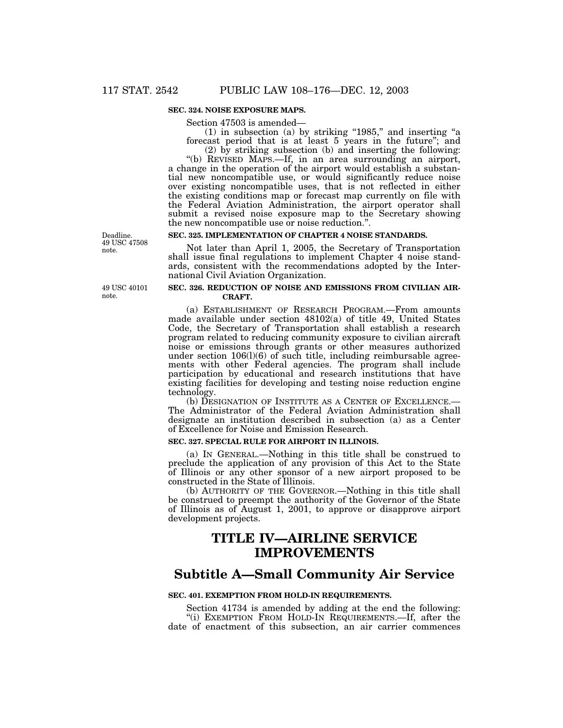**SEC. 324. NOISE EXPOSURE MAPS.**

Section 47503 is amended—

(1) in subsection (a) by striking "1985," and inserting "a forecast period that is at least 5 years in the future"; and

(2) by striking subsection (b) and inserting the following:

"(b) REVISED MAPS.—If, in an area surrounding an airport, a change in the operation of the airport would establish a substantial new noncompatible use, or would significantly reduce noise over existing noncompatible uses, that is not reflected in either the existing conditions map or forecast map currently on file with the Federal Aviation Administration, the airport operator shall submit a revised noise exposure map to the Secretary showing the new noncompatible use or noise reduction.".

Deadline. 49 USC 47508 note.

**SEC. 325. IMPLEMENTATION OF CHAPTER 4 NOISE STANDARDS.**

Not later than April 1, 2005, the Secretary of Transportation shall issue final regulations to implement Chapter 4 noise standards, consistent with the recommendations adopted by the International Civil Aviation Organization.

49 USC 40101 note.

**SEC. 326. REDUCTION OF NOISE AND EMISSIONS FROM CIVILIAN AIRCRAFT.**

(a) ESTABLISHMENT OF RESEARCH PROGRAM.—From amounts made available under section 48102(a) of title 49, United States Code, the Secretary of Transportation shall establish a research program related to reducing community exposure to civilian aircraft noise or emissions through grants or other measures authorized under section 106(l)(6) of such title, including reimbursable agreements with other Federal agencies. The program shall include participation by educational and research institutions that have existing facilities for developing and testing noise reduction engine technology.

(b) DESIGNATION OF INSTITUTE AS A CENTER OF EXCELLENCE.—The Administrator of the Federal Aviation Administration shall designate an institution described in subsection (a) as a Center of Excellence for Noise and Emission Research.

**SEC. 327. SPECIAL RULE FOR AIRPORT IN ILLINOIS.**

(a) IN GENERAL.—Nothing in this title shall be construed to preclude the application of any provision of this Act to the State of Illinois or any other sponsor of a new airport proposed to be constructed in the State of Illinois.

(b) AUTHORITY OF THE GOVERNOR.—Nothing in this title shall be construed to preempt the authority of the Governor of the State of Illinois as of August 1, 2001, to approve or disapprove airport development projects.

# TITLE IV—AIRLINE SERVICE IMPROVEMENTS

## Subtitle A—Small Community Air Service

**SEC. 401. EXEMPTION FROM HOLD-IN REQUIREMENTS.**

Section 41734 is amended by adding at the end the following:

"(i) EXEMPTION FROM HOLD-IN REQUIREMENTS.—If, after the date of enactment of this subsection, an air carrier commences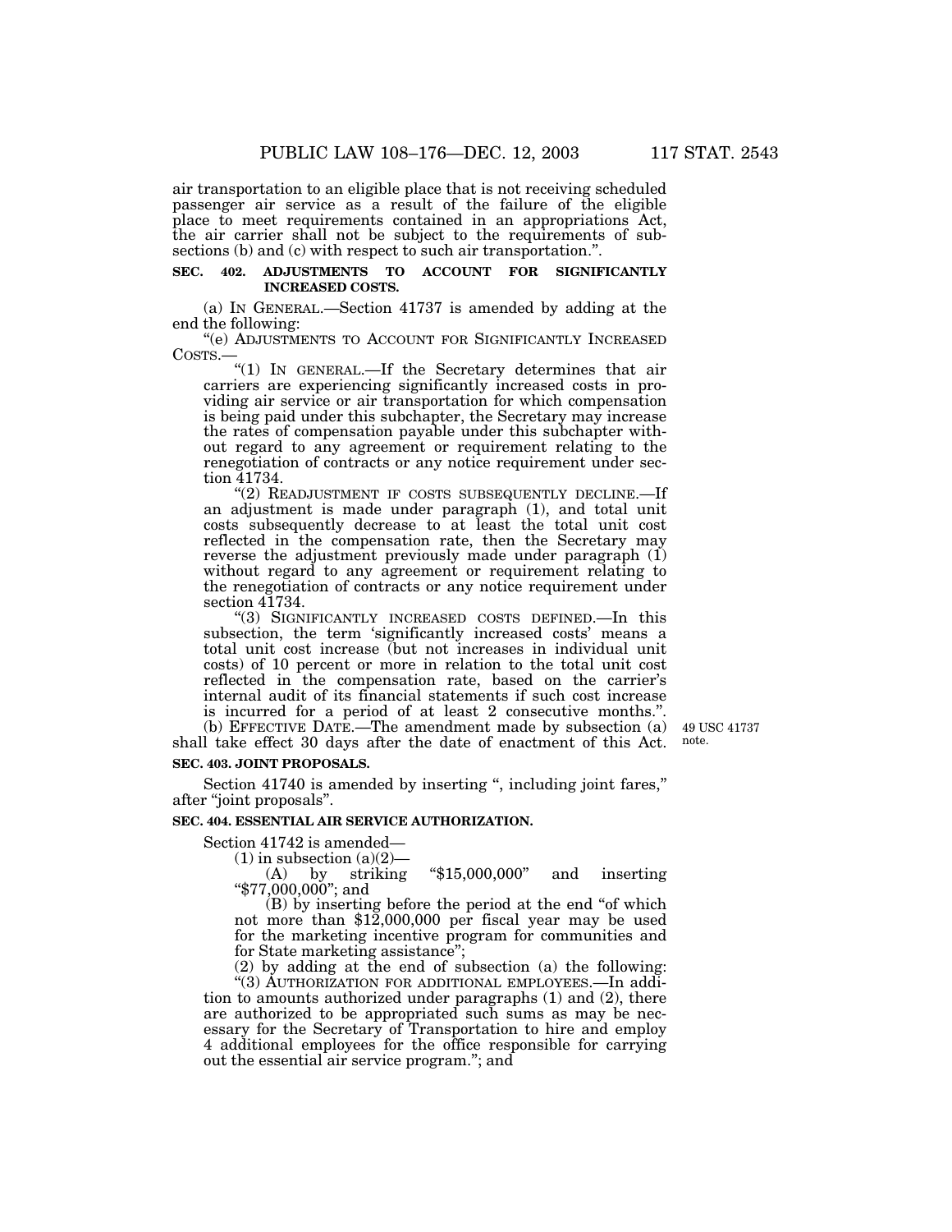air transportation to an eligible place that is not receiving scheduled passenger air service as a result of the failure of the eligible place to meet requirements contained in an appropriations Act, the air carrier shall not be subject to the requirements of subsections (b) and (c) with respect to such air transportation.".

**SEC. 402. ADJUSTMENTS TO ACCOUNT FOR SIGNIFICANTLY INCREASED COSTS.**

(a) IN GENERAL.—Section 41737 is amended by adding at the end the following:

"(e) ADJUSTMENTS TO ACCOUNT FOR SIGNIFICANTLY INCREASED COSTS.—

"(1) IN GENERAL.—If the Secretary determines that air carriers are experiencing significantly increased costs in providing air service or air transportation for which compensation is being paid under this subchapter, the Secretary may increase the rates of compensation payable under this subchapter without regard to any agreement or requirement relating to the renegotiation of contracts or any notice requirement under section 41734.

"(2) READJUSTMENT IF COSTS SUBSEQUENTLY DECLINE.—If an adjustment is made under paragraph (1), and total unit costs subsequently decrease to at least the total unit cost reflected in the compensation rate, then the Secretary may reverse the adjustment previously made under paragraph (1) without regard to any agreement or requirement relating to the renegotiation of contracts or any notice requirement under section 41734.

"(3) SIGNIFICANTLY INCREASED COSTS DEFINED.—In this subsection, the term 'significantly increased costs' means a total unit cost increase (but not increases in individual unit costs) of 10 percent or more in relation to the total unit cost reflected in the compensation rate, based on the carrier's internal audit of its financial statements if such cost increase is incurred for a period of at least 2 consecutive months.".

(b) EFFECTIVE DATE.—The amendment made by subsection (a) shall take effect 30 days after the date of enactment of this Act.

49 USC 41737 note.

**SEC. 403. JOINT PROPOSALS.**

Section 41740 is amended by inserting ", including joint fares," after "joint proposals".

**SEC. 404. ESSENTIAL AIR SERVICE AUTHORIZATION.**

Section 41742 is amended—

(1) in subsection (a)(2)—

(A) by striking "$15,000,000" and inserting "$77,000,000"; and

(B) by inserting before the period at the end "of which not more than $12,000,000 per fiscal year may be used for the marketing incentive program for communities and for State marketing assistance";

(2) by adding at the end of subsection (a) the following:

"(3) AUTHORIZATION FOR ADDITIONAL EMPLOYEES.—In addition to amounts authorized under paragraphs (1) and (2), there are authorized to be appropriated such sums as may be necessary for the Secretary of Transportation to hire and employ 4 additional employees for the office responsible for carrying out the essential air service program."; and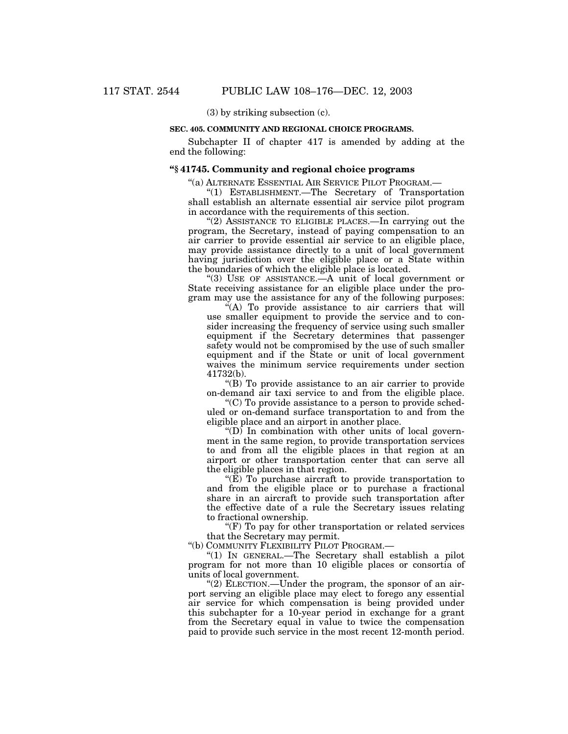(3) by striking subsection (c).

**SEC. 405. COMMUNITY AND REGIONAL CHOICE PROGRAMS.**

Subchapter II of chapter 417 is amended by adding at the end the following:

**"§ 41745. Community and regional choice programs**

"(a) ALTERNATE ESSENTIAL AIR SERVICE PILOT PROGRAM.—

"(1) ESTABLISHMENT.—The Secretary of Transportation shall establish an alternate essential air service pilot program in accordance with the requirements of this section.

"(2) ASSISTANCE TO ELIGIBLE PLACES.—In carrying out the program, the Secretary, instead of paying compensation to an air carrier to provide essential air service to an eligible place, may provide assistance directly to a unit of local government having jurisdiction over the eligible place or a State within the boundaries of which the eligible place is located.

"(3) USE OF ASSISTANCE.—A unit of local government or State receiving assistance for an eligible place under the program may use the assistance for any of the following purposes:

"(A) To provide assistance to air carriers that will use smaller equipment to provide the service and to consider increasing the frequency of service using such smaller equipment if the Secretary determines that passenger safety would not be compromised by the use of such smaller equipment and if the State or unit of local government waives the minimum service requirements under section 41732(b).

"(B) To provide assistance to an air carrier to provide on-demand air taxi service to and from the eligible place.

"(C) To provide assistance to a person to provide scheduled or on-demand surface transportation to and from the eligible place and an airport in another place.

"(D) In combination with other units of local government in the same region, to provide transportation services to and from all the eligible places in that region at an airport or other transportation center that can serve all the eligible places in that region.

"(E) To purchase aircraft to provide transportation to and from the eligible place or to purchase a fractional share in an aircraft to provide such transportation after the effective date of a rule the Secretary issues relating to fractional ownership.

"(F) To pay for other transportation or related services that the Secretary may permit.

"(b) COMMUNITY FLEXIBILITY PILOT PROGRAM.—

"(1) IN GENERAL.—The Secretary shall establish a pilot program for not more than 10 eligible places or consortia of units of local government.

"(2) ELECTION.—Under the program, the sponsor of an airport serving an eligible place may elect to forego any essential air service for which compensation is being provided under this subchapter for a 10-year period in exchange for a grant from the Secretary equal in value to twice the compensation paid to provide such service in the most recent 12-month period.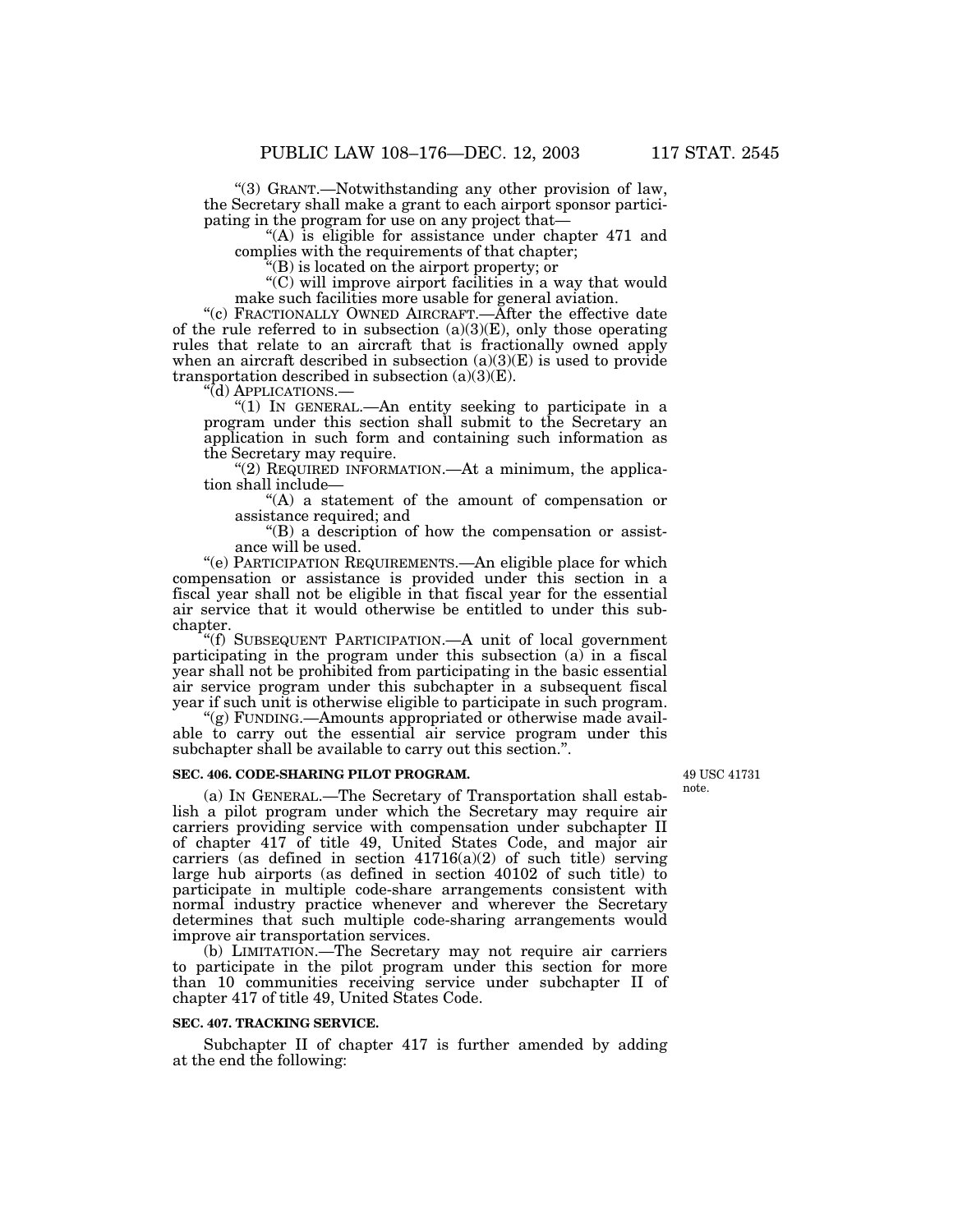"(3) GRANT.—Notwithstanding any other provision of law, the Secretary shall make a grant to each airport sponsor participating in the program for use on any project that—

"(A) is eligible for assistance under chapter 471 and complies with the requirements of that chapter;

"(B) is located on the airport property; or

"(C) will improve airport facilities in a way that would make such facilities more usable for general aviation.

"(c) FRACTIONALLY OWNED AIRCRAFT.—After the effective date of the rule referred to in subsection (a)(3)(E), only those operating rules that relate to an aircraft that is fractionally owned apply when an aircraft described in subsection (a)(3)(E) is used to provide transportation described in subsection (a)(3)(E).

"(d) APPLICATIONS.—

"(1) IN GENERAL.—An entity seeking to participate in a program under this section shall submit to the Secretary an application in such form and containing such information as the Secretary may require.

"(2) REQUIRED INFORMATION.—At a minimum, the application shall include—

"(A) a statement of the amount of compensation or assistance required; and

"(B) a description of how the compensation or assistance will be used.

"(e) PARTICIPATION REQUIREMENTS.—An eligible place for which compensation or assistance is provided under this section in a fiscal year shall not be eligible in that fiscal year for the essential air service that it would otherwise be entitled to under this subchapter.

"(f) SUBSEQUENT PARTICIPATION.—A unit of local government participating in the program under this subsection (a) in a fiscal year shall not be prohibited from participating in the basic essential air service program under this subchapter in a subsequent fiscal year if such unit is otherwise eligible to participate in such program.

"(g) FUNDING.—Amounts appropriated or otherwise made available to carry out the essential air service program under this subchapter shall be available to carry out this section.".

**SEC. 406. CODE-SHARING PILOT PROGRAM.**

49 USC 41731 note.

(a) IN GENERAL.—The Secretary of Transportation shall establish a pilot program under which the Secretary may require air carriers providing service with compensation under subchapter II of chapter 417 of title 49, United States Code, and major air carriers (as defined in section 41716(a)(2) of such title) serving large hub airports (as defined in section 40102 of such title) to participate in multiple code-share arrangements consistent with normal industry practice whenever and wherever the Secretary determines that such multiple code-sharing arrangements would improve air transportation services.

(b) LIMITATION.—The Secretary may not require air carriers to participate in the pilot program under this section for more than 10 communities receiving service under subchapter II of chapter 417 of title 49, United States Code.

**SEC. 407. TRACKING SERVICE.**

Subchapter II of chapter 417 is further amended by adding at the end the following: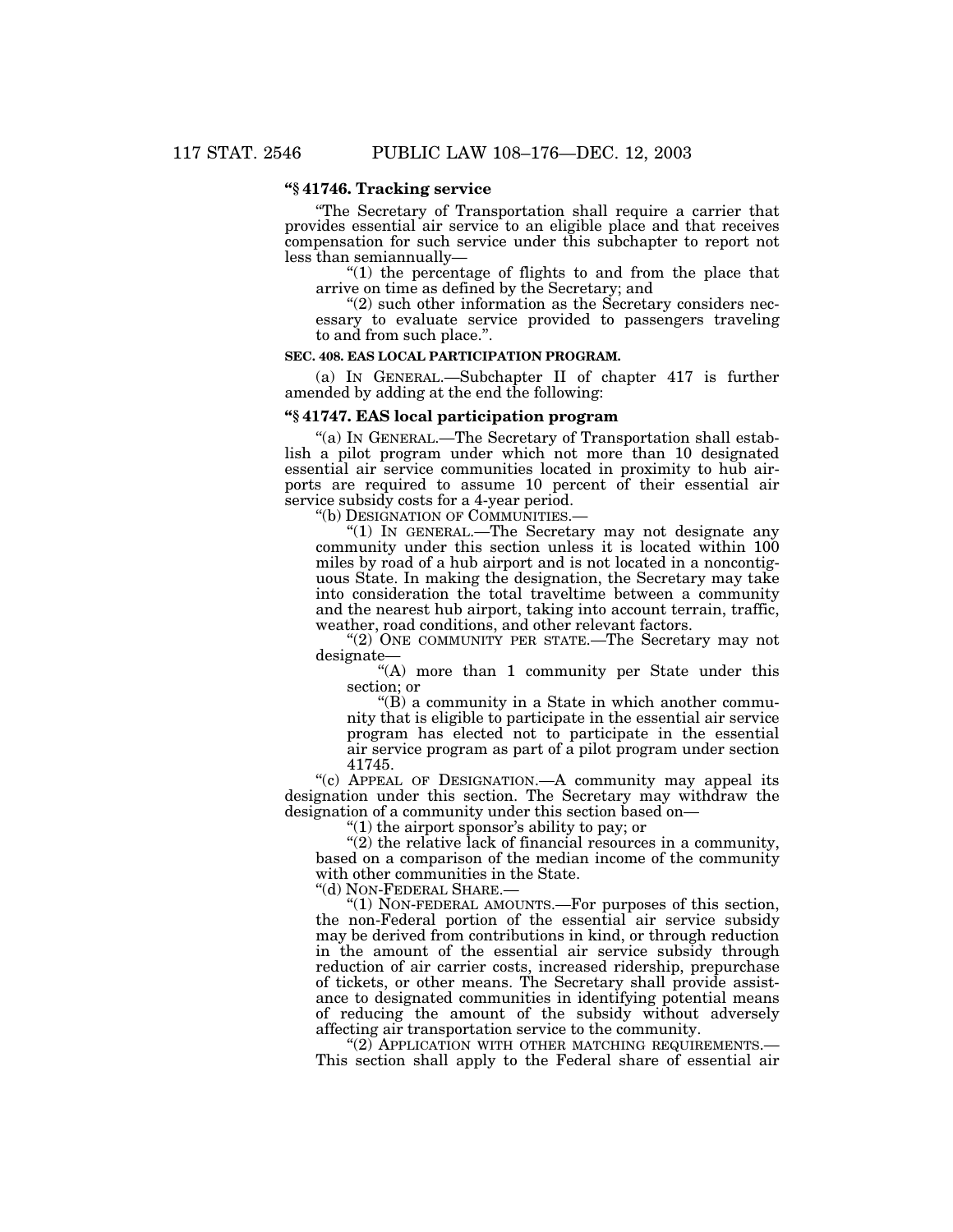**"§ 41746. Tracking service**

"The Secretary of Transportation shall require a carrier that provides essential air service to an eligible place and that receives compensation for such service under this subchapter to report not less than semiannually—

"(1) the percentage of flights to and from the place that arrive on time as defined by the Secretary; and

"(2) such other information as the Secretary considers necessary to evaluate service provided to passengers traveling to and from such place.".

**SEC. 408. EAS LOCAL PARTICIPATION PROGRAM.**

(a) IN GENERAL.—Subchapter II of chapter 417 is further amended by adding at the end the following:

**"§ 41747. EAS local participation program**

"(a) IN GENERAL.—The Secretary of Transportation shall establish a pilot program under which not more than 10 designated essential air service communities located in proximity to hub airports are required to assume 10 percent of their essential air service subsidy costs for a 4-year period.

"(b) DESIGNATION OF COMMUNITIES.—

"(1) IN GENERAL.—The Secretary may not designate any community under this section unless it is located within 100 miles by road of a hub airport and is not located in a noncontiguous State. In making the designation, the Secretary may take into consideration the total traveltime between a community and the nearest hub airport, taking into account terrain, traffic, weather, road conditions, and other relevant factors.

"(2) ONE COMMUNITY PER STATE.—The Secretary may not designate—

"(A) more than 1 community per State under this section; or

"(B) a community in a State in which another community that is eligible to participate in the essential air service program has elected not to participate in the essential air service program as part of a pilot program under section 41745.

"(c) APPEAL OF DESIGNATION.—A community may appeal its designation under this section. The Secretary may withdraw the designation of a community under this section based on—

"(1) the airport sponsor's ability to pay; or

"(2) the relative lack of financial resources in a community, based on a comparison of the median income of the community with other communities in the State.

"(d) NON-FEDERAL SHARE.—

"(1) NON-FEDERAL AMOUNTS.—For purposes of this section, the non-Federal portion of the essential air service subsidy may be derived from contributions in kind, or through reduction in the amount of the essential air service subsidy through reduction of air carrier costs, increased ridership, prepurchase of tickets, or other means. The Secretary shall provide assistance to designated communities in identifying potential means of reducing the amount of the subsidy without adversely affecting air transportation service to the community.

"(2) APPLICATION WITH OTHER MATCHING REQUIREMENTS.—This section shall apply to the Federal share of essential air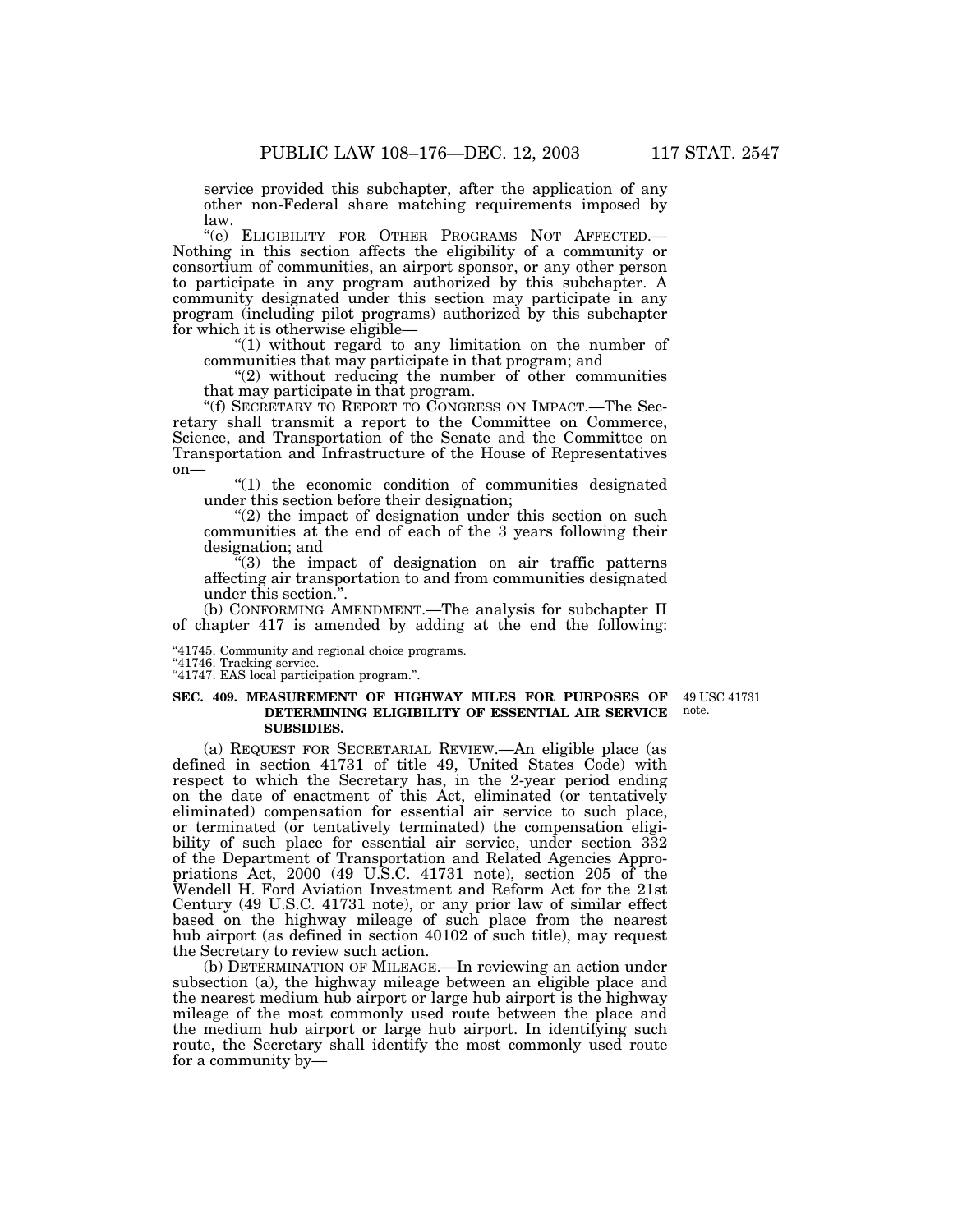service provided this subchapter, after the application of any other non-Federal share matching requirements imposed by law.

"(e) ELIGIBILITY FOR OTHER PROGRAMS NOT AFFECTED.—Nothing in this section affects the eligibility of a community or consortium of communities, an airport sponsor, or any other person to participate in any program authorized by this subchapter. A community designated under this section may participate in any program (including pilot programs) authorized by this subchapter for which it is otherwise eligible—

"(1) without regard to any limitation on the number of communities that may participate in that program; and

"(2) without reducing the number of other communities that may participate in that program.

"(f) SECRETARY TO REPORT TO CONGRESS ON IMPACT.—The Secretary shall transmit a report to the Committee on Commerce, Science, and Transportation of the Senate and the Committee on Transportation and Infrastructure of the House of Representatives on—

"(1) the economic condition of communities designated under this section before their designation;

"(2) the impact of designation under this section on such communities at the end of each of the 3 years following their designation; and

"(3) the impact of designation on air traffic patterns affecting air transportation to and from communities designated under this section.".

(b) CONFORMING AMENDMENT.—The analysis for subchapter II of chapter 417 is amended by adding at the end the following:

"41745. Community and regional choice programs.
"41746. Tracking service.
"41747. EAS local participation program.".

**SEC. 409. MEASUREMENT OF HIGHWAY MILES FOR PURPOSES OF DETERMINING ELIGIBILITY OF ESSENTIAL AIR SERVICE SUBSIDIES.**

49 USC 41731 note.

(a) REQUEST FOR SECRETARIAL REVIEW.—An eligible place (as defined in section 41731 of title 49, United States Code) with respect to which the Secretary has, in the 2-year period ending on the date of enactment of this Act, eliminated (or tentatively eliminated) compensation for essential air service to such place, or terminated (or tentatively terminated) the compensation eligibility of such place for essential air service, under section 332 of the Department of Transportation and Related Agencies Appropriations Act, 2000 (49 U.S.C. 41731 note), section 205 of the Wendell H. Ford Aviation Investment and Reform Act for the 21st Century (49 U.S.C. 41731 note), or any prior law of similar effect based on the highway mileage of such place from the nearest hub airport (as defined in section 40102 of such title), may request the Secretary to review such action.

(b) DETERMINATION OF MILEAGE.—In reviewing an action under subsection (a), the highway mileage between an eligible place and the nearest medium hub airport or large hub airport is the highway mileage of the most commonly used route between the place and the medium hub airport or large hub airport. In identifying such route, the Secretary shall identify the most commonly used route for a community by—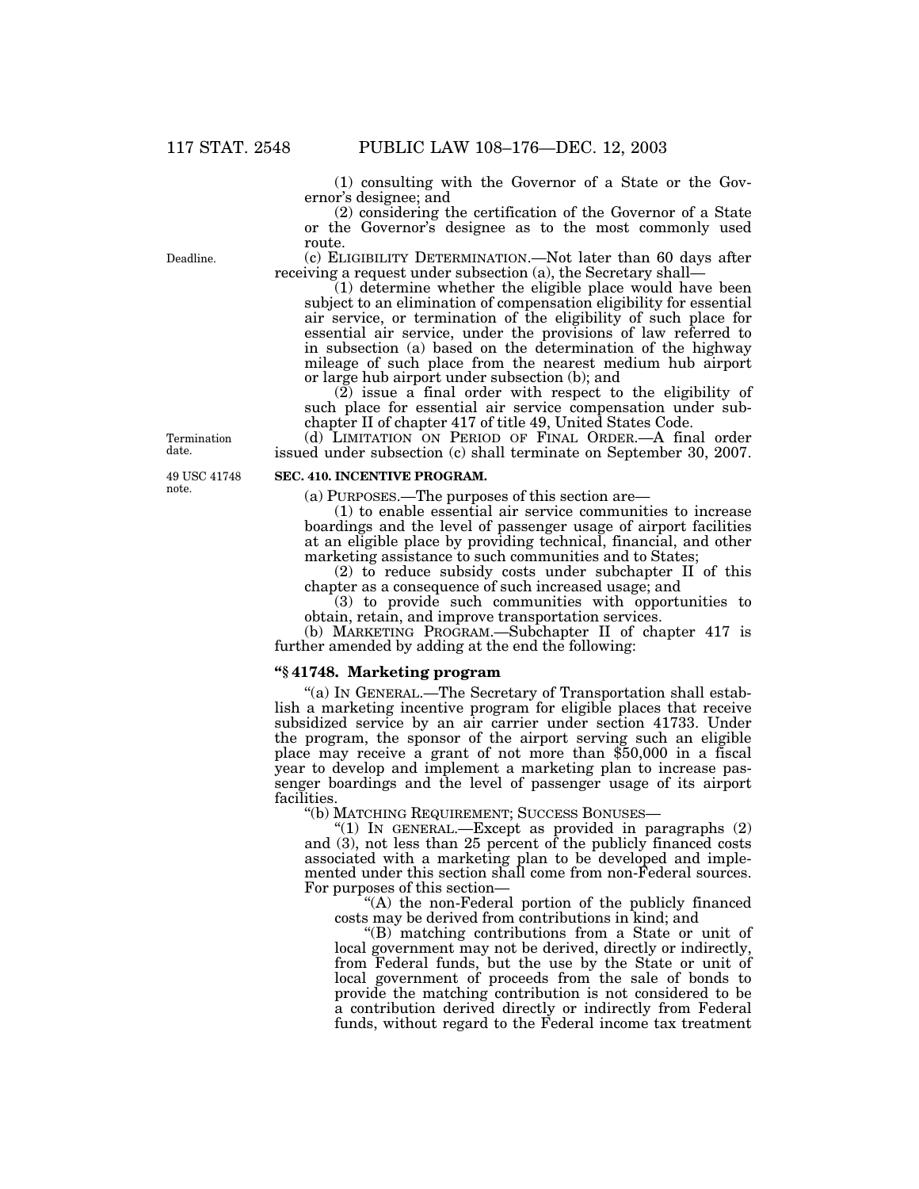(1) consulting with the Governor of a State or the Governor's designee; and

(2) considering the certification of the Governor of a State or the Governor's designee as to the most commonly used route.

Deadline.

(c) ELIGIBILITY DETERMINATION.—Not later than 60 days after receiving a request under subsection (a), the Secretary shall—

(1) determine whether the eligible place would have been subject to an elimination of compensation eligibility for essential air service, or termination of the eligibility of such place for essential air service, under the provisions of law referred to in subsection (a) based on the determination of the highway mileage of such place from the nearest medium hub airport or large hub airport under subsection (b); and

(2) issue a final order with respect to the eligibility of such place for essential air service compensation under subchapter II of chapter 417 of title 49, United States Code.

Termination date.

(d) LIMITATION ON PERIOD OF FINAL ORDER.—A final order issued under subsection (c) shall terminate on September 30, 2007.

49 USC 41748 note.

**SEC. 410. INCENTIVE PROGRAM.**

(a) PURPOSES.—The purposes of this section are—

(1) to enable essential air service communities to increase boardings and the level of passenger usage of airport facilities at an eligible place by providing technical, financial, and other marketing assistance to such communities and to States;

(2) to reduce subsidy costs under subchapter II of this chapter as a consequence of such increased usage; and

(3) to provide such communities with opportunities to obtain, retain, and improve transportation services.

(b) MARKETING PROGRAM.—Subchapter II of chapter 417 is further amended by adding at the end the following:

**"§ 41748. Marketing program**

"(a) IN GENERAL.—The Secretary of Transportation shall establish a marketing incentive program for eligible places that receive subsidized service by an air carrier under section 41733. Under the program, the sponsor of the airport serving such an eligible place may receive a grant of not more than $50,000 in a fiscal year to develop and implement a marketing plan to increase passenger boardings and the level of passenger usage of its airport facilities.

"(b) MATCHING REQUIREMENT; SUCCESS BONUSES—

"(1) IN GENERAL.—Except as provided in paragraphs (2) and (3), not less than 25 percent of the publicly financed costs associated with a marketing plan to be developed and implemented under this section shall come from non-Federal sources. For purposes of this section—

"(A) the non-Federal portion of the publicly financed costs may be derived from contributions in kind; and

"(B) matching contributions from a State or unit of local government may not be derived, directly or indirectly, from Federal funds, but the use by the State or unit of local government of proceeds from the sale of bonds to provide the matching contribution is not considered to be a contribution derived directly or indirectly from Federal funds, without regard to the Federal income tax treatment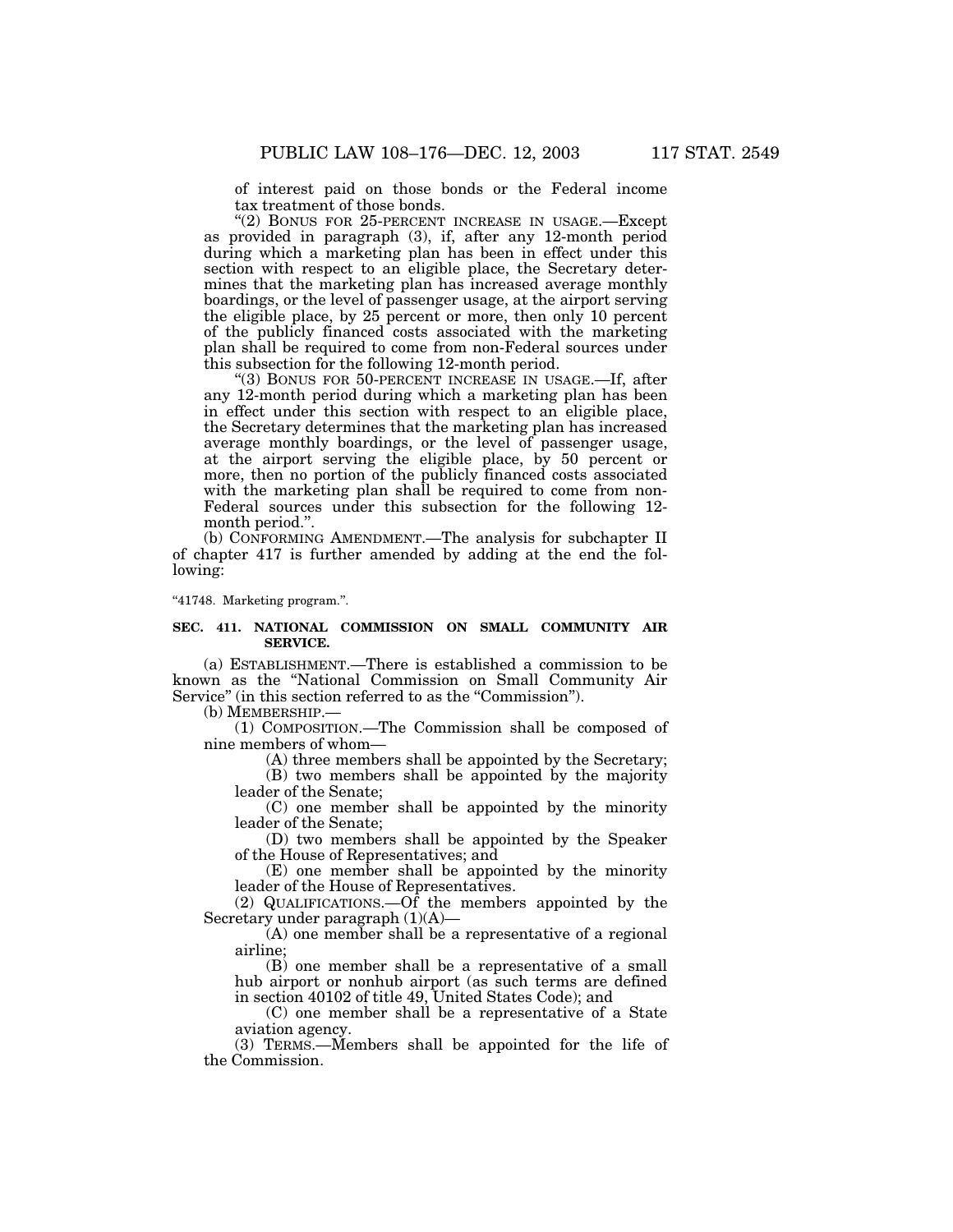of interest paid on those bonds or the Federal income tax treatment of those bonds.

"(2) BONUS FOR 25-PERCENT INCREASE IN USAGE.—Except as provided in paragraph (3), if, after any 12-month period during which a marketing plan has been in effect under this section with respect to an eligible place, the Secretary determines that the marketing plan has increased average monthly boardings, or the level of passenger usage, at the airport serving the eligible place, by 25 percent or more, then only 10 percent of the publicly financed costs associated with the marketing plan shall be required to come from non-Federal sources under this subsection for the following 12-month period.

"(3) BONUS FOR 50-PERCENT INCREASE IN USAGE.—If, after any 12-month period during which a marketing plan has been in effect under this section with respect to an eligible place, the Secretary determines that the marketing plan has increased average monthly boardings, or the level of passenger usage, at the airport serving the eligible place, by 50 percent or more, then no portion of the publicly financed costs associated with the marketing plan shall be required to come from non-Federal sources under this subsection for the following 12-month period.".

(b) CONFORMING AMENDMENT.—The analysis for subchapter II of chapter 417 is further amended by adding at the end the following:

"41748. Marketing program.".

**SEC. 411. NATIONAL COMMISSION ON SMALL COMMUNITY AIR SERVICE.**

(a) ESTABLISHMENT.—There is established a commission to be known as the "National Commission on Small Community Air Service" (in this section referred to as the "Commission").

(b) MEMBERSHIP.—

(1) COMPOSITION.—The Commission shall be composed of nine members of whom—

(A) three members shall be appointed by the Secretary;

(B) two members shall be appointed by the majority leader of the Senate;

(C) one member shall be appointed by the minority leader of the Senate;

(D) two members shall be appointed by the Speaker of the House of Representatives; and

(E) one member shall be appointed by the minority leader of the House of Representatives.

(2) QUALIFICATIONS.—Of the members appointed by the Secretary under paragraph (1)(A)—

(A) one member shall be a representative of a regional airline;

(B) one member shall be a representative of a small hub airport or nonhub airport (as such terms are defined in section 40102 of title 49, United States Code); and

(C) one member shall be a representative of a State aviation agency.

(3) TERMS.—Members shall be appointed for the life of the Commission.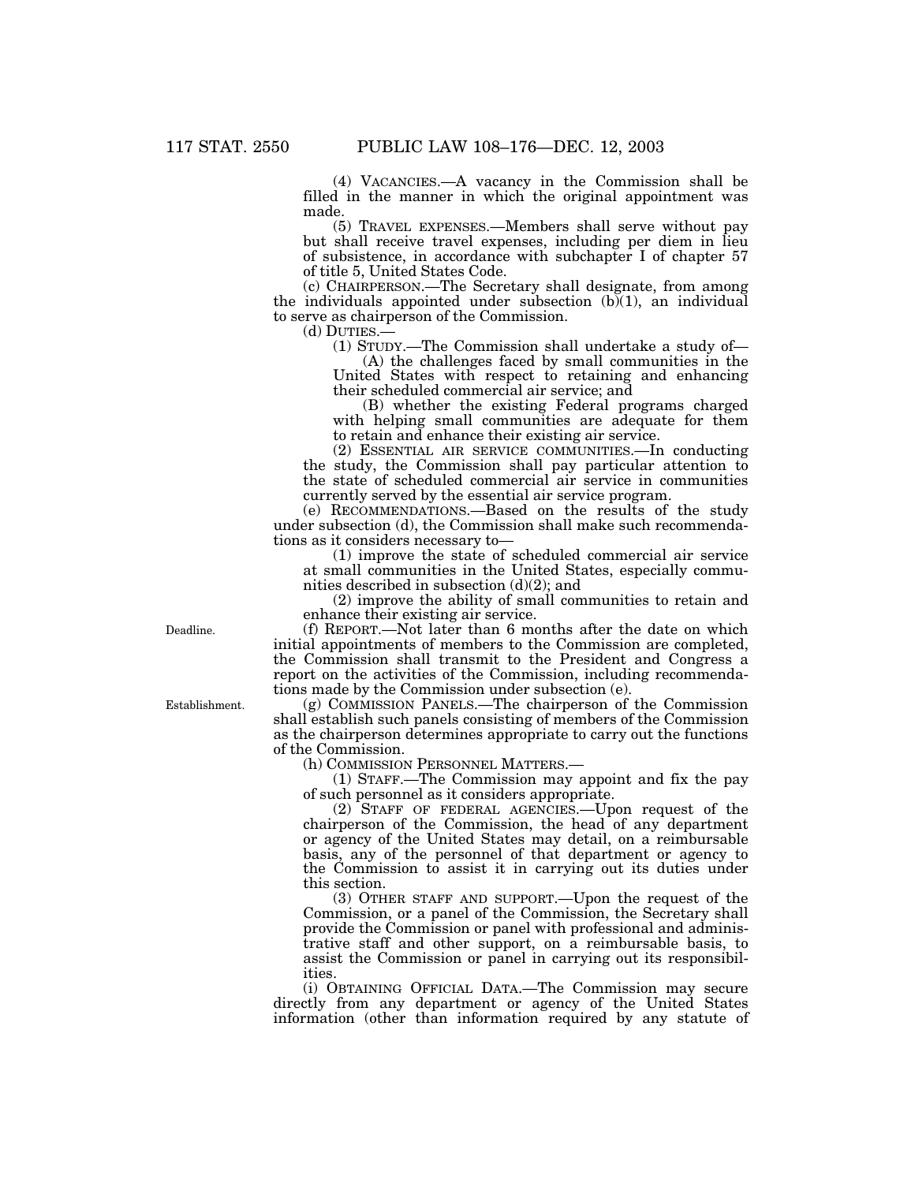(4) VACANCIES.—A vacancy in the Commission shall be filled in the manner in which the original appointment was made.

(5) TRAVEL EXPENSES.—Members shall serve without pay but shall receive travel expenses, including per diem in lieu of subsistence, in accordance with subchapter I of chapter 57 of title 5, United States Code.

(c) CHAIRPERSON.—The Secretary shall designate, from among the individuals appointed under subsection (b)(1), an individual to serve as chairperson of the Commission.

(d) DUTIES.—

(1) STUDY.—The Commission shall undertake a study of—

(A) the challenges faced by small communities in the United States with respect to retaining and enhancing their scheduled commercial air service; and

(B) whether the existing Federal programs charged with helping small communities are adequate for them to retain and enhance their existing air service.

(2) ESSENTIAL AIR SERVICE COMMUNITIES.—In conducting the study, the Commission shall pay particular attention to the state of scheduled commercial air service in communities currently served by the essential air service program.

(e) RECOMMENDATIONS.—Based on the results of the study under subsection (d), the Commission shall make such recommendations as it considers necessary to—

(1) improve the state of scheduled commercial air service at small communities in the United States, especially communities described in subsection (d)(2); and

(2) improve the ability of small communities to retain and enhance their existing air service.

Deadline.

(f) REPORT.—Not later than 6 months after the date on which initial appointments of members to the Commission are completed, the Commission shall transmit to the President and Congress a report on the activities of the Commission, including recommendations made by the Commission under subsection (e).

Establishment.

(g) COMMISSION PANELS.—The chairperson of the Commission shall establish such panels consisting of members of the Commission as the chairperson determines appropriate to carry out the functions of the Commission.

(h) COMMISSION PERSONNEL MATTERS.—

(1) STAFF.—The Commission may appoint and fix the pay of such personnel as it considers appropriate.

(2) STAFF OF FEDERAL AGENCIES.—Upon request of the chairperson of the Commission, the head of any department or agency of the United States may detail, on a reimbursable basis, any of the personnel of that department or agency to the Commission to assist it in carrying out its duties under this section.

(3) OTHER STAFF AND SUPPORT.—Upon the request of the Commission, or a panel of the Commission, the Secretary shall provide the Commission or panel with professional and administrative staff and other support, on a reimbursable basis, to assist the Commission or panel in carrying out its responsibilities.

(i) OBTAINING OFFICIAL DATA.—The Commission may secure directly from any department or agency of the United States information (other than information required by any statute of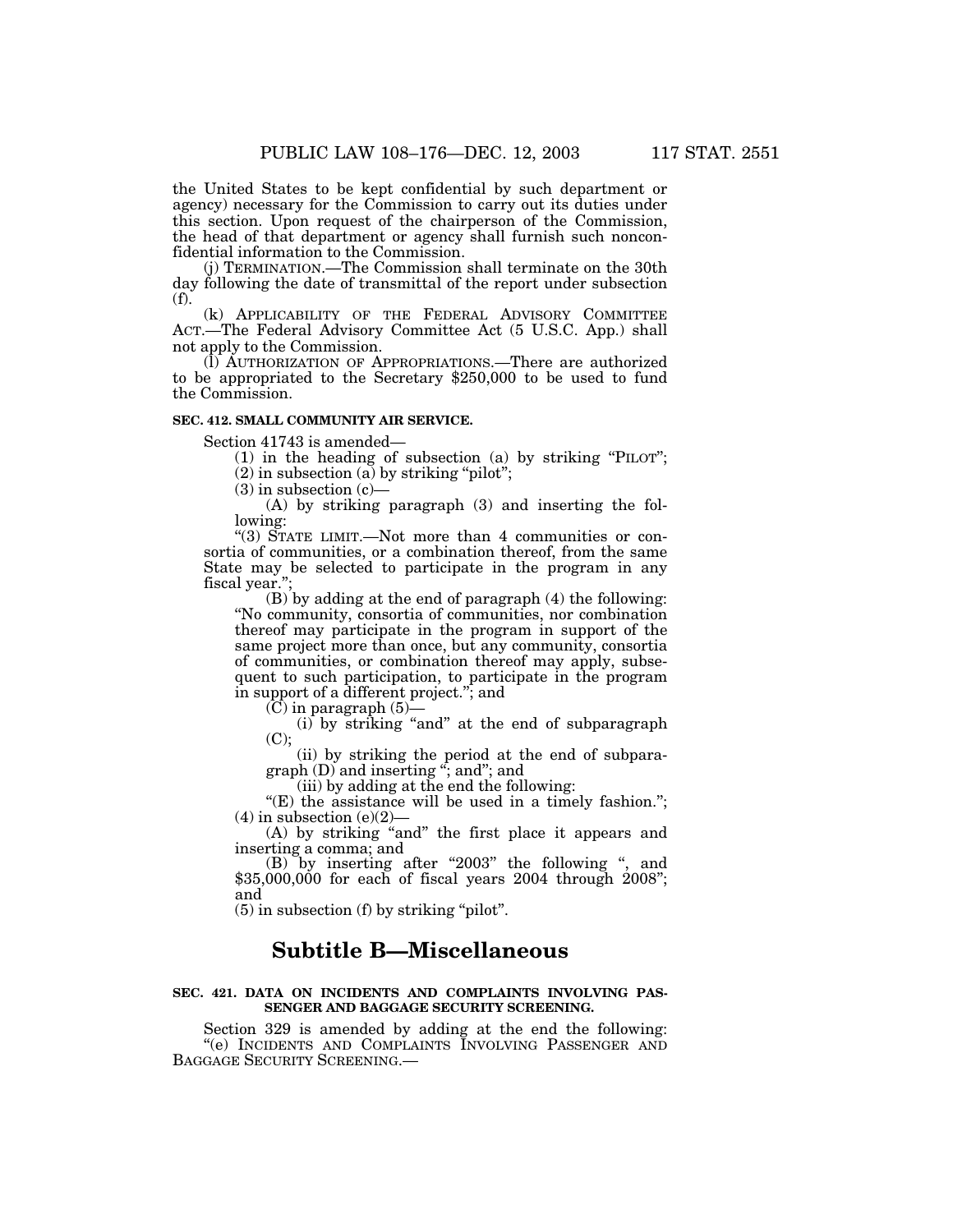the United States to be kept confidential by such department or agency) necessary for the Commission to carry out its duties under this section. Upon request of the chairperson of the Commission, the head of that department or agency shall furnish such nonconfidential information to the Commission.

(j) TERMINATION.—The Commission shall terminate on the 30th day following the date of transmittal of the report under subsection (f).

(k) APPLICABILITY OF THE FEDERAL ADVISORY COMMITTEE ACT.—The Federal Advisory Committee Act (5 U.S.C. App.) shall not apply to the Commission.

(l) AUTHORIZATION OF APPROPRIATIONS.—There are authorized to be appropriated to the Secretary $250,000 to be used to fund the Commission.

**SEC. 412. SMALL COMMUNITY AIR SERVICE.**

Section 41743 is amended—

(1) in the heading of subsection (a) by striking "PILOT";

(2) in subsection (a) by striking "pilot";

(3) in subsection (c)—

(A) by striking paragraph (3) and inserting the following:

"(3) STATE LIMIT.—Not more than 4 communities or consortia of communities, or a combination thereof, from the same State may be selected to participate in the program in any fiscal year.";

(B) by adding at the end of paragraph (4) the following: "No community, consortia of communities, nor combination thereof may participate in the program in support of the same project more than once, but any community, consortia of communities, or combination thereof may apply, subsequent to such participation, to participate in the program in support of a different project."; and

(C) in paragraph (5)—

(i) by striking "and" at the end of subparagraph (C);

(ii) by striking the period at the end of subparagraph (D) and inserting "; and"; and

(iii) by adding at the end the following:

"(E) the assistance will be used in a timely fashion.";

(4) in subsection (e)(2)—

(A) by striking "and" the first place it appears and inserting a comma; and

(B) by inserting after "2003" the following ", and $35,000,000 for each of fiscal years 2004 through 2008"; and

(5) in subsection (f) by striking "pilot".

# Subtitle B—Miscellaneous

**SEC. 421. DATA ON INCIDENTS AND COMPLAINTS INVOLVING PASSENGER AND BAGGAGE SECURITY SCREENING.**

Section 329 is amended by adding at the end the following:

"(e) INCIDENTS AND COMPLAINTS INVOLVING PASSENGER AND BAGGAGE SECURITY SCREENING.—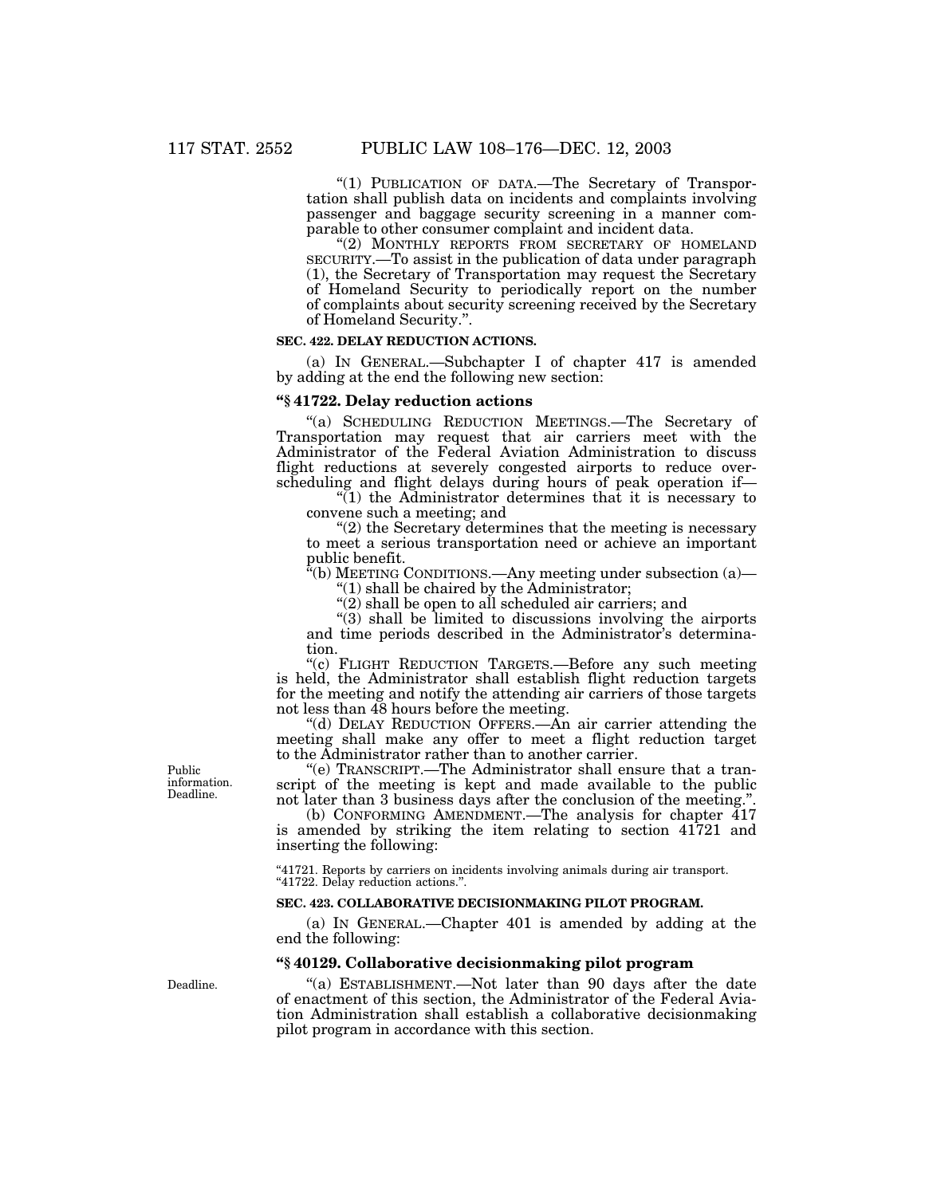"(1) PUBLICATION OF DATA.—The Secretary of Transportation shall publish data on incidents and complaints involving passenger and baggage security screening in a manner comparable to other consumer complaint and incident data.

"(2) MONTHLY REPORTS FROM SECRETARY OF HOMELAND SECURITY.—To assist in the publication of data under paragraph (1), the Secretary of Transportation may request the Secretary of Homeland Security to periodically report on the number of complaints about security screening received by the Secretary of Homeland Security.".

**SEC. 422. DELAY REDUCTION ACTIONS.**

(a) IN GENERAL.—Subchapter I of chapter 417 is amended by adding at the end the following new section:

### "§ 41722. Delay reduction actions

"(a) SCHEDULING REDUCTION MEETINGS.—The Secretary of Transportation may request that air carriers meet with the Administrator of the Federal Aviation Administration to discuss flight reductions at severely congested airports to reduce overscheduling and flight delays during hours of peak operation if—

"(1) the Administrator determines that it is necessary to convene such a meeting; and

"(2) the Secretary determines that the meeting is necessary to meet a serious transportation need or achieve an important public benefit.

"(b) MEETING CONDITIONS.—Any meeting under subsection (a)—

"(1) shall be chaired by the Administrator;

"(2) shall be open to all scheduled air carriers; and

"(3) shall be limited to discussions involving the airports and time periods described in the Administrator's determination.

"(c) FLIGHT REDUCTION TARGETS.—Before any such meeting is held, the Administrator shall establish flight reduction targets for the meeting and notify the attending air carriers of those targets not less than 48 hours before the meeting.

"(d) DELAY REDUCTION OFFERS.—An air carrier attending the meeting shall make any offer to meet a flight reduction target to the Administrator rather than to another carrier.

Public information. Deadline.

"(e) TRANSCRIPT.—The Administrator shall ensure that a transcript of the meeting is kept and made available to the public not later than 3 business days after the conclusion of the meeting.".

(b) CONFORMING AMENDMENT.—The analysis for chapter 417 is amended by striking the item relating to section 41721 and inserting the following:

"41721. Reports by carriers on incidents involving animals during air transport.
"41722. Delay reduction actions.".

**SEC. 423. COLLABORATIVE DECISIONMAKING PILOT PROGRAM.**

(a) IN GENERAL.—Chapter 401 is amended by adding at the end the following:

### "§ 40129. Collaborative decisionmaking pilot program

Deadline.

"(a) ESTABLISHMENT.—Not later than 90 days after the date of enactment of this section, the Administrator of the Federal Aviation Administration shall establish a collaborative decisionmaking pilot program in accordance with this section.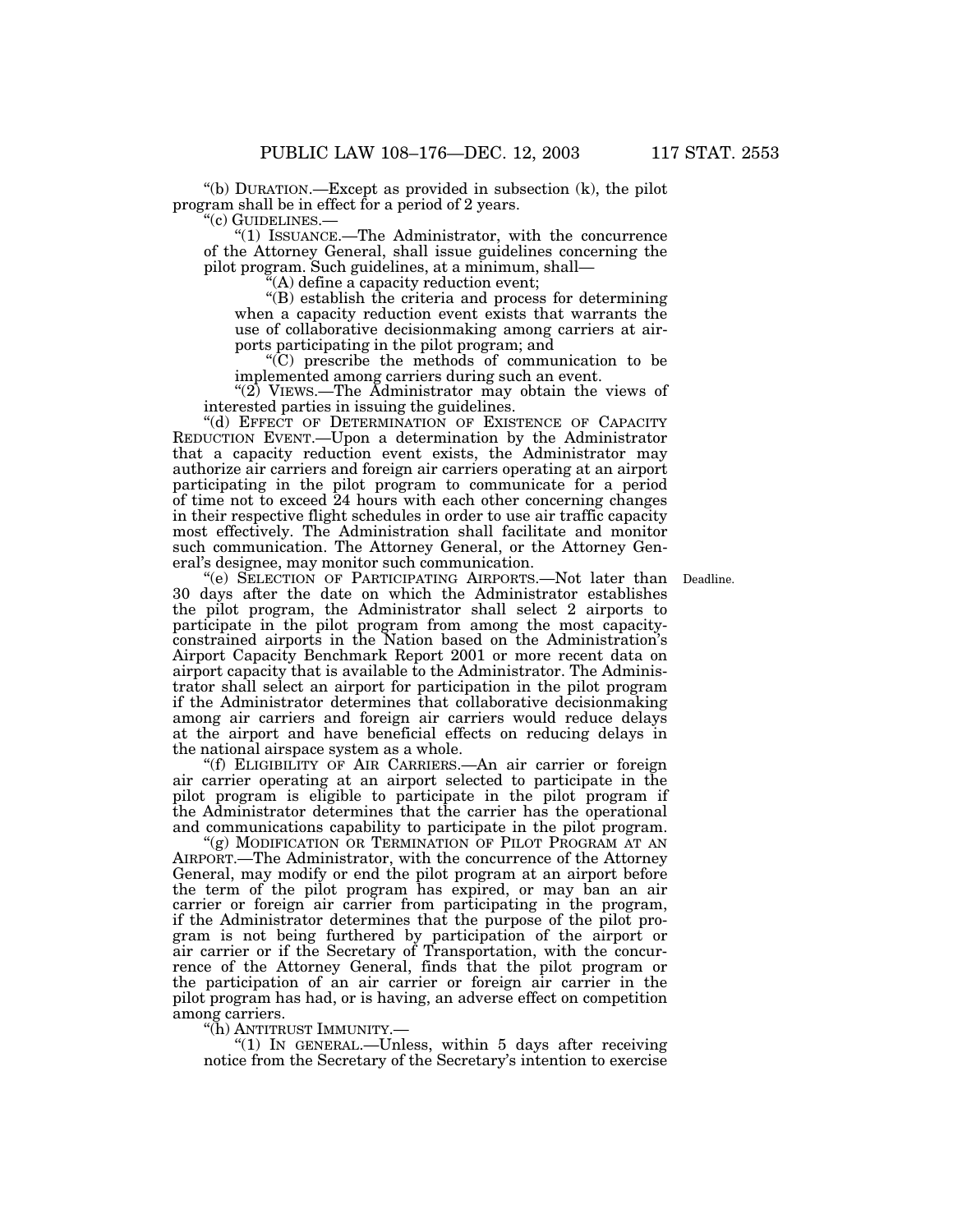"(b) DURATION.—Except as provided in subsection (k), the pilot program shall be in effect for a period of 2 years.

"(c) GUIDELINES.—

"(1) ISSUANCE.—The Administrator, with the concurrence of the Attorney General, shall issue guidelines concerning the pilot program. Such guidelines, at a minimum, shall—

"(A) define a capacity reduction event;

"(B) establish the criteria and process for determining when a capacity reduction event exists that warrants the use of collaborative decisionmaking among carriers at airports participating in the pilot program; and

"(C) prescribe the methods of communication to be implemented among carriers during such an event.

"(2) VIEWS.—The Administrator may obtain the views of interested parties in issuing the guidelines.

"(d) EFFECT OF DETERMINATION OF EXISTENCE OF CAPACITY REDUCTION EVENT.—Upon a determination by the Administrator that a capacity reduction event exists, the Administrator may authorize air carriers and foreign air carriers operating at an airport participating in the pilot program to communicate for a period of time not to exceed 24 hours with each other concerning changes in their respective flight schedules in order to use air traffic capacity most effectively. The Administration shall facilitate and monitor such communication. The Attorney General, or the Attorney General's designee, may monitor such communication.

Deadline.

"(e) SELECTION OF PARTICIPATING AIRPORTS.—Not later than 30 days after the date on which the Administrator establishes the pilot program, the Administrator shall select 2 airports to participate in the pilot program from among the most capacity-constrained airports in the Nation based on the Administration's Airport Capacity Benchmark Report 2001 or more recent data on airport capacity that is available to the Administrator. The Administrator shall select an airport for participation in the pilot program if the Administrator determines that collaborative decisionmaking among air carriers and foreign air carriers would reduce delays at the airport and have beneficial effects on reducing delays in the national airspace system as a whole.

"(f) ELIGIBILITY OF AIR CARRIERS.—An air carrier or foreign air carrier operating at an airport selected to participate in the pilot program is eligible to participate in the pilot program if the Administrator determines that the carrier has the operational and communications capability to participate in the pilot program.

"(g) MODIFICATION OR TERMINATION OF PILOT PROGRAM AT AN AIRPORT.—The Administrator, with the concurrence of the Attorney General, may modify or end the pilot program at an airport before the term of the pilot program has expired, or may ban an air carrier or foreign air carrier from participating in the program, if the Administrator determines that the purpose of the pilot program is not being furthered by participation of the airport or air carrier or if the Secretary of Transportation, with the concurrence of the Attorney General, finds that the pilot program or the participation of an air carrier or foreign air carrier in the pilot program has had, or is having, an adverse effect on competition among carriers.

"(h) ANTITRUST IMMUNITY.—

"(1) IN GENERAL.—Unless, within 5 days after receiving notice from the Secretary of the Secretary's intention to exercise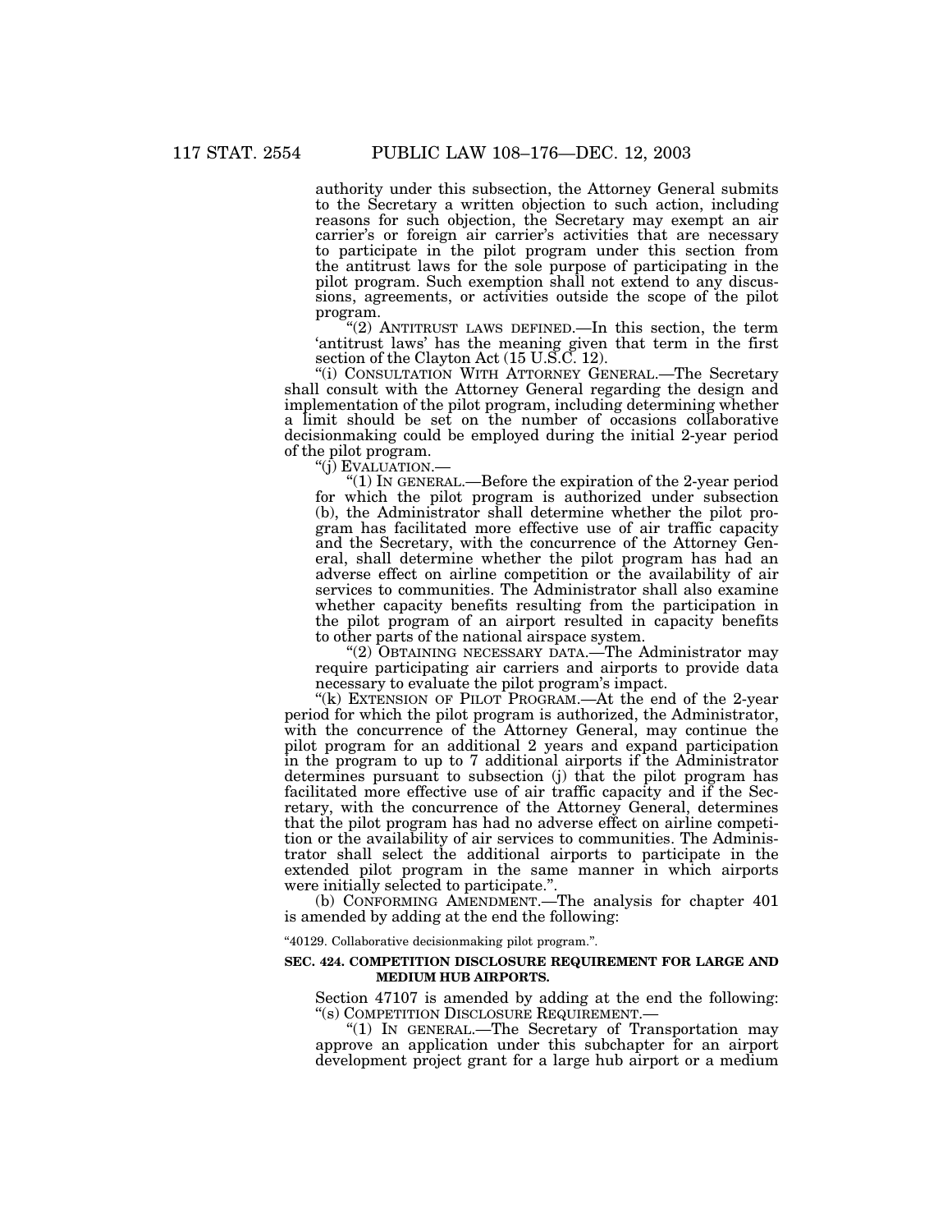authority under this subsection, the Attorney General submits to the Secretary a written objection to such action, including reasons for such objection, the Secretary may exempt an air carrier's or foreign air carrier's activities that are necessary to participate in the pilot program under this section from the antitrust laws for the sole purpose of participating in the pilot program. Such exemption shall not extend to any discussions, agreements, or activities outside the scope of the pilot program.

"(2) ANTITRUST LAWS DEFINED.—In this section, the term 'antitrust laws' has the meaning given that term in the first section of the Clayton Act (15 U.S.C. 12).

"(i) CONSULTATION WITH ATTORNEY GENERAL.—The Secretary shall consult with the Attorney General regarding the design and implementation of the pilot program, including determining whether a limit should be set on the number of occasions collaborative decisionmaking could be employed during the initial 2-year period of the pilot program.

"(j) EVALUATION.—

"(1) IN GENERAL.—Before the expiration of the 2-year period for which the pilot program is authorized under subsection (b), the Administrator shall determine whether the pilot program has facilitated more effective use of air traffic capacity and the Secretary, with the concurrence of the Attorney General, shall determine whether the pilot program has had an adverse effect on airline competition or the availability of air services to communities. The Administrator shall also examine whether capacity benefits resulting from the participation in the pilot program of an airport resulted in capacity benefits to other parts of the national airspace system.

"(2) OBTAINING NECESSARY DATA.—The Administrator may require participating air carriers and airports to provide data necessary to evaluate the pilot program's impact.

"(k) EXTENSION OF PILOT PROGRAM.—At the end of the 2-year period for which the pilot program is authorized, the Administrator, with the concurrence of the Attorney General, may continue the pilot program for an additional 2 years and expand participation in the program to up to 7 additional airports if the Administrator determines pursuant to subsection (j) that the pilot program has facilitated more effective use of air traffic capacity and if the Secretary, with the concurrence of the Attorney General, determines that the pilot program has had no adverse effect on airline competition or the availability of air services to communities. The Administrator shall select the additional airports to participate in the extended pilot program in the same manner in which airports were initially selected to participate.".

(b) CONFORMING AMENDMENT.—The analysis for chapter 401 is amended by adding at the end the following:

"40129. Collaborative decisionmaking pilot program.".

**SEC. 424. COMPETITION DISCLOSURE REQUIREMENT FOR LARGE AND MEDIUM HUB AIRPORTS.**

Section 47107 is amended by adding at the end the following:

"(s) COMPETITION DISCLOSURE REQUIREMENT.—

"(1) IN GENERAL.—The Secretary of Transportation may approve an application under this subchapter for an airport development project grant for a large hub airport or a medium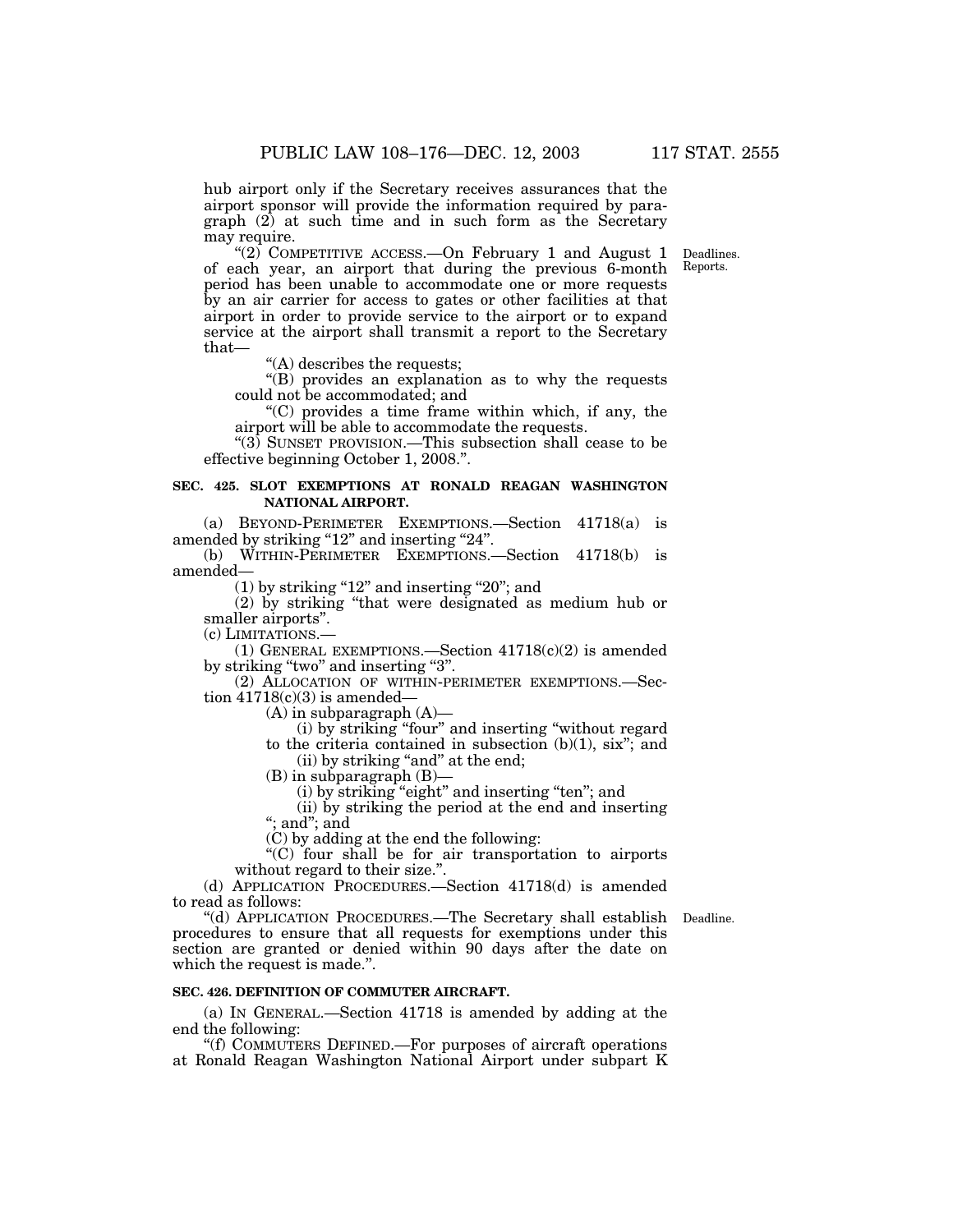hub airport only if the Secretary receives assurances that the airport sponsor will provide the information required by paragraph (2) at such time and in such form as the Secretary may require.

"(2) COMPETITIVE ACCESS.—On February 1 and August 1 of each year, an airport that during the previous 6-month period has been unable to accommodate one or more requests by an air carrier for access to gates or other facilities at that airport in order to provide service to the airport or to expand service at the airport shall transmit a report to the Secretary that—

Deadlines. Reports.

"(A) describes the requests;

"(B) provides an explanation as to why the requests could not be accommodated; and

"(C) provides a time frame within which, if any, the airport will be able to accommodate the requests.

"(3) SUNSET PROVISION.—This subsection shall cease to be effective beginning October 1, 2008.".

**SEC. 425. SLOT EXEMPTIONS AT RONALD REAGAN WASHINGTON NATIONAL AIRPORT.**

(a) BEYOND-PERIMETER EXEMPTIONS.—Section 41718(a) is amended by striking "12" and inserting "24".

(b) WITHIN-PERIMETER EXEMPTIONS.—Section 41718(b) is amended—

(1) by striking "12" and inserting "20"; and

(2) by striking "that were designated as medium hub or smaller airports".

(c) LIMITATIONS.—

(1) GENERAL EXEMPTIONS.—Section 41718(c)(2) is amended by striking "two" and inserting "3".

(2) ALLOCATION OF WITHIN-PERIMETER EXEMPTIONS.—Section 41718(c)(3) is amended—

(A) in subparagraph (A)—

(i) by striking "four" and inserting "without regard to the criteria contained in subsection (b)(1), six"; and

(ii) by striking "and" at the end;

(B) in subparagraph (B)—

(i) by striking "eight" and inserting "ten"; and

(ii) by striking the period at the end and inserting "; and"; and

(C) by adding at the end the following:

"(C) four shall be for air transportation to airports without regard to their size.".

(d) APPLICATION PROCEDURES.—Section 41718(d) is amended to read as follows:

"(d) APPLICATION PROCEDURES.—The Secretary shall establish procedures to ensure that all requests for exemptions under this section are granted or denied within 90 days after the date on which the request is made.".

Deadline.

**SEC. 426. DEFINITION OF COMMUTER AIRCRAFT.**

(a) IN GENERAL.—Section 41718 is amended by adding at the end the following:

"(f) COMMUTERS DEFINED.—For purposes of aircraft operations at Ronald Reagan Washington National Airport under subpart K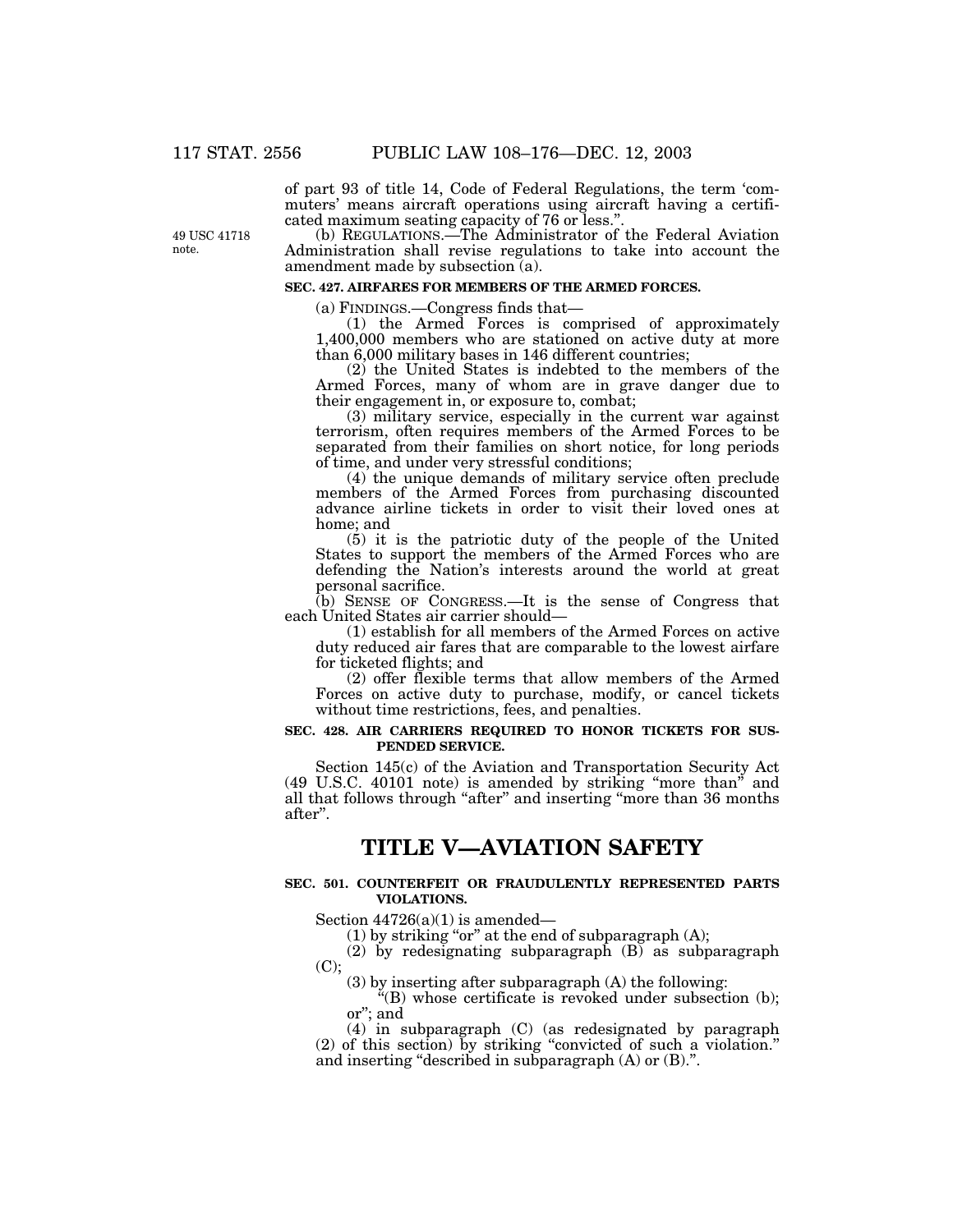of part 93 of title 14, Code of Federal Regulations, the term 'commuters' means aircraft operations using aircraft having a certificated maximum seating capacity of 76 or less.".

49 USC 41718 note.

(b) REGULATIONS.—The Administrator of the Federal Aviation Administration shall revise regulations to take into account the amendment made by subsection (a).

**SEC. 427. AIRFARES FOR MEMBERS OF THE ARMED FORCES.**

(a) FINDINGS.—Congress finds that—

(1) the Armed Forces is comprised of approximately 1,400,000 members who are stationed on active duty at more than 6,000 military bases in 146 different countries;

(2) the United States is indebted to the members of the Armed Forces, many of whom are in grave danger due to their engagement in, or exposure to, combat;

(3) military service, especially in the current war against terrorism, often requires members of the Armed Forces to be separated from their families on short notice, for long periods of time, and under very stressful conditions;

(4) the unique demands of military service often preclude members of the Armed Forces from purchasing discounted advance airline tickets in order to visit their loved ones at home; and

(5) it is the patriotic duty of the people of the United States to support the members of the Armed Forces who are defending the Nation's interests around the world at great personal sacrifice.

(b) SENSE OF CONGRESS.—It is the sense of Congress that each United States air carrier should—

(1) establish for all members of the Armed Forces on active duty reduced air fares that are comparable to the lowest airfare for ticketed flights; and

(2) offer flexible terms that allow members of the Armed Forces on active duty to purchase, modify, or cancel tickets without time restrictions, fees, and penalties.

**SEC. 428. AIR CARRIERS REQUIRED TO HONOR TICKETS FOR SUSPENDED SERVICE.**

Section 145(c) of the Aviation and Transportation Security Act (49 U.S.C. 40101 note) is amended by striking "more than" and all that follows through "after" and inserting "more than 36 months after".

# TITLE V—AVIATION SAFETY

**SEC. 501. COUNTERFEIT OR FRAUDULENTLY REPRESENTED PARTS VIOLATIONS.**

Section 44726(a)(1) is amended—

(1) by striking "or" at the end of subparagraph (A);

(2) by redesignating subparagraph (B) as subparagraph (C);

(3) by inserting after subparagraph (A) the following:

"(B) whose certificate is revoked under subsection (b); or"; and

(4) in subparagraph (C) (as redesignated by paragraph (2) of this section) by striking "convicted of such a violation." and inserting "described in subparagraph (A) or (B).".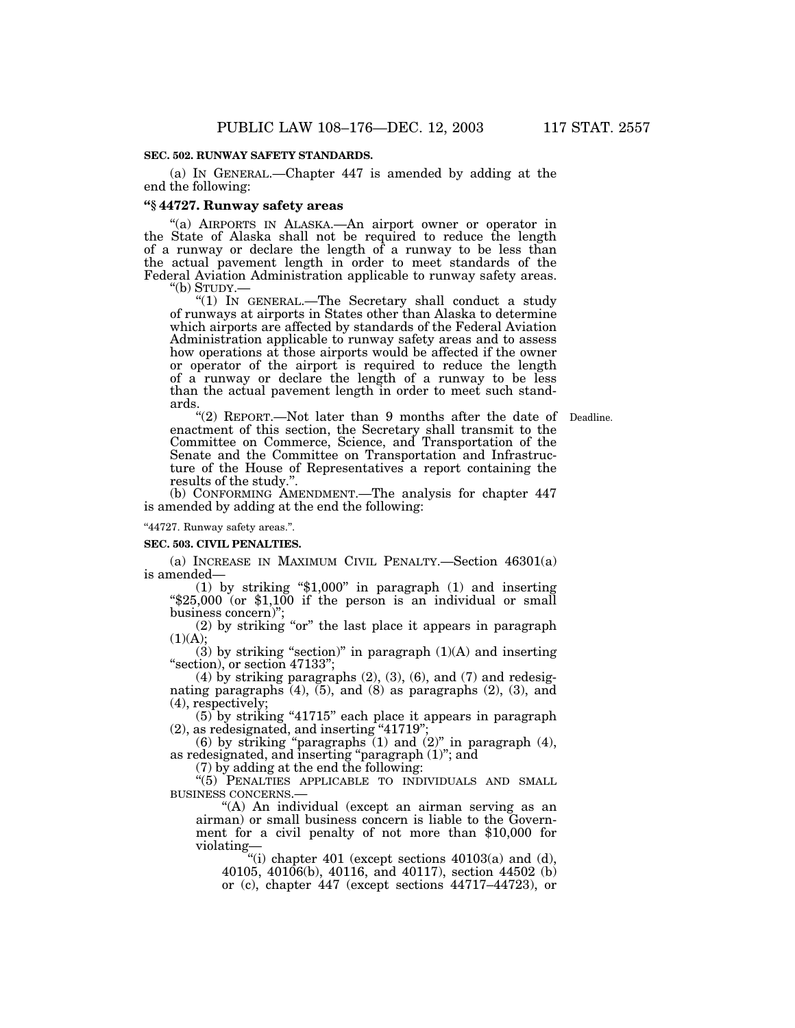**SEC. 502. RUNWAY SAFETY STANDARDS.**

(a) IN GENERAL.—Chapter 447 is amended by adding at the end the following:

**"§ 44727. Runway safety areas**

"(a) AIRPORTS IN ALASKA.—An airport owner or operator in the State of Alaska shall not be required to reduce the length of a runway or declare the length of a runway to be less than the actual pavement length in order to meet standards of the Federal Aviation Administration applicable to runway safety areas.

"(b) STUDY.—

"(1) IN GENERAL.—The Secretary shall conduct a study of runways at airports in States other than Alaska to determine which airports are affected by standards of the Federal Aviation Administration applicable to runway safety areas and to assess how operations at those airports would be affected if the owner or operator of the airport is required to reduce the length of a runway or declare the length of a runway to be less than the actual pavement length in order to meet such standards.

"(2) REPORT.—Not later than 9 months after the date of enactment of this section, the Secretary shall transmit to the Committee on Commerce, Science, and Transportation of the Senate and the Committee on Transportation and Infrastructure of the House of Representatives a report containing the results of the study.".

Deadline.

(b) CONFORMING AMENDMENT.—The analysis for chapter 447 is amended by adding at the end the following:

"44727. Runway safety areas.".

**SEC. 503. CIVIL PENALTIES.**

(a) INCREASE IN MAXIMUM CIVIL PENALTY.—Section 46301(a) is amended—

(1) by striking "$1,000" in paragraph (1) and inserting "$25,000 (or $1,100 if the person is an individual or small business concern)";

(2) by striking "or" the last place it appears in paragraph (1)(A);

(3) by striking "section)" in paragraph (1)(A) and inserting "section), or section 47133";

(4) by striking paragraphs (2), (3), (6), and (7) and redesignating paragraphs (4), (5), and (8) as paragraphs (2), (3), and (4), respectively;

(5) by striking "41715" each place it appears in paragraph (2), as redesignated, and inserting "41719";

(6) by striking "paragraphs (1) and (2)" in paragraph (4), as redesignated, and inserting "paragraph (1)"; and

(7) by adding at the end the following:

"(5) PENALTIES APPLICABLE TO INDIVIDUALS AND SMALL BUSINESS CONCERNS.—

"(A) An individual (except an airman serving as an airman) or small business concern is liable to the Government for a civil penalty of not more than $10,000 for violating—

"(i) chapter 401 (except sections 40103(a) and (d), 40105, 40106(b), 40116, and 40117), section 44502 (b) or (c), chapter 447 (except sections 44717–44723), or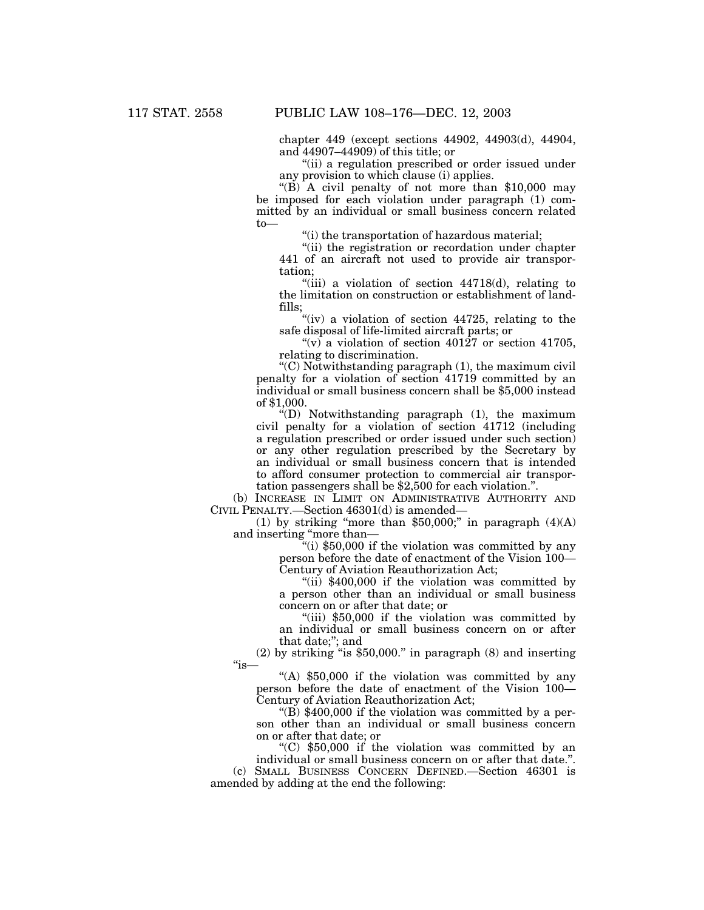chapter 449 (except sections 44902, 44903(d), 44904, and 44907–44909) of this title; or

"(ii) a regulation prescribed or order issued under any provision to which clause (i) applies.

"(B) A civil penalty of not more than $10,000 may be imposed for each violation under paragraph (1) committed by an individual or small business concern related to—

"(i) the transportation of hazardous material;

"(ii) the registration or recordation under chapter 441 of an aircraft not used to provide air transportation;

"(iii) a violation of section 44718(d), relating to the limitation on construction or establishment of landfills;

"(iv) a violation of section 44725, relating to the safe disposal of life-limited aircraft parts; or

"(v) a violation of section 40127 or section 41705, relating to discrimination.

"(C) Notwithstanding paragraph (1), the maximum civil penalty for a violation of section 41719 committed by an individual or small business concern shall be $5,000 instead of $1,000.

"(D) Notwithstanding paragraph (1), the maximum civil penalty for a violation of section 41712 (including a regulation prescribed or order issued under such section) or any other regulation prescribed by the Secretary by an individual or small business concern that is intended to afford consumer protection to commercial air transportation passengers shall be $2,500 for each violation.".

(b) INCREASE IN LIMIT ON ADMINISTRATIVE AUTHORITY AND CIVIL PENALTY.—Section 46301(d) is amended—

(1) by striking "more than $50,000;" in paragraph (4)(A) and inserting "more than—

"(i) $50,000 if the violation was committed by any person before the date of enactment of the Vision 100—Century of Aviation Reauthorization Act;

"(ii) $400,000 if the violation was committed by a person other than an individual or small business concern on or after that date; or

"(iii) $50,000 if the violation was committed by an individual or small business concern on or after that date;"; and

(2) by striking "is $50,000." in paragraph (8) and inserting "is—

"(A) $50,000 if the violation was committed by any person before the date of enactment of the Vision 100—Century of Aviation Reauthorization Act;

"(B) $400,000 if the violation was committed by a person other than an individual or small business concern on or after that date; or

"(C) $50,000 if the violation was committed by an individual or small business concern on or after that date.".

(c) SMALL BUSINESS CONCERN DEFINED.—Section 46301 is amended by adding at the end the following: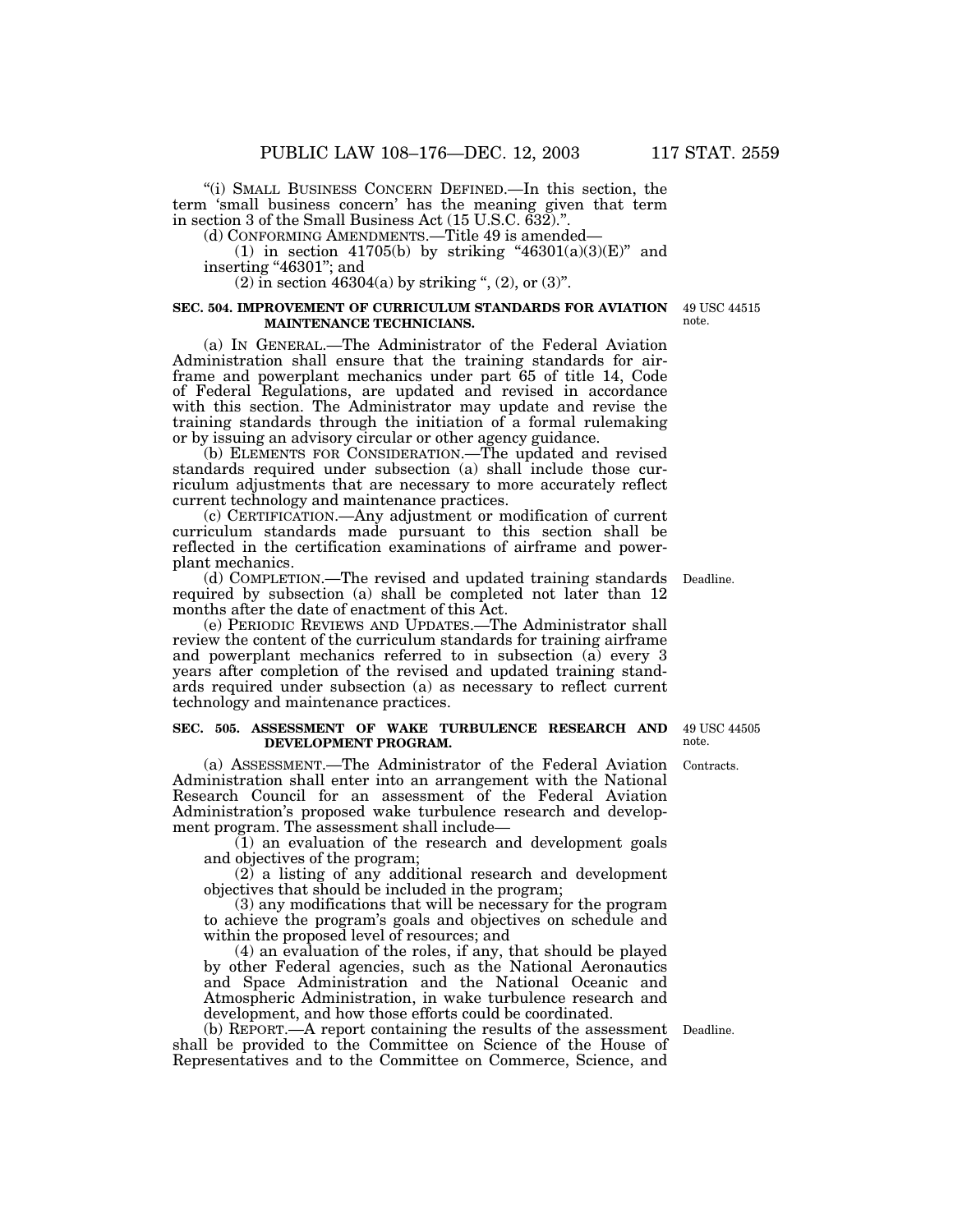"(i) SMALL BUSINESS CONCERN DEFINED.—In this section, the term 'small business concern' has the meaning given that term in section 3 of the Small Business Act (15 U.S.C. 632).".

(d) CONFORMING AMENDMENTS.—Title 49 is amended—

(1) in section 41705(b) by striking "46301(a)(3)(E)" and inserting "46301"; and

(2) in section 46304(a) by striking ", (2), or (3)".

**SEC. 504. IMPROVEMENT OF CURRICULUM STANDARDS FOR AVIATION MAINTENANCE TECHNICIANS.**

49 USC 44515 note.

(a) IN GENERAL.—The Administrator of the Federal Aviation Administration shall ensure that the training standards for airframe and powerplant mechanics under part 65 of title 14, Code of Federal Regulations, are updated and revised in accordance with this section. The Administrator may update and revise the training standards through the initiation of a formal rulemaking or by issuing an advisory circular or other agency guidance.

(b) ELEMENTS FOR CONSIDERATION.—The updated and revised standards required under subsection (a) shall include those curriculum adjustments that are necessary to more accurately reflect current technology and maintenance practices.

(c) CERTIFICATION.—Any adjustment or modification of current curriculum standards made pursuant to this section shall be reflected in the certification examinations of airframe and powerplant mechanics.

Deadline.

(d) COMPLETION.—The revised and updated training standards required by subsection (a) shall be completed not later than 12 months after the date of enactment of this Act.

(e) PERIODIC REVIEWS AND UPDATES.—The Administrator shall review the content of the curriculum standards for training airframe and powerplant mechanics referred to in subsection (a) every 3 years after completion of the revised and updated training standards required under subsection (a) as necessary to reflect current technology and maintenance practices.

**SEC. 505. ASSESSMENT OF WAKE TURBULENCE RESEARCH AND DEVELOPMENT PROGRAM.**

49 USC 44505 note.

Contracts.

(a) ASSESSMENT.—The Administrator of the Federal Aviation Administration shall enter into an arrangement with the National Research Council for an assessment of the Federal Aviation Administration's proposed wake turbulence research and development program. The assessment shall include—

(1) an evaluation of the research and development goals and objectives of the program;

(2) a listing of any additional research and development objectives that should be included in the program;

(3) any modifications that will be necessary for the program to achieve the program's goals and objectives on schedule and within the proposed level of resources; and

(4) an evaluation of the roles, if any, that should be played by other Federal agencies, such as the National Aeronautics and Space Administration and the National Oceanic and Atmospheric Administration, in wake turbulence research and development, and how those efforts could be coordinated.

Deadline.

(b) REPORT.—A report containing the results of the assessment shall be provided to the Committee on Science of the House of Representatives and to the Committee on Commerce, Science, and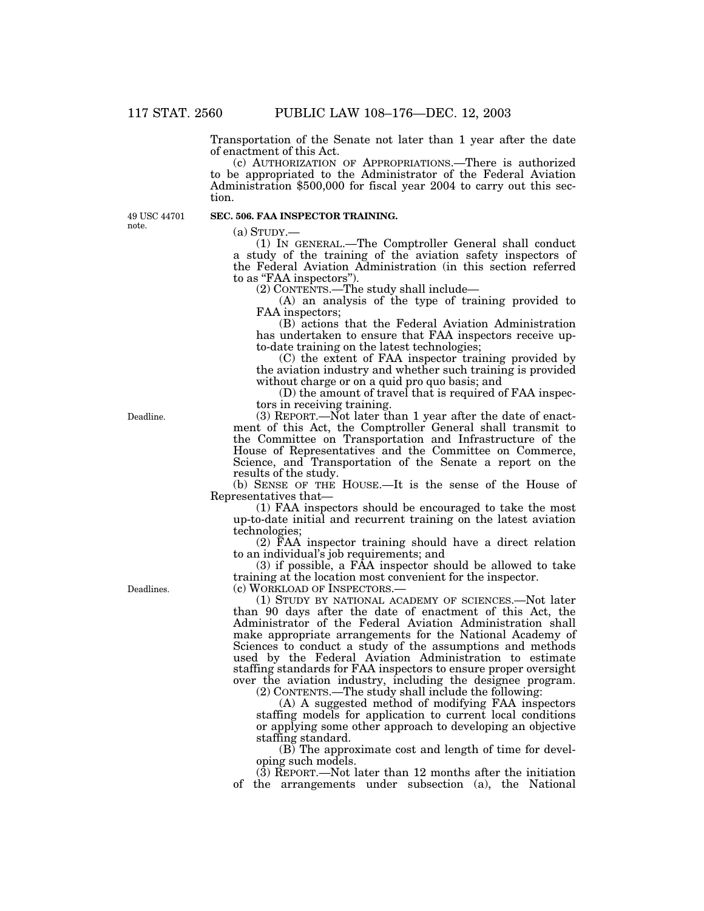Transportation of the Senate not later than 1 year after the date of enactment of this Act.

(c) AUTHORIZATION OF APPROPRIATIONS.—There is authorized to be appropriated to the Administrator of the Federal Aviation Administration $500,000 for fiscal year 2004 to carry out this section.

49 USC 44701 note.

**SEC. 506. FAA INSPECTOR TRAINING.**

(a) STUDY.—

(1) IN GENERAL.—The Comptroller General shall conduct a study of the training of the aviation safety inspectors of the Federal Aviation Administration (in this section referred to as "FAA inspectors").

(2) CONTENTS.—The study shall include—

(A) an analysis of the type of training provided to FAA inspectors;

(B) actions that the Federal Aviation Administration has undertaken to ensure that FAA inspectors receive up-to-date training on the latest technologies;

(C) the extent of FAA inspector training provided by the aviation industry and whether such training is provided without charge or on a quid pro quo basis; and

(D) the amount of travel that is required of FAA inspectors in receiving training.

Deadline.

(3) REPORT.—Not later than 1 year after the date of enactment of this Act, the Comptroller General shall transmit to the Committee on Transportation and Infrastructure of the House of Representatives and the Committee on Commerce, Science, and Transportation of the Senate a report on the results of the study.

(b) SENSE OF THE HOUSE.—It is the sense of the House of Representatives that—

(1) FAA inspectors should be encouraged to take the most up-to-date initial and recurrent training on the latest aviation technologies;

(2) FAA inspector training should have a direct relation to an individual's job requirements; and

(3) if possible, a FAA inspector should be allowed to take training at the location most convenient for the inspector.

Deadlines.

(c) WORKLOAD OF INSPECTORS.—

(1) STUDY BY NATIONAL ACADEMY OF SCIENCES.—Not later than 90 days after the date of enactment of this Act, the Administrator of the Federal Aviation Administration shall make appropriate arrangements for the National Academy of Sciences to conduct a study of the assumptions and methods used by the Federal Aviation Administration to estimate staffing standards for FAA inspectors to ensure proper oversight over the aviation industry, including the designee program.

(2) CONTENTS.—The study shall include the following:

(A) A suggested method of modifying FAA inspectors staffing models for application to current local conditions or applying some other approach to developing an objective staffing standard.

(B) The approximate cost and length of time for developing such models.

(3) REPORT.—Not later than 12 months after the initiation of the arrangements under subsection (a), the National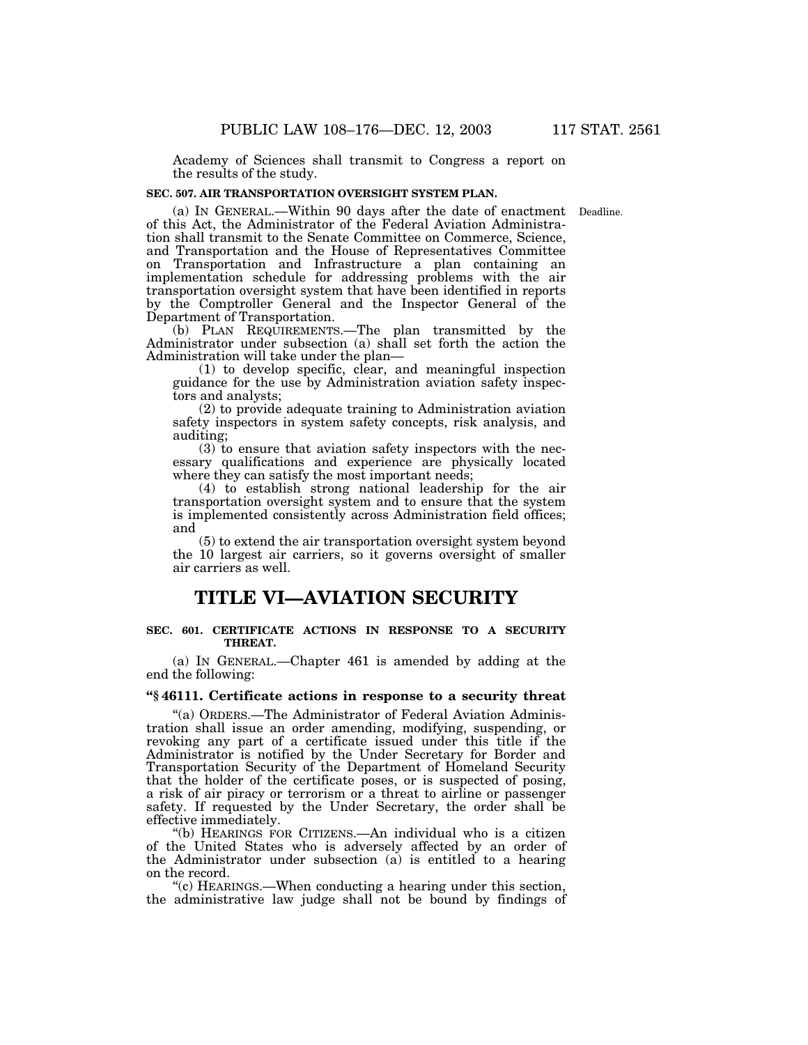Academy of Sciences shall transmit to Congress a report on the results of the study.

**SEC. 507. AIR TRANSPORTATION OVERSIGHT SYSTEM PLAN.**

(a) IN GENERAL.—Within 90 days after the date of enactment of this Act, the Administrator of the Federal Aviation Administration shall transmit to the Senate Committee on Commerce, Science, and Transportation and the House of Representatives Committee on Transportation and Infrastructure a plan containing an implementation schedule for addressing problems with the air transportation oversight system that have been identified in reports by the Comptroller General and the Inspector General of the Department of Transportation.

Deadline.

(b) PLAN REQUIREMENTS.—The plan transmitted by the Administrator under subsection (a) shall set forth the action the Administration will take under the plan—

(1) to develop specific, clear, and meaningful inspection guidance for the use by Administration aviation safety inspectors and analysts;

(2) to provide adequate training to Administration aviation safety inspectors in system safety concepts, risk analysis, and auditing;

(3) to ensure that aviation safety inspectors with the necessary qualifications and experience are physically located where they can satisfy the most important needs;

(4) to establish strong national leadership for the air transportation oversight system and to ensure that the system is implemented consistently across Administration field offices; and

(5) to extend the air transportation oversight system beyond the 10 largest air carriers, so it governs oversight of smaller air carriers as well.

# TITLE VI—AVIATION SECURITY

**SEC. 601. CERTIFICATE ACTIONS IN RESPONSE TO A SECURITY THREAT.**

(a) IN GENERAL.—Chapter 461 is amended by adding at the end the following:

**"§ 46111. Certificate actions in response to a security threat**

"(a) ORDERS.—The Administrator of Federal Aviation Administration shall issue an order amending, modifying, suspending, or revoking any part of a certificate issued under this title if the Administrator is notified by the Under Secretary for Border and Transportation Security of the Department of Homeland Security that the holder of the certificate poses, or is suspected of posing, a risk of air piracy or terrorism or a threat to airline or passenger safety. If requested by the Under Secretary, the order shall be effective immediately.

"(b) HEARINGS FOR CITIZENS.—An individual who is a citizen of the United States who is adversely affected by an order of the Administrator under subsection (a) is entitled to a hearing on the record.

"(c) HEARINGS.—When conducting a hearing under this section, the administrative law judge shall not be bound by findings of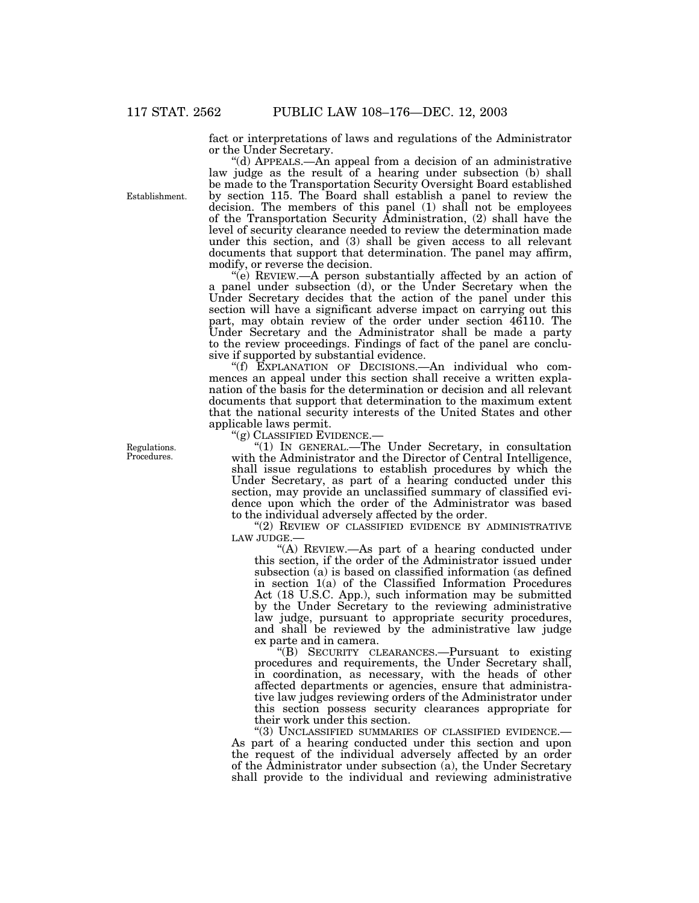fact or interpretations of laws and regulations of the Administrator or the Under Secretary.

"(d) APPEALS.—An appeal from a decision of an administrative law judge as the result of a hearing under subsection (b) shall be made to the Transportation Security Oversight Board established by section 115. The Board shall establish a panel to review the decision. The members of this panel (1) shall not be employees of the Transportation Security Administration, (2) shall have the level of security clearance needed to review the determination made under this section, and (3) shall be given access to all relevant documents that support that determination. The panel may affirm, modify, or reverse the decision.

Establishment.

"(e) REVIEW.—A person substantially affected by an action of a panel under subsection (d), or the Under Secretary when the Under Secretary decides that the action of the panel under this section will have a significant adverse impact on carrying out this part, may obtain review of the order under section 46110. The Under Secretary and the Administrator shall be made a party to the review proceedings. Findings of fact of the panel are conclusive if supported by substantial evidence.

"(f) EXPLANATION OF DECISIONS.—An individual who commences an appeal under this section shall receive a written explanation of the basis for the determination or decision and all relevant documents that support that determination to the maximum extent that the national security interests of the United States and other applicable laws permit.

"(g) CLASSIFIED EVIDENCE.—

Regulations. Procedures.

"(1) IN GENERAL.—The Under Secretary, in consultation with the Administrator and the Director of Central Intelligence, shall issue regulations to establish procedures by which the Under Secretary, as part of a hearing conducted under this section, may provide an unclassified summary of classified evidence upon which the order of the Administrator was based to the individual adversely affected by the order.

"(2) REVIEW OF CLASSIFIED EVIDENCE BY ADMINISTRATIVE LAW JUDGE.—

"(A) REVIEW.—As part of a hearing conducted under this section, if the order of the Administrator issued under subsection (a) is based on classified information (as defined in section 1(a) of the Classified Information Procedures Act (18 U.S.C. App.), such information may be submitted by the Under Secretary to the reviewing administrative law judge, pursuant to appropriate security procedures, and shall be reviewed by the administrative law judge ex parte and in camera.

"(B) SECURITY CLEARANCES.—Pursuant to existing procedures and requirements, the Under Secretary shall, in coordination, as necessary, with the heads of other affected departments or agencies, ensure that administrative law judges reviewing orders of the Administrator under this section possess security clearances appropriate for their work under this section.

"(3) UNCLASSIFIED SUMMARIES OF CLASSIFIED EVIDENCE.—As part of a hearing conducted under this section and upon the request of the individual adversely affected by an order of the Administrator under subsection (a), the Under Secretary shall provide to the individual and reviewing administrative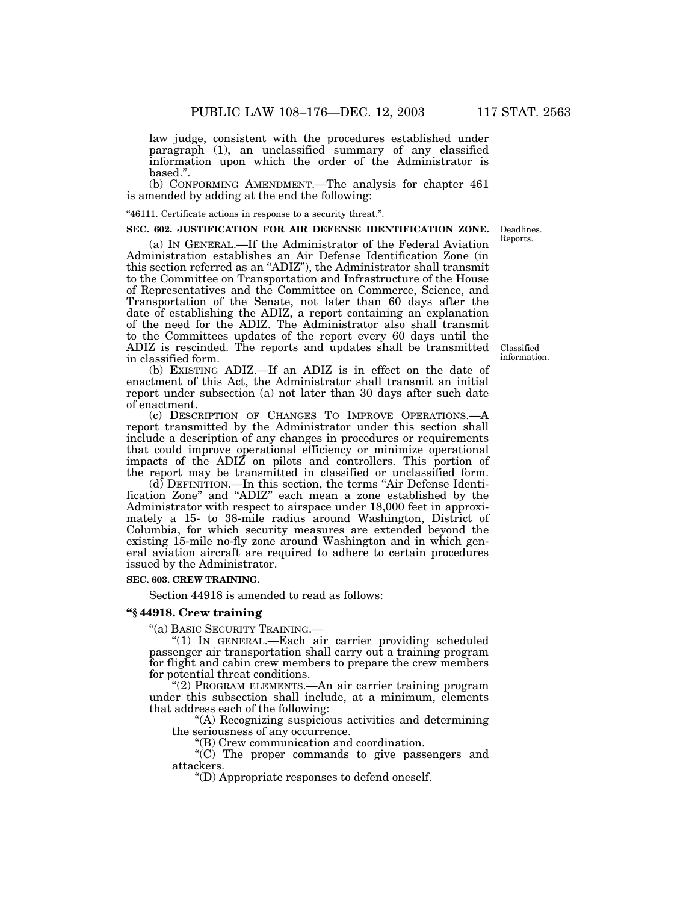law judge, consistent with the procedures established under paragraph (1), an unclassified summary of any classified information upon which the order of the Administrator is based.".

(b) CONFORMING AMENDMENT.—The analysis for chapter 461 is amended by adding at the end the following:

"46111. Certificate actions in response to a security threat.".

**SEC. 602. JUSTIFICATION FOR AIR DEFENSE IDENTIFICATION ZONE.**

Deadlines. Reports.

(a) IN GENERAL.—If the Administrator of the Federal Aviation Administration establishes an Air Defense Identification Zone (in this section referred as an "ADIZ"), the Administrator shall transmit to the Committee on Transportation and Infrastructure of the House of Representatives and the Committee on Commerce, Science, and Transportation of the Senate, not later than 60 days after the date of establishing the ADIZ, a report containing an explanation of the need for the ADIZ. The Administrator also shall transmit to the Committees updates of the report every 60 days until the ADIZ is rescinded. The reports and updates shall be transmitted in classified form.

Classified information.

(b) EXISTING ADIZ.—If an ADIZ is in effect on the date of enactment of this Act, the Administrator shall transmit an initial report under subsection (a) not later than 30 days after such date of enactment.

(c) DESCRIPTION OF CHANGES TO IMPROVE OPERATIONS.—A report transmitted by the Administrator under this section shall include a description of any changes in procedures or requirements that could improve operational efficiency or minimize operational impacts of the ADIZ on pilots and controllers. This portion of the report may be transmitted in classified or unclassified form.

(d) DEFINITION.—In this section, the terms "Air Defense Identification Zone" and "ADIZ" each mean a zone established by the Administrator with respect to airspace under 18,000 feet in approximately a 15- to 38-mile radius around Washington, District of Columbia, for which security measures are extended beyond the existing 15-mile no-fly zone around Washington and in which general aviation aircraft are required to adhere to certain procedures issued by the Administrator.

**SEC. 603. CREW TRAINING.**

Section 44918 is amended to read as follows:

### "§ 44918. Crew training

"(a) BASIC SECURITY TRAINING.—

"(1) IN GENERAL.—Each air carrier providing scheduled passenger air transportation shall carry out a training program for flight and cabin crew members to prepare the crew members for potential threat conditions.

"(2) PROGRAM ELEMENTS.—An air carrier training program under this subsection shall include, at a minimum, elements that address each of the following:

"(A) Recognizing suspicious activities and determining the seriousness of any occurrence.

"(B) Crew communication and coordination.

"(C) The proper commands to give passengers and attackers.

"(D) Appropriate responses to defend oneself.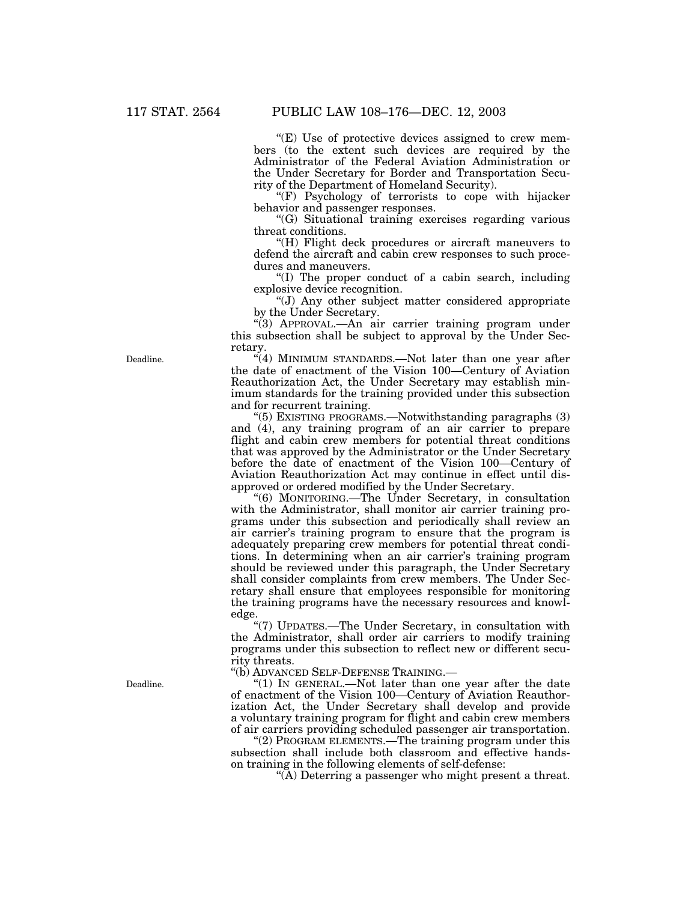"(E) Use of protective devices assigned to crew members (to the extent such devices are required by the Administrator of the Federal Aviation Administration or the Under Secretary for Border and Transportation Security of the Department of Homeland Security).

"(F) Psychology of terrorists to cope with hijacker behavior and passenger responses.

"(G) Situational training exercises regarding various threat conditions.

"(H) Flight deck procedures or aircraft maneuvers to defend the aircraft and cabin crew responses to such procedures and maneuvers.

"(I) The proper conduct of a cabin search, including explosive device recognition.

"(J) Any other subject matter considered appropriate by the Under Secretary.

"(3) APPROVAL.—An air carrier training program under this subsection shall be subject to approval by the Under Secretary.

Deadline.

"(4) MINIMUM STANDARDS.—Not later than one year after the date of enactment of the Vision 100—Century of Aviation Reauthorization Act, the Under Secretary may establish minimum standards for the training provided under this subsection and for recurrent training.

"(5) EXISTING PROGRAMS.—Notwithstanding paragraphs (3) and (4), any training program of an air carrier to prepare flight and cabin crew members for potential threat conditions that was approved by the Administrator or the Under Secretary before the date of enactment of the Vision 100—Century of Aviation Reauthorization Act may continue in effect until disapproved or ordered modified by the Under Secretary.

"(6) MONITORING.—The Under Secretary, in consultation with the Administrator, shall monitor air carrier training programs under this subsection and periodically shall review an air carrier's training program to ensure that the program is adequately preparing crew members for potential threat conditions. In determining when an air carrier's training program should be reviewed under this paragraph, the Under Secretary shall consider complaints from crew members. The Under Secretary shall ensure that employees responsible for monitoring the training programs have the necessary resources and knowledge.

"(7) UPDATES.—The Under Secretary, in consultation with the Administrator, shall order air carriers to modify training programs under this subsection to reflect new or different security threats.

"(b) ADVANCED SELF-DEFENSE TRAINING.—

Deadline.

"(1) IN GENERAL.—Not later than one year after the date of enactment of the Vision 100—Century of Aviation Reauthorization Act, the Under Secretary shall develop and provide a voluntary training program for flight and cabin crew members of air carriers providing scheduled passenger air transportation.

"(2) PROGRAM ELEMENTS.—The training program under this subsection shall include both classroom and effective hands-on training in the following elements of self-defense:

"(A) Deterring a passenger who might present a threat.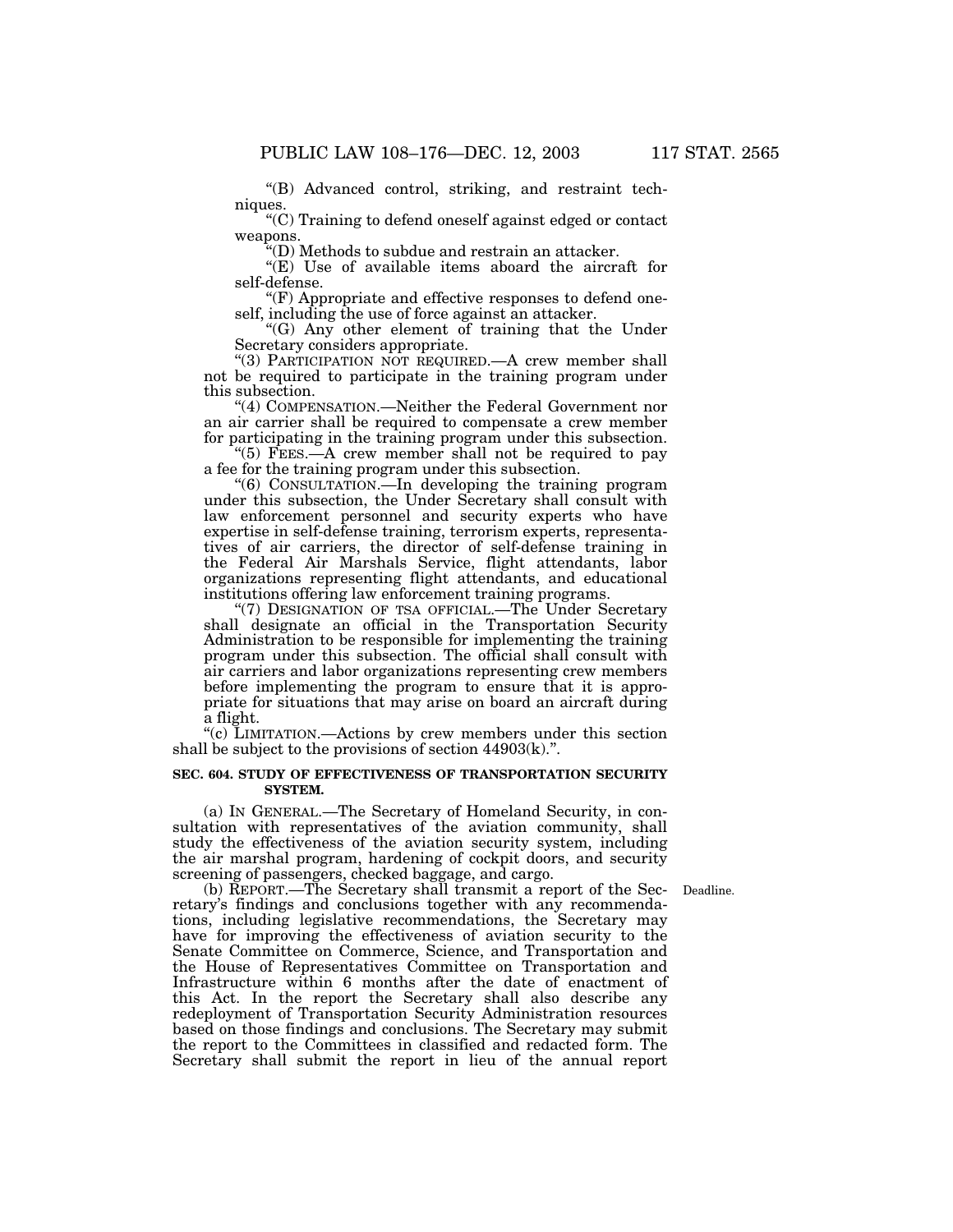"(B) Advanced control, striking, and restraint techniques.

"(C) Training to defend oneself against edged or contact weapons.

"(D) Methods to subdue and restrain an attacker.

"(E) Use of available items aboard the aircraft for self-defense.

"(F) Appropriate and effective responses to defend oneself, including the use of force against an attacker.

"(G) Any other element of training that the Under Secretary considers appropriate.

"(3) PARTICIPATION NOT REQUIRED.—A crew member shall not be required to participate in the training program under this subsection.

"(4) COMPENSATION.—Neither the Federal Government nor an air carrier shall be required to compensate a crew member for participating in the training program under this subsection.

"(5) FEES.—A crew member shall not be required to pay a fee for the training program under this subsection.

"(6) CONSULTATION.—In developing the training program under this subsection, the Under Secretary shall consult with law enforcement personnel and security experts who have expertise in self-defense training, terrorism experts, representatives of air carriers, the director of self-defense training in the Federal Air Marshals Service, flight attendants, labor organizations representing flight attendants, and educational institutions offering law enforcement training programs.

"(7) DESIGNATION OF TSA OFFICIAL.—The Under Secretary shall designate an official in the Transportation Security Administration to be responsible for implementing the training program under this subsection. The official shall consult with air carriers and labor organizations representing crew members before implementing the program to ensure that it is appropriate for situations that may arise on board an aircraft during a flight.

"(c) LIMITATION.—Actions by crew members under this section shall be subject to the provisions of section 44903(k).".

**SEC. 604. STUDY OF EFFECTIVENESS OF TRANSPORTATION SECURITY SYSTEM.**

(a) IN GENERAL.—The Secretary of Homeland Security, in consultation with representatives of the aviation community, shall study the effectiveness of the aviation security system, including the air marshal program, hardening of cockpit doors, and security screening of passengers, checked baggage, and cargo.

Deadline.

(b) REPORT.—The Secretary shall transmit a report of the Secretary's findings and conclusions together with any recommendations, including legislative recommendations, the Secretary may have for improving the effectiveness of aviation security to the Senate Committee on Commerce, Science, and Transportation and the House of Representatives Committee on Transportation and Infrastructure within 6 months after the date of enactment of this Act. In the report the Secretary shall also describe any redeployment of Transportation Security Administration resources based on those findings and conclusions. The Secretary may submit the report to the Committees in classified and redacted form. The Secretary shall submit the report in lieu of the annual report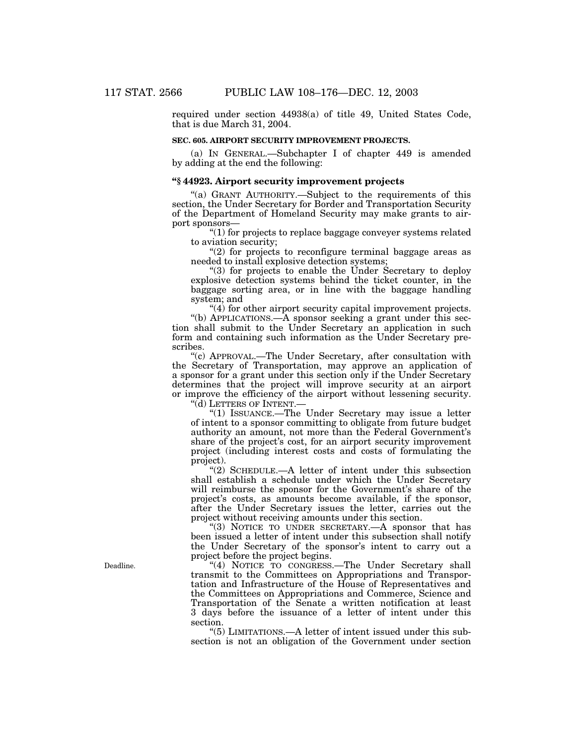required under section 44938(a) of title 49, United States Code, that is due March 31, 2004.

**SEC. 605. AIRPORT SECURITY IMPROVEMENT PROJECTS.**

(a) IN GENERAL.—Subchapter I of chapter 449 is amended by adding at the end the following:

**"§ 44923. Airport security improvement projects**

"(a) GRANT AUTHORITY.—Subject to the requirements of this section, the Under Secretary for Border and Transportation Security of the Department of Homeland Security may make grants to airport sponsors—

"(1) for projects to replace baggage conveyer systems related to aviation security;

"(2) for projects to reconfigure terminal baggage areas as needed to install explosive detection systems;

"(3) for projects to enable the Under Secretary to deploy explosive detection systems behind the ticket counter, in the baggage sorting area, or in line with the baggage handling system; and

"(4) for other airport security capital improvement projects.

"(b) APPLICATIONS.—A sponsor seeking a grant under this section shall submit to the Under Secretary an application in such form and containing such information as the Under Secretary prescribes.

"(c) APPROVAL.—The Under Secretary, after consultation with the Secretary of Transportation, may approve an application of a sponsor for a grant under this section only if the Under Secretary determines that the project will improve security at an airport or improve the efficiency of the airport without lessening security.

"(d) LETTERS OF INTENT.—

"(1) ISSUANCE.—The Under Secretary may issue a letter of intent to a sponsor committing to obligate from future budget authority an amount, not more than the Federal Government's share of the project's cost, for an airport security improvement project (including interest costs and costs of formulating the project).

"(2) SCHEDULE.—A letter of intent under this subsection shall establish a schedule under which the Under Secretary will reimburse the sponsor for the Government's share of the project's costs, as amounts become available, if the sponsor, after the Under Secretary issues the letter, carries out the project without receiving amounts under this section.

"(3) NOTICE TO UNDER SECRETARY.—A sponsor that has been issued a letter of intent under this subsection shall notify the Under Secretary of the sponsor's intent to carry out a project before the project begins.

Deadline.

"(4) NOTICE TO CONGRESS.—The Under Secretary shall transmit to the Committees on Appropriations and Transportation and Infrastructure of the House of Representatives and the Committees on Appropriations and Commerce, Science and Transportation of the Senate a written notification at least 3 days before the issuance of a letter of intent under this section.

"(5) LIMITATIONS.—A letter of intent issued under this subsection is not an obligation of the Government under section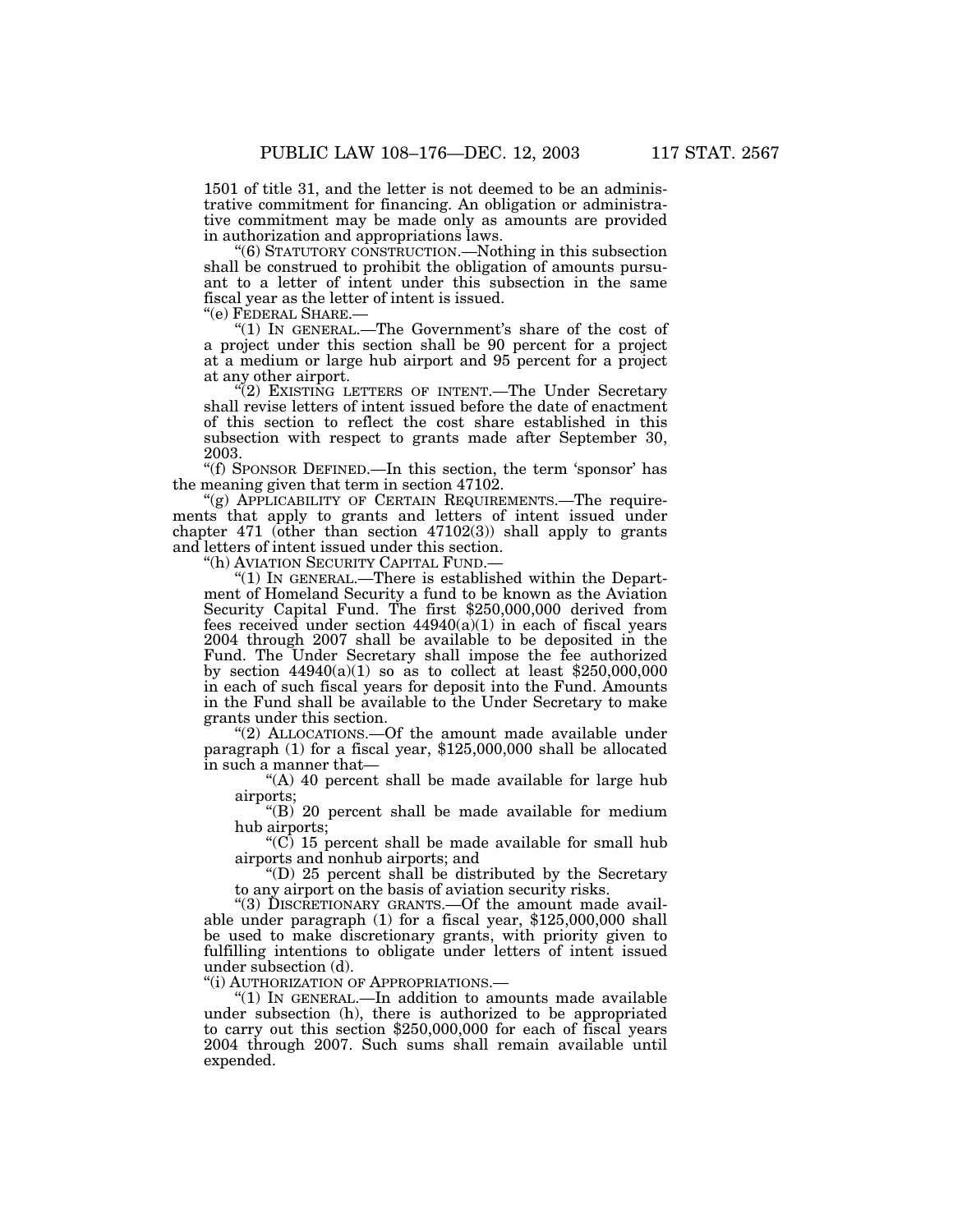1501 of title 31, and the letter is not deemed to be an administrative commitment for financing. An obligation or administrative commitment may be made only as amounts are provided in authorization and appropriations laws.

"(6) STATUTORY CONSTRUCTION.—Nothing in this subsection shall be construed to prohibit the obligation of amounts pursuant to a letter of intent under this subsection in the same fiscal year as the letter of intent is issued.

"(e) FEDERAL SHARE.—

"(1) IN GENERAL.—The Government's share of the cost of a project under this section shall be 90 percent for a project at a medium or large hub airport and 95 percent for a project at any other airport.

"(2) EXISTING LETTERS OF INTENT.—The Under Secretary shall revise letters of intent issued before the date of enactment of this section to reflect the cost share established in this subsection with respect to grants made after September 30, 2003.

"(f) SPONSOR DEFINED.—In this section, the term 'sponsor' has the meaning given that term in section 47102.

"(g) APPLICABILITY OF CERTAIN REQUIREMENTS.—The requirements that apply to grants and letters of intent issued under chapter 471 (other than section 47102(3)) shall apply to grants and letters of intent issued under this section.

"(h) AVIATION SECURITY CAPITAL FUND.—

"(1) IN GENERAL.—There is established within the Department of Homeland Security a fund to be known as the Aviation Security Capital Fund. The first $250,000,000 derived from fees received under section 44940(a)(1) in each of fiscal years 2004 through 2007 shall be available to be deposited in the Fund. The Under Secretary shall impose the fee authorized by section 44940(a)(1) so as to collect at least $250,000,000 in each of such fiscal years for deposit into the Fund. Amounts in the Fund shall be available to the Under Secretary to make grants under this section.

"(2) ALLOCATIONS.—Of the amount made available under paragraph (1) for a fiscal year, $125,000,000 shall be allocated in such a manner that—

"(A) 40 percent shall be made available for large hub airports;

"(B) 20 percent shall be made available for medium hub airports;

"(C) 15 percent shall be made available for small hub airports and nonhub airports; and

"(D) 25 percent shall be distributed by the Secretary to any airport on the basis of aviation security risks.

"(3) DISCRETIONARY GRANTS.—Of the amount made available under paragraph (1) for a fiscal year, $125,000,000 shall be used to make discretionary grants, with priority given to fulfilling intentions to obligate under letters of intent issued under subsection (d).

"(i) AUTHORIZATION OF APPROPRIATIONS.—

"(1) IN GENERAL.—In addition to amounts made available under subsection (h), there is authorized to be appropriated to carry out this section $250,000,000 for each of fiscal years 2004 through 2007. Such sums shall remain available until expended.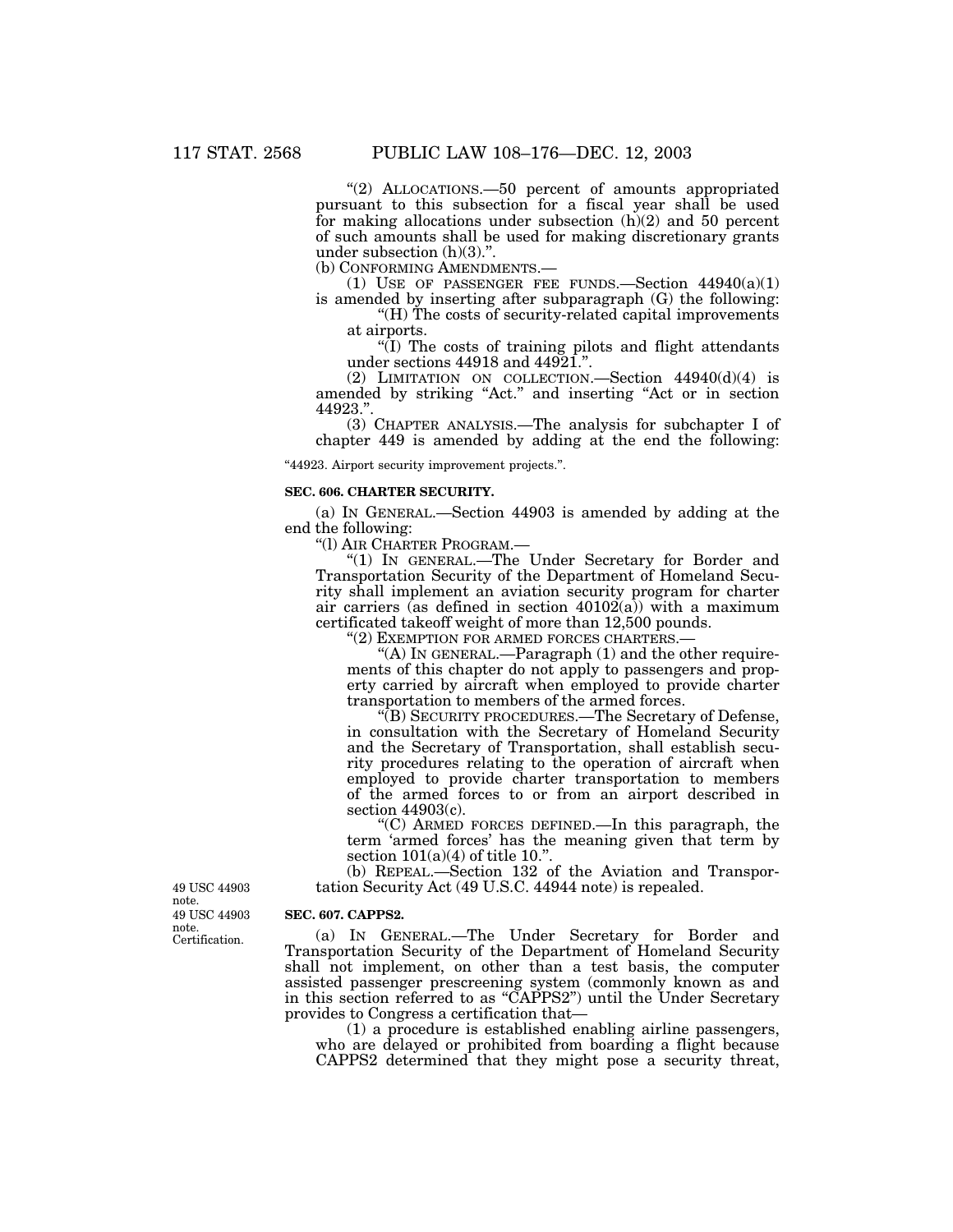"(2) ALLOCATIONS.—50 percent of amounts appropriated pursuant to this subsection for a fiscal year shall be used for making allocations under subsection (h)(2) and 50 percent of such amounts shall be used for making discretionary grants under subsection (h)(3).".

(b) CONFORMING AMENDMENTS.—

(1) USE OF PASSENGER FEE FUNDS.—Section 44940(a)(1) is amended by inserting after subparagraph (G) the following:

"(H) The costs of security-related capital improvements at airports.

"(I) The costs of training pilots and flight attendants under sections 44918 and 44921.".

(2) LIMITATION ON COLLECTION.—Section 44940(d)(4) is amended by striking "Act." and inserting "Act or in section 44923.".

(3) CHAPTER ANALYSIS.—The analysis for subchapter I of chapter 449 is amended by adding at the end the following:

"44923. Airport security improvement projects.".

**SEC. 606. CHARTER SECURITY.**

(a) IN GENERAL.—Section 44903 is amended by adding at the end the following:

"(l) AIR CHARTER PROGRAM.—

"(1) IN GENERAL.—The Under Secretary for Border and Transportation Security of the Department of Homeland Security shall implement an aviation security program for charter air carriers (as defined in section 40102(a)) with a maximum certificated takeoff weight of more than 12,500 pounds.

"(2) EXEMPTION FOR ARMED FORCES CHARTERS.—

"(A) IN GENERAL.—Paragraph (1) and the other requirements of this chapter do not apply to passengers and property carried by aircraft when employed to provide charter transportation to members of the armed forces.

"(B) SECURITY PROCEDURES.—The Secretary of Defense, in consultation with the Secretary of Homeland Security and the Secretary of Transportation, shall establish security procedures relating to the operation of aircraft when employed to provide charter transportation to members of the armed forces to or from an airport described in section 44903(c).

"(C) ARMED FORCES DEFINED.—In this paragraph, the term 'armed forces' has the meaning given that term by section 101(a)(4) of title 10.".

49 USC 44903 note.

(b) REPEAL.—Section 132 of the Aviation and Transportation Security Act (49 U.S.C. 44944 note) is repealed.

49 USC 44903 note. Certification.

**SEC. 607. CAPPS2.**

(a) IN GENERAL.—The Under Secretary for Border and Transportation Security of the Department of Homeland Security shall not implement, on other than a test basis, the computer assisted passenger prescreening system (commonly known as and in this section referred to as "CAPPS2") until the Under Secretary provides to Congress a certification that—

(1) a procedure is established enabling airline passengers, who are delayed or prohibited from boarding a flight because CAPPS2 determined that they might pose a security threat,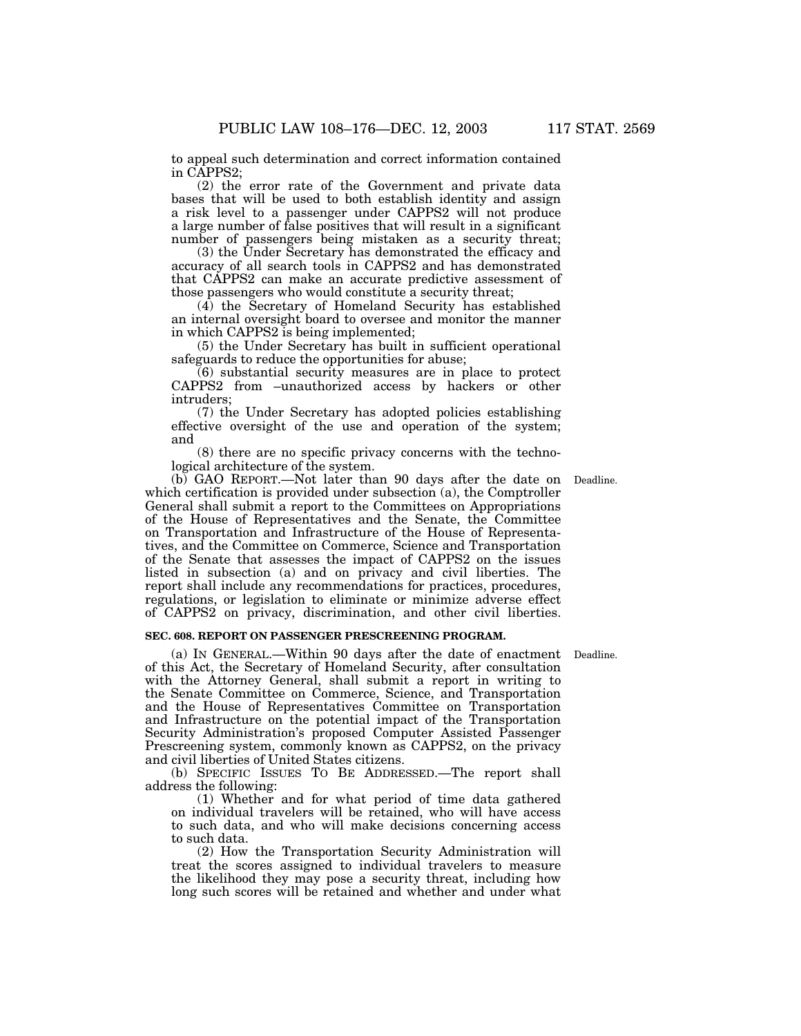to appeal such determination and correct information contained in CAPPS2;

(2) the error rate of the Government and private data bases that will be used to both establish identity and assign a risk level to a passenger under CAPPS2 will not produce a large number of false positives that will result in a significant number of passengers being mistaken as a security threat;

(3) the Under Secretary has demonstrated the efficacy and accuracy of all search tools in CAPPS2 and has demonstrated that CAPPS2 can make an accurate predictive assessment of those passengers who would constitute a security threat;

(4) the Secretary of Homeland Security has established an internal oversight board to oversee and monitor the manner in which CAPPS2 is being implemented;

(5) the Under Secretary has built in sufficient operational safeguards to reduce the opportunities for abuse;

(6) substantial security measures are in place to protect CAPPS2 from –unauthorized access by hackers or other intruders;

(7) the Under Secretary has adopted policies establishing effective oversight of the use and operation of the system; and

(8) there are no specific privacy concerns with the technological architecture of the system.

(b) GAO REPORT.—Not later than 90 days after the date on which certification is provided under subsection (a), the Comptroller General shall submit a report to the Committees on Appropriations of the House of Representatives and the Senate, the Committee on Transportation and Infrastructure of the House of Representatives, and the Committee on Commerce, Science and Transportation of the Senate that assesses the impact of CAPPS2 on the issues listed in subsection (a) and on privacy and civil liberties. The report shall include any recommendations for practices, procedures, regulations, or legislation to eliminate or minimize adverse effect of CAPPS2 on privacy, discrimination, and other civil liberties.

Deadline.

**SEC. 608. REPORT ON PASSENGER PRESCREENING PROGRAM.**

(a) IN GENERAL.—Within 90 days after the date of enactment of this Act, the Secretary of Homeland Security, after consultation with the Attorney General, shall submit a report in writing to the Senate Committee on Commerce, Science, and Transportation and the House of Representatives Committee on Transportation and Infrastructure on the potential impact of the Transportation Security Administration's proposed Computer Assisted Passenger Prescreening system, commonly known as CAPPS2, on the privacy and civil liberties of United States citizens.

Deadline.

(b) SPECIFIC ISSUES TO BE ADDRESSED.—The report shall address the following:

(1) Whether and for what period of time data gathered on individual travelers will be retained, who will have access to such data, and who will make decisions concerning access to such data.

(2) How the Transportation Security Administration will treat the scores assigned to individual travelers to measure the likelihood they may pose a security threat, including how long such scores will be retained and whether and under what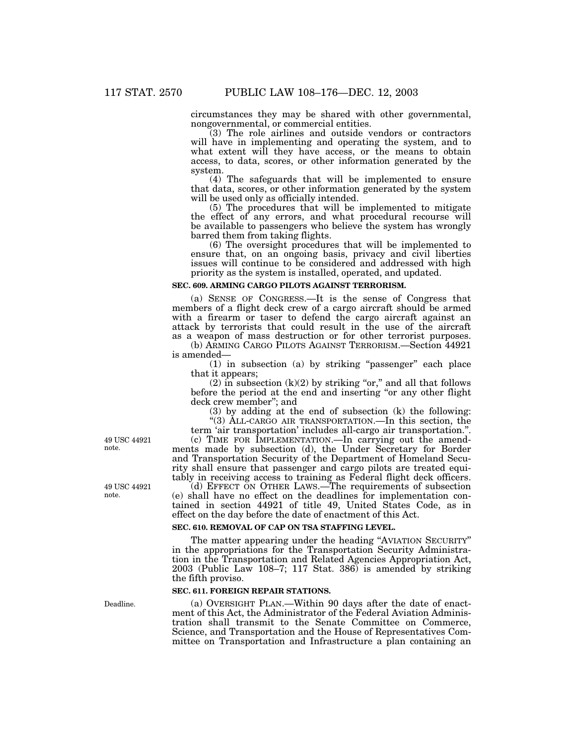circumstances they may be shared with other governmental, nongovernmental, or commercial entities.

(3) The role airlines and outside vendors or contractors will have in implementing and operating the system, and to what extent will they have access, or the means to obtain access, to data, scores, or other information generated by the system.

(4) The safeguards that will be implemented to ensure that data, scores, or other information generated by the system will be used only as officially intended.

(5) The procedures that will be implemented to mitigate the effect of any errors, and what procedural recourse will be available to passengers who believe the system has wrongly barred them from taking flights.

(6) The oversight procedures that will be implemented to ensure that, on an ongoing basis, privacy and civil liberties issues will continue to be considered and addressed with high priority as the system is installed, operated, and updated.

**SEC. 609. ARMING CARGO PILOTS AGAINST TERRORISM.**

(a) SENSE OF CONGRESS.—It is the sense of Congress that members of a flight deck crew of a cargo aircraft should be armed with a firearm or taser to defend the cargo aircraft against an attack by terrorists that could result in the use of the aircraft as a weapon of mass destruction or for other terrorist purposes.

(b) ARMING CARGO PILOTS AGAINST TERRORISM.—Section 44921 is amended—

(1) in subsection (a) by striking "passenger" each place that it appears;

(2) in subsection (k)(2) by striking "or," and all that follows before the period at the end and inserting "or any other flight deck crew member"; and

(3) by adding at the end of subsection (k) the following:

"(3) ALL-CARGO AIR TRANSPORTATION.—In this section, the term 'air transportation' includes all-cargo air transportation.".

49 USC 44921 note.

(c) TIME FOR IMPLEMENTATION.—In carrying out the amendments made by subsection (d), the Under Secretary for Border and Transportation Security of the Department of Homeland Security shall ensure that passenger and cargo pilots are treated equitably in receiving access to training as Federal flight deck officers.

49 USC 44921 note.

(d) EFFECT ON OTHER LAWS.—The requirements of subsection (e) shall have no effect on the deadlines for implementation contained in section 44921 of title 49, United States Code, as in effect on the day before the date of enactment of this Act.

**SEC. 610. REMOVAL OF CAP ON TSA STAFFING LEVEL.**

The matter appearing under the heading "AVIATION SECURITY" in the appropriations for the Transportation Security Administration in the Transportation and Related Agencies Appropriation Act, 2003 (Public Law 108–7; 117 Stat. 386) is amended by striking the fifth proviso.

**SEC. 611. FOREIGN REPAIR STATIONS.**

Deadline.

(a) OVERSIGHT PLAN.—Within 90 days after the date of enactment of this Act, the Administrator of the Federal Aviation Administration shall transmit to the Senate Committee on Commerce, Science, and Transportation and the House of Representatives Committee on Transportation and Infrastructure a plan containing an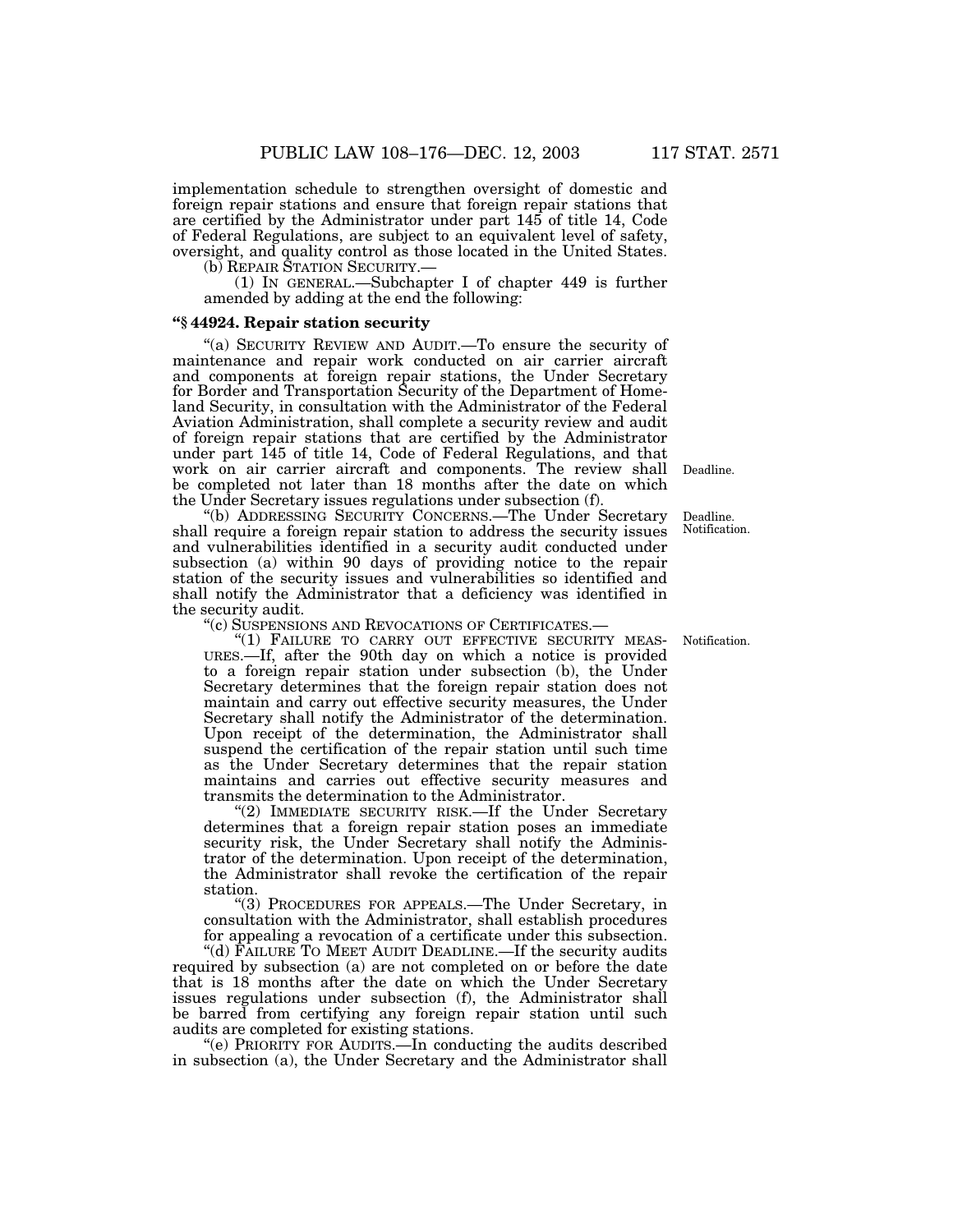implementation schedule to strengthen oversight of domestic and foreign repair stations and ensure that foreign repair stations that are certified by the Administrator under part 145 of title 14, Code of Federal Regulations, are subject to an equivalent level of safety, oversight, and quality control as those located in the United States.

(b) REPAIR STATION SECURITY.—

(1) IN GENERAL.—Subchapter I of chapter 449 is further amended by adding at the end the following:

### "§ 44924. Repair station security

"(a) SECURITY REVIEW AND AUDIT.—To ensure the security of maintenance and repair work conducted on air carrier aircraft and components at foreign repair stations, the Under Secretary for Border and Transportation Security of the Department of Homeland Security, in consultation with the Administrator of the Federal Aviation Administration, shall complete a security review and audit of foreign repair stations that are certified by the Administrator under part 145 of title 14, Code of Federal Regulations, and that work on air carrier aircraft and components. The review shall be completed not later than 18 months after the date on which the Under Secretary issues regulations under subsection (f).

Deadline.

"(b) ADDRESSING SECURITY CONCERNS.—The Under Secretary shall require a foreign repair station to address the security issues and vulnerabilities identified in a security audit conducted under subsection (a) within 90 days of providing notice to the repair station of the security issues and vulnerabilities so identified and shall notify the Administrator that a deficiency was identified in the security audit.

Deadline. Notification.

"(c) SUSPENSIONS AND REVOCATIONS OF CERTIFICATES.—

"(1) FAILURE TO CARRY OUT EFFECTIVE SECURITY MEASURES.—If, after the 90th day on which a notice is provided to a foreign repair station under subsection (b), the Under Secretary determines that the foreign repair station does not maintain and carry out effective security measures, the Under Secretary shall notify the Administrator of the determination. Upon receipt of the determination, the Administrator shall suspend the certification of the repair station until such time as the Under Secretary determines that the repair station maintains and carries out effective security measures and transmits the determination to the Administrator.

Notification.

"(2) IMMEDIATE SECURITY RISK.—If the Under Secretary determines that a foreign repair station poses an immediate security risk, the Under Secretary shall notify the Administrator of the determination. Upon receipt of the determination, the Administrator shall revoke the certification of the repair station.

"(3) PROCEDURES FOR APPEALS.—The Under Secretary, in consultation with the Administrator, shall establish procedures for appealing a revocation of a certificate under this subsection.

"(d) FAILURE TO MEET AUDIT DEADLINE.—If the security audits required by subsection (a) are not completed on or before the date that is 18 months after the date on which the Under Secretary issues regulations under subsection (f), the Administrator shall be barred from certifying any foreign repair station until such audits are completed for existing stations.

"(e) PRIORITY FOR AUDITS.—In conducting the audits described in subsection (a), the Under Secretary and the Administrator shall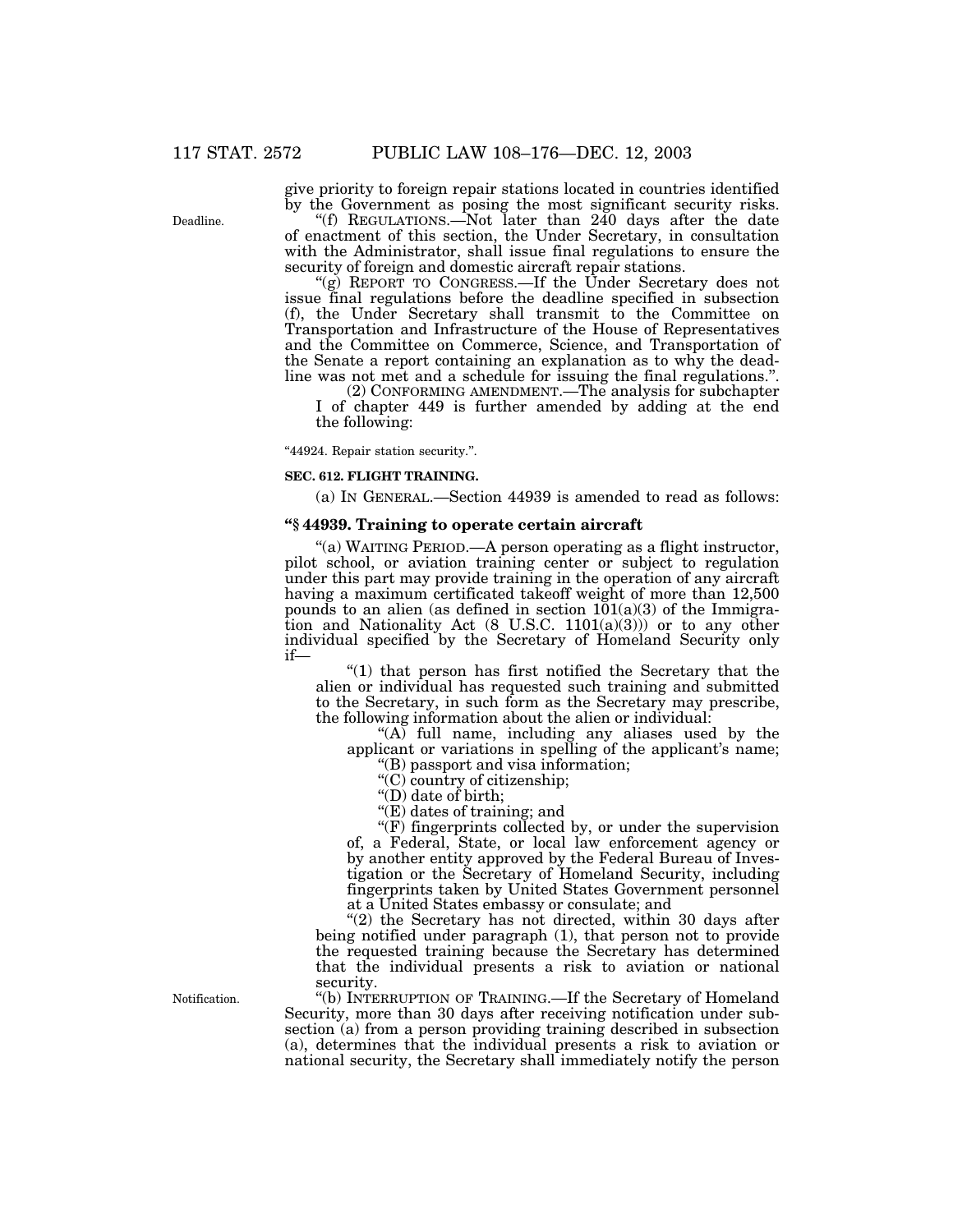give priority to foreign repair stations located in countries identified by the Government as posing the most significant security risks.

Deadline.

"(f) REGULATIONS.—Not later than 240 days after the date of enactment of this section, the Under Secretary, in consultation with the Administrator, shall issue final regulations to ensure the security of foreign and domestic aircraft repair stations.

"(g) REPORT TO CONGRESS.—If the Under Secretary does not issue final regulations before the deadline specified in subsection (f), the Under Secretary shall transmit to the Committee on Transportation and Infrastructure of the House of Representatives and the Committee on Commerce, Science, and Transportation of the Senate a report containing an explanation as to why the deadline was not met and a schedule for issuing the final regulations.".

(2) CONFORMING AMENDMENT.—The analysis for subchapter I of chapter 449 is further amended by adding at the end the following:

"44924. Repair station security.".

**SEC. 612. FLIGHT TRAINING.**

(a) IN GENERAL.—Section 44939 is amended to read as follows:

**"§ 44939. Training to operate certain aircraft**

"(a) WAITING PERIOD.—A person operating as a flight instructor, pilot school, or aviation training center or subject to regulation under this part may provide training in the operation of any aircraft having a maximum certificated takeoff weight of more than 12,500 pounds to an alien (as defined in section 101(a)(3) of the Immigration and Nationality Act (8 U.S.C. 1101(a)(3))) or to any other individual specified by the Secretary of Homeland Security only if—

"(1) that person has first notified the Secretary that the alien or individual has requested such training and submitted to the Secretary, in such form as the Secretary may prescribe, the following information about the alien or individual:

"(A) full name, including any aliases used by the applicant or variations in spelling of the applicant's name;

"(B) passport and visa information;

"(C) country of citizenship;

"(D) date of birth;

"(E) dates of training; and

"(F) fingerprints collected by, or under the supervision of, a Federal, State, or local law enforcement agency or by another entity approved by the Federal Bureau of Investigation or the Secretary of Homeland Security, including fingerprints taken by United States Government personnel at a United States embassy or consulate; and

"(2) the Secretary has not directed, within 30 days after being notified under paragraph (1), that person not to provide the requested training because the Secretary has determined that the individual presents a risk to aviation or national security.

Notification.

"(b) INTERRUPTION OF TRAINING.—If the Secretary of Homeland Security, more than 30 days after receiving notification under subsection (a) from a person providing training described in subsection (a), determines that the individual presents a risk to aviation or national security, the Secretary shall immediately notify the person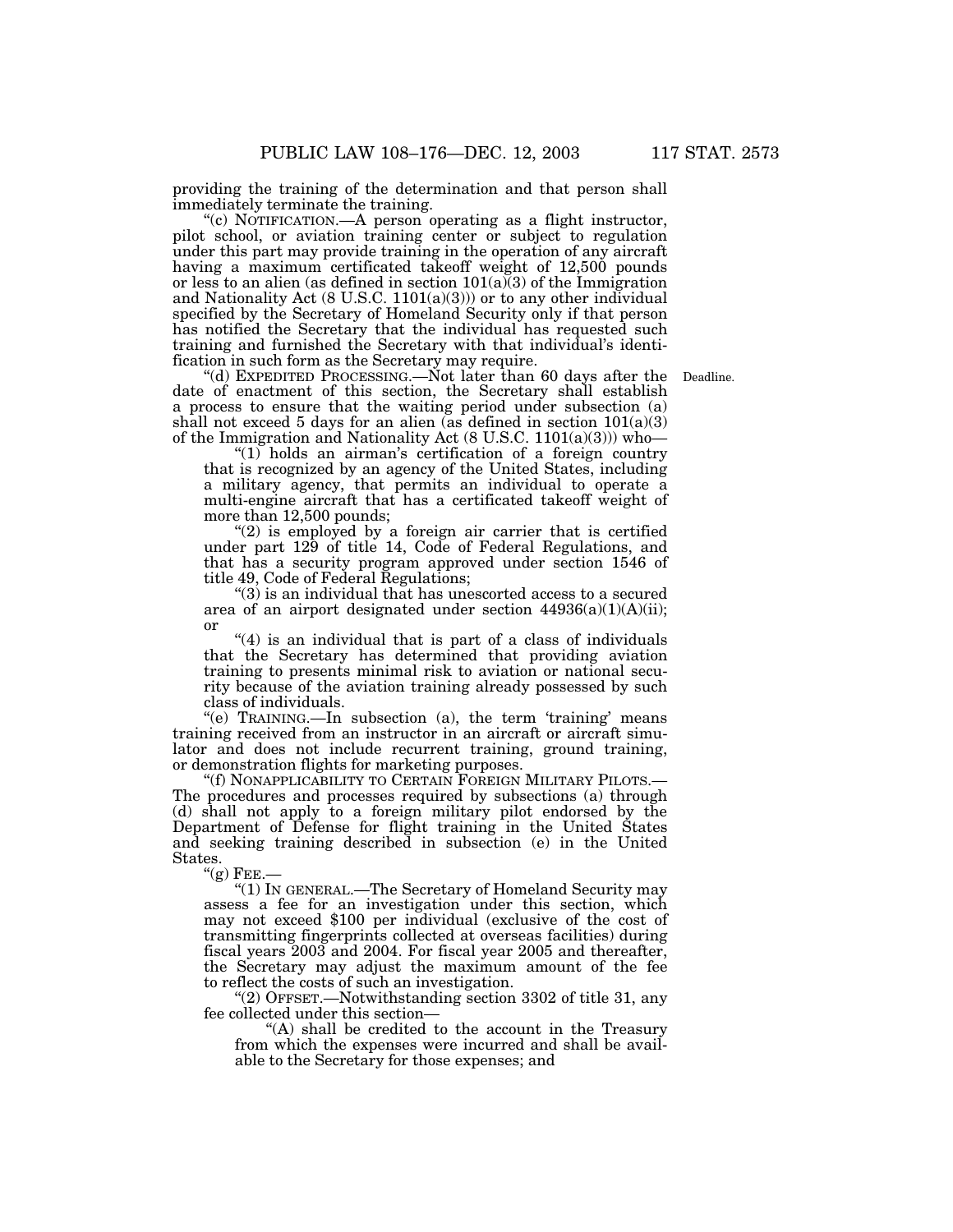providing the training of the determination and that person shall immediately terminate the training.

"(c) NOTIFICATION.—A person operating as a flight instructor, pilot school, or aviation training center or subject to regulation under this part may provide training in the operation of any aircraft having a maximum certificated takeoff weight of 12,500 pounds or less to an alien (as defined in section 101(a)(3) of the Immigration and Nationality Act (8 U.S.C. 1101(a)(3))) or to any other individual specified by the Secretary of Homeland Security only if that person has notified the Secretary that the individual has requested such training and furnished the Secretary with that individual's identification in such form as the Secretary may require.

Deadline.

"(d) EXPEDITED PROCESSING.—Not later than 60 days after the date of enactment of this section, the Secretary shall establish a process to ensure that the waiting period under subsection (a) shall not exceed 5 days for an alien (as defined in section 101(a)(3) of the Immigration and Nationality Act (8 U.S.C. 1101(a)(3))) who—

"(1) holds an airman's certification of a foreign country that is recognized by an agency of the United States, including a military agency, that permits an individual to operate a multi-engine aircraft that has a certificated takeoff weight of more than 12,500 pounds;

"(2) is employed by a foreign air carrier that is certified under part 129 of title 14, Code of Federal Regulations, and that has a security program approved under section 1546 of title 49, Code of Federal Regulations;

"(3) is an individual that has unescorted access to a secured area of an airport designated under section 44936(a)(1)(A)(ii); or

"(4) is an individual that is part of a class of individuals that the Secretary has determined that providing aviation training to presents minimal risk to aviation or national security because of the aviation training already possessed by such class of individuals.

"(e) TRAINING.—In subsection (a), the term 'training' means training received from an instructor in an aircraft or aircraft simulator and does not include recurrent training, ground training, or demonstration flights for marketing purposes.

"(f) NONAPPLICABILITY TO CERTAIN FOREIGN MILITARY PILOTS.—The procedures and processes required by subsections (a) through (d) shall not apply to a foreign military pilot endorsed by the Department of Defense for flight training in the United States and seeking training described in subsection (e) in the United States.

"(g) FEE.—

"(1) IN GENERAL.—The Secretary of Homeland Security may assess a fee for an investigation under this section, which may not exceed $100 per individual (exclusive of the cost of transmitting fingerprints collected at overseas facilities) during fiscal years 2003 and 2004. For fiscal year 2005 and thereafter, the Secretary may adjust the maximum amount of the fee to reflect the costs of such an investigation.

"(2) OFFSET.—Notwithstanding section 3302 of title 31, any fee collected under this section—

"(A) shall be credited to the account in the Treasury from which the expenses were incurred and shall be available to the Secretary for those expenses; and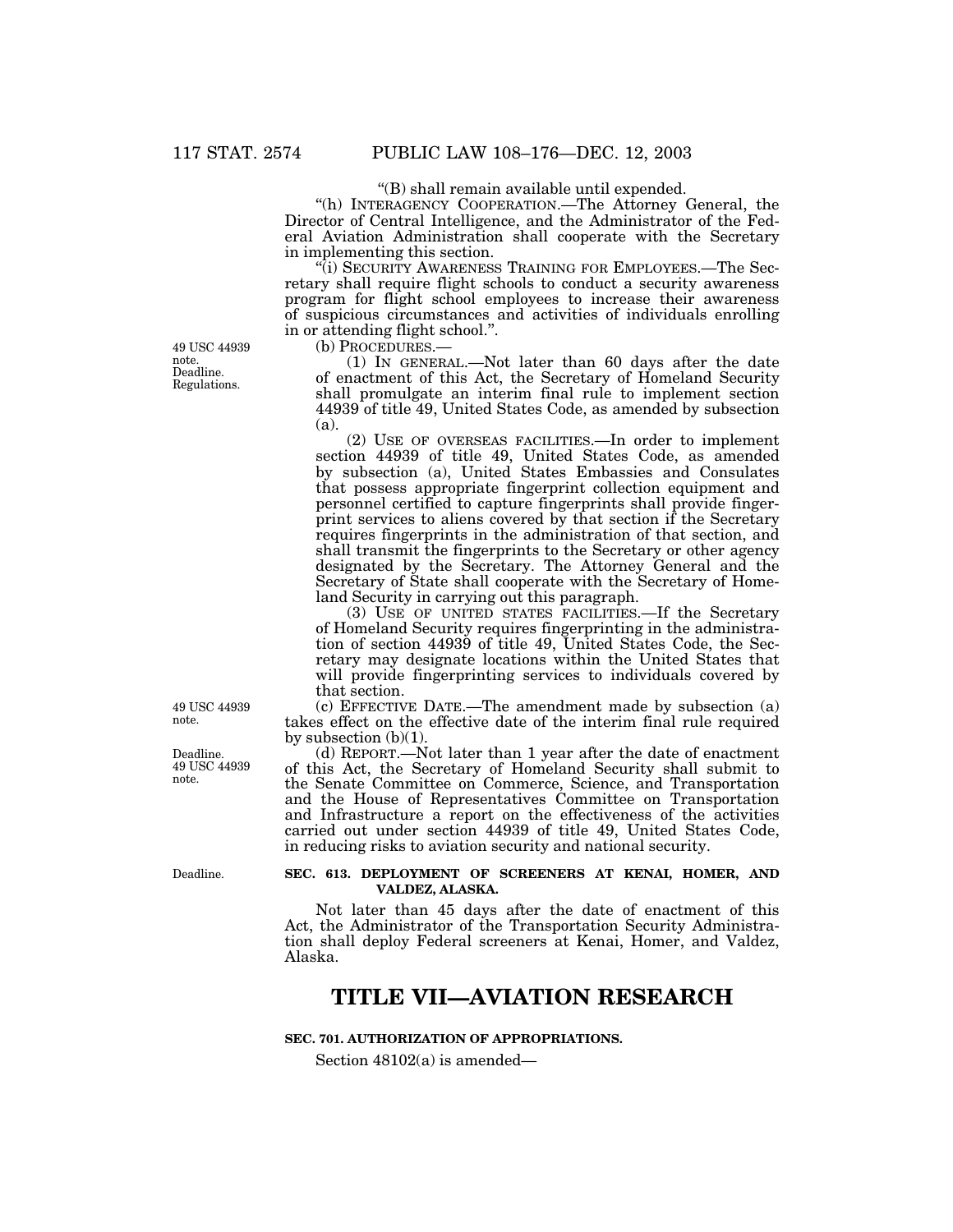"(B) shall remain available until expended.

"(h) INTERAGENCY COOPERATION.—The Attorney General, the Director of Central Intelligence, and the Administrator of the Federal Aviation Administration shall cooperate with the Secretary in implementing this section.

"(i) SECURITY AWARENESS TRAINING FOR EMPLOYEES.—The Secretary shall require flight schools to conduct a security awareness program for flight school employees to increase their awareness of suspicious circumstances and activities of individuals enrolling in or attending flight school.".

49 USC 44939 note. Deadline. Regulations.

(b) PROCEDURES.—

(1) IN GENERAL.—Not later than 60 days after the date of enactment of this Act, the Secretary of Homeland Security shall promulgate an interim final rule to implement section 44939 of title 49, United States Code, as amended by subsection (a).

(2) USE OF OVERSEAS FACILITIES.—In order to implement section 44939 of title 49, United States Code, as amended by subsection (a), United States Embassies and Consulates that possess appropriate fingerprint collection equipment and personnel certified to capture fingerprints shall provide fingerprint services to aliens covered by that section if the Secretary requires fingerprints in the administration of that section, and shall transmit the fingerprints to the Secretary or other agency designated by the Secretary. The Attorney General and the Secretary of State shall cooperate with the Secretary of Homeland Security in carrying out this paragraph.

(3) USE OF UNITED STATES FACILITIES.—If the Secretary of Homeland Security requires fingerprinting in the administration of section 44939 of title 49, United States Code, the Secretary may designate locations within the United States that will provide fingerprinting services to individuals covered by that section.

49 USC 44939 note.

(c) EFFECTIVE DATE.—The amendment made by subsection (a) takes effect on the effective date of the interim final rule required by subsection (b)(1).

Deadline. 49 USC 44939 note.

(d) REPORT.—Not later than 1 year after the date of enactment of this Act, the Secretary of Homeland Security shall submit to the Senate Committee on Commerce, Science, and Transportation and the House of Representatives Committee on Transportation and Infrastructure a report on the effectiveness of the activities carried out under section 44939 of title 49, United States Code, in reducing risks to aviation security and national security.

Deadline.

**SEC. 613. DEPLOYMENT OF SCREENERS AT KENAI, HOMER, AND VALDEZ, ALASKA.**

Not later than 45 days after the date of enactment of this Act, the Administrator of the Transportation Security Administration shall deploy Federal screeners at Kenai, Homer, and Valdez, Alaska.

# TITLE VII—AVIATION RESEARCH

**SEC. 701. AUTHORIZATION OF APPROPRIATIONS.**

Section 48102(a) is amended—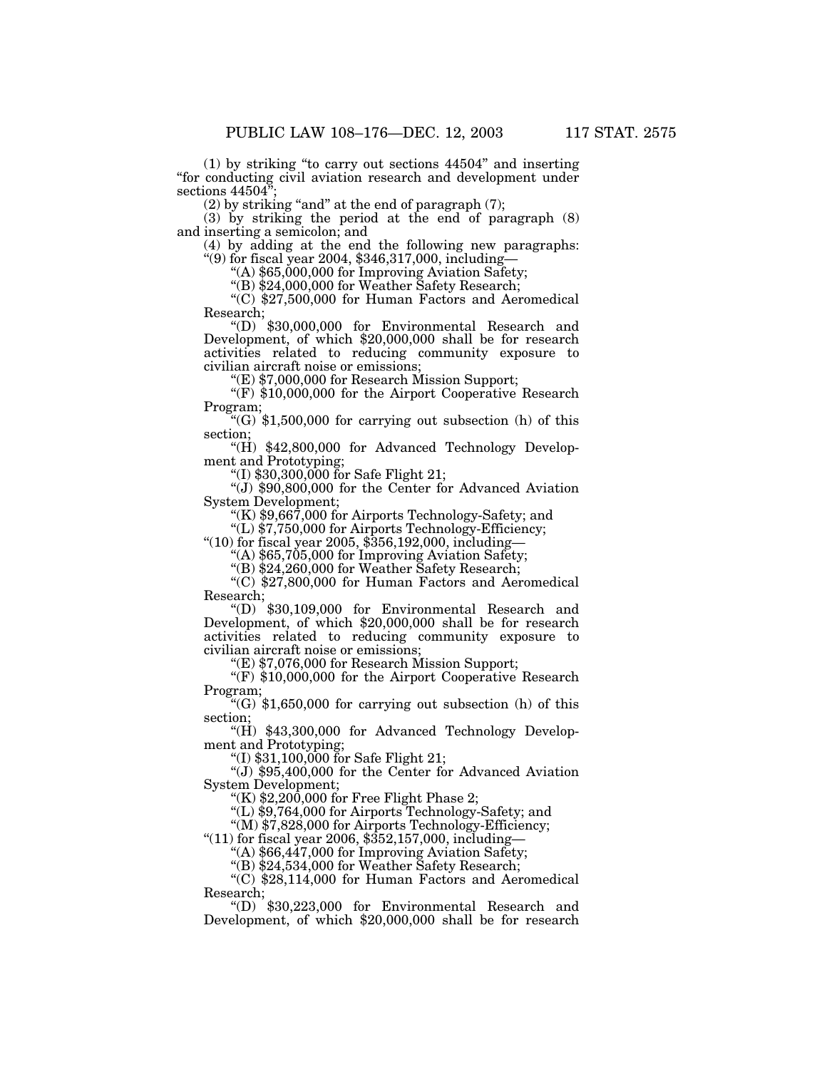(1) by striking “to carry out sections 44504” and inserting “for conducting civil aviation research and development under sections 44504”;

(2) by striking “and” at the end of paragraph (7);

(3) by striking the period at the end of paragraph (8) and inserting a semicolon; and

(4) by adding at the end the following new paragraphs:

“(9) for fiscal year 2004, $346,317,000, including—

“(A) $65,000,000 for Improving Aviation Safety;

“(B) $24,000,000 for Weather Safety Research;

“(C) $27,500,000 for Human Factors and Aeromedical Research;

“(D) $30,000,000 for Environmental Research and Development, of which $20,000,000 shall be for research activities related to reducing community exposure to civilian aircraft noise or emissions;

“(E) $7,000,000 for Research Mission Support;

“(F) $10,000,000 for the Airport Cooperative Research Program;

“(G) $1,500,000 for carrying out subsection (h) of this section;

“(H) $42,800,000 for Advanced Technology Development and Prototyping;

“(I) $30,300,000 for Safe Flight 21;

“(J) $90,800,000 for the Center for Advanced Aviation System Development;

“(K) $9,667,000 for Airports Technology-Safety; and

“(L) $7,750,000 for Airports Technology-Efficiency;

“(10) for fiscal year 2005, $356,192,000, including—

“(A) $65,705,000 for Improving Aviation Safety;

“(B) $24,260,000 for Weather Safety Research;

“(C) $27,800,000 for Human Factors and Aeromedical Research;

“(D) $30,109,000 for Environmental Research and Development, of which $20,000,000 shall be for research activities related to reducing community exposure to civilian aircraft noise or emissions;

“(E) $7,076,000 for Research Mission Support;

“(F) $10,000,000 for the Airport Cooperative Research Program;

“(G) $1,650,000 for carrying out subsection (h) of this section;

“(H) $43,300,000 for Advanced Technology Development and Prototyping;

“(I) $31,100,000 for Safe Flight 21;

“(J) $95,400,000 for the Center for Advanced Aviation System Development;

“(K) $2,200,000 for Free Flight Phase 2;

“(L) $9,764,000 for Airports Technology-Safety; and

“(M) $7,828,000 for Airports Technology-Efficiency;

“(11) for fiscal year 2006, $352,157,000, including—

“(A) $66,447,000 for Improving Aviation Safety;

“(B) $24,534,000 for Weather Safety Research;

“(C) $28,114,000 for Human Factors and Aeromedical Research;

“(D) $30,223,000 for Environmental Research and Development, of which $20,000,000 shall be for research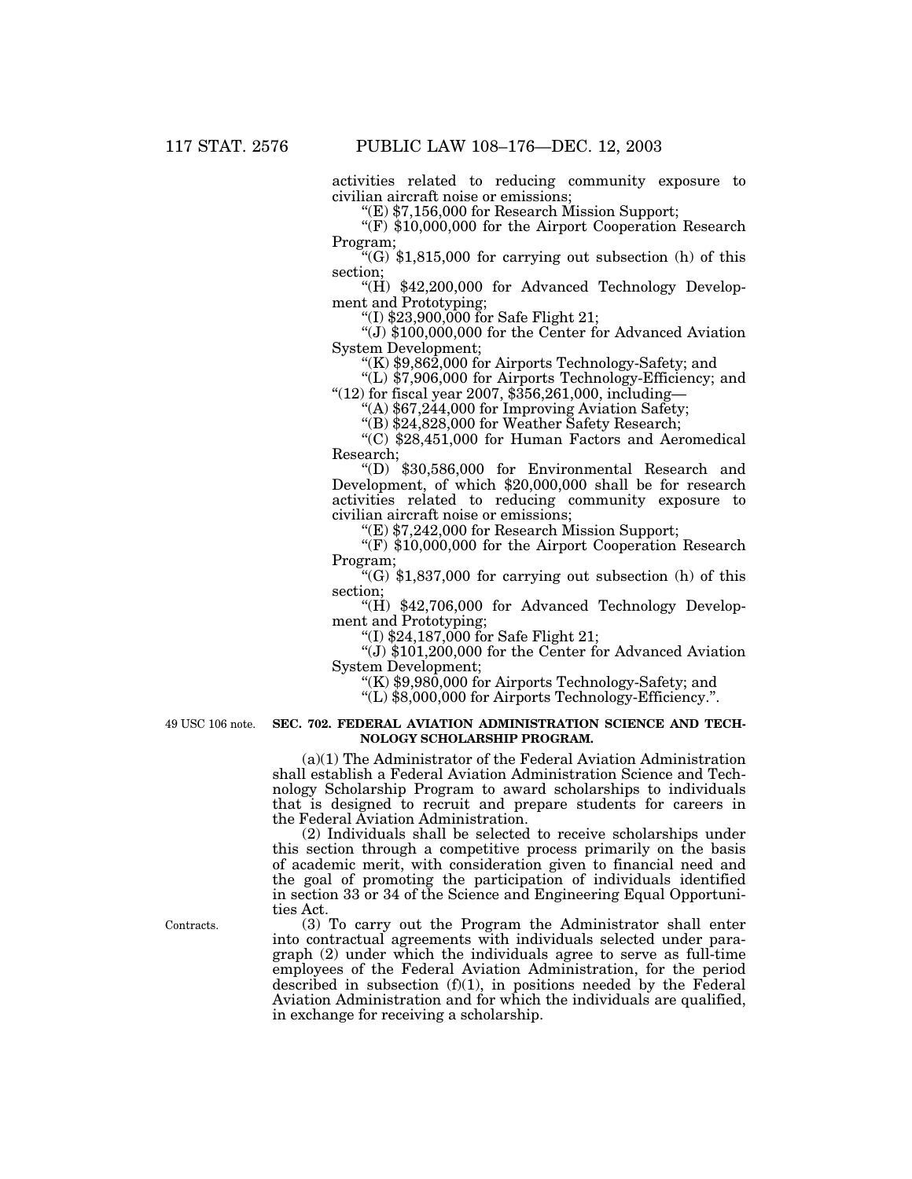activities related to reducing community exposure to civilian aircraft noise or emissions;

"(E) $7,156,000 for Research Mission Support;

"(F) $10,000,000 for the Airport Cooperation Research Program;

"(G) $1,815,000 for carrying out subsection (h) of this section;

"(H) $42,200,000 for Advanced Technology Development and Prototyping;

"(I) $23,900,000 for Safe Flight 21;

"(J) $100,000,000 for the Center for Advanced Aviation System Development;

"(K) $9,862,000 for Airports Technology-Safety; and

"(L) $7,906,000 for Airports Technology-Efficiency; and

"(12) for fiscal year 2007, $356,261,000, including—

"(A) $67,244,000 for Improving Aviation Safety;

"(B) $24,828,000 for Weather Safety Research;

"(C) $28,451,000 for Human Factors and Aeromedical Research;

"(D) $30,586,000 for Environmental Research and Development, of which $20,000,000 shall be for research activities related to reducing community exposure to civilian aircraft noise or emissions;

"(E) $7,242,000 for Research Mission Support;

"(F) $10,000,000 for the Airport Cooperation Research Program;

"(G) $1,837,000 for carrying out subsection (h) of this section;

"(H) $42,706,000 for Advanced Technology Development and Prototyping;

"(I) $24,187,000 for Safe Flight 21;

"(J) $101,200,000 for the Center for Advanced Aviation System Development;

"(K) $9,980,000 for Airports Technology-Safety; and

"(L) $8,000,000 for Airports Technology-Efficiency.".

49 USC 106 note.

**SEC. 702. FEDERAL AVIATION ADMINISTRATION SCIENCE AND TECHNOLOGY SCHOLARSHIP PROGRAM.**

(a)(1) The Administrator of the Federal Aviation Administration shall establish a Federal Aviation Administration Science and Technology Scholarship Program to award scholarships to individuals that is designed to recruit and prepare students for careers in the Federal Aviation Administration.

(2) Individuals shall be selected to receive scholarships under this section through a competitive process primarily on the basis of academic merit, with consideration given to financial need and the goal of promoting the participation of individuals identified in section 33 or 34 of the Science and Engineering Equal Opportunities Act.

Contracts.

(3) To carry out the Program the Administrator shall enter into contractual agreements with individuals selected under paragraph (2) under which the individuals agree to serve as full-time employees of the Federal Aviation Administration, for the period described in subsection (f)(1), in positions needed by the Federal Aviation Administration and for which the individuals are qualified, in exchange for receiving a scholarship.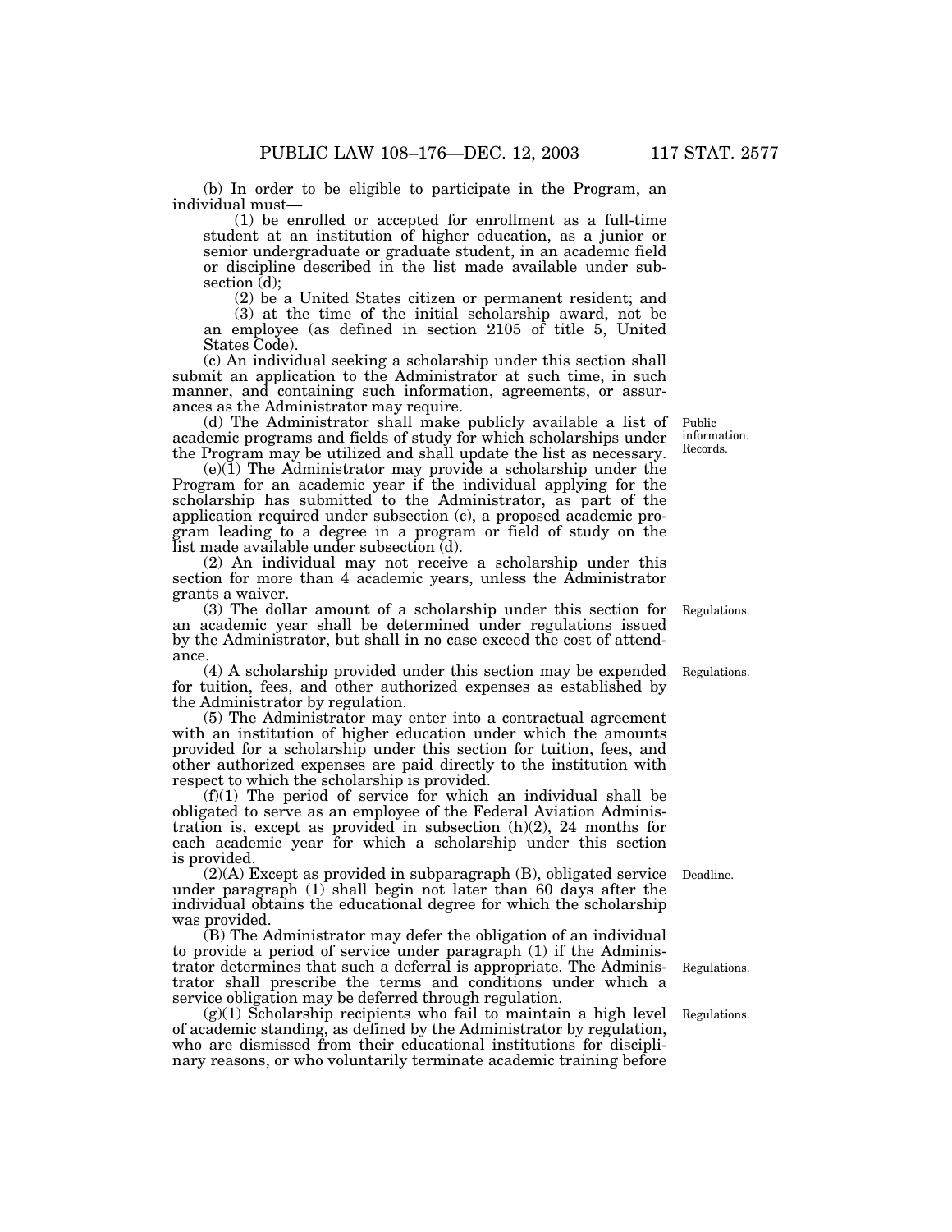(b) In order to be eligible to participate in the Program, an individual must—

(1) be enrolled or accepted for enrollment as a full-time student at an institution of higher education, as a junior or senior undergraduate or graduate student, in an academic field or discipline described in the list made available under subsection (d);

(2) be a United States citizen or permanent resident; and

(3) at the time of the initial scholarship award, not be an employee (as defined in section 2105 of title 5, United States Code).

(c) An individual seeking a scholarship under this section shall submit an application to the Administrator at such time, in such manner, and containing such information, agreements, or assurances as the Administrator may require.

Public information. Records.

(d) The Administrator shall make publicly available a list of academic programs and fields of study for which scholarships under the Program may be utilized and shall update the list as necessary.

(e)(1) The Administrator may provide a scholarship under the Program for an academic year if the individual applying for the scholarship has submitted to the Administrator, as part of the application required under subsection (c), a proposed academic program leading to a degree in a program or field of study on the list made available under subsection (d).

(2) An individual may not receive a scholarship under this section for more than 4 academic years, unless the Administrator grants a waiver.

Regulations.

(3) The dollar amount of a scholarship under this section for an academic year shall be determined under regulations issued by the Administrator, but shall in no case exceed the cost of attendance.

Regulations.

(4) A scholarship provided under this section may be expended for tuition, fees, and other authorized expenses as established by the Administrator by regulation.

(5) The Administrator may enter into a contractual agreement with an institution of higher education under which the amounts provided for a scholarship under this section for tuition, fees, and other authorized expenses are paid directly to the institution with respect to which the scholarship is provided.

(f)(1) The period of service for which an individual shall be obligated to serve as an employee of the Federal Aviation Administration is, except as provided in subsection (h)(2), 24 months for each academic year for which a scholarship under this section is provided.

Deadline.

(2)(A) Except as provided in subparagraph (B), obligated service under paragraph (1) shall begin not later than 60 days after the individual obtains the educational degree for which the scholarship was provided.

Regulations.

(B) The Administrator may defer the obligation of an individual to provide a period of service under paragraph (1) if the Administrator determines that such a deferral is appropriate. The Administrator shall prescribe the terms and conditions under which a service obligation may be deferred through regulation.

Regulations.

(g)(1) Scholarship recipients who fail to maintain a high level of academic standing, as defined by the Administrator by regulation, who are dismissed from their educational institutions for disciplinary reasons, or who voluntarily terminate academic training before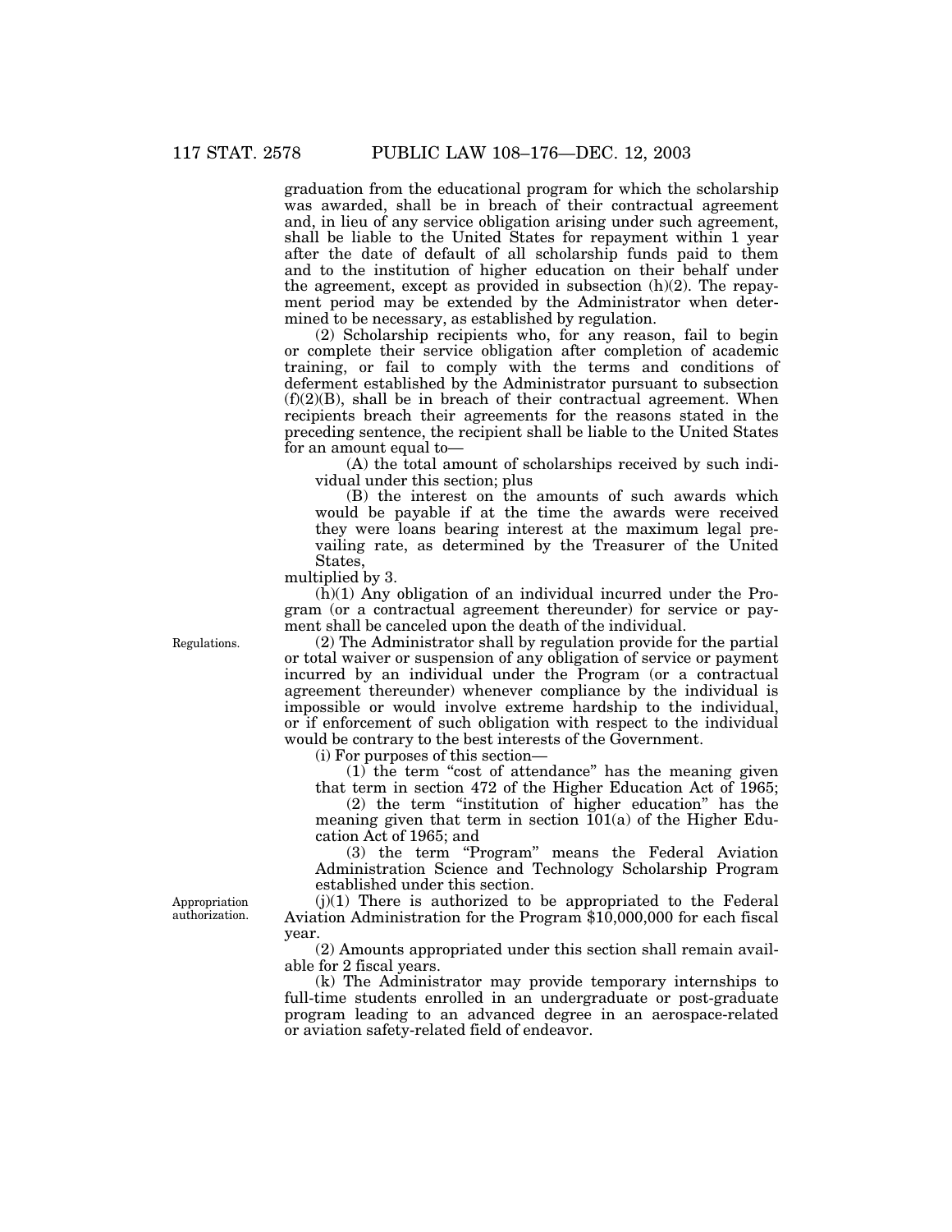graduation from the educational program for which the scholarship was awarded, shall be in breach of their contractual agreement and, in lieu of any service obligation arising under such agreement, shall be liable to the United States for repayment within 1 year after the date of default of all scholarship funds paid to them and to the institution of higher education on their behalf under the agreement, except as provided in subsection (h)(2). The repayment period may be extended by the Administrator when determined to be necessary, as established by regulation.

(2) Scholarship recipients who, for any reason, fail to begin or complete their service obligation after completion of academic training, or fail to comply with the terms and conditions of deferment established by the Administrator pursuant to subsection (f)(2)(B), shall be in breach of their contractual agreement. When recipients breach their agreements for the reasons stated in the preceding sentence, the recipient shall be liable to the United States for an amount equal to—

(A) the total amount of scholarships received by such individual under this section; plus

(B) the interest on the amounts of such awards which would be payable if at the time the awards were received they were loans bearing interest at the maximum legal prevailing rate, as determined by the Treasurer of the United States,

multiplied by 3.

(h)(1) Any obligation of an individual incurred under the Program (or a contractual agreement thereunder) for service or payment shall be canceled upon the death of the individual.

Regulations.

(2) The Administrator shall by regulation provide for the partial or total waiver or suspension of any obligation of service or payment incurred by an individual under the Program (or a contractual agreement thereunder) whenever compliance by the individual is impossible or would involve extreme hardship to the individual, or if enforcement of such obligation with respect to the individual would be contrary to the best interests of the Government.

(i) For purposes of this section—

(1) the term "cost of attendance" has the meaning given that term in section 472 of the Higher Education Act of 1965;

(2) the term "institution of higher education" has the meaning given that term in section 101(a) of the Higher Education Act of 1965; and

(3) the term "Program" means the Federal Aviation Administration Science and Technology Scholarship Program established under this section.

Appropriation authorization.

(j)(1) There is authorized to be appropriated to the Federal Aviation Administration for the Program $10,000,000 for each fiscal year.

(2) Amounts appropriated under this section shall remain available for 2 fiscal years.

(k) The Administrator may provide temporary internships to full-time students enrolled in an undergraduate or post-graduate program leading to an advanced degree in an aerospace-related or aviation safety-related field of endeavor.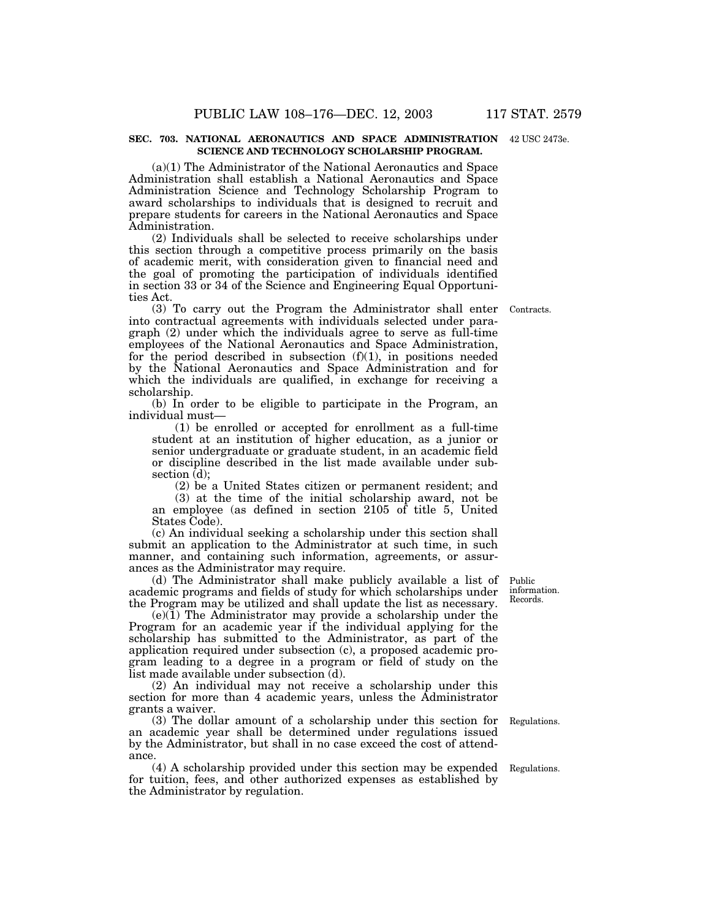**SEC. 703. NATIONAL AERONAUTICS AND SPACE ADMINISTRATION SCIENCE AND TECHNOLOGY SCHOLARSHIP PROGRAM.**

42 USC 2473e.

(a)(1) The Administrator of the National Aeronautics and Space Administration shall establish a National Aeronautics and Space Administration Science and Technology Scholarship Program to award scholarships to individuals that is designed to recruit and prepare students for careers in the National Aeronautics and Space Administration.

(2) Individuals shall be selected to receive scholarships under this section through a competitive process primarily on the basis of academic merit, with consideration given to financial need and the goal of promoting the participation of individuals identified in section 33 or 34 of the Science and Engineering Equal Opportunities Act.

Contracts.

(3) To carry out the Program the Administrator shall enter into contractual agreements with individuals selected under paragraph (2) under which the individuals agree to serve as full-time employees of the National Aeronautics and Space Administration, for the period described in subsection (f)(1), in positions needed by the National Aeronautics and Space Administration and for which the individuals are qualified, in exchange for receiving a scholarship.

(b) In order to be eligible to participate in the Program, an individual must—

(1) be enrolled or accepted for enrollment as a full-time student at an institution of higher education, as a junior or senior undergraduate or graduate student, in an academic field or discipline described in the list made available under subsection (d);

(2) be a United States citizen or permanent resident; and

(3) at the time of the initial scholarship award, not be an employee (as defined in section 2105 of title 5, United States Code).

(c) An individual seeking a scholarship under this section shall submit an application to the Administrator at such time, in such manner, and containing such information, agreements, or assurances as the Administrator may require.

Public information. Records.

(d) The Administrator shall make publicly available a list of academic programs and fields of study for which scholarships under the Program may be utilized and shall update the list as necessary.

(e)(1) The Administrator may provide a scholarship under the Program for an academic year if the individual applying for the scholarship has submitted to the Administrator, as part of the application required under subsection (c), a proposed academic program leading to a degree in a program or field of study on the list made available under subsection (d).

(2) An individual may not receive a scholarship under this section for more than 4 academic years, unless the Administrator grants a waiver.

Regulations.

(3) The dollar amount of a scholarship under this section for an academic year shall be determined under regulations issued by the Administrator, but shall in no case exceed the cost of attendance.

Regulations.

(4) A scholarship provided under this section may be expended for tuition, fees, and other authorized expenses as established by the Administrator by regulation.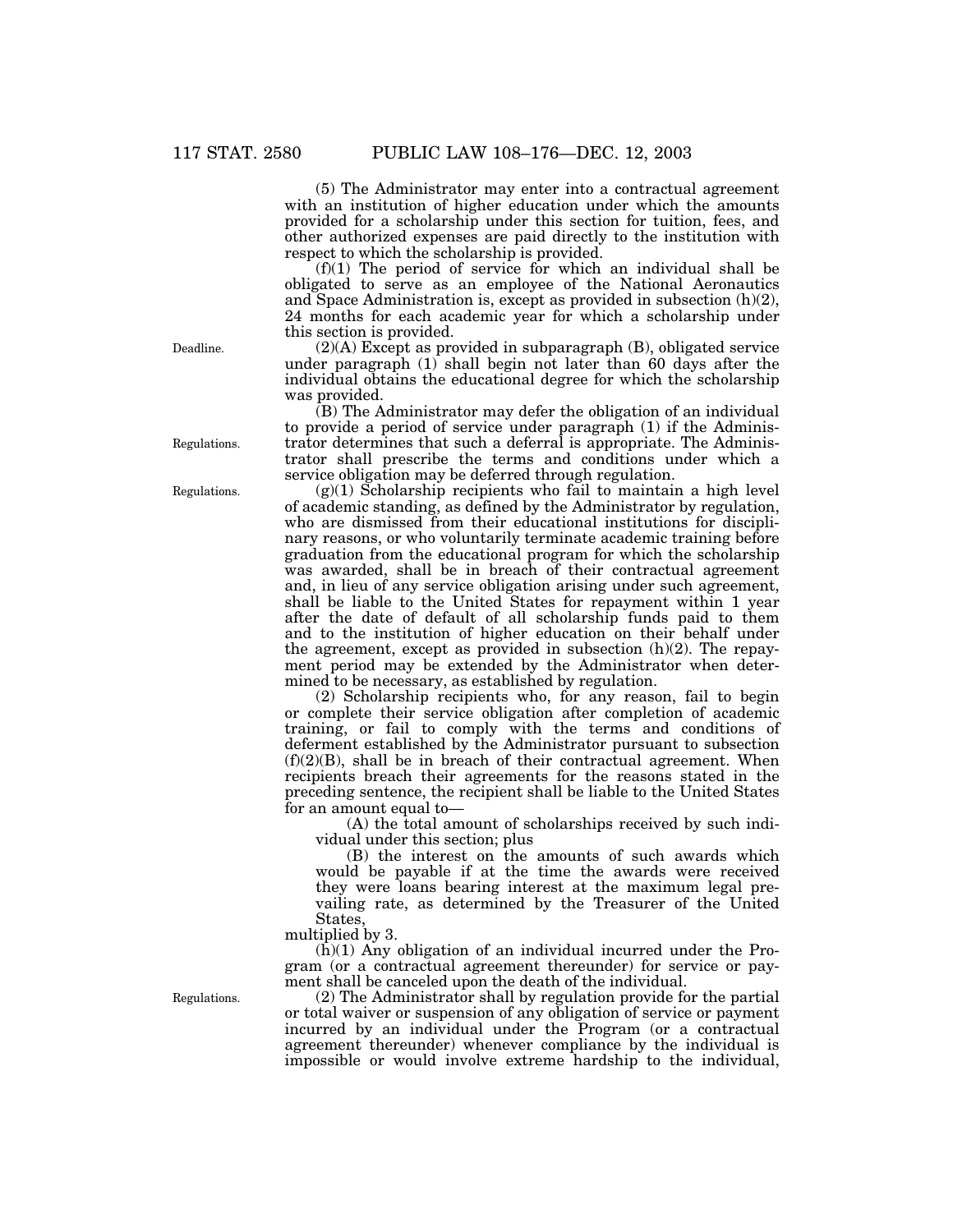(5) The Administrator may enter into a contractual agreement with an institution of higher education under which the amounts provided for a scholarship under this section for tuition, fees, and other authorized expenses are paid directly to the institution with respect to which the scholarship is provided.

(f)(1) The period of service for which an individual shall be obligated to serve as an employee of the National Aeronautics and Space Administration is, except as provided in subsection (h)(2), 24 months for each academic year for which a scholarship under this section is provided.

Deadline.

(2)(A) Except as provided in subparagraph (B), obligated service under paragraph (1) shall begin not later than 60 days after the individual obtains the educational degree for which the scholarship was provided.

Regulations.

(B) The Administrator may defer the obligation of an individual to provide a period of service under paragraph (1) if the Administrator determines that such a deferral is appropriate. The Administrator shall prescribe the terms and conditions under which a service obligation may be deferred through regulation.

Regulations.

(g)(1) Scholarship recipients who fail to maintain a high level of academic standing, as defined by the Administrator by regulation, who are dismissed from their educational institutions for disciplinary reasons, or who voluntarily terminate academic training before graduation from the educational program for which the scholarship was awarded, shall be in breach of their contractual agreement and, in lieu of any service obligation arising under such agreement, shall be liable to the United States for repayment within 1 year after the date of default of all scholarship funds paid to them and to the institution of higher education on their behalf under the agreement, except as provided in subsection (h)(2). The repayment period may be extended by the Administrator when determined to be necessary, as established by regulation.

(2) Scholarship recipients who, for any reason, fail to begin or complete their service obligation after completion of academic training, or fail to comply with the terms and conditions of deferment established by the Administrator pursuant to subsection (f)(2)(B), shall be in breach of their contractual agreement. When recipients breach their agreements for the reasons stated in the preceding sentence, the recipient shall be liable to the United States for an amount equal to—

(A) the total amount of scholarships received by such individual under this section; plus

(B) the interest on the amounts of such awards which would be payable if at the time the awards were received they were loans bearing interest at the maximum legal prevailing rate, as determined by the Treasurer of the United States,

multiplied by 3.

(h)(1) Any obligation of an individual incurred under the Program (or a contractual agreement thereunder) for service or payment shall be canceled upon the death of the individual.

Regulations.

(2) The Administrator shall by regulation provide for the partial or total waiver or suspension of any obligation of service or payment incurred by an individual under the Program (or a contractual agreement thereunder) whenever compliance by the individual is impossible or would involve extreme hardship to the individual,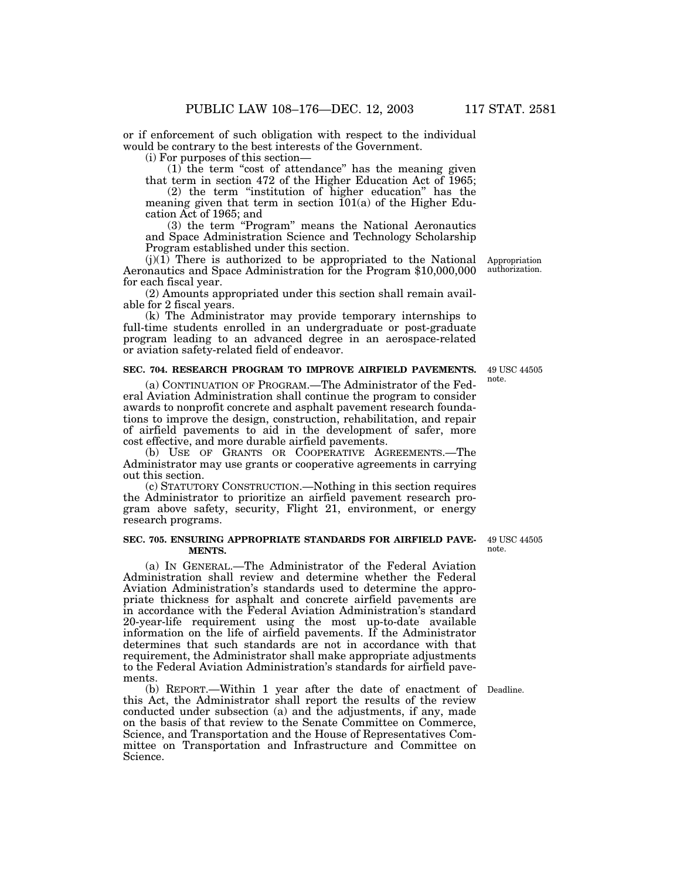or if enforcement of such obligation with respect to the individual would be contrary to the best interests of the Government.

(i) For purposes of this section—

(1) the term "cost of attendance" has the meaning given that term in section 472 of the Higher Education Act of 1965;

(2) the term "institution of higher education" has the meaning given that term in section 101(a) of the Higher Education Act of 1965; and

(3) the term "Program" means the National Aeronautics and Space Administration Science and Technology Scholarship Program established under this section.

Appropriation authorization.

(j)(1) There is authorized to be appropriated to the National Aeronautics and Space Administration for the Program $10,000,000 for each fiscal year.

(2) Amounts appropriated under this section shall remain available for 2 fiscal years.

(k) The Administrator may provide temporary internships to full-time students enrolled in an undergraduate or post-graduate program leading to an advanced degree in an aerospace-related or aviation safety-related field of endeavor.

**SEC. 704. RESEARCH PROGRAM TO IMPROVE AIRFIELD PAVEMENTS.**

49 USC 44505 note.

(a) CONTINUATION OF PROGRAM.—The Administrator of the Federal Aviation Administration shall continue the program to consider awards to nonprofit concrete and asphalt pavement research foundations to improve the design, construction, rehabilitation, and repair of airfield pavements to aid in the development of safer, more cost effective, and more durable airfield pavements.

(b) USE OF GRANTS OR COOPERATIVE AGREEMENTS.—The Administrator may use grants or cooperative agreements in carrying out this section.

(c) STATUTORY CONSTRUCTION.—Nothing in this section requires the Administrator to prioritize an airfield pavement research program above safety, security, Flight 21, environment, or energy research programs.

**SEC. 705. ENSURING APPROPRIATE STANDARDS FOR AIRFIELD PAVEMENTS.**

49 USC 44505 note.

(a) IN GENERAL.—The Administrator of the Federal Aviation Administration shall review and determine whether the Federal Aviation Administration's standards used to determine the appropriate thickness for asphalt and concrete airfield pavements are in accordance with the Federal Aviation Administration's standard 20-year-life requirement using the most up-to-date available information on the life of airfield pavements. If the Administrator determines that such standards are not in accordance with that requirement, the Administrator shall make appropriate adjustments to the Federal Aviation Administration's standards for airfield pavements.

Deadline.

(b) REPORT.—Within 1 year after the date of enactment of this Act, the Administrator shall report the results of the review conducted under subsection (a) and the adjustments, if any, made on the basis of that review to the Senate Committee on Commerce, Science, and Transportation and the House of Representatives Committee on Transportation and Infrastructure and Committee on Science.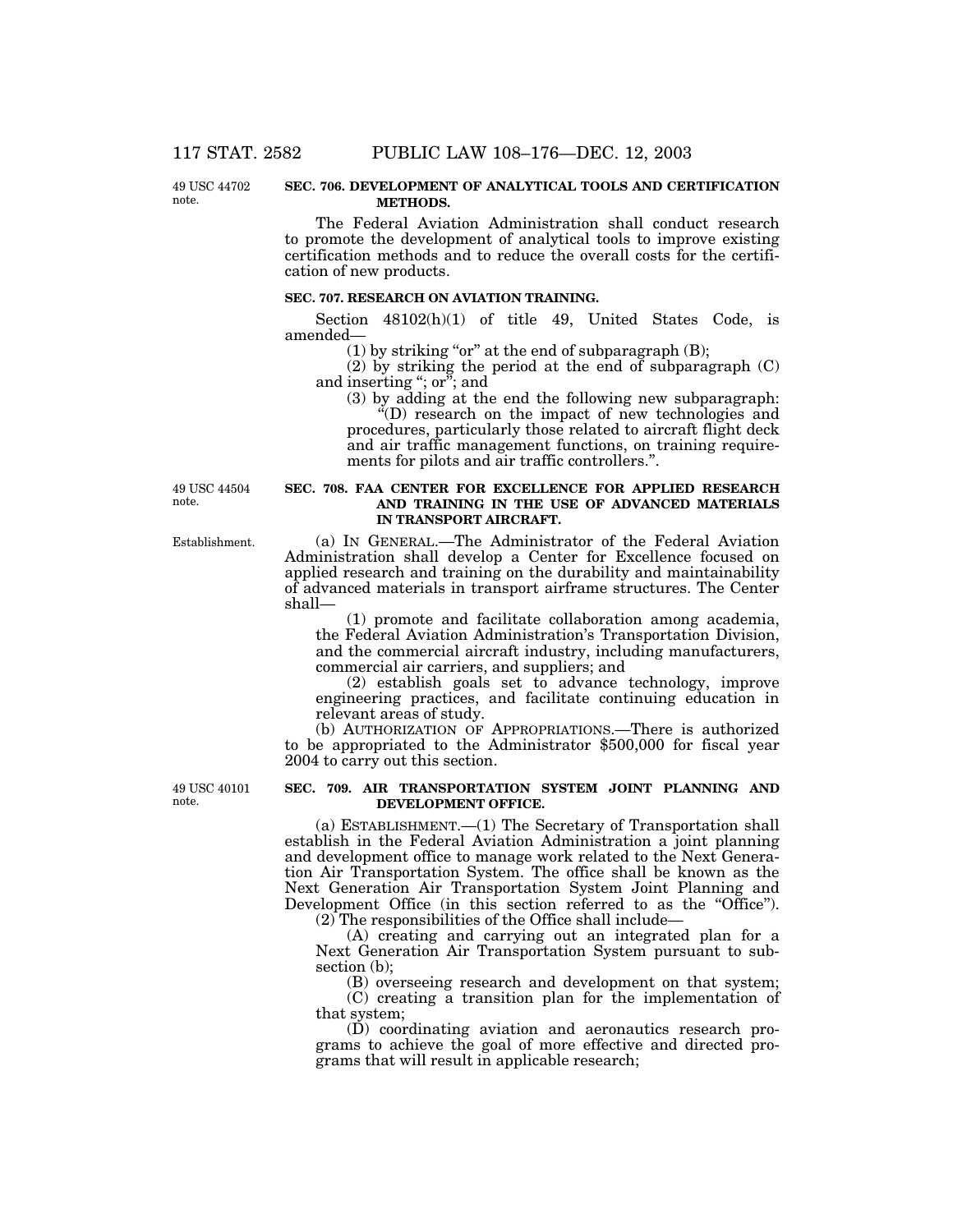49 USC 44702 note.

**SEC. 706. DEVELOPMENT OF ANALYTICAL TOOLS AND CERTIFICATION METHODS.**

The Federal Aviation Administration shall conduct research to promote the development of analytical tools to improve existing certification methods and to reduce the overall costs for the certification of new products.

**SEC. 707. RESEARCH ON AVIATION TRAINING.**

Section 48102(h)(1) of title 49, United States Code, is amended—

(1) by striking "or" at the end of subparagraph (B);

(2) by striking the period at the end of subparagraph (C) and inserting "; or"; and

(3) by adding at the end the following new subparagraph:

"(D) research on the impact of new technologies and procedures, particularly those related to aircraft flight deck and air traffic management functions, on training requirements for pilots and air traffic controllers.".

49 USC 44504 note.

**SEC. 708. FAA CENTER FOR EXCELLENCE FOR APPLIED RESEARCH AND TRAINING IN THE USE OF ADVANCED MATERIALS IN TRANSPORT AIRCRAFT.**

Establishment.

(a) IN GENERAL.—The Administrator of the Federal Aviation Administration shall develop a Center for Excellence focused on applied research and training on the durability and maintainability of advanced materials in transport airframe structures. The Center shall—

(1) promote and facilitate collaboration among academia, the Federal Aviation Administration's Transportation Division, and the commercial aircraft industry, including manufacturers, commercial air carriers, and suppliers; and

(2) establish goals set to advance technology, improve engineering practices, and facilitate continuing education in relevant areas of study.

(b) AUTHORIZATION OF APPROPRIATIONS.—There is authorized to be appropriated to the Administrator $500,000 for fiscal year 2004 to carry out this section.

49 USC 40101 note.

**SEC. 709. AIR TRANSPORTATION SYSTEM JOINT PLANNING AND DEVELOPMENT OFFICE.**

(a) ESTABLISHMENT.—(1) The Secretary of Transportation shall establish in the Federal Aviation Administration a joint planning and development office to manage work related to the Next Generation Air Transportation System. The office shall be known as the Next Generation Air Transportation System Joint Planning and Development Office (in this section referred to as the "Office").

(2) The responsibilities of the Office shall include—

(A) creating and carrying out an integrated plan for a Next Generation Air Transportation System pursuant to subsection (b);

(B) overseeing research and development on that system;

(C) creating a transition plan for the implementation of that system;

(D) coordinating aviation and aeronautics research programs to achieve the goal of more effective and directed programs that will result in applicable research;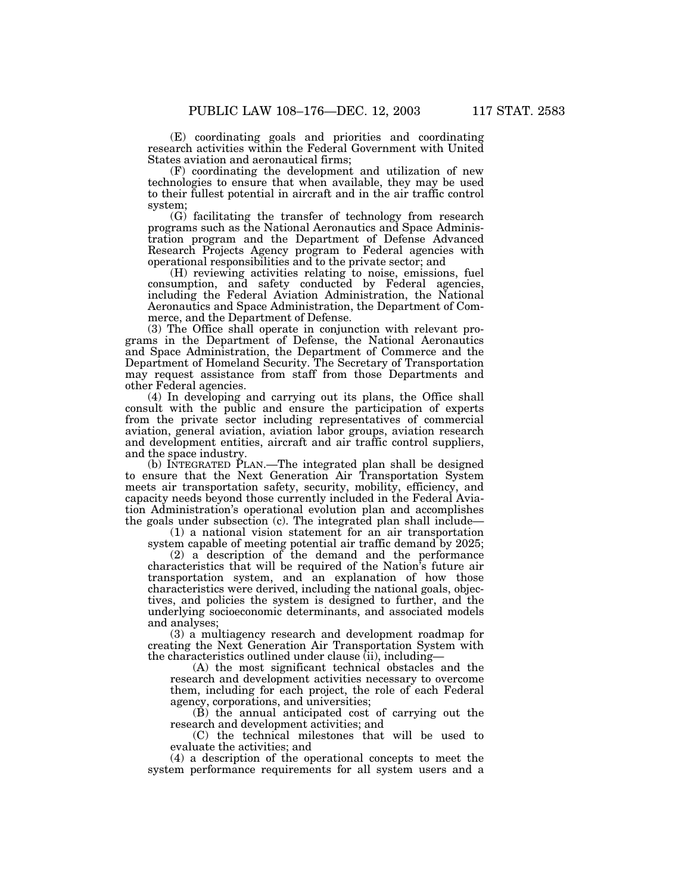(E) coordinating goals and priorities and coordinating research activities within the Federal Government with United States aviation and aeronautical firms;

(F) coordinating the development and utilization of new technologies to ensure that when available, they may be used to their fullest potential in aircraft and in the air traffic control system;

(G) facilitating the transfer of technology from research programs such as the National Aeronautics and Space Administration program and the Department of Defense Advanced Research Projects Agency program to Federal agencies with operational responsibilities and to the private sector; and

(H) reviewing activities relating to noise, emissions, fuel consumption, and safety conducted by Federal agencies, including the Federal Aviation Administration, the National Aeronautics and Space Administration, the Department of Commerce, and the Department of Defense.

(3) The Office shall operate in conjunction with relevant programs in the Department of Defense, the National Aeronautics and Space Administration, the Department of Commerce and the Department of Homeland Security. The Secretary of Transportation may request assistance from staff from those Departments and other Federal agencies.

(4) In developing and carrying out its plans, the Office shall consult with the public and ensure the participation of experts from the private sector including representatives of commercial aviation, general aviation, aviation labor groups, aviation research and development entities, aircraft and air traffic control suppliers, and the space industry.

(b) INTEGRATED PLAN.—The integrated plan shall be designed to ensure that the Next Generation Air Transportation System meets air transportation safety, security, mobility, efficiency, and capacity needs beyond those currently included in the Federal Aviation Administration's operational evolution plan and accomplishes the goals under subsection (c). The integrated plan shall include—

(1) a national vision statement for an air transportation system capable of meeting potential air traffic demand by 2025;

(2) a description of the demand and the performance characteristics that will be required of the Nation's future air transportation system, and an explanation of how those characteristics were derived, including the national goals, objectives, and policies the system is designed to further, and the underlying socioeconomic determinants, and associated models and analyses;

(3) a multiagency research and development roadmap for creating the Next Generation Air Transportation System with the characteristics outlined under clause (ii), including—

(A) the most significant technical obstacles and the research and development activities necessary to overcome them, including for each project, the role of each Federal agency, corporations, and universities;

(B) the annual anticipated cost of carrying out the research and development activities; and

(C) the technical milestones that will be used to evaluate the activities; and

(4) a description of the operational concepts to meet the system performance requirements for all system users and a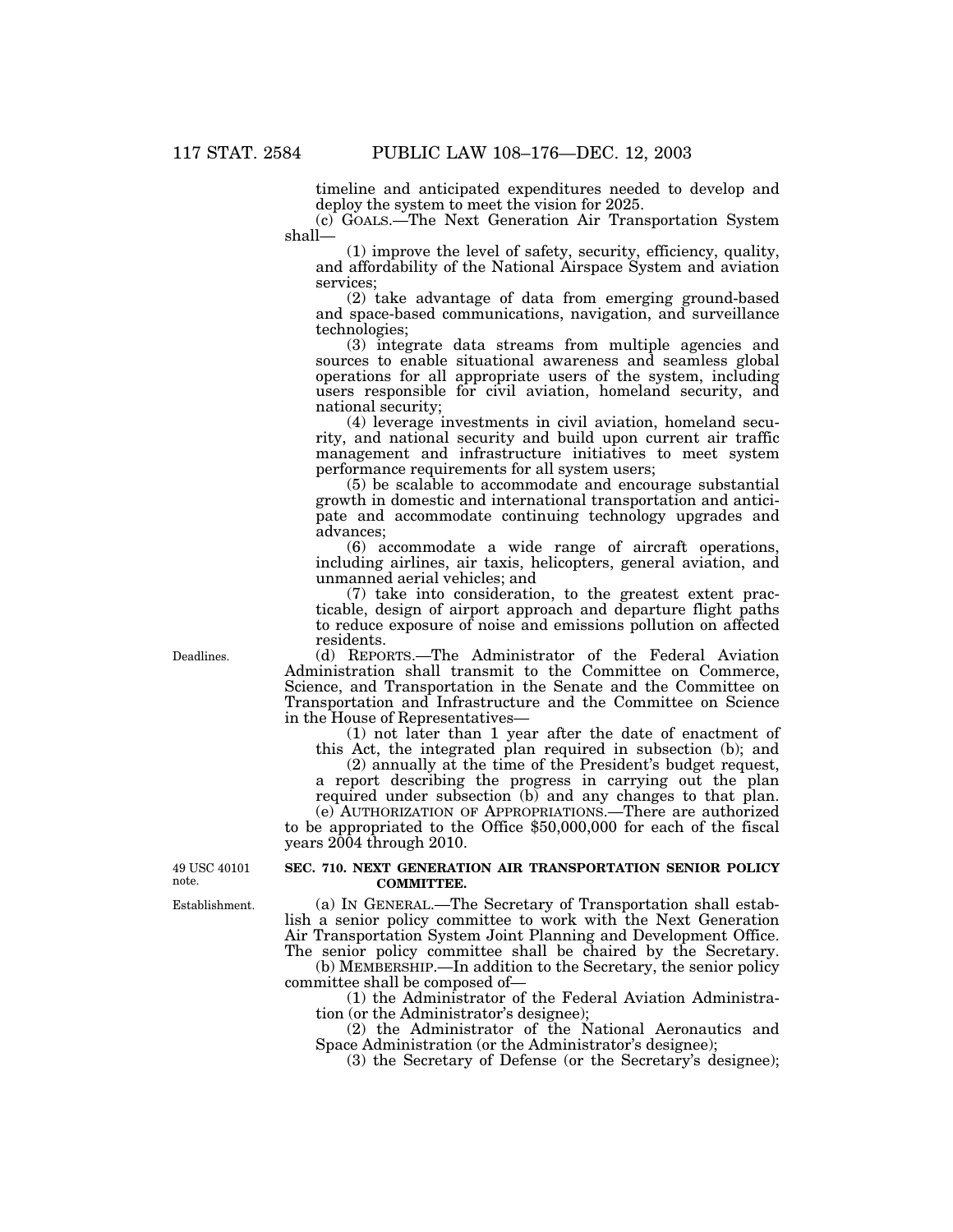timeline and anticipated expenditures needed to develop and deploy the system to meet the vision for 2025.

(c) GOALS.—The Next Generation Air Transportation System shall—

(1) improve the level of safety, security, efficiency, quality, and affordability of the National Airspace System and aviation services;

(2) take advantage of data from emerging ground-based and space-based communications, navigation, and surveillance technologies;

(3) integrate data streams from multiple agencies and sources to enable situational awareness and seamless global operations for all appropriate users of the system, including users responsible for civil aviation, homeland security, and national security;

(4) leverage investments in civil aviation, homeland security, and national security and build upon current air traffic management and infrastructure initiatives to meet system performance requirements for all system users;

(5) be scalable to accommodate and encourage substantial growth in domestic and international transportation and anticipate and accommodate continuing technology upgrades and advances;

(6) accommodate a wide range of aircraft operations, including airlines, air taxis, helicopters, general aviation, and unmanned aerial vehicles; and

(7) take into consideration, to the greatest extent practicable, design of airport approach and departure flight paths to reduce exposure of noise and emissions pollution on affected residents.

Deadlines.

(d) REPORTS.—The Administrator of the Federal Aviation Administration shall transmit to the Committee on Commerce, Science, and Transportation in the Senate and the Committee on Transportation and Infrastructure and the Committee on Science in the House of Representatives—

(1) not later than 1 year after the date of enactment of this Act, the integrated plan required in subsection (b); and

(2) annually at the time of the President's budget request, a report describing the progress in carrying out the plan required under subsection (b) and any changes to that plan.

(e) AUTHORIZATION OF APPROPRIATIONS.—There are authorized to be appropriated to the Office $50,000,000 for each of the fiscal years 2004 through 2010.

49 USC 40101 note.

### SEC. 710. NEXT GENERATION AIR TRANSPORTATION SENIOR POLICY COMMITTEE.

Establishment.

(a) IN GENERAL.—The Secretary of Transportation shall establish a senior policy committee to work with the Next Generation Air Transportation System Joint Planning and Development Office. The senior policy committee shall be chaired by the Secretary.

(b) MEMBERSHIP.—In addition to the Secretary, the senior policy committee shall be composed of—

(1) the Administrator of the Federal Aviation Administration (or the Administrator's designee);

(2) the Administrator of the National Aeronautics and Space Administration (or the Administrator's designee);

(3) the Secretary of Defense (or the Secretary's designee);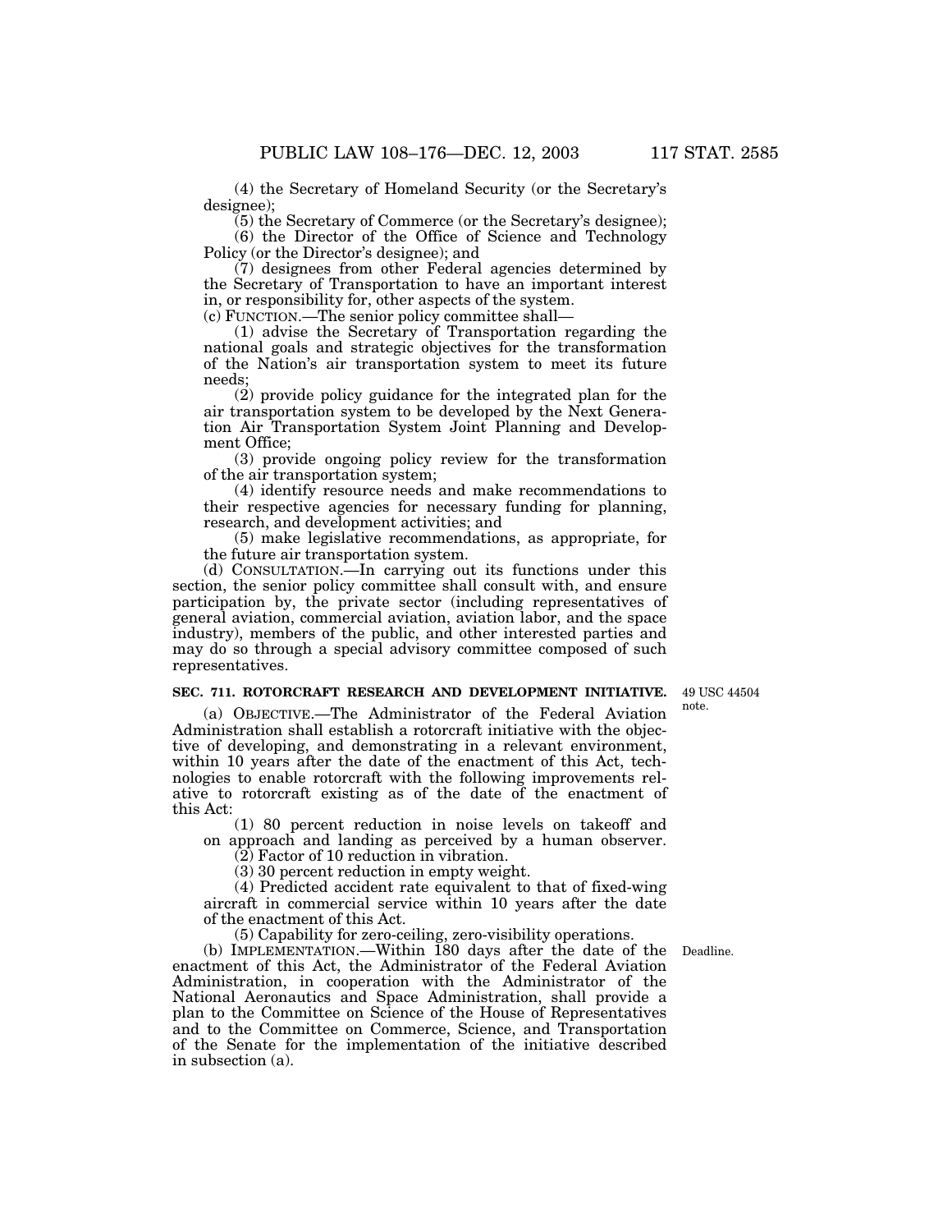(4) the Secretary of Homeland Security (or the Secretary's designee);

(5) the Secretary of Commerce (or the Secretary's designee);

(6) the Director of the Office of Science and Technology Policy (or the Director's designee); and

(7) designees from other Federal agencies determined by the Secretary of Transportation to have an important interest in, or responsibility for, other aspects of the system.

(c) FUNCTION.—The senior policy committee shall—

(1) advise the Secretary of Transportation regarding the national goals and strategic objectives for the transformation of the Nation's air transportation system to meet its future needs;

(2) provide policy guidance for the integrated plan for the air transportation system to be developed by the Next Generation Air Transportation System Joint Planning and Development Office;

(3) provide ongoing policy review for the transformation of the air transportation system;

(4) identify resource needs and make recommendations to their respective agencies for necessary funding for planning, research, and development activities; and

(5) make legislative recommendations, as appropriate, for the future air transportation system.

(d) CONSULTATION.—In carrying out its functions under this section, the senior policy committee shall consult with, and ensure participation by, the private sector (including representatives of general aviation, commercial aviation, aviation labor, and the space industry), members of the public, and other interested parties and may do so through a special advisory committee composed of such representatives.

**SEC. 711. ROTORCRAFT RESEARCH AND DEVELOPMENT INITIATIVE.**

49 USC 44504 note.

(a) OBJECTIVE.—The Administrator of the Federal Aviation Administration shall establish a rotorcraft initiative with the objective of developing, and demonstrating in a relevant environment, within 10 years after the date of the enactment of this Act, technologies to enable rotorcraft with the following improvements relative to rotorcraft existing as of the date of the enactment of this Act:

(1) 80 percent reduction in noise levels on takeoff and on approach and landing as perceived by a human observer.

(2) Factor of 10 reduction in vibration.

(3) 30 percent reduction in empty weight.

(4) Predicted accident rate equivalent to that of fixed-wing aircraft in commercial service within 10 years after the date of the enactment of this Act.

(5) Capability for zero-ceiling, zero-visibility operations.

Deadline.

(b) IMPLEMENTATION.—Within 180 days after the date of the enactment of this Act, the Administrator of the Federal Aviation Administration, in cooperation with the Administrator of the National Aeronautics and Space Administration, shall provide a plan to the Committee on Science of the House of Representatives and to the Committee on Commerce, Science, and Transportation of the Senate for the implementation of the initiative described in subsection (a).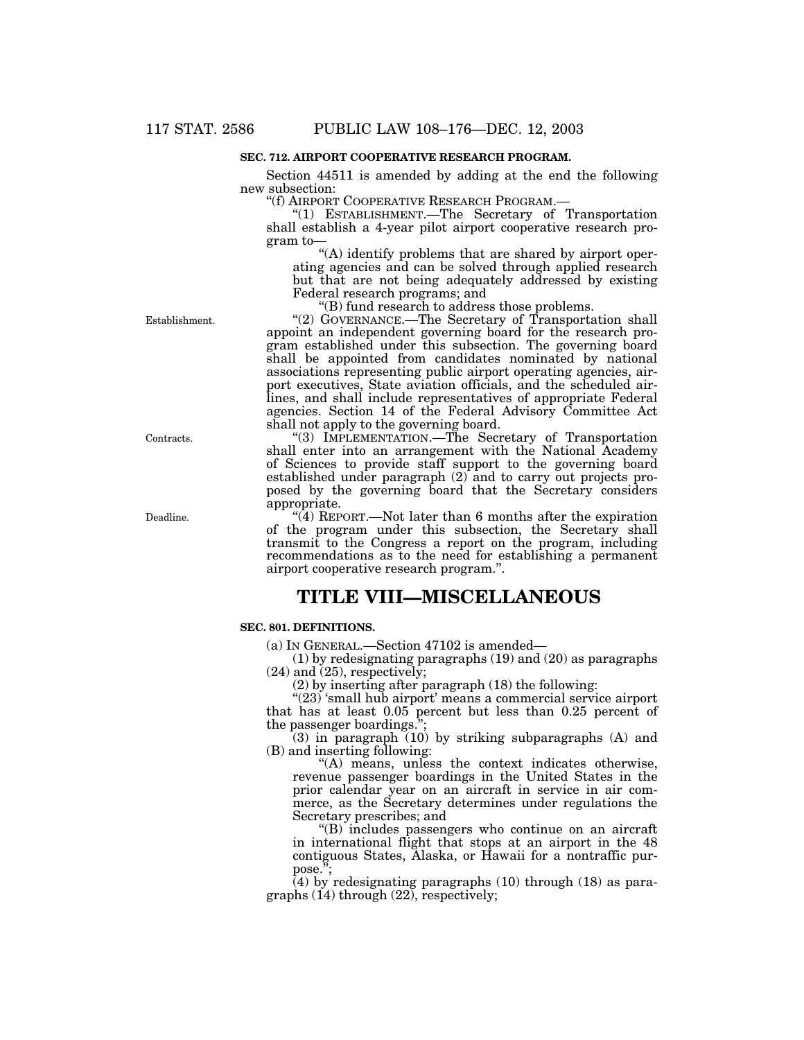**SEC. 712. AIRPORT COOPERATIVE RESEARCH PROGRAM.**

Section 44511 is amended by adding at the end the following new subsection:

"(f) AIRPORT COOPERATIVE RESEARCH PROGRAM.—

"(1) ESTABLISHMENT.—The Secretary of Transportation shall establish a 4-year pilot airport cooperative research program to—

"(A) identify problems that are shared by airport operating agencies and can be solved through applied research but that are not being adequately addressed by existing Federal research programs; and

"(B) fund research to address those problems.

Establishment.

"(2) GOVERNANCE.—The Secretary of Transportation shall appoint an independent governing board for the research program established under this subsection. The governing board shall be appointed from candidates nominated by national associations representing public airport operating agencies, airport executives, State aviation officials, and the scheduled airlines, and shall include representatives of appropriate Federal agencies. Section 14 of the Federal Advisory Committee Act shall not apply to the governing board.

Contracts.

"(3) IMPLEMENTATION.—The Secretary of Transportation shall enter into an arrangement with the National Academy of Sciences to provide staff support to the governing board established under paragraph (2) and to carry out projects proposed by the governing board that the Secretary considers appropriate.

Deadline.

"(4) REPORT.—Not later than 6 months after the expiration of the program under this subsection, the Secretary shall transmit to the Congress a report on the program, including recommendations as to the need for establishing a permanent airport cooperative research program.".

# TITLE VIII—MISCELLANEOUS

**SEC. 801. DEFINITIONS.**

(a) IN GENERAL.—Section 47102 is amended—

(1) by redesignating paragraphs (19) and (20) as paragraphs (24) and (25), respectively;

(2) by inserting after paragraph (18) the following:

"(23) 'small hub airport' means a commercial service airport that has at least 0.05 percent but less than 0.25 percent of the passenger boardings.";

(3) in paragraph (10) by striking subparagraphs (A) and (B) and inserting following:

"(A) means, unless the context indicates otherwise, revenue passenger boardings in the United States in the prior calendar year on an aircraft in service in air commerce, as the Secretary determines under regulations the Secretary prescribes; and

"(B) includes passengers who continue on an aircraft in international flight that stops at an airport in the 48 contiguous States, Alaska, or Hawaii for a nontraffic purpose.";

(4) by redesignating paragraphs (10) through (18) as paragraphs (14) through (22), respectively;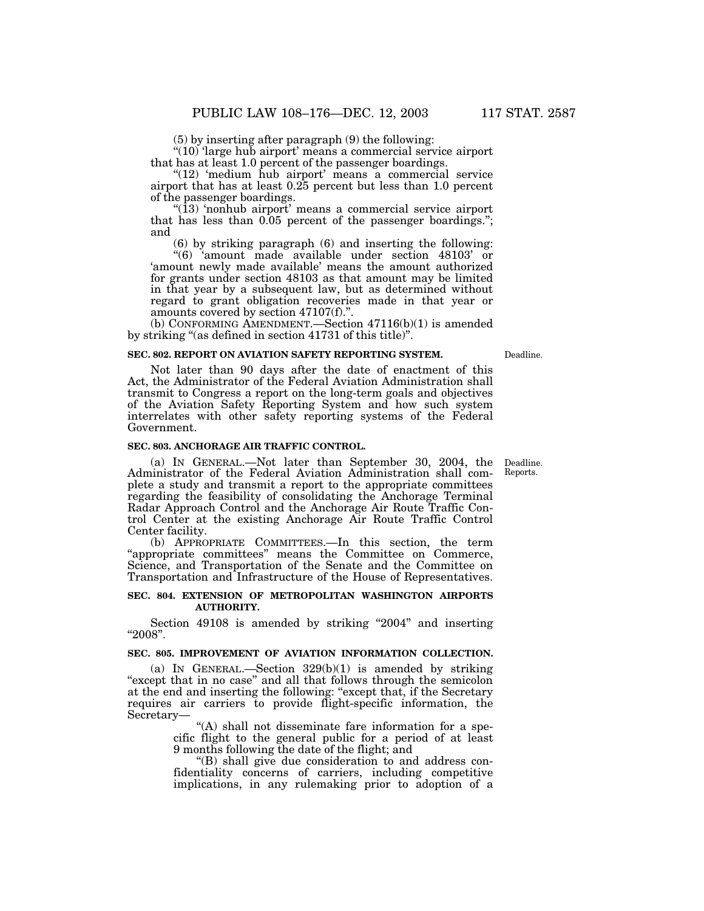(5) by inserting after paragraph (9) the following:

"(10) 'large hub airport' means a commercial service airport that has at least 1.0 percent of the passenger boardings.

"(12) 'medium hub airport' means a commercial service airport that has at least 0.25 percent but less than 1.0 percent of the passenger boardings.

"(13) 'nonhub airport' means a commercial service airport that has less than 0.05 percent of the passenger boardings."; and

(6) by striking paragraph (6) and inserting the following:

"(6) 'amount made available under section 48103' or 'amount newly made available' means the amount authorized for grants under section 48103 as that amount may be limited in that year by a subsequent law, but as determined without regard to grant obligation recoveries made in that year or amounts covered by section 47107(f).".

(b) CONFORMING AMENDMENT.—Section 47116(b)(1) is amended by striking "(as defined in section 41731 of this title)".

**SEC. 802. REPORT ON AVIATION SAFETY REPORTING SYSTEM.**

Deadline.

Not later than 90 days after the date of enactment of this Act, the Administrator of the Federal Aviation Administration shall transmit to Congress a report on the long-term goals and objectives of the Aviation Safety Reporting System and how such system interrelates with other safety reporting systems of the Federal Government.

**SEC. 803. ANCHORAGE AIR TRAFFIC CONTROL.**

Deadline. Reports.

(a) IN GENERAL.—Not later than September 30, 2004, the Administrator of the Federal Aviation Administration shall complete a study and transmit a report to the appropriate committees regarding the feasibility of consolidating the Anchorage Terminal Radar Approach Control and the Anchorage Air Route Traffic Control Center at the existing Anchorage Air Route Traffic Control Center facility.

(b) APPROPRIATE COMMITTEES.—In this section, the term "appropriate committees" means the Committee on Commerce, Science, and Transportation of the Senate and the Committee on Transportation and Infrastructure of the House of Representatives.

**SEC. 804. EXTENSION OF METROPOLITAN WASHINGTON AIRPORTS AUTHORITY.**

Section 49108 is amended by striking "2004" and inserting "2008".

**SEC. 805. IMPROVEMENT OF AVIATION INFORMATION COLLECTION.**

(a) IN GENERAL.—Section 329(b)(1) is amended by striking "except that in no case" and all that follows through the semicolon at the end and inserting the following: "except that, if the Secretary requires air carriers to provide flight-specific information, the Secretary—

"(A) shall not disseminate fare information for a specific flight to the general public for a period of at least 9 months following the date of the flight; and

"(B) shall give due consideration to and address confidentiality concerns of carriers, including competitive implications, in any rulemaking prior to adoption of a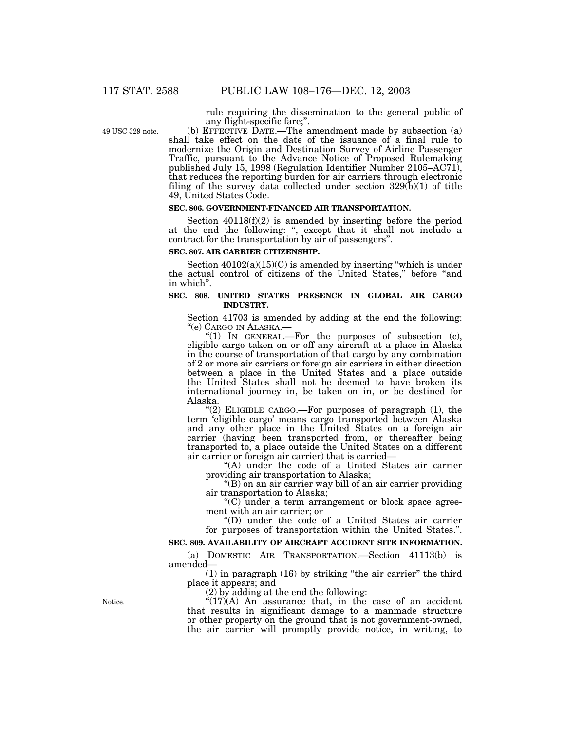rule requiring the dissemination to the general public of any flight-specific fare;".

49 USC 329 note.

(b) EFFECTIVE DATE.—The amendment made by subsection (a) shall take effect on the date of the issuance of a final rule to modernize the Origin and Destination Survey of Airline Passenger Traffic, pursuant to the Advance Notice of Proposed Rulemaking published July 15, 1998 (Regulation Identifier Number 2105–AC71), that reduces the reporting burden for air carriers through electronic filing of the survey data collected under section 329(b)(1) of title 49, United States Code.

**SEC. 806. GOVERNMENT-FINANCED AIR TRANSPORTATION.**

Section 40118(f)(2) is amended by inserting before the period at the end the following: ", except that it shall not include a contract for the transportation by air of passengers".

**SEC. 807. AIR CARRIER CITIZENSHIP.**

Section 40102(a)(15)(C) is amended by inserting "which is under the actual control of citizens of the United States," before "and in which".

**SEC. 808. UNITED STATES PRESENCE IN GLOBAL AIR CARGO INDUSTRY.**

Section 41703 is amended by adding at the end the following:

"(e) CARGO IN ALASKA.—

"(1) IN GENERAL.—For the purposes of subsection (c), eligible cargo taken on or off any aircraft at a place in Alaska in the course of transportation of that cargo by any combination of 2 or more air carriers or foreign air carriers in either direction between a place in the United States and a place outside the United States shall not be deemed to have broken its international journey in, be taken on in, or be destined for Alaska.

"(2) ELIGIBLE CARGO.—For purposes of paragraph (1), the term 'eligible cargo' means cargo transported between Alaska and any other place in the United States on a foreign air carrier (having been transported from, or thereafter being transported to, a place outside the United States on a different air carrier or foreign air carrier) that is carried—

"(A) under the code of a United States air carrier providing air transportation to Alaska;

"(B) on an air carrier way bill of an air carrier providing air transportation to Alaska;

"(C) under a term arrangement or block space agreement with an air carrier; or

"(D) under the code of a United States air carrier for purposes of transportation within the United States.".

**SEC. 809. AVAILABILITY OF AIRCRAFT ACCIDENT SITE INFORMATION.**

(a) DOMESTIC AIR TRANSPORTATION.—Section 41113(b) is amended—

(1) in paragraph (16) by striking "the air carrier" the third place it appears; and

(2) by adding at the end the following:

Notice.

"(17)(A) An assurance that, in the case of an accident that results in significant damage to a manmade structure or other property on the ground that is not government-owned, the air carrier will promptly provide notice, in writing, to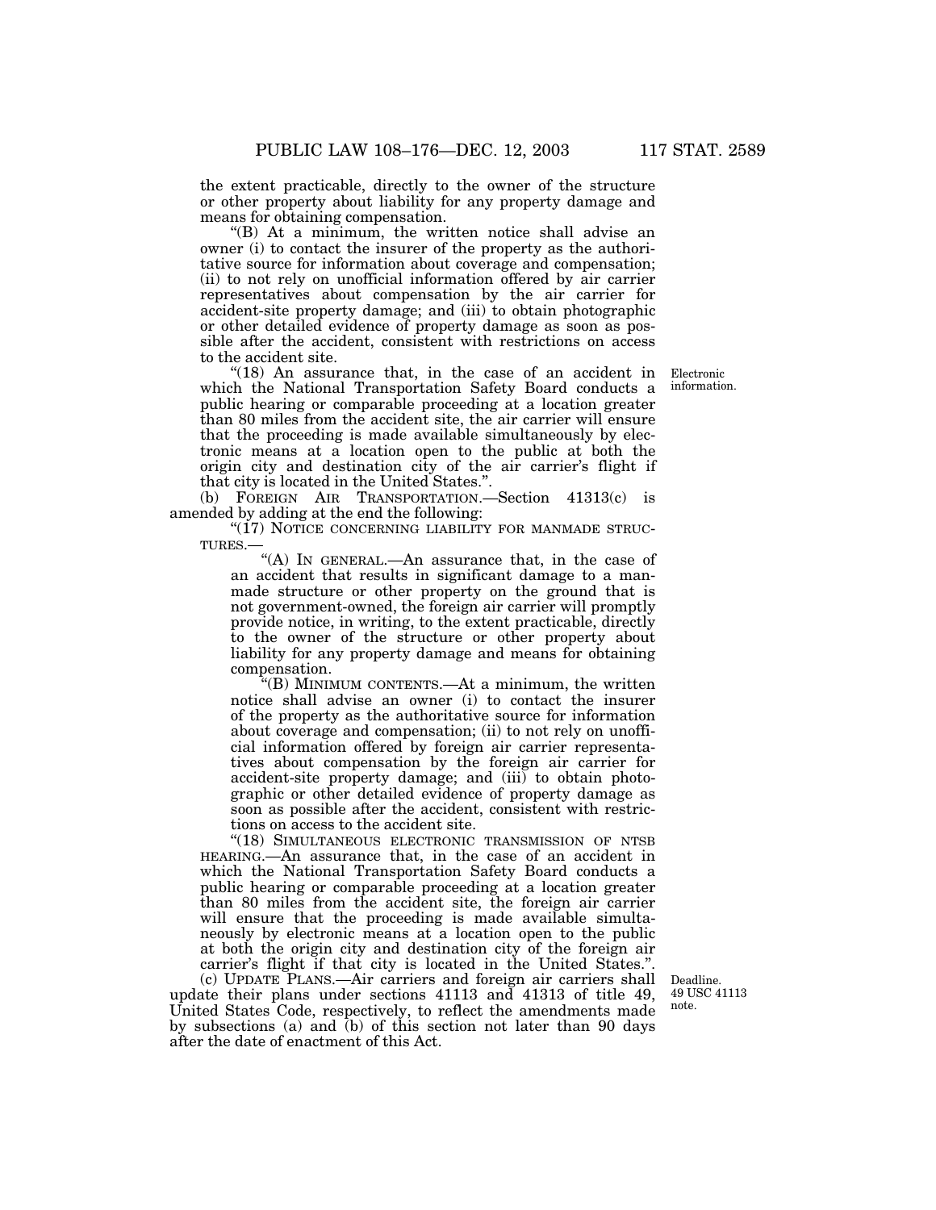the extent practicable, directly to the owner of the structure or other property about liability for any property damage and means for obtaining compensation.

"(B) At a minimum, the written notice shall advise an owner (i) to contact the insurer of the property as the authoritative source for information about coverage and compensation; (ii) to not rely on unofficial information offered by air carrier representatives about compensation by the air carrier for accident-site property damage; and (iii) to obtain photographic or other detailed evidence of property damage as soon as possible after the accident, consistent with restrictions on access to the accident site.

"(18) An assurance that, in the case of an accident in which the National Transportation Safety Board conducts a public hearing or comparable proceeding at a location greater than 80 miles from the accident site, the air carrier will ensure that the proceeding is made available simultaneously by electronic means at a location open to the public at both the origin city and destination city of the air carrier's flight if that city is located in the United States.".

Electronic information.

(b) FOREIGN AIR TRANSPORTATION.—Section 41313(c) is amended by adding at the end the following:

"(17) NOTICE CONCERNING LIABILITY FOR MANMADE STRUCTURES.—

"(A) IN GENERAL.—An assurance that, in the case of an accident that results in significant damage to a manmade structure or other property on the ground that is not government-owned, the foreign air carrier will promptly provide notice, in writing, to the extent practicable, directly to the owner of the structure or other property about liability for any property damage and means for obtaining compensation.

"(B) MINIMUM CONTENTS.—At a minimum, the written notice shall advise an owner (i) to contact the insurer of the property as the authoritative source for information about coverage and compensation; (ii) to not rely on unofficial information offered by foreign air carrier representatives about compensation by the foreign air carrier for accident-site property damage; and (iii) to obtain photographic or other detailed evidence of property damage as soon as possible after the accident, consistent with restrictions on access to the accident site.

"(18) SIMULTANEOUS ELECTRONIC TRANSMISSION OF NTSB HEARING.—An assurance that, in the case of an accident in which the National Transportation Safety Board conducts a public hearing or comparable proceeding at a location greater than 80 miles from the accident site, the foreign air carrier will ensure that the proceeding is made available simultaneously by electronic means at a location open to the public at both the origin city and destination city of the foreign air carrier's flight if that city is located in the United States.".

(c) UPDATE PLANS.—Air carriers and foreign air carriers shall update their plans under sections 41113 and 41313 of title 49, United States Code, respectively, to reflect the amendments made by subsections (a) and (b) of this section not later than 90 days after the date of enactment of this Act.

Deadline. 49 USC 41113 note.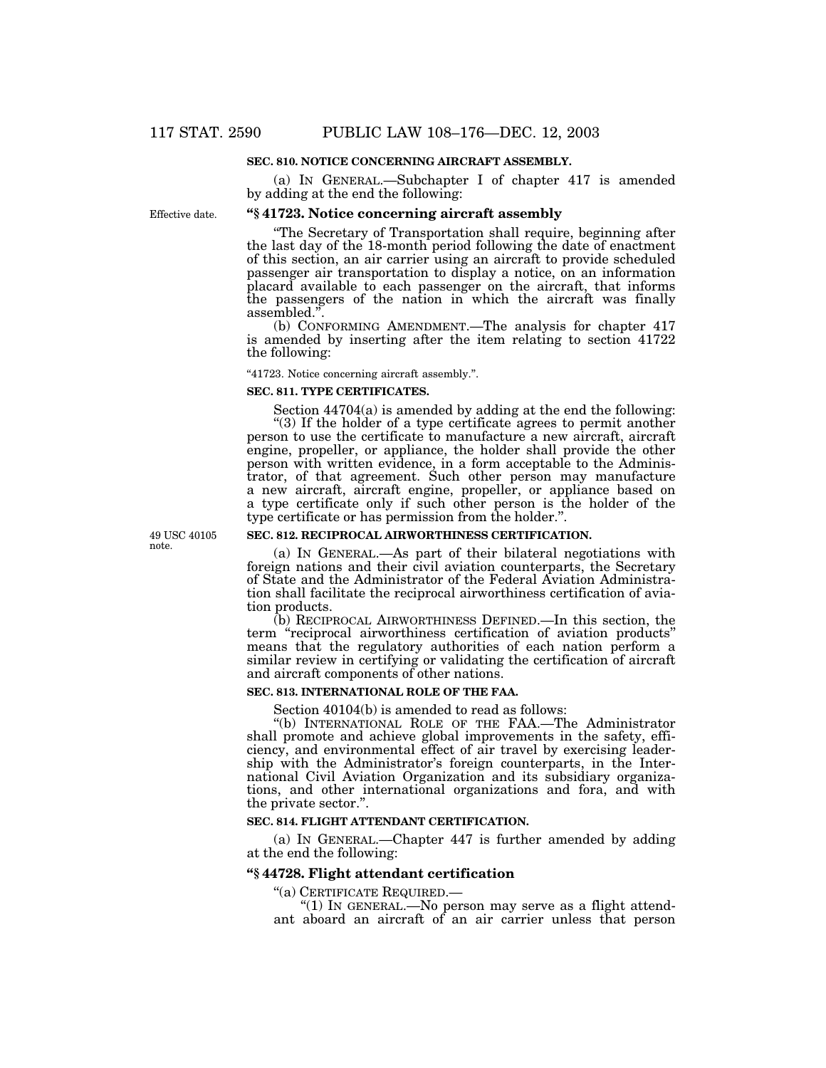**SEC. 810. NOTICE CONCERNING AIRCRAFT ASSEMBLY.**

(a) IN GENERAL.—Subchapter I of chapter 417 is amended by adding at the end the following:

Effective date.

**"§ 41723. Notice concerning aircraft assembly**

"The Secretary of Transportation shall require, beginning after the last day of the 18-month period following the date of enactment of this section, an air carrier using an aircraft to provide scheduled passenger air transportation to display a notice, on an information placard available to each passenger on the aircraft, that informs the passengers of the nation in which the aircraft was finally assembled.".

(b) CONFORMING AMENDMENT.—The analysis for chapter 417 is amended by inserting after the item relating to section 41722 the following:

"41723. Notice concerning aircraft assembly.".

**SEC. 811. TYPE CERTIFICATES.**

Section 44704(a) is amended by adding at the end the following:

"(3) If the holder of a type certificate agrees to permit another person to use the certificate to manufacture a new aircraft, aircraft engine, propeller, or appliance, the holder shall provide the other person with written evidence, in a form acceptable to the Administrator, of that agreement. Such other person may manufacture a new aircraft, aircraft engine, propeller, or appliance based on a type certificate only if such other person is the holder of the type certificate or has permission from the holder.".

49 USC 40105 note.

**SEC. 812. RECIPROCAL AIRWORTHINESS CERTIFICATION.**

(a) IN GENERAL.—As part of their bilateral negotiations with foreign nations and their civil aviation counterparts, the Secretary of State and the Administrator of the Federal Aviation Administration shall facilitate the reciprocal airworthiness certification of aviation products.

(b) RECIPROCAL AIRWORTHINESS DEFINED.—In this section, the term "reciprocal airworthiness certification of aviation products" means that the regulatory authorities of each nation perform a similar review in certifying or validating the certification of aircraft and aircraft components of other nations.

**SEC. 813. INTERNATIONAL ROLE OF THE FAA.**

Section 40104(b) is amended to read as follows:

"(b) INTERNATIONAL ROLE OF THE FAA.—The Administrator shall promote and achieve global improvements in the safety, efficiency, and environmental effect of air travel by exercising leadership with the Administrator's foreign counterparts, in the International Civil Aviation Organization and its subsidiary organizations, and other international organizations and fora, and with the private sector.".

**SEC. 814. FLIGHT ATTENDANT CERTIFICATION.**

(a) IN GENERAL.—Chapter 447 is further amended by adding at the end the following:

**"§ 44728. Flight attendant certification**

"(a) CERTIFICATE REQUIRED.—

"(1) IN GENERAL.—No person may serve as a flight attendant aboard an aircraft of an air carrier unless that person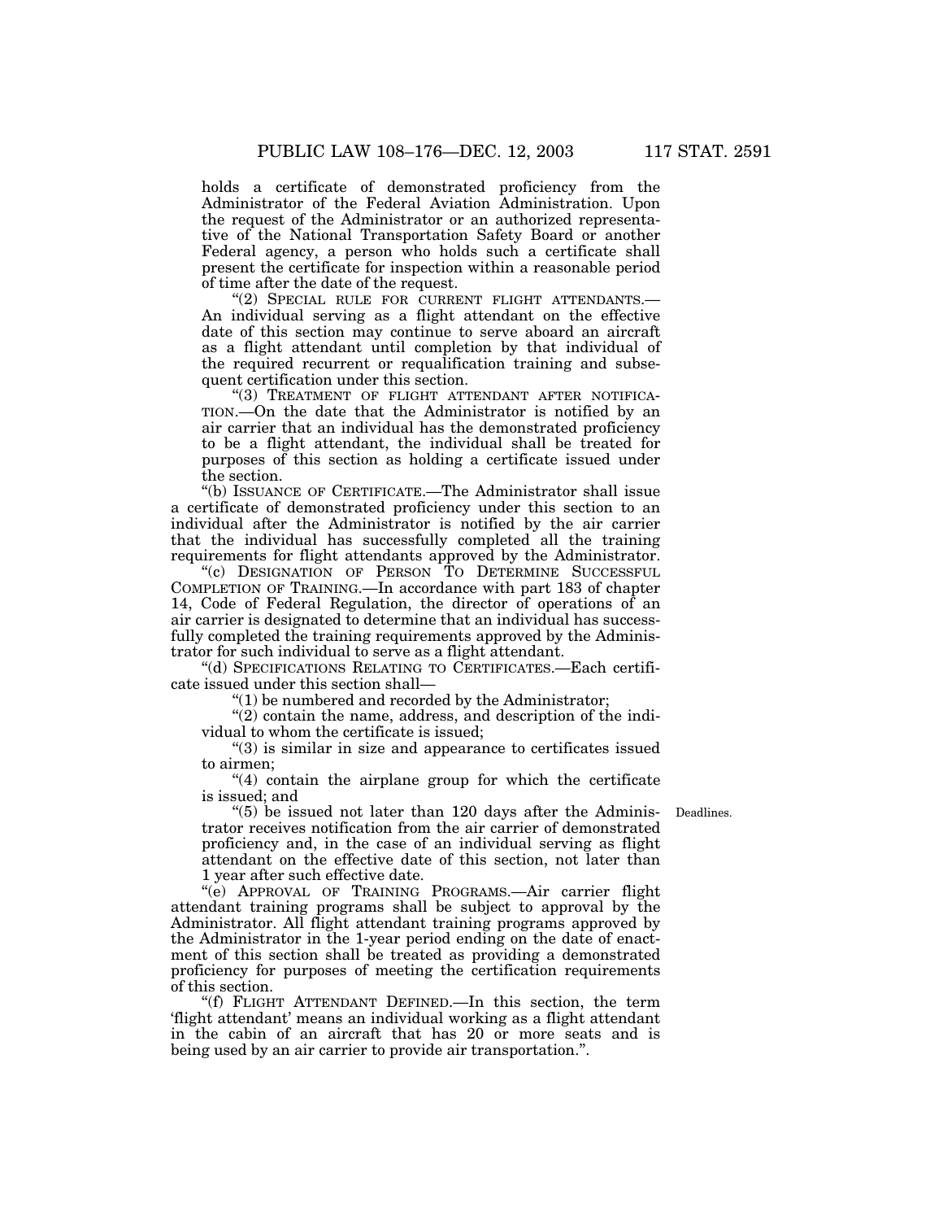holds a certificate of demonstrated proficiency from the Administrator of the Federal Aviation Administration. Upon the request of the Administrator or an authorized representative of the National Transportation Safety Board or another Federal agency, a person who holds such a certificate shall present the certificate for inspection within a reasonable period of time after the date of the request.

"(2) SPECIAL RULE FOR CURRENT FLIGHT ATTENDANTS.—An individual serving as a flight attendant on the effective date of this section may continue to serve aboard an aircraft as a flight attendant until completion by that individual of the required recurrent or requalification training and subsequent certification under this section.

"(3) TREATMENT OF FLIGHT ATTENDANT AFTER NOTIFICATION.—On the date that the Administrator is notified by an air carrier that an individual has the demonstrated proficiency to be a flight attendant, the individual shall be treated for purposes of this section as holding a certificate issued under the section.

"(b) ISSUANCE OF CERTIFICATE.—The Administrator shall issue a certificate of demonstrated proficiency under this section to an individual after the Administrator is notified by the air carrier that the individual has successfully completed all the training requirements for flight attendants approved by the Administrator.

"(c) DESIGNATION OF PERSON TO DETERMINE SUCCESSFUL COMPLETION OF TRAINING.—In accordance with part 183 of chapter 14, Code of Federal Regulation, the director of operations of an air carrier is designated to determine that an individual has successfully completed the training requirements approved by the Administrator for such individual to serve as a flight attendant.

"(d) SPECIFICATIONS RELATING TO CERTIFICATES.—Each certificate issued under this section shall—

"(1) be numbered and recorded by the Administrator;

"(2) contain the name, address, and description of the individual to whom the certificate is issued;

"(3) is similar in size and appearance to certificates issued to airmen;

"(4) contain the airplane group for which the certificate is issued; and

"(5) be issued not later than 120 days after the Administrator receives notification from the air carrier of demonstrated proficiency and, in the case of an individual serving as flight attendant on the effective date of this section, not later than 1 year after such effective date.

Deadlines.

"(e) APPROVAL OF TRAINING PROGRAMS.—Air carrier flight attendant training programs shall be subject to approval by the Administrator. All flight attendant training programs approved by the Administrator in the 1-year period ending on the date of enactment of this section shall be treated as providing a demonstrated proficiency for purposes of meeting the certification requirements of this section.

"(f) FLIGHT ATTENDANT DEFINED.—In this section, the term 'flight attendant' means an individual working as a flight attendant in the cabin of an aircraft that has 20 or more seats and is being used by an air carrier to provide air transportation.".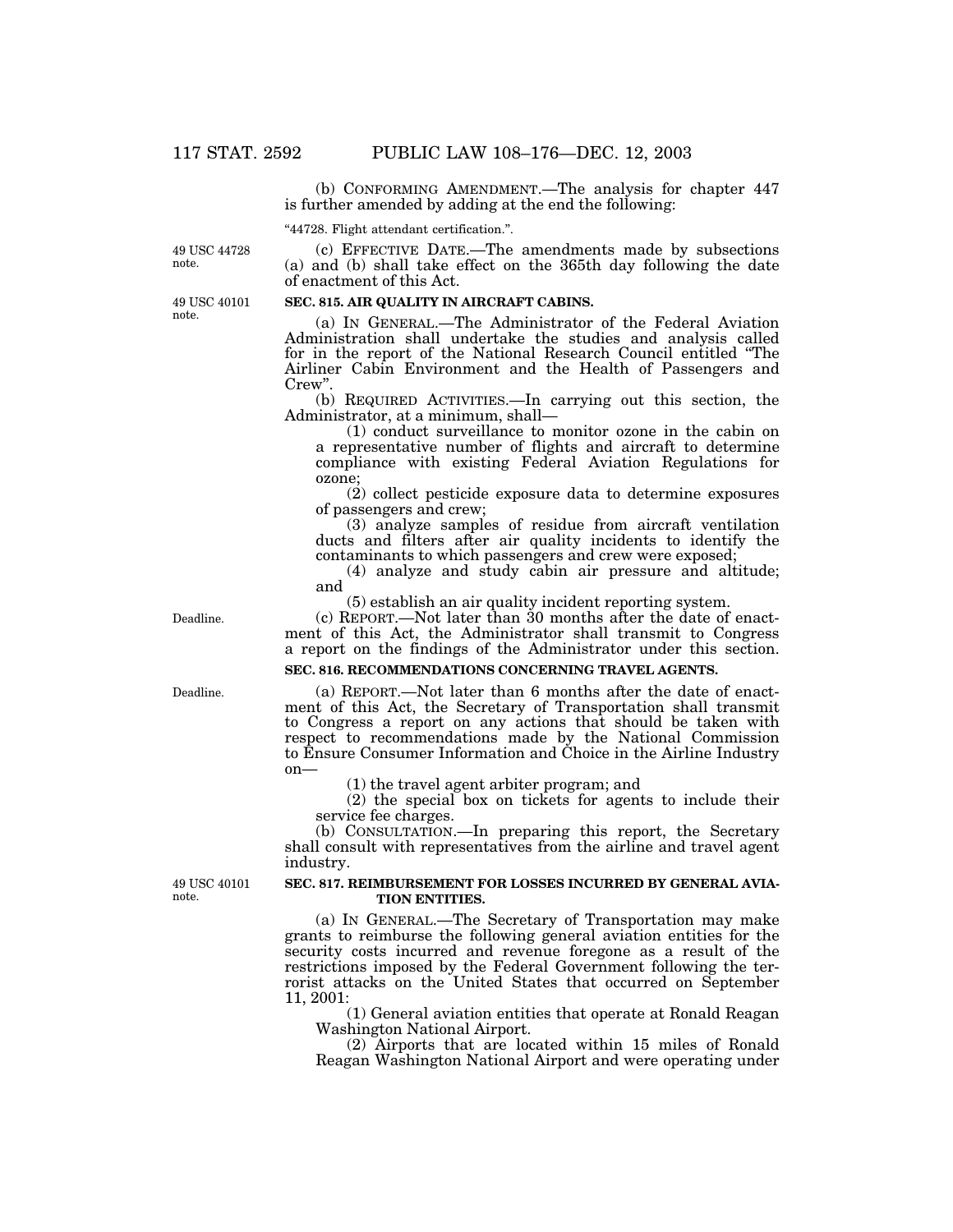(b) CONFORMING AMENDMENT.—The analysis for chapter 447 is further amended by adding at the end the following:

"44728. Flight attendant certification.".

49 USC 44728 note.

(c) EFFECTIVE DATE.—The amendments made by subsections (a) and (b) shall take effect on the 365th day following the date of enactment of this Act.

49 USC 40101 note.

**SEC. 815. AIR QUALITY IN AIRCRAFT CABINS.**

(a) IN GENERAL.—The Administrator of the Federal Aviation Administration shall undertake the studies and analysis called for in the report of the National Research Council entitled "The Airliner Cabin Environment and the Health of Passengers and Crew".

(b) REQUIRED ACTIVITIES.—In carrying out this section, the Administrator, at a minimum, shall—

(1) conduct surveillance to monitor ozone in the cabin on a representative number of flights and aircraft to determine compliance with existing Federal Aviation Regulations for ozone;

(2) collect pesticide exposure data to determine exposures of passengers and crew;

(3) analyze samples of residue from aircraft ventilation ducts and filters after air quality incidents to identify the contaminants to which passengers and crew were exposed;

(4) analyze and study cabin air pressure and altitude; and

(5) establish an air quality incident reporting system.

Deadline.

(c) REPORT.—Not later than 30 months after the date of enactment of this Act, the Administrator shall transmit to Congress a report on the findings of the Administrator under this section.

**SEC. 816. RECOMMENDATIONS CONCERNING TRAVEL AGENTS.**

Deadline.

(a) REPORT.—Not later than 6 months after the date of enactment of this Act, the Secretary of Transportation shall transmit to Congress a report on any actions that should be taken with respect to recommendations made by the National Commission to Ensure Consumer Information and Choice in the Airline Industry on—

(1) the travel agent arbiter program; and

(2) the special box on tickets for agents to include their service fee charges.

(b) CONSULTATION.—In preparing this report, the Secretary shall consult with representatives from the airline and travel agent industry.

49 USC 40101 note.

**SEC. 817. REIMBURSEMENT FOR LOSSES INCURRED BY GENERAL AVIATION ENTITIES.**

(a) IN GENERAL.—The Secretary of Transportation may make grants to reimburse the following general aviation entities for the security costs incurred and revenue foregone as a result of the restrictions imposed by the Federal Government following the terrorist attacks on the United States that occurred on September 11, 2001:

(1) General aviation entities that operate at Ronald Reagan Washington National Airport.

(2) Airports that are located within 15 miles of Ronald Reagan Washington National Airport and were operating under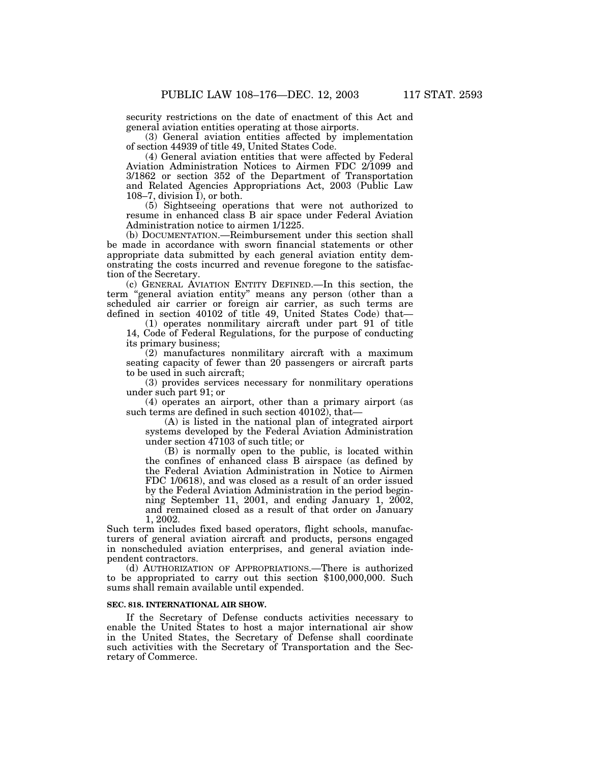security restrictions on the date of enactment of this Act and general aviation entities operating at those airports.

(3) General aviation entities affected by implementation of section 44939 of title 49, United States Code.

(4) General aviation entities that were affected by Federal Aviation Administration Notices to Airmen FDC 2/1099 and 3/1862 or section 352 of the Department of Transportation and Related Agencies Appropriations Act, 2003 (Public Law 108–7, division I), or both.

(5) Sightseeing operations that were not authorized to resume in enhanced class B air space under Federal Aviation Administration notice to airmen 1/1225.

(b) DOCUMENTATION.—Reimbursement under this section shall be made in accordance with sworn financial statements or other appropriate data submitted by each general aviation entity demonstrating the costs incurred and revenue foregone to the satisfaction of the Secretary.

(c) GENERAL AVIATION ENTITY DEFINED.—In this section, the term "general aviation entity" means any person (other than a scheduled air carrier or foreign air carrier, as such terms are defined in section 40102 of title 49, United States Code) that—

(1) operates nonmilitary aircraft under part 91 of title 14, Code of Federal Regulations, for the purpose of conducting its primary business;

(2) manufactures nonmilitary aircraft with a maximum seating capacity of fewer than 20 passengers or aircraft parts to be used in such aircraft;

(3) provides services necessary for nonmilitary operations under such part 91; or

(4) operates an airport, other than a primary airport (as such terms are defined in such section 40102), that—

(A) is listed in the national plan of integrated airport systems developed by the Federal Aviation Administration under section 47103 of such title; or

(B) is normally open to the public, is located within the confines of enhanced class B airspace (as defined by the Federal Aviation Administration in Notice to Airmen FDC 1/0618), and was closed as a result of an order issued by the Federal Aviation Administration in the period beginning September 11, 2001, and ending January 1, 2002, and remained closed as a result of that order on January 1, 2002.

Such term includes fixed based operators, flight schools, manufacturers of general aviation aircraft and products, persons engaged in nonscheduled aviation enterprises, and general aviation independent contractors.

(d) AUTHORIZATION OF APPROPRIATIONS.—There is authorized to be appropriated to carry out this section $100,000,000. Such sums shall remain available until expended.

### SEC. 818. INTERNATIONAL AIR SHOW.

If the Secretary of Defense conducts activities necessary to enable the United States to host a major international air show in the United States, the Secretary of Defense shall coordinate such activities with the Secretary of Transportation and the Secretary of Commerce.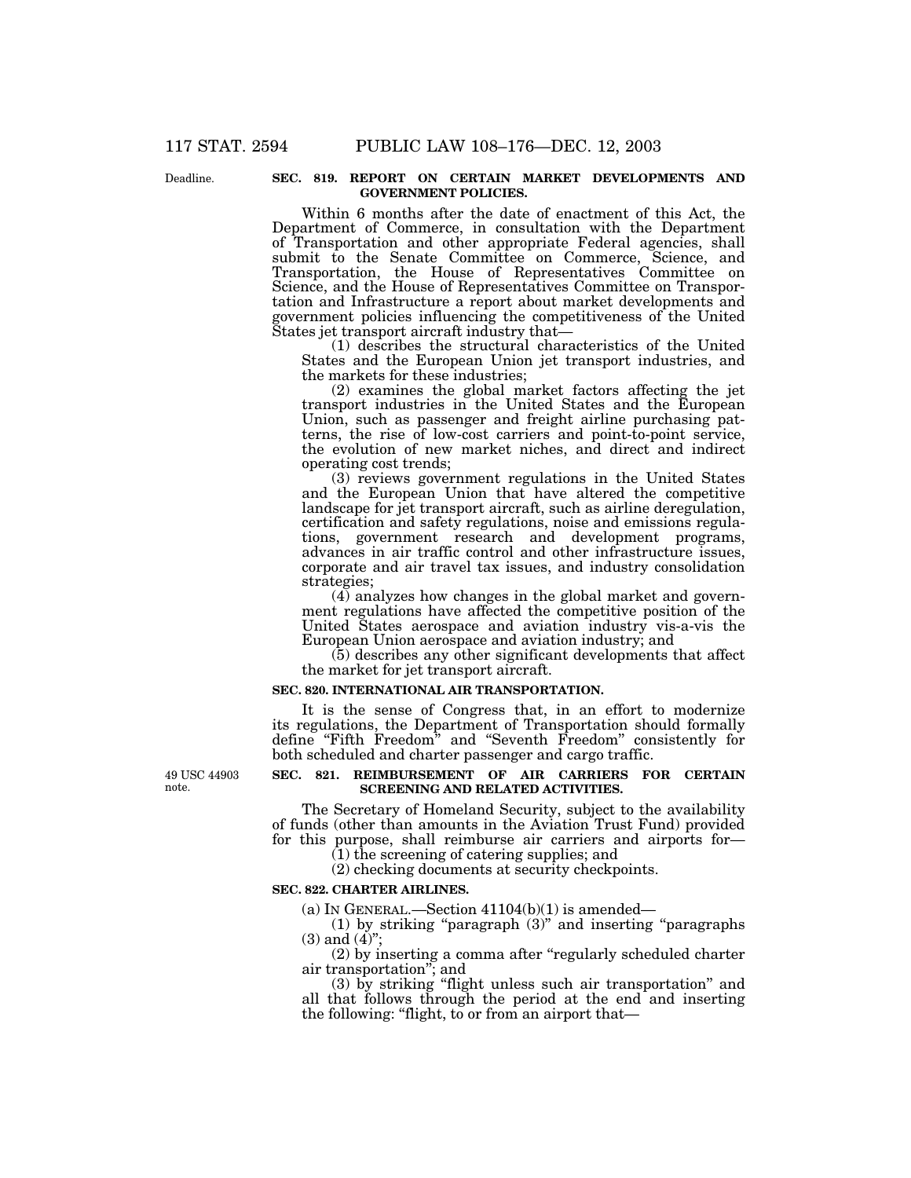Deadline.

**SEC. 819. REPORT ON CERTAIN MARKET DEVELOPMENTS AND GOVERNMENT POLICIES.**

Within 6 months after the date of enactment of this Act, the Department of Commerce, in consultation with the Department of Transportation and other appropriate Federal agencies, shall submit to the Senate Committee on Commerce, Science, and Transportation, the House of Representatives Committee on Science, and the House of Representatives Committee on Transportation and Infrastructure a report about market developments and government policies influencing the competitiveness of the United States jet transport aircraft industry that—

(1) describes the structural characteristics of the United States and the European Union jet transport industries, and the markets for these industries;

(2) examines the global market factors affecting the jet transport industries in the United States and the European Union, such as passenger and freight airline purchasing patterns, the rise of low-cost carriers and point-to-point service, the evolution of new market niches, and direct and indirect operating cost trends;

(3) reviews government regulations in the United States and the European Union that have altered the competitive landscape for jet transport aircraft, such as airline deregulation, certification and safety regulations, noise and emissions regulations, government research and development programs, advances in air traffic control and other infrastructure issues, corporate and air travel tax issues, and industry consolidation strategies;

(4) analyzes how changes in the global market and government regulations have affected the competitive position of the United States aerospace and aviation industry vis-a-vis the European Union aerospace and aviation industry; and

(5) describes any other significant developments that affect the market for jet transport aircraft.

**SEC. 820. INTERNATIONAL AIR TRANSPORTATION.**

It is the sense of Congress that, in an effort to modernize its regulations, the Department of Transportation should formally define "Fifth Freedom" and "Seventh Freedom" consistently for both scheduled and charter passenger and cargo traffic.

49 USC 44903 note.

**SEC. 821. REIMBURSEMENT OF AIR CARRIERS FOR CERTAIN SCREENING AND RELATED ACTIVITIES.**

The Secretary of Homeland Security, subject to the availability of funds (other than amounts in the Aviation Trust Fund) provided for this purpose, shall reimburse air carriers and airports for—

(1) the screening of catering supplies; and

(2) checking documents at security checkpoints.

**SEC. 822. CHARTER AIRLINES.**

(a) IN GENERAL.—Section 41104(b)(1) is amended—

(1) by striking "paragraph (3)" and inserting "paragraphs (3) and (4)";

(2) by inserting a comma after "regularly scheduled charter air transportation"; and

(3) by striking "flight unless such air transportation" and all that follows through the period at the end and inserting the following: "flight, to or from an airport that—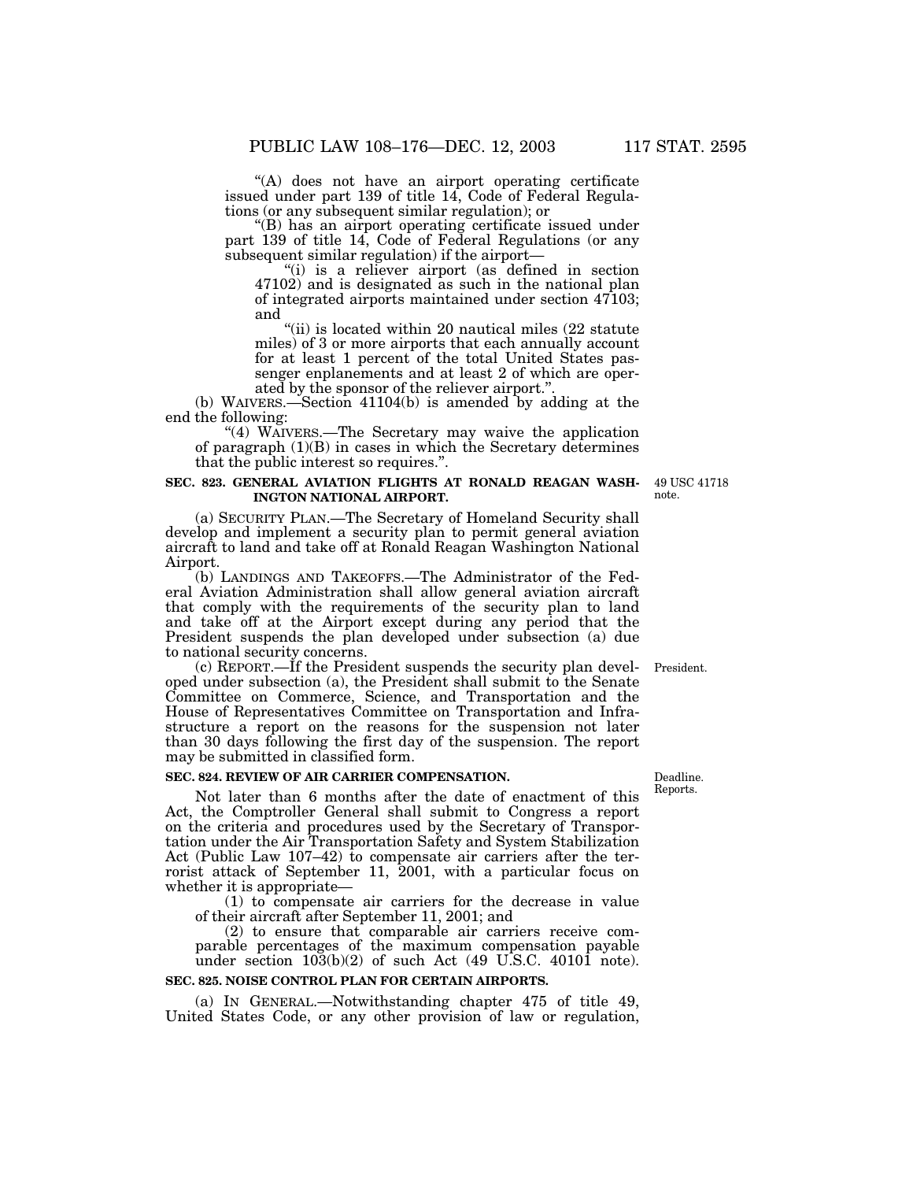"(A) does not have an airport operating certificate issued under part 139 of title 14, Code of Federal Regulations (or any subsequent similar regulation); or

"(B) has an airport operating certificate issued under part 139 of title 14, Code of Federal Regulations (or any subsequent similar regulation) if the airport—

"(i) is a reliever airport (as defined in section 47102) and is designated as such in the national plan of integrated airports maintained under section 47103; and

"(ii) is located within 20 nautical miles (22 statute miles) of 3 or more airports that each annually account for at least 1 percent of the total United States passenger enplanements and at least 2 of which are operated by the sponsor of the reliever airport.".

(b) WAIVERS.—Section 41104(b) is amended by adding at the end the following:

"(4) WAIVERS.—The Secretary may waive the application of paragraph (1)(B) in cases in which the Secretary determines that the public interest so requires.".

**SEC. 823. GENERAL AVIATION FLIGHTS AT RONALD REAGAN WASHINGTON NATIONAL AIRPORT.**

49 USC 41718 note.

(a) SECURITY PLAN.—The Secretary of Homeland Security shall develop and implement a security plan to permit general aviation aircraft to land and take off at Ronald Reagan Washington National Airport.

(b) LANDINGS AND TAKEOFFS.—The Administrator of the Federal Aviation Administration shall allow general aviation aircraft that comply with the requirements of the security plan to land and take off at the Airport except during any period that the President suspends the plan developed under subsection (a) due to national security concerns.

President.

(c) REPORT.—If the President suspends the security plan developed under subsection (a), the President shall submit to the Senate Committee on Commerce, Science, and Transportation and the House of Representatives Committee on Transportation and Infrastructure a report on the reasons for the suspension not later than 30 days following the first day of the suspension. The report may be submitted in classified form.

**SEC. 824. REVIEW OF AIR CARRIER COMPENSATION.**

Deadline. Reports.

Not later than 6 months after the date of enactment of this Act, the Comptroller General shall submit to Congress a report on the criteria and procedures used by the Secretary of Transportation under the Air Transportation Safety and System Stabilization Act (Public Law 107–42) to compensate air carriers after the terrorist attack of September 11, 2001, with a particular focus on whether it is appropriate—

(1) to compensate air carriers for the decrease in value of their aircraft after September 11, 2001; and

(2) to ensure that comparable air carriers receive comparable percentages of the maximum compensation payable under section 103(b)(2) of such Act (49 U.S.C. 40101 note).

**SEC. 825. NOISE CONTROL PLAN FOR CERTAIN AIRPORTS.**

(a) IN GENERAL.—Notwithstanding chapter 475 of title 49, United States Code, or any other provision of law or regulation,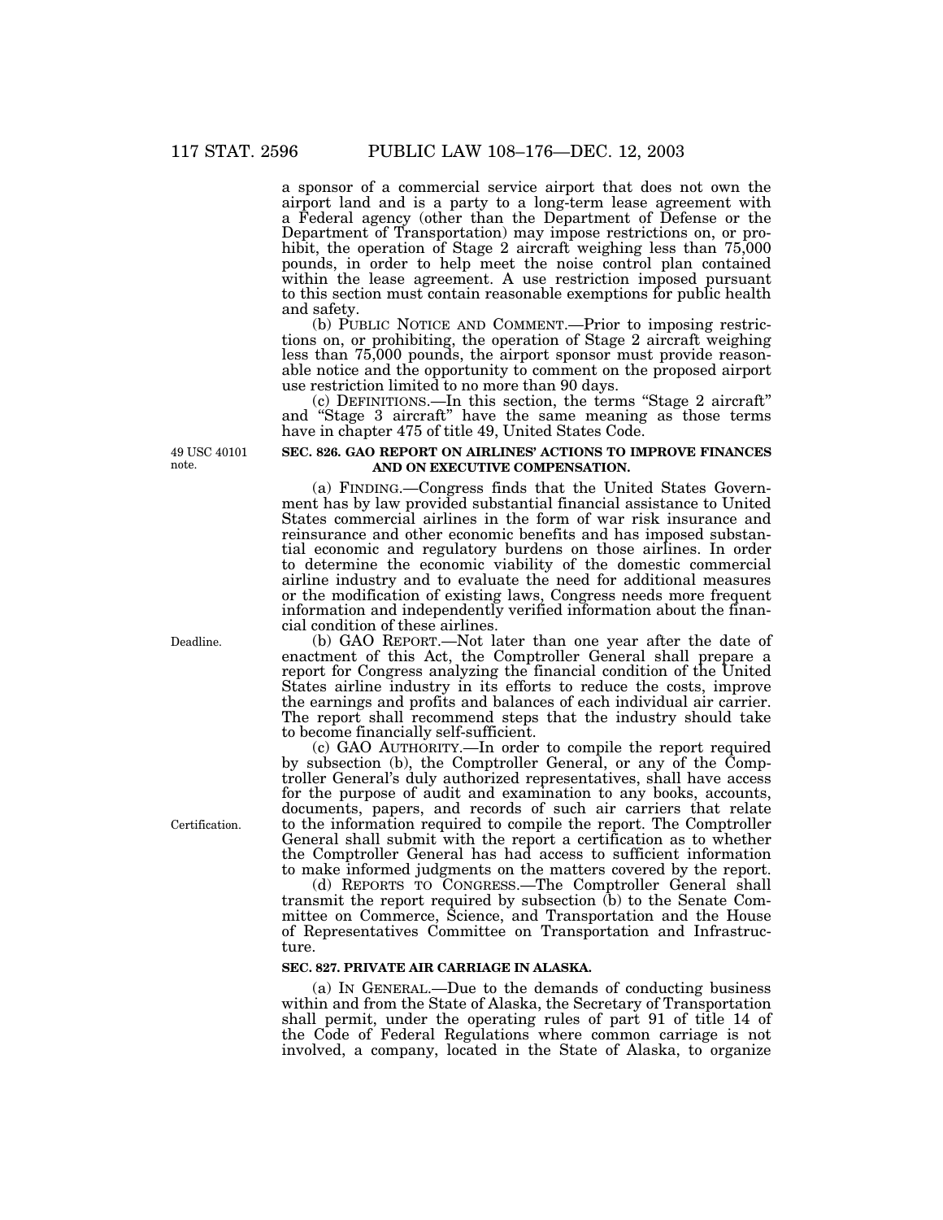a sponsor of a commercial service airport that does not own the airport land and is a party to a long-term lease agreement with a Federal agency (other than the Department of Defense or the Department of Transportation) may impose restrictions on, or prohibit, the operation of Stage 2 aircraft weighing less than 75,000 pounds, in order to help meet the noise control plan contained within the lease agreement. A use restriction imposed pursuant to this section must contain reasonable exemptions for public health and safety.

(b) PUBLIC NOTICE AND COMMENT.—Prior to imposing restrictions on, or prohibiting, the operation of Stage 2 aircraft weighing less than 75,000 pounds, the airport sponsor must provide reasonable notice and the opportunity to comment on the proposed airport use restriction limited to no more than 90 days.

(c) DEFINITIONS.—In this section, the terms "Stage 2 aircraft" and "Stage 3 aircraft" have the same meaning as those terms have in chapter 475 of title 49, United States Code.

49 USC 40101 note.

**SEC. 826. GAO REPORT ON AIRLINES' ACTIONS TO IMPROVE FINANCES AND ON EXECUTIVE COMPENSATION.**

(a) FINDING.—Congress finds that the United States Government has by law provided substantial financial assistance to United States commercial airlines in the form of war risk insurance and reinsurance and other economic benefits and has imposed substantial economic and regulatory burdens on those airlines. In order to determine the economic viability of the domestic commercial airline industry and to evaluate the need for additional measures or the modification of existing laws, Congress needs more frequent information and independently verified information about the financial condition of these airlines.

Deadline.

(b) GAO REPORT.—Not later than one year after the date of enactment of this Act, the Comptroller General shall prepare a report for Congress analyzing the financial condition of the United States airline industry in its efforts to reduce the costs, improve the earnings and profits and balances of each individual air carrier. The report shall recommend steps that the industry should take to become financially self-sufficient.

(c) GAO AUTHORITY.—In order to compile the report required by subsection (b), the Comptroller General, or any of the Comptroller General's duly authorized representatives, shall have access for the purpose of audit and examination to any books, accounts, documents, papers, and records of such air carriers that relate to the information required to compile the report. The Comptroller General shall submit with the report a certification as to whether the Comptroller General has had access to sufficient information to make informed judgments on the matters covered by the report.

Certification.

(d) REPORTS TO CONGRESS.—The Comptroller General shall transmit the report required by subsection (b) to the Senate Committee on Commerce, Science, and Transportation and the House of Representatives Committee on Transportation and Infrastructure.

**SEC. 827. PRIVATE AIR CARRIAGE IN ALASKA.**

(a) IN GENERAL.—Due to the demands of conducting business within and from the State of Alaska, the Secretary of Transportation shall permit, under the operating rules of part 91 of title 14 of the Code of Federal Regulations where common carriage is not involved, a company, located in the State of Alaska, to organize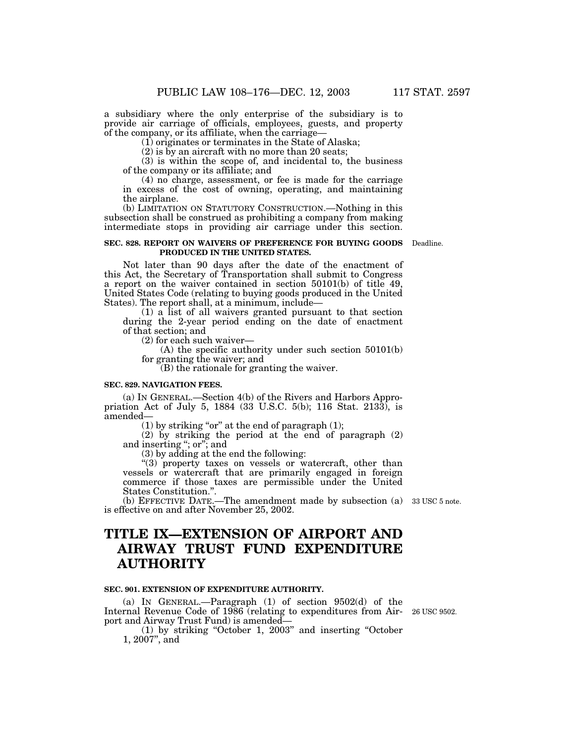a subsidiary where the only enterprise of the subsidiary is to provide air carriage of officials, employees, guests, and property of the company, or its affiliate, when the carriage—

(1) originates or terminates in the State of Alaska;

(2) is by an aircraft with no more than 20 seats;

(3) is within the scope of, and incidental to, the business of the company or its affiliate; and

(4) no charge, assessment, or fee is made for the carriage in excess of the cost of owning, operating, and maintaining the airplane.

(b) LIMITATION ON STATUTORY CONSTRUCTION.—Nothing in this subsection shall be construed as prohibiting a company from making intermediate stops in providing air carriage under this section.

**SEC. 828. REPORT ON WAIVERS OF PREFERENCE FOR BUYING GOODS PRODUCED IN THE UNITED STATES.**

Deadline.

Not later than 90 days after the date of the enactment of this Act, the Secretary of Transportation shall submit to Congress a report on the waiver contained in section 50101(b) of title 49, United States Code (relating to buying goods produced in the United States). The report shall, at a minimum, include—

(1) a list of all waivers granted pursuant to that section during the 2-year period ending on the date of enactment of that section; and

(2) for each such waiver—

(A) the specific authority under such section 50101(b) for granting the waiver; and

(B) the rationale for granting the waiver.

**SEC. 829. NAVIGATION FEES.**

(a) IN GENERAL.—Section 4(b) of the Rivers and Harbors Appropriation Act of July 5, 1884 (33 U.S.C. 5(b); 116 Stat. 2133), is amended—

(1) by striking "or" at the end of paragraph (1);

(2) by striking the period at the end of paragraph (2) and inserting "; or"; and

(3) by adding at the end the following:

"(3) property taxes on vessels or watercraft, other than vessels or watercraft that are primarily engaged in foreign commerce if those taxes are permissible under the United States Constitution.".

(b) EFFECTIVE DATE.—The amendment made by subsection (a) is effective on and after November 25, 2002.

33 USC 5 note.

# TITLE IX—EXTENSION OF AIRPORT AND AIRWAY TRUST FUND EXPENDITURE AUTHORITY

**SEC. 901. EXTENSION OF EXPENDITURE AUTHORITY.**

(a) IN GENERAL.—Paragraph (1) of section 9502(d) of the Internal Revenue Code of 1986 (relating to expenditures from Airport and Airway Trust Fund) is amended—

26 USC 9502.

(1) by striking "October 1, 2003" and inserting "October 1, 2007", and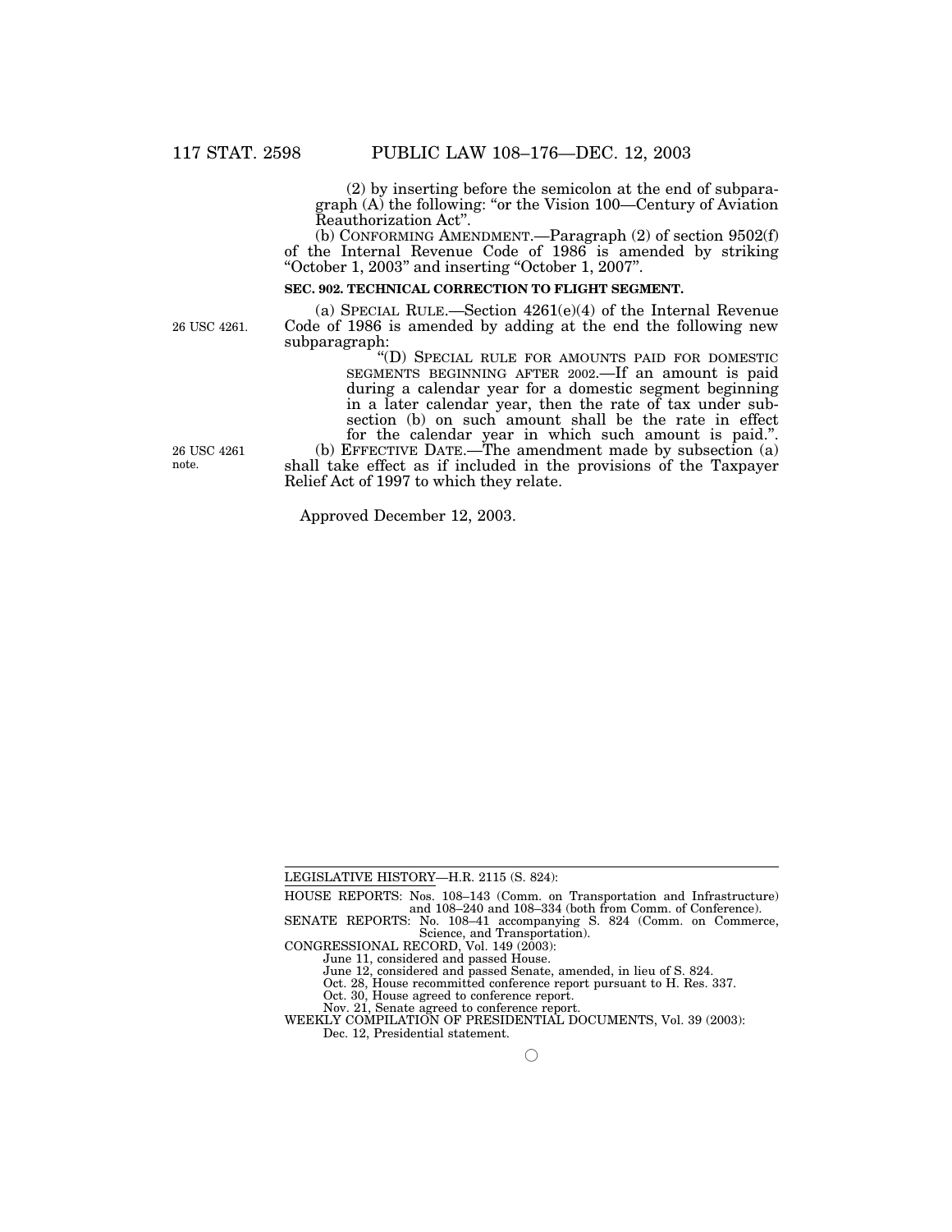(2) by inserting before the semicolon at the end of subparagraph (A) the following: "or the Vision 100—Century of Aviation Reauthorization Act".

(b) CONFORMING AMENDMENT.—Paragraph (2) of section 9502(f) of the Internal Revenue Code of 1986 is amended by striking "October 1, 2003" and inserting "October 1, 2007".

**SEC. 902. TECHNICAL CORRECTION TO FLIGHT SEGMENT.**

26 USC 4261.

(a) SPECIAL RULE.—Section 4261(e)(4) of the Internal Revenue Code of 1986 is amended by adding at the end the following new subparagraph:

"(D) SPECIAL RULE FOR AMOUNTS PAID FOR DOMESTIC SEGMENTS BEGINNING AFTER 2002.—If an amount is paid during a calendar year for a domestic segment beginning in a later calendar year, then the rate of tax under subsection (b) on such amount shall be the rate in effect for the calendar year in which such amount is paid.".

26 USC 4261 note.

(b) EFFECTIVE DATE.—The amendment made by subsection (a) shall take effect as if included in the provisions of the Taxpayer Relief Act of 1997 to which they relate.

Approved December 12, 2003.

---

LEGISLATIVE HISTORY—H.R. 2115 (S. 824):

HOUSE REPORTS: Nos. 108–143 (Comm. on Transportation and Infrastructure) and 108–240 and 108–334 (both from Comm. of Conference).

SENATE REPORTS: No. 108–41 accompanying S. 824 (Comm. on Commerce, Science, and Transportation).

CONGRESSIONAL RECORD, Vol. 149 (2003):

June 11, considered and passed House.
June 12, considered and passed Senate, amended, in lieu of S. 824.
Oct. 28, House recommitted conference report pursuant to H. Res. 337.
Oct. 30, House agreed to conference report.
Nov. 21, Senate agreed to conference report.

WEEKLY COMPILATION OF PRESIDENTIAL DOCUMENTS, Vol. 39 (2003):

Dec. 12, Presidential statement.